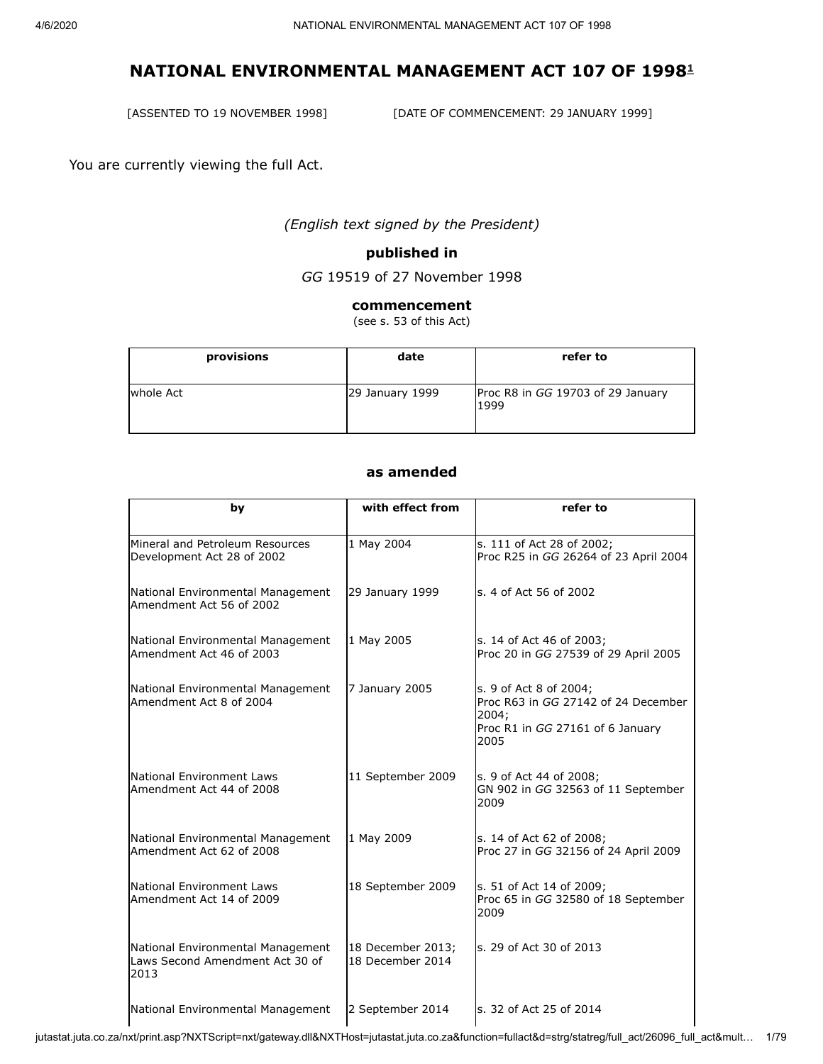# NATIONAL ENVIRONMENTAL MANAGEMENT ACT 107 OF 1998[1]

[ASSENTED TO 19 NOVEMBER 1998] [DATE OF COMMENCEMENT: 29 JANUARY 1999]

You are currently viewing the full Act.

*(English text signed by the President)*

**published in**

*GG* 19519 of 27 November 1998

**commencement**

(see s. 53 of this Act)

| provisions | date | refer to |
|---|---|---|
| whole Act | 29 January 1999 | Proc R8 in *GG* 19703 of 29 January 1999 |

**as amended**

| by | with effect from | refer to |
|---|---|---|
| Mineral and Petroleum Resources Development Act 28 of 2002 | 1 May 2004 | s. 111 of Act 28 of 2002; Proc R25 in *GG* 26264 of 23 April 2004 |
| National Environmental Management Amendment Act 56 of 2002 | 29 January 1999 | s. 4 of Act 56 of 2002 |
| National Environmental Management Amendment Act 46 of 2003 | 1 May 2005 | s. 14 of Act 46 of 2003; Proc 20 in *GG* 27539 of 29 April 2005 |
| National Environmental Management Amendment Act 8 of 2004 | 7 January 2005 | s. 9 of Act 8 of 2004; Proc R63 in *GG* 27142 of 24 December 2004; Proc R1 in *GG* 27161 of 6 January 2005 |
| National Environment Laws Amendment Act 44 of 2008 | 11 September 2009 | s. 9 of Act 44 of 2008; GN 902 in *GG* 32563 of 11 September 2009 |
| National Environmental Management Amendment Act 62 of 2008 | 1 May 2009 | s. 14 of Act 62 of 2008; Proc 27 in *GG* 32156 of 24 April 2009 |
| National Environment Laws Amendment Act 14 of 2009 | 18 September 2009 | s. 51 of Act 14 of 2009; Proc 65 in *GG* 32580 of 18 September 2009 |
| National Environmental Management Laws Second Amendment Act 30 of 2013 | 18 December 2013; 18 December 2014 | s. 29 of Act 30 of 2013 |
| National Environmental Management | 2 September 2014 | s. 32 of Act 25 of 2014 |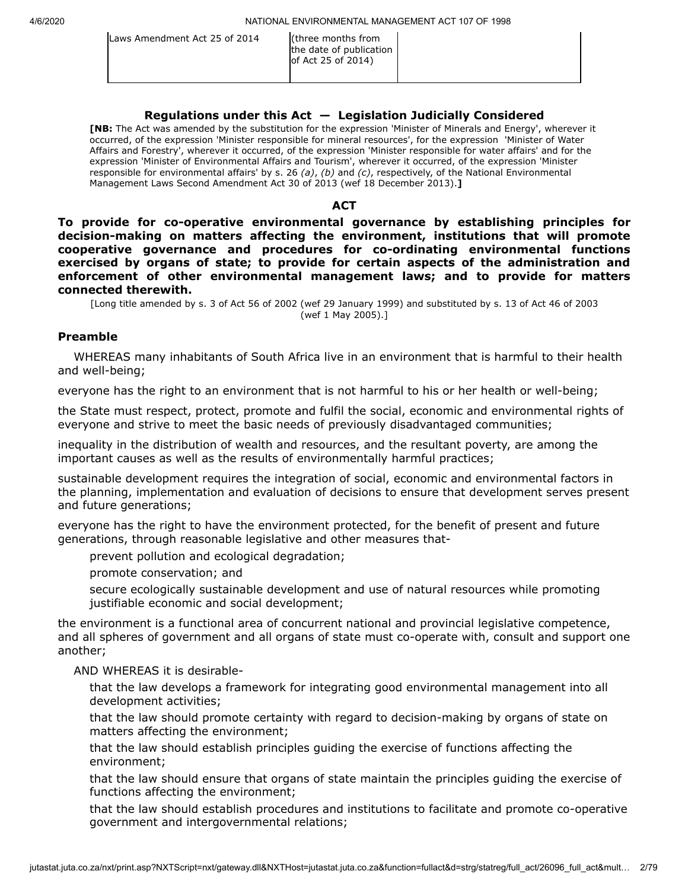| Laws Amendment Act 25 of 2014 | (three months from the date of publication of Act 25 of 2014) | |
|---|---|---|

**Regulations under this Act — Legislation Judicially Considered**

**[NB:** The Act was amended by the substitution for the expression 'Minister of Minerals and Energy', wherever it occurred, of the expression 'Minister responsible for mineral resources', for the expression 'Minister of Water Affairs and Forestry', wherever it occurred, of the expression 'Minister responsible for water affairs' and for the expression 'Minister of Environmental Affairs and Tourism', wherever it occurred, of the expression 'Minister responsible for environmental affairs' by s. 26 *(a)*, *(b)* and *(c)*, respectively, of the National Environmental Management Laws Second Amendment Act 30 of 2013 (wef 18 December 2013).**]**

## ACT

**To provide for co-operative environmental governance by establishing principles for decision-making on matters affecting the environment, institutions that will promote cooperative governance and procedures for co-ordinating environmental functions exercised by organs of state; to provide for certain aspects of the administration and enforcement of other environmental management laws; and to provide for matters connected therewith.**

[Long title amended by s. 3 of Act 56 of 2002 (wef 29 January 1999) and substituted by s. 13 of Act 46 of 2003 (wef 1 May 2005).]

### Preamble

WHEREAS many inhabitants of South Africa live in an environment that is harmful to their health and well-being;

everyone has the right to an environment that is not harmful to his or her health or well-being;

the State must respect, protect, promote and fulfil the social, economic and environmental rights of everyone and strive to meet the basic needs of previously disadvantaged communities;

inequality in the distribution of wealth and resources, and the resultant poverty, are among the important causes as well as the results of environmentally harmful practices;

sustainable development requires the integration of social, economic and environmental factors in the planning, implementation and evaluation of decisions to ensure that development serves present and future generations;

everyone has the right to have the environment protected, for the benefit of present and future generations, through reasonable legislative and other measures that-

prevent pollution and ecological degradation;

promote conservation; and

secure ecologically sustainable development and use of natural resources while promoting justifiable economic and social development;

the environment is a functional area of concurrent national and provincial legislative competence, and all spheres of government and all organs of state must co-operate with, consult and support one another;

AND WHEREAS it is desirable-

that the law develops a framework for integrating good environmental management into all development activities;

that the law should promote certainty with regard to decision-making by organs of state on matters affecting the environment;

that the law should establish principles guiding the exercise of functions affecting the environment;

that the law should ensure that organs of state maintain the principles guiding the exercise of functions affecting the environment;

that the law should establish procedures and institutions to facilitate and promote co-operative government and intergovernmental relations;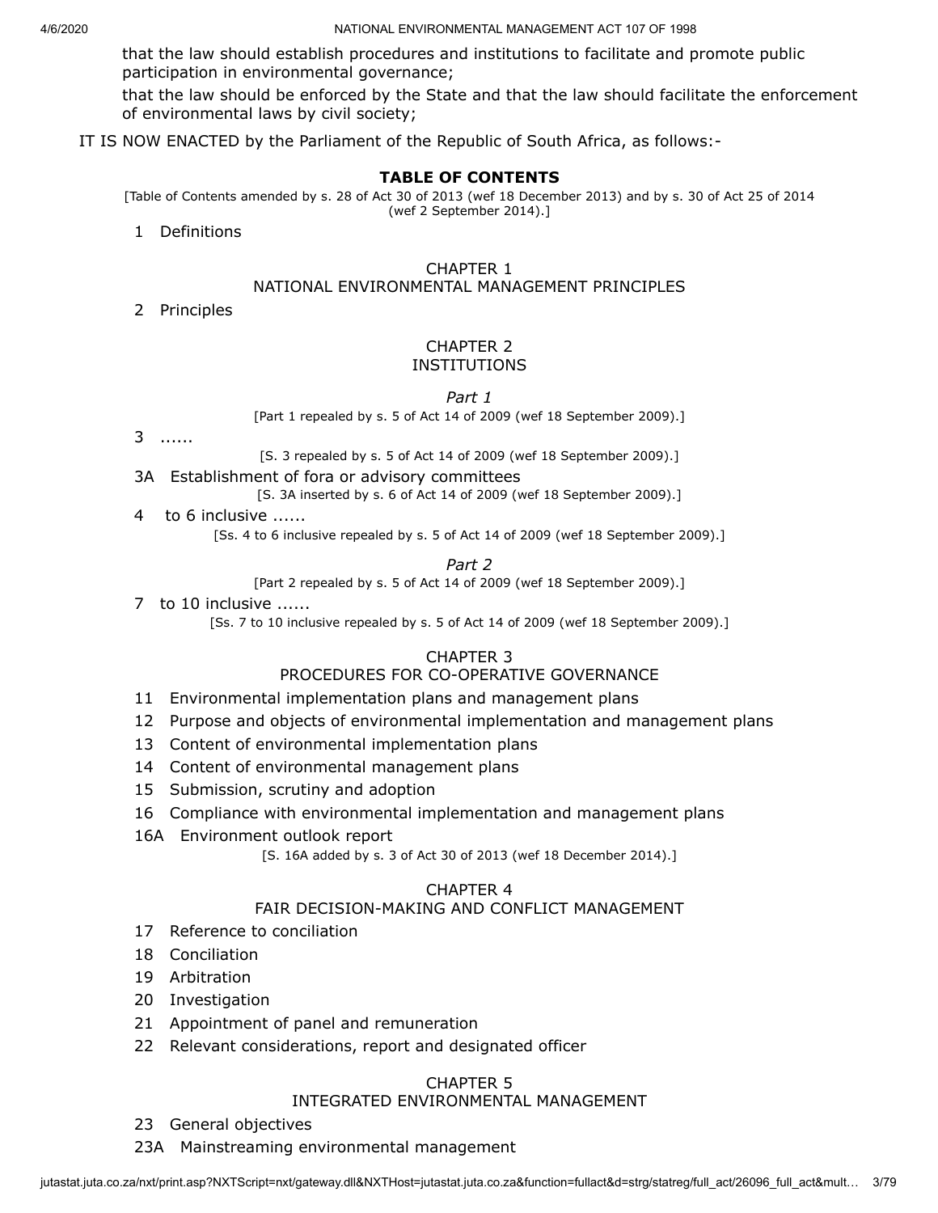that the law should establish procedures and institutions to facilitate and promote public participation in environmental governance;

that the law should be enforced by the State and that the law should facilitate the enforcement of environmental laws by civil society;

IT IS NOW ENACTED by the Parliament of the Republic of South Africa, as follows:-

## TABLE OF CONTENTS

[Table of Contents amended by s. 28 of Act 30 of 2013 (wef 18 December 2013) and by s. 30 of Act 25 of 2014 (wef 2 September 2014).]

1 Definitions

### CHAPTER 1
### NATIONAL ENVIRONMENTAL MANAGEMENT PRINCIPLES

2 Principles

### CHAPTER 2
### INSTITUTIONS

*Part 1*

[Part 1 repealed by s. 5 of Act 14 of 2009 (wef 18 September 2009).]

3 ......

[S. 3 repealed by s. 5 of Act 14 of 2009 (wef 18 September 2009).]

3A Establishment of fora or advisory committees

[S. 3A inserted by s. 6 of Act 14 of 2009 (wef 18 September 2009).]

4 to 6 inclusive ......

[Ss. 4 to 6 inclusive repealed by s. 5 of Act 14 of 2009 (wef 18 September 2009).]

*Part 2*

[Part 2 repealed by s. 5 of Act 14 of 2009 (wef 18 September 2009).]

7 to 10 inclusive ......

[Ss. 7 to 10 inclusive repealed by s. 5 of Act 14 of 2009 (wef 18 September 2009).]

### CHAPTER 3
### PROCEDURES FOR CO-OPERATIVE GOVERNANCE

11 Environmental implementation plans and management plans

12 Purpose and objects of environmental implementation and management plans

13 Content of environmental implementation plans

14 Content of environmental management plans

15 Submission, scrutiny and adoption

16 Compliance with environmental implementation and management plans

16A Environment outlook report

[S. 16A added by s. 3 of Act 30 of 2013 (wef 18 December 2014).]

### CHAPTER 4
### FAIR DECISION-MAKING AND CONFLICT MANAGEMENT

17 Reference to conciliation

18 Conciliation

19 Arbitration

20 Investigation

21 Appointment of panel and remuneration

22 Relevant considerations, report and designated officer

### CHAPTER 5
### INTEGRATED ENVIRONMENTAL MANAGEMENT

23 General objectives

23A Mainstreaming environmental management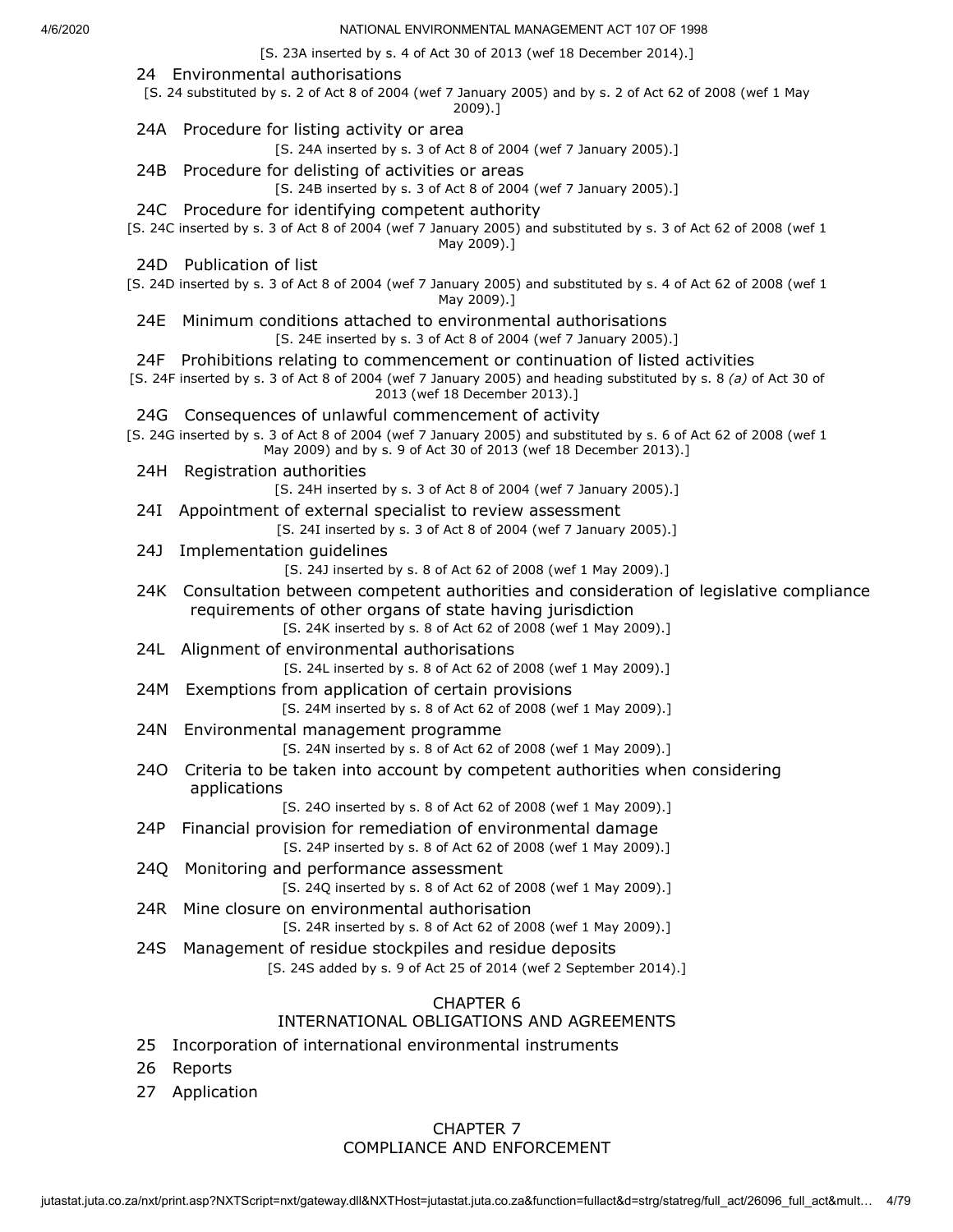[S. 23A inserted by s. 4 of Act 30 of 2013 (wef 18 December 2014).]

24 Environmental authorisations

[S. 24 substituted by s. 2 of Act 8 of 2004 (wef 7 January 2005) and by s. 2 of Act 62 of 2008 (wef 1 May 2009).]

24A Procedure for listing activity or area

[S. 24A inserted by s. 3 of Act 8 of 2004 (wef 7 January 2005).]

24B Procedure for delisting of activities or areas

[S. 24B inserted by s. 3 of Act 8 of 2004 (wef 7 January 2005).]

24C Procedure for identifying competent authority

[S. 24C inserted by s. 3 of Act 8 of 2004 (wef 7 January 2005) and substituted by s. 3 of Act 62 of 2008 (wef 1 May 2009).]

24D Publication of list

[S. 24D inserted by s. 3 of Act 8 of 2004 (wef 7 January 2005) and substituted by s. 4 of Act 62 of 2008 (wef 1 May 2009).]

24E Minimum conditions attached to environmental authorisations

[S. 24E inserted by s. 3 of Act 8 of 2004 (wef 7 January 2005).]

24F Prohibitions relating to commencement or continuation of listed activities

[S. 24F inserted by s. 3 of Act 8 of 2004 (wef 7 January 2005) and heading substituted by s. 8 *(a)* of Act 30 of 2013 (wef 18 December 2013).]

24G Consequences of unlawful commencement of activity

[S. 24G inserted by s. 3 of Act 8 of 2004 (wef 7 January 2005) and substituted by s. 6 of Act 62 of 2008 (wef 1 May 2009) and by s. 9 of Act 30 of 2013 (wef 18 December 2013).]

24H Registration authorities

[S. 24H inserted by s. 3 of Act 8 of 2004 (wef 7 January 2005).]

24I Appointment of external specialist to review assessment

[S. 24I inserted by s. 3 of Act 8 of 2004 (wef 7 January 2005).]

24J Implementation guidelines

[S. 24J inserted by s. 8 of Act 62 of 2008 (wef 1 May 2009).]

24K Consultation between competent authorities and consideration of legislative compliance requirements of other organs of state having jurisdiction

[S. 24K inserted by s. 8 of Act 62 of 2008 (wef 1 May 2009).]

24L Alignment of environmental authorisations

[S. 24L inserted by s. 8 of Act 62 of 2008 (wef 1 May 2009).]

24M Exemptions from application of certain provisions

[S. 24M inserted by s. 8 of Act 62 of 2008 (wef 1 May 2009).]

24N Environmental management programme

[S. 24N inserted by s. 8 of Act 62 of 2008 (wef 1 May 2009).]

24O Criteria to be taken into account by competent authorities when considering applications

[S. 24O inserted by s. 8 of Act 62 of 2008 (wef 1 May 2009).]

24P Financial provision for remediation of environmental damage

[S. 24P inserted by s. 8 of Act 62 of 2008 (wef 1 May 2009).]

24Q Monitoring and performance assessment

[S. 24Q inserted by s. 8 of Act 62 of 2008 (wef 1 May 2009).]

24R Mine closure on environmental authorisation

[S. 24R inserted by s. 8 of Act 62 of 2008 (wef 1 May 2009).]

24S Management of residue stockpiles and residue deposits

[S. 24S added by s. 9 of Act 25 of 2014 (wef 2 September 2014).]

## CHAPTER 6
## INTERNATIONAL OBLIGATIONS AND AGREEMENTS

25 Incorporation of international environmental instruments

26 Reports

27 Application

## CHAPTER 7
## COMPLIANCE AND ENFORCEMENT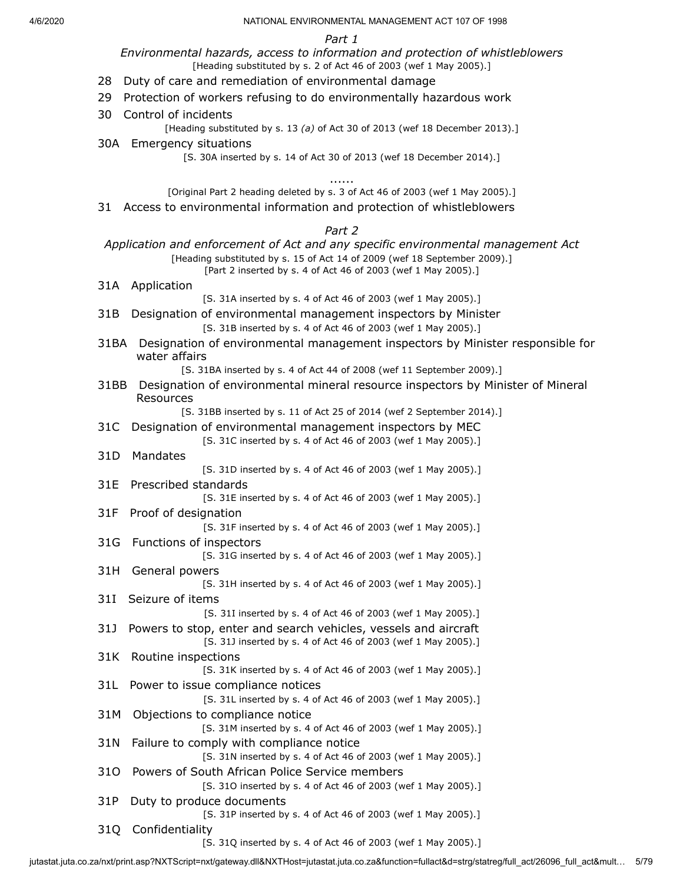*Part 1*

*Environmental hazards, access to information and protection of whistleblowers*

[Heading substituted by s. 2 of Act 46 of 2003 (wef 1 May 2005).]

28 Duty of care and remediation of environmental damage

29 Protection of workers refusing to do environmentally hazardous work

30 Control of incidents

[Heading substituted by s. 13 *(a)* of Act 30 of 2013 (wef 18 December 2013).]

30A Emergency situations

[S. 30A inserted by s. 14 of Act 30 of 2013 (wef 18 December 2014).]

......

[Original Part 2 heading deleted by s. 3 of Act 46 of 2003 (wef 1 May 2005).]

31 Access to environmental information and protection of whistleblowers

*Part 2*

*Application and enforcement of Act and any specific environmental management Act*

[Heading substituted by s. 15 of Act 14 of 2009 (wef 18 September 2009).]

[Part 2 inserted by s. 4 of Act 46 of 2003 (wef 1 May 2005).]

31A Application

[S. 31A inserted by s. 4 of Act 46 of 2003 (wef 1 May 2005).]

31B Designation of environmental management inspectors by Minister

[S. 31B inserted by s. 4 of Act 46 of 2003 (wef 1 May 2005).]

31BA Designation of environmental management inspectors by Minister responsible for water affairs

[S. 31BA inserted by s. 4 of Act 44 of 2008 (wef 11 September 2009).]

31BB Designation of environmental mineral resource inspectors by Minister of Mineral Resources

[S. 31BB inserted by s. 11 of Act 25 of 2014 (wef 2 September 2014).]

31C Designation of environmental management inspectors by MEC

[S. 31C inserted by s. 4 of Act 46 of 2003 (wef 1 May 2005).]

31D Mandates

[S. 31D inserted by s. 4 of Act 46 of 2003 (wef 1 May 2005).]

31E Prescribed standards

[S. 31E inserted by s. 4 of Act 46 of 2003 (wef 1 May 2005).]

31F Proof of designation

[S. 31F inserted by s. 4 of Act 46 of 2003 (wef 1 May 2005).]

31G Functions of inspectors

[S. 31G inserted by s. 4 of Act 46 of 2003 (wef 1 May 2005).]

31H General powers

[S. 31H inserted by s. 4 of Act 46 of 2003 (wef 1 May 2005).]

31I Seizure of items

[S. 31I inserted by s. 4 of Act 46 of 2003 (wef 1 May 2005).]

31J Powers to stop, enter and search vehicles, vessels and aircraft

[S. 31J inserted by s. 4 of Act 46 of 2003 (wef 1 May 2005).]

31K Routine inspections

[S. 31K inserted by s. 4 of Act 46 of 2003 (wef 1 May 2005).]

31L Power to issue compliance notices

[S. 31L inserted by s. 4 of Act 46 of 2003 (wef 1 May 2005).]

31M Objections to compliance notice

[S. 31M inserted by s. 4 of Act 46 of 2003 (wef 1 May 2005).]

31N Failure to comply with compliance notice

[S. 31N inserted by s. 4 of Act 46 of 2003 (wef 1 May 2005).]

31O Powers of South African Police Service members

[S. 31O inserted by s. 4 of Act 46 of 2003 (wef 1 May 2005).]

31P Duty to produce documents

[S. 31P inserted by s. 4 of Act 46 of 2003 (wef 1 May 2005).]

31Q Confidentiality

[S. 31Q inserted by s. 4 of Act 46 of 2003 (wef 1 May 2005).]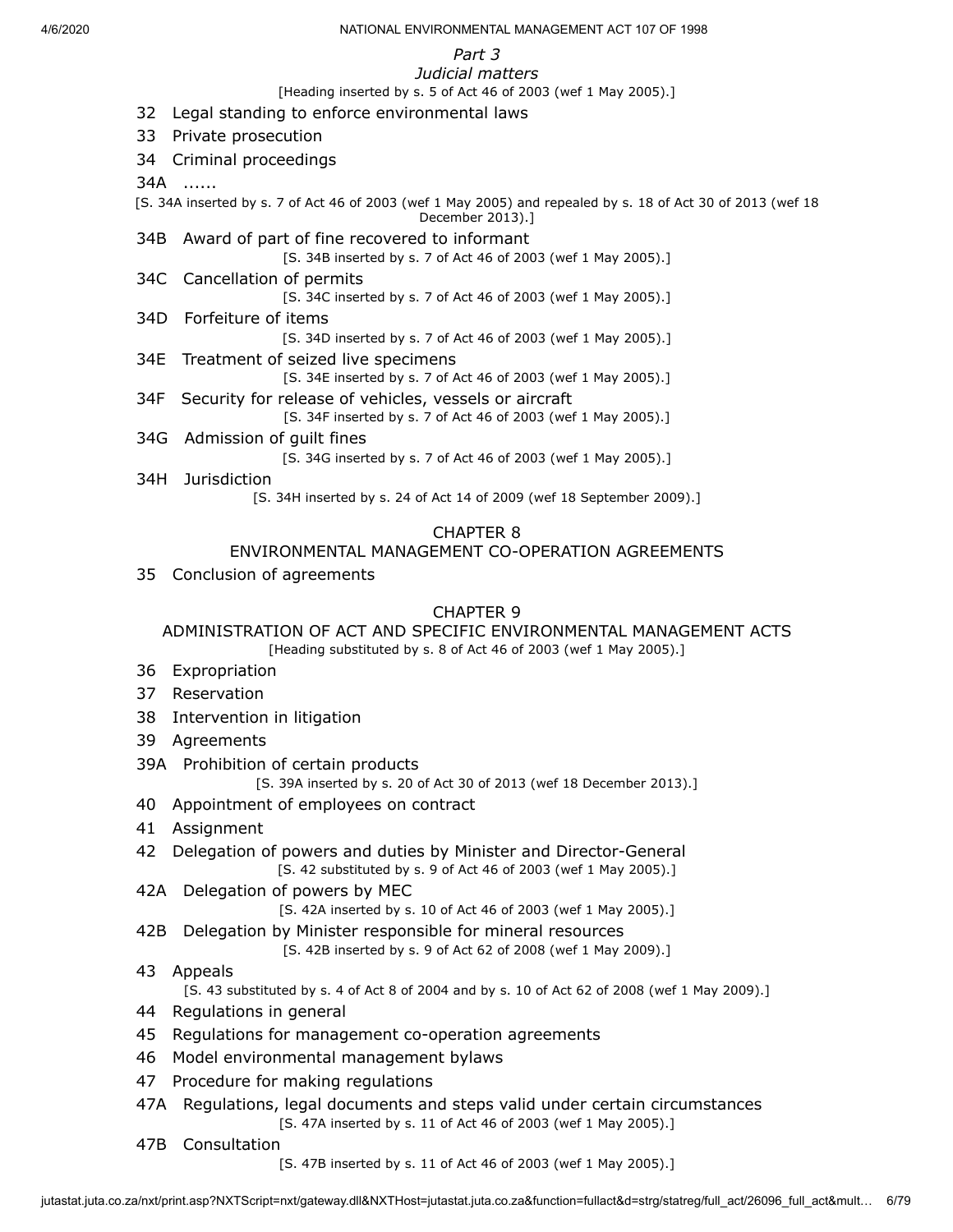*Part 3*
*Judicial matters*

[Heading inserted by s. 5 of Act 46 of 2003 (wef 1 May 2005).]

32 Legal standing to enforce environmental laws

33 Private prosecution

34 Criminal proceedings

34A ......

[S. 34A inserted by s. 7 of Act 46 of 2003 (wef 1 May 2005) and repealed by s. 18 of Act 30 of 2013 (wef 18 December 2013).]

34B Award of part of fine recovered to informant

[S. 34B inserted by s. 7 of Act 46 of 2003 (wef 1 May 2005).]

34C Cancellation of permits

[S. 34C inserted by s. 7 of Act 46 of 2003 (wef 1 May 2005).]

34D Forfeiture of items

[S. 34D inserted by s. 7 of Act 46 of 2003 (wef 1 May 2005).]

34E Treatment of seized live specimens

[S. 34E inserted by s. 7 of Act 46 of 2003 (wef 1 May 2005).]

34F Security for release of vehicles, vessels or aircraft

[S. 34F inserted by s. 7 of Act 46 of 2003 (wef 1 May 2005).]

34G Admission of guilt fines

[S. 34G inserted by s. 7 of Act 46 of 2003 (wef 1 May 2005).]

34H Jurisdiction

[S. 34H inserted by s. 24 of Act 14 of 2009 (wef 18 September 2009).]

## CHAPTER 8
## ENVIRONMENTAL MANAGEMENT CO-OPERATION AGREEMENTS

35 Conclusion of agreements

## CHAPTER 9
## ADMINISTRATION OF ACT AND SPECIFIC ENVIRONMENTAL MANAGEMENT ACTS

[Heading substituted by s. 8 of Act 46 of 2003 (wef 1 May 2005).]

36 Expropriation

37 Reservation

38 Intervention in litigation

39 Agreements

39A Prohibition of certain products

[S. 39A inserted by s. 20 of Act 30 of 2013 (wef 18 December 2013).]

40 Appointment of employees on contract

41 Assignment

42 Delegation of powers and duties by Minister and Director-General

[S. 42 substituted by s. 9 of Act 46 of 2003 (wef 1 May 2005).]

42A Delegation of powers by MEC

[S. 42A inserted by s. 10 of Act 46 of 2003 (wef 1 May 2005).]

42B Delegation by Minister responsible for mineral resources

[S. 42B inserted by s. 9 of Act 62 of 2008 (wef 1 May 2009).]

43 Appeals

[S. 43 substituted by s. 4 of Act 8 of 2004 and by s. 10 of Act 62 of 2008 (wef 1 May 2009).]

44 Regulations in general

45 Regulations for management co-operation agreements

46 Model environmental management bylaws

47 Procedure for making regulations

47A Regulations, legal documents and steps valid under certain circumstances

[S. 47A inserted by s. 11 of Act 46 of 2003 (wef 1 May 2005).]

47B Consultation

[S. 47B inserted by s. 11 of Act 46 of 2003 (wef 1 May 2005).]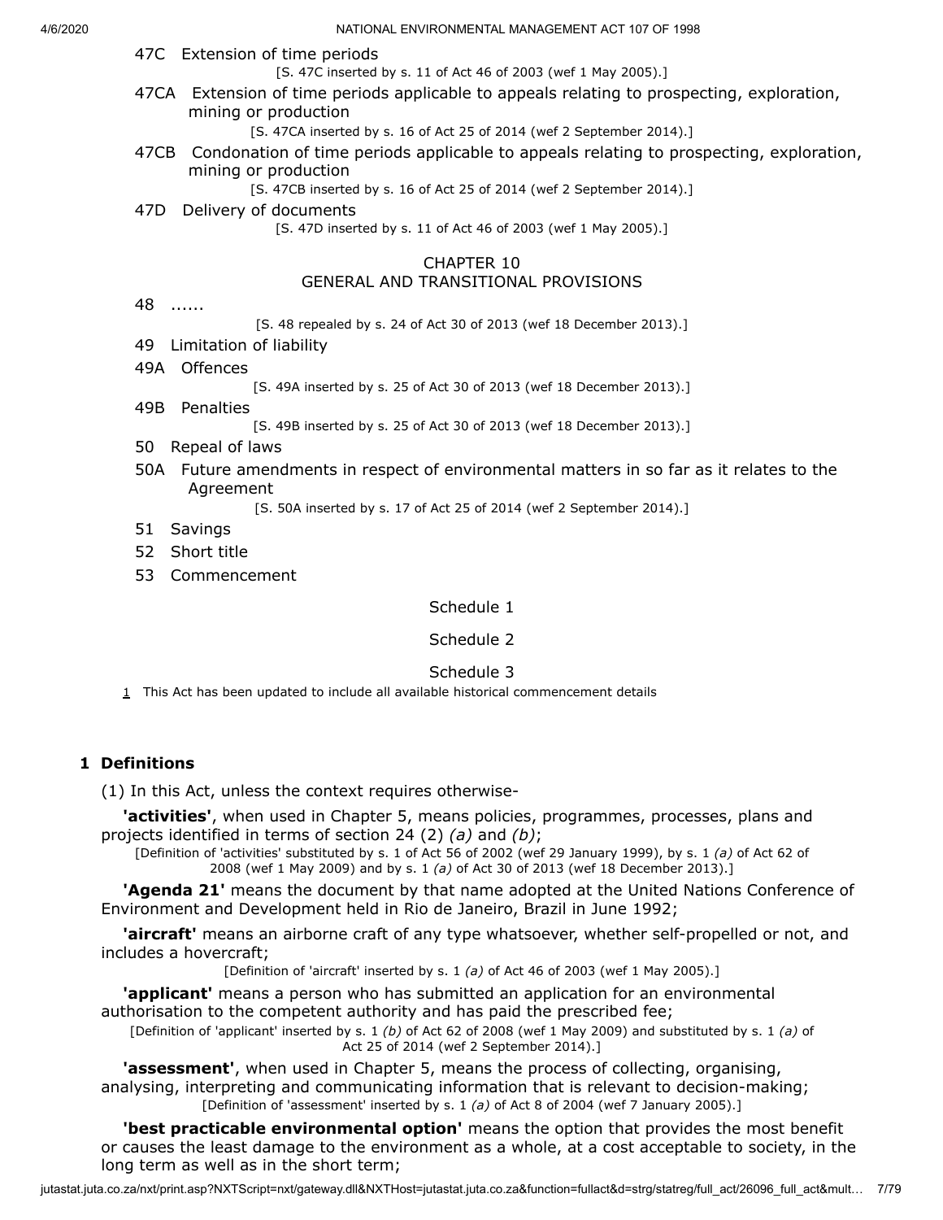47C Extension of time periods

[S. 47C inserted by s. 11 of Act 46 of 2003 (wef 1 May 2005).]

47CA Extension of time periods applicable to appeals relating to prospecting, exploration, mining or production

[S. 47CA inserted by s. 16 of Act 25 of 2014 (wef 2 September 2014).]

47CB Condonation of time periods applicable to appeals relating to prospecting, exploration, mining or production

[S. 47CB inserted by s. 16 of Act 25 of 2014 (wef 2 September 2014).]

47D Delivery of documents

[S. 47D inserted by s. 11 of Act 46 of 2003 (wef 1 May 2005).]

CHAPTER 10
GENERAL AND TRANSITIONAL PROVISIONS

48 ......

[S. 48 repealed by s. 24 of Act 30 of 2013 (wef 18 December 2013).]

49 Limitation of liability

49A Offences

[S. 49A inserted by s. 25 of Act 30 of 2013 (wef 18 December 2013).]

49B Penalties

[S. 49B inserted by s. 25 of Act 30 of 2013 (wef 18 December 2013).]

50 Repeal of laws

50A Future amendments in respect of environmental matters in so far as it relates to the Agreement

[S. 50A inserted by s. 17 of Act 25 of 2014 (wef 2 September 2014).]

51 Savings

52 Short title

53 Commencement

Schedule 1

Schedule 2

Schedule 3

1 This Act has been updated to include all available historical commencement details

## 1 Definitions

(1) In this Act, unless the context requires otherwise-

**'activities'**, when used in Chapter 5, means policies, programmes, processes, plans and projects identified in terms of section 24 (2) *(a)* and *(b)*;

[Definition of 'activities' substituted by s. 1 of Act 56 of 2002 (wef 29 January 1999), by s. 1 *(a)* of Act 62 of 2008 (wef 1 May 2009) and by s. 1 *(a)* of Act 30 of 2013 (wef 18 December 2013).]

**'Agenda 21'** means the document by that name adopted at the United Nations Conference of Environment and Development held in Rio de Janeiro, Brazil in June 1992;

**'aircraft'** means an airborne craft of any type whatsoever, whether self-propelled or not, and includes a hovercraft;

[Definition of 'aircraft' inserted by s. 1 *(a)* of Act 46 of 2003 (wef 1 May 2005).]

**'applicant'** means a person who has submitted an application for an environmental authorisation to the competent authority and has paid the prescribed fee;

[Definition of 'applicant' inserted by s. 1 *(b)* of Act 62 of 2008 (wef 1 May 2009) and substituted by s. 1 *(a)* of Act 25 of 2014 (wef 2 September 2014).]

**'assessment'**, when used in Chapter 5, means the process of collecting, organising, analysing, interpreting and communicating information that is relevant to decision-making;

[Definition of 'assessment' inserted by s. 1 *(a)* of Act 8 of 2004 (wef 7 January 2005).]

**'best practicable environmental option'** means the option that provides the most benefit or causes the least damage to the environment as a whole, at a cost acceptable to society, in the long term as well as in the short term;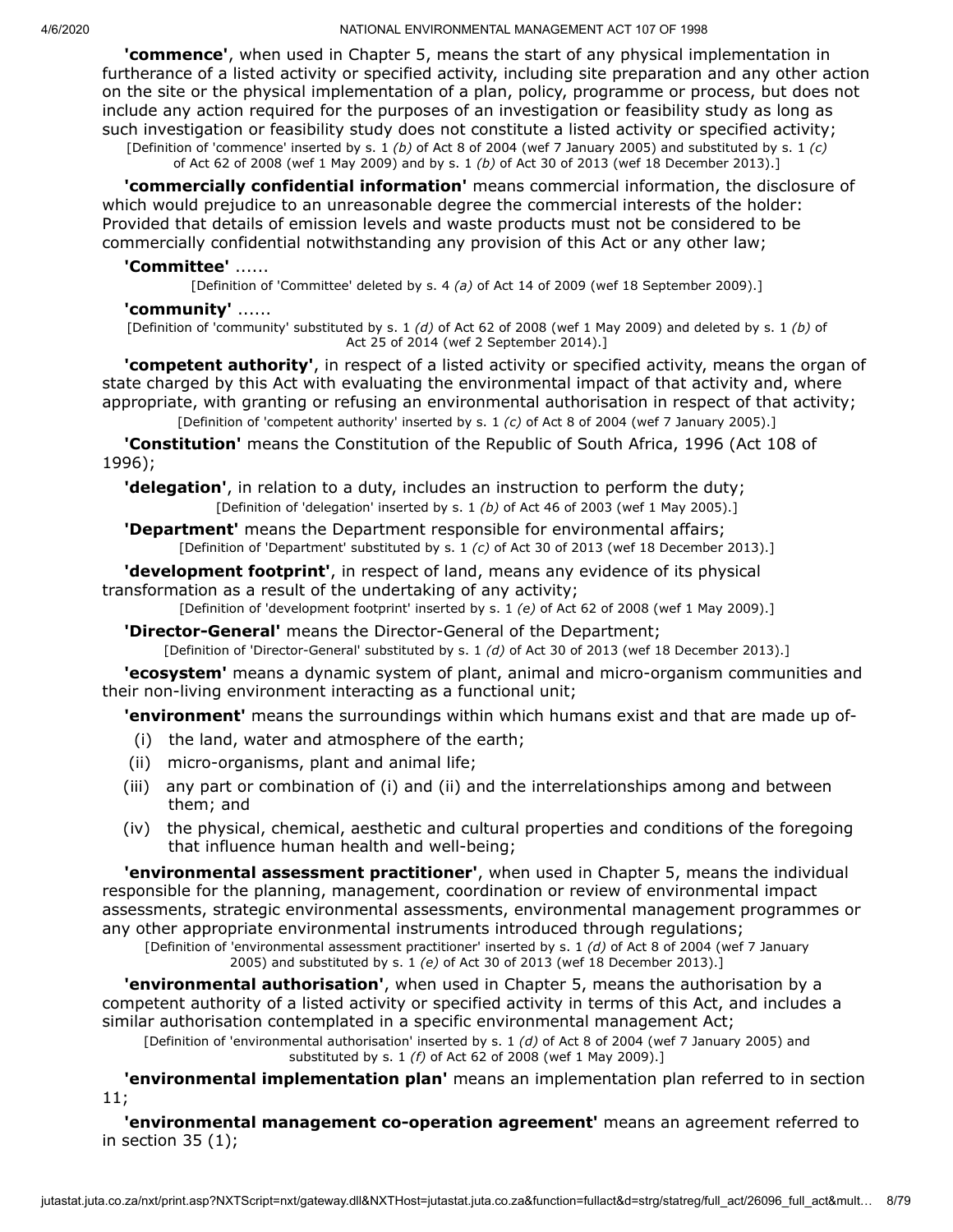**'commence'**, when used in Chapter 5, means the start of any physical implementation in furtherance of a listed activity or specified activity, including site preparation and any other action on the site or the physical implementation of a plan, policy, programme or process, but does not include any action required for the purposes of an investigation or feasibility study as long as such investigation or feasibility study does not constitute a listed activity or specified activity;

[Definition of 'commence' inserted by s. 1 *(b)* of Act 8 of 2004 (wef 7 January 2005) and substituted by s. 1 *(c)* of Act 62 of 2008 (wef 1 May 2009) and by s. 1 *(b)* of Act 30 of 2013 (wef 18 December 2013).]

**'commercially confidential information'** means commercial information, the disclosure of which would prejudice to an unreasonable degree the commercial interests of the holder: Provided that details of emission levels and waste products must not be considered to be commercially confidential notwithstanding any provision of this Act or any other law;

**'Committee'** ......

[Definition of 'Committee' deleted by s. 4 *(a)* of Act 14 of 2009 (wef 18 September 2009).]

**'community'** ......

[Definition of 'community' substituted by s. 1 *(d)* of Act 62 of 2008 (wef 1 May 2009) and deleted by s. 1 *(b)* of Act 25 of 2014 (wef 2 September 2014).]

**'competent authority'**, in respect of a listed activity or specified activity, means the organ of state charged by this Act with evaluating the environmental impact of that activity and, where appropriate, with granting or refusing an environmental authorisation in respect of that activity;

[Definition of 'competent authority' inserted by s. 1 *(c)* of Act 8 of 2004 (wef 7 January 2005).]

**'Constitution'** means the Constitution of the Republic of South Africa, 1996 (Act 108 of 1996);

**'delegation'**, in relation to a duty, includes an instruction to perform the duty;

[Definition of 'delegation' inserted by s. 1 *(b)* of Act 46 of 2003 (wef 1 May 2005).]

**'Department'** means the Department responsible for environmental affairs;

[Definition of 'Department' substituted by s. 1 *(c)* of Act 30 of 2013 (wef 18 December 2013).]

**'development footprint'**, in respect of land, means any evidence of its physical transformation as a result of the undertaking of any activity;

[Definition of 'development footprint' inserted by s. 1 *(e)* of Act 62 of 2008 (wef 1 May 2009).]

**'Director-General'** means the Director-General of the Department;

[Definition of 'Director-General' substituted by s. 1 *(d)* of Act 30 of 2013 (wef 18 December 2013).]

**'ecosystem'** means a dynamic system of plant, animal and micro-organism communities and their non-living environment interacting as a functional unit;

**'environment'** means the surroundings within which humans exist and that are made up of-

(i) the land, water and atmosphere of the earth;

(ii) micro-organisms, plant and animal life;

(iii) any part or combination of (i) and (ii) and the interrelationships among and between them; and

(iv) the physical, chemical, aesthetic and cultural properties and conditions of the foregoing that influence human health and well-being;

**'environmental assessment practitioner'**, when used in Chapter 5, means the individual responsible for the planning, management, coordination or review of environmental impact assessments, strategic environmental assessments, environmental management programmes or any other appropriate environmental instruments introduced through regulations;

[Definition of 'environmental assessment practitioner' inserted by s. 1 *(d)* of Act 8 of 2004 (wef 7 January 2005) and substituted by s. 1 *(e)* of Act 30 of 2013 (wef 18 December 2013).]

**'environmental authorisation'**, when used in Chapter 5, means the authorisation by a competent authority of a listed activity or specified activity in terms of this Act, and includes a similar authorisation contemplated in a specific environmental management Act;

[Definition of 'environmental authorisation' inserted by s. 1 *(d)* of Act 8 of 2004 (wef 7 January 2005) and substituted by s. 1 *(f)* of Act 62 of 2008 (wef 1 May 2009).]

**'environmental implementation plan'** means an implementation plan referred to in section 11;

**'environmental management co-operation agreement'** means an agreement referred to in section 35 (1);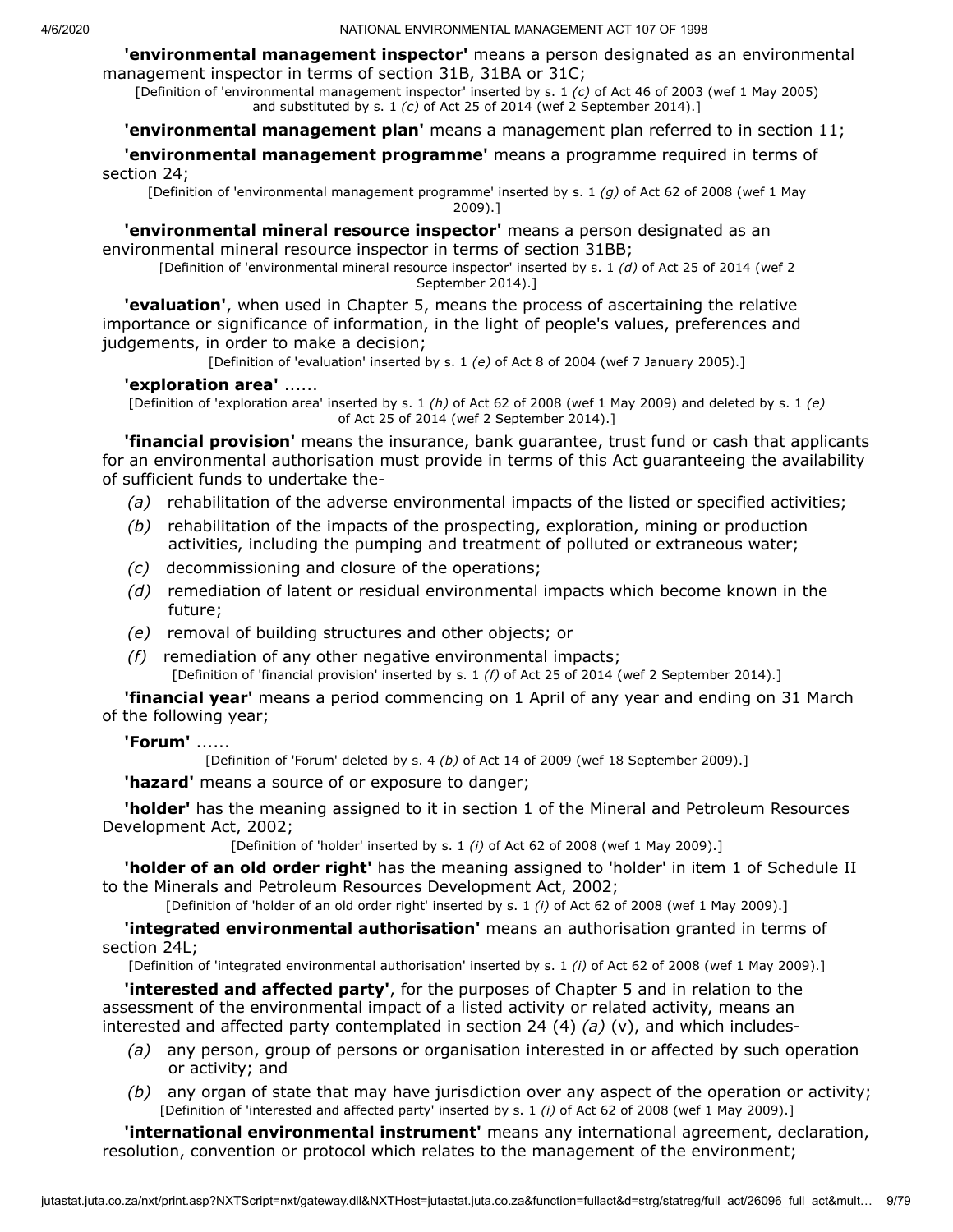**'environmental management inspector'** means a person designated as an environmental management inspector in terms of section 31B, 31BA or 31C;

[Definition of 'environmental management inspector' inserted by s. 1 *(c)* of Act 46 of 2003 (wef 1 May 2005) and substituted by s. 1 *(c)* of Act 25 of 2014 (wef 2 September 2014).]

**'environmental management plan'** means a management plan referred to in section 11;

**'environmental management programme'** means a programme required in terms of section 24;

[Definition of 'environmental management programme' inserted by s. 1 *(g)* of Act 62 of 2008 (wef 1 May 2009).]

**'environmental mineral resource inspector'** means a person designated as an environmental mineral resource inspector in terms of section 31BB;

[Definition of 'environmental mineral resource inspector' inserted by s. 1 *(d)* of Act 25 of 2014 (wef 2 September 2014).]

**'evaluation'**, when used in Chapter 5, means the process of ascertaining the relative importance or significance of information, in the light of people's values, preferences and judgements, in order to make a decision;

[Definition of 'evaluation' inserted by s. 1 *(e)* of Act 8 of 2004 (wef 7 January 2005).]

**'exploration area'** ......

[Definition of 'exploration area' inserted by s. 1 *(h)* of Act 62 of 2008 (wef 1 May 2009) and deleted by s. 1 *(e)* of Act 25 of 2014 (wef 2 September 2014).]

**'financial provision'** means the insurance, bank guarantee, trust fund or cash that applicants for an environmental authorisation must provide in terms of this Act guaranteeing the availability of sufficient funds to undertake the-

*(a)* rehabilitation of the adverse environmental impacts of the listed or specified activities;

*(b)* rehabilitation of the impacts of the prospecting, exploration, mining or production activities, including the pumping and treatment of polluted or extraneous water;

*(c)* decommissioning and closure of the operations;

*(d)* remediation of latent or residual environmental impacts which become known in the future;

*(e)* removal of building structures and other objects; or

*(f)* remediation of any other negative environmental impacts;

[Definition of 'financial provision' inserted by s. 1 *(f)* of Act 25 of 2014 (wef 2 September 2014).]

**'financial year'** means a period commencing on 1 April of any year and ending on 31 March of the following year;

**'Forum'** ......

[Definition of 'Forum' deleted by s. 4 *(b)* of Act 14 of 2009 (wef 18 September 2009).]

**'hazard'** means a source of or exposure to danger;

**'holder'** has the meaning assigned to it in section 1 of the Mineral and Petroleum Resources Development Act, 2002;

[Definition of 'holder' inserted by s. 1 *(i)* of Act 62 of 2008 (wef 1 May 2009).]

**'holder of an old order right'** has the meaning assigned to 'holder' in item 1 of Schedule II to the Minerals and Petroleum Resources Development Act, 2002;

[Definition of 'holder of an old order right' inserted by s. 1 *(i)* of Act 62 of 2008 (wef 1 May 2009).]

**'integrated environmental authorisation'** means an authorisation granted in terms of section 24L;

[Definition of 'integrated environmental authorisation' inserted by s. 1 *(i)* of Act 62 of 2008 (wef 1 May 2009).]

**'interested and affected party'**, for the purposes of Chapter 5 and in relation to the assessment of the environmental impact of a listed activity or related activity, means an interested and affected party contemplated in section 24 (4) *(a)* (v), and which includes-

*(a)* any person, group of persons or organisation interested in or affected by such operation or activity; and

*(b)* any organ of state that may have jurisdiction over any aspect of the operation or activity;

[Definition of 'interested and affected party' inserted by s. 1 *(i)* of Act 62 of 2008 (wef 1 May 2009).]

**'international environmental instrument'** means any international agreement, declaration, resolution, convention or protocol which relates to the management of the environment;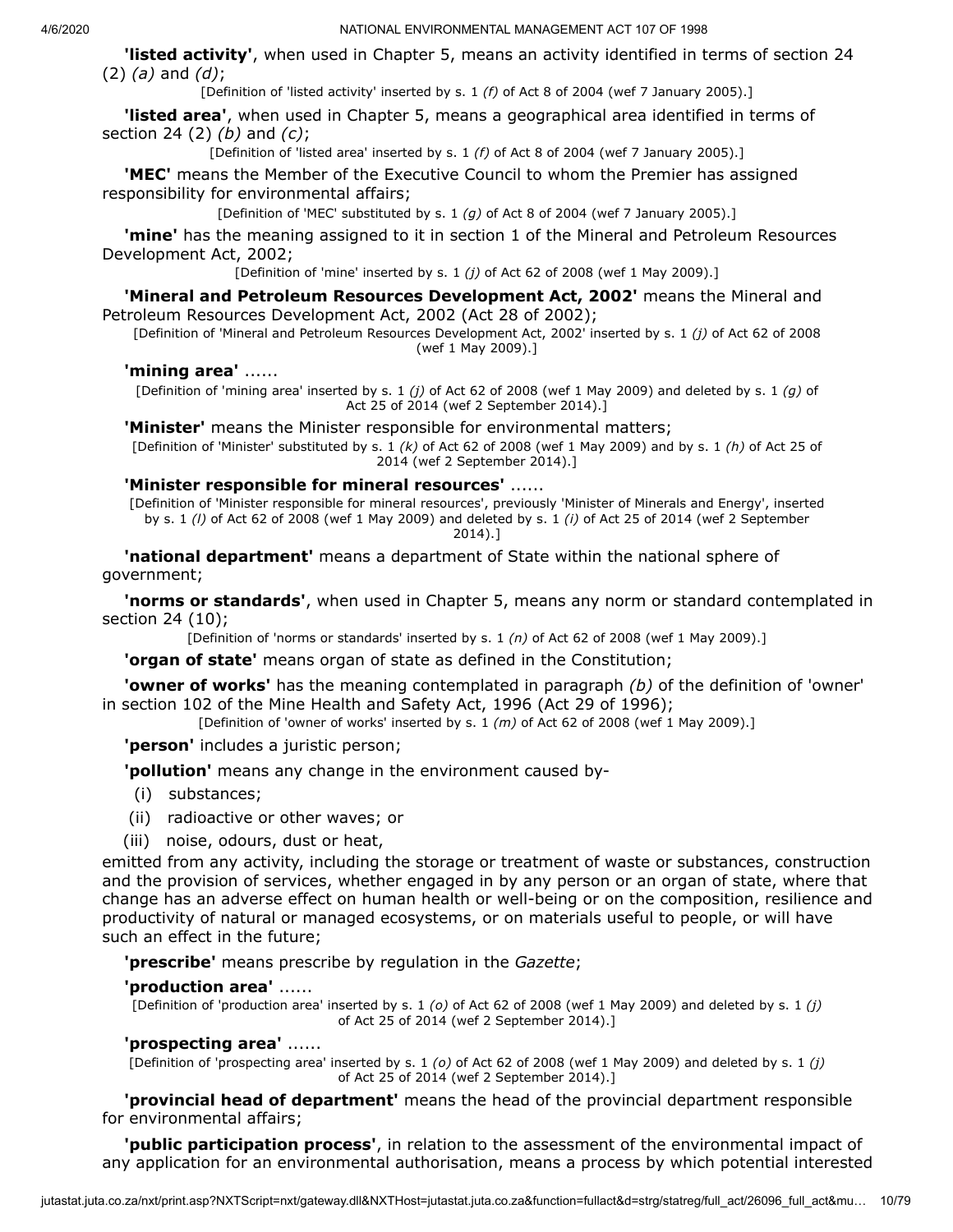**'listed activity'**, when used in Chapter 5, means an activity identified in terms of section 24 (2) *(a)* and *(d)*;

[Definition of 'listed activity' inserted by s. 1 *(f)* of Act 8 of 2004 (wef 7 January 2005).]

**'listed area'**, when used in Chapter 5, means a geographical area identified in terms of section 24 (2) *(b)* and *(c)*;

[Definition of 'listed area' inserted by s. 1 *(f)* of Act 8 of 2004 (wef 7 January 2005).]

**'MEC'** means the Member of the Executive Council to whom the Premier has assigned responsibility for environmental affairs;

[Definition of 'MEC' substituted by s. 1 *(g)* of Act 8 of 2004 (wef 7 January 2005).]

**'mine'** has the meaning assigned to it in section 1 of the Mineral and Petroleum Resources Development Act, 2002;

[Definition of 'mine' inserted by s. 1 *(j)* of Act 62 of 2008 (wef 1 May 2009).]

**'Mineral and Petroleum Resources Development Act, 2002'** means the Mineral and Petroleum Resources Development Act, 2002 (Act 28 of 2002);

[Definition of 'Mineral and Petroleum Resources Development Act, 2002' inserted by s. 1 *(j)* of Act 62 of 2008 (wef 1 May 2009).]

**'mining area'** ......

[Definition of 'mining area' inserted by s. 1 *(j)* of Act 62 of 2008 (wef 1 May 2009) and deleted by s. 1 *(g)* of Act 25 of 2014 (wef 2 September 2014).]

**'Minister'** means the Minister responsible for environmental matters;

[Definition of 'Minister' substituted by s. 1 *(k)* of Act 62 of 2008 (wef 1 May 2009) and by s. 1 *(h)* of Act 25 of 2014 (wef 2 September 2014).]

**'Minister responsible for mineral resources'** ......

[Definition of 'Minister responsible for mineral resources', previously 'Minister of Minerals and Energy', inserted by s. 1 *(l)* of Act 62 of 2008 (wef 1 May 2009) and deleted by s. 1 *(i)* of Act 25 of 2014 (wef 2 September 2014).]

**'national department'** means a department of State within the national sphere of government;

**'norms or standards'**, when used in Chapter 5, means any norm or standard contemplated in section 24 (10);

[Definition of 'norms or standards' inserted by s. 1 *(n)* of Act 62 of 2008 (wef 1 May 2009).]

**'organ of state'** means organ of state as defined in the Constitution;

**'owner of works'** has the meaning contemplated in paragraph *(b)* of the definition of 'owner' in section 102 of the Mine Health and Safety Act, 1996 (Act 29 of 1996);

[Definition of 'owner of works' inserted by s. 1 *(m)* of Act 62 of 2008 (wef 1 May 2009).]

**'person'** includes a juristic person;

**'pollution'** means any change in the environment caused by-

(i) substances;

(ii) radioactive or other waves; or

(iii) noise, odours, dust or heat,

emitted from any activity, including the storage or treatment of waste or substances, construction and the provision of services, whether engaged in by any person or an organ of state, where that change has an adverse effect on human health or well-being or on the composition, resilience and productivity of natural or managed ecosystems, or on materials useful to people, or will have such an effect in the future;

**'prescribe'** means prescribe by regulation in the *Gazette*;

**'production area'** ......

[Definition of 'production area' inserted by s. 1 *(o)* of Act 62 of 2008 (wef 1 May 2009) and deleted by s. 1 *(j)* of Act 25 of 2014 (wef 2 September 2014).]

**'prospecting area'** ......

[Definition of 'prospecting area' inserted by s. 1 *(o)* of Act 62 of 2008 (wef 1 May 2009) and deleted by s. 1 *(j)* of Act 25 of 2014 (wef 2 September 2014).]

**'provincial head of department'** means the head of the provincial department responsible for environmental affairs;

**'public participation process'**, in relation to the assessment of the environmental impact of any application for an environmental authorisation, means a process by which potential interested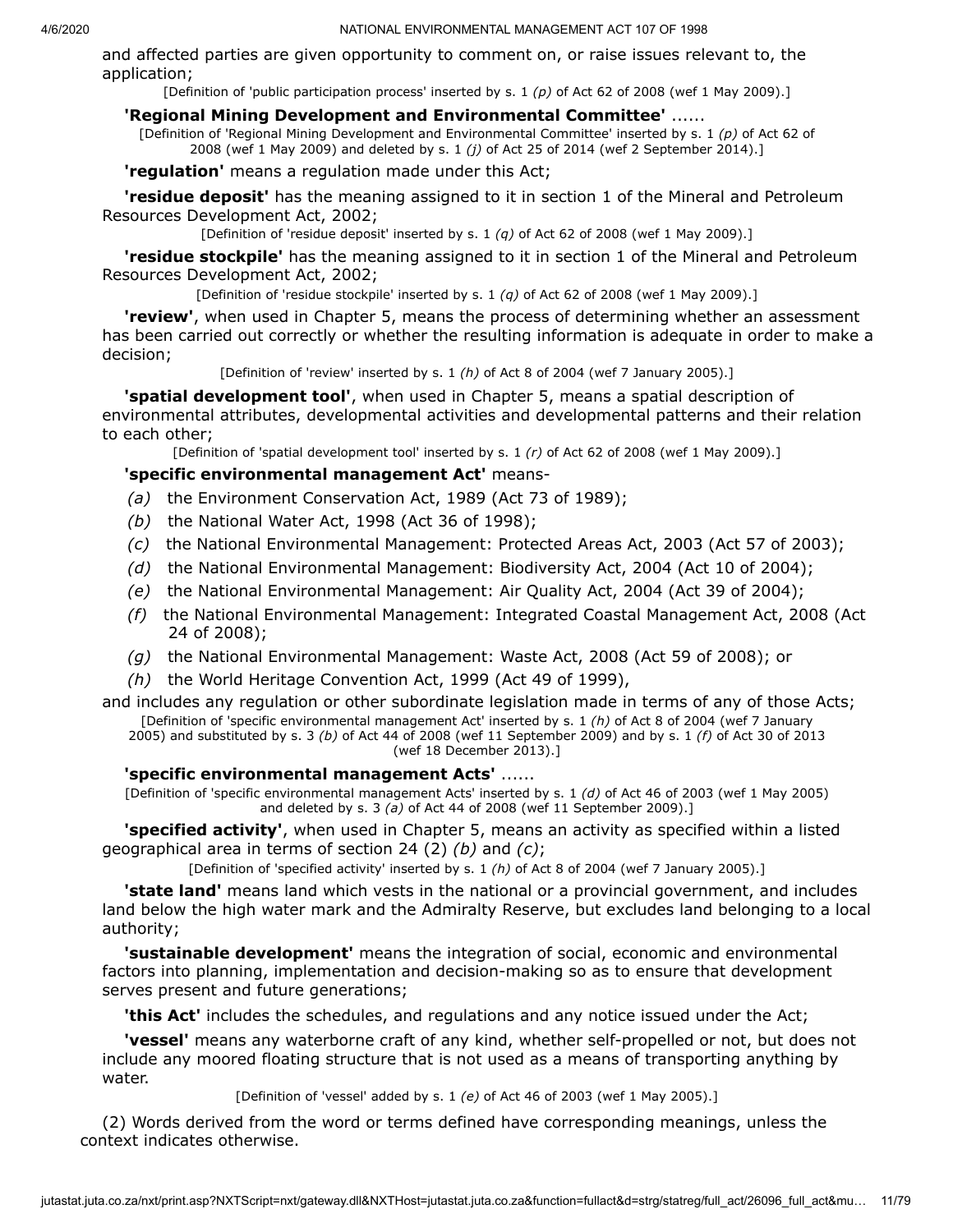and affected parties are given opportunity to comment on, or raise issues relevant to, the application;

[Definition of 'public participation process' inserted by s. 1 *(p)* of Act 62 of 2008 (wef 1 May 2009).]

**'Regional Mining Development and Environmental Committee'** ......

[Definition of 'Regional Mining Development and Environmental Committee' inserted by s. 1 *(p)* of Act 62 of 2008 (wef 1 May 2009) and deleted by s. 1 *(j)* of Act 25 of 2014 (wef 2 September 2014).]

**'regulation'** means a regulation made under this Act;

**'residue deposit'** has the meaning assigned to it in section 1 of the Mineral and Petroleum Resources Development Act, 2002;

[Definition of 'residue deposit' inserted by s. 1 *(q)* of Act 62 of 2008 (wef 1 May 2009).]

**'residue stockpile'** has the meaning assigned to it in section 1 of the Mineral and Petroleum Resources Development Act, 2002;

[Definition of 'residue stockpile' inserted by s. 1 *(q)* of Act 62 of 2008 (wef 1 May 2009).]

**'review'**, when used in Chapter 5, means the process of determining whether an assessment has been carried out correctly or whether the resulting information is adequate in order to make a decision;

[Definition of 'review' inserted by s. 1 *(h)* of Act 8 of 2004 (wef 7 January 2005).]

**'spatial development tool'**, when used in Chapter 5, means a spatial description of environmental attributes, developmental activities and developmental patterns and their relation to each other;

[Definition of 'spatial development tool' inserted by s. 1 *(r)* of Act 62 of 2008 (wef 1 May 2009).]

**'specific environmental management Act'** means-

*(a)* the Environment Conservation Act, 1989 (Act 73 of 1989);

*(b)* the National Water Act, 1998 (Act 36 of 1998);

*(c)* the National Environmental Management: Protected Areas Act, 2003 (Act 57 of 2003);

*(d)* the National Environmental Management: Biodiversity Act, 2004 (Act 10 of 2004);

*(e)* the National Environmental Management: Air Quality Act, 2004 (Act 39 of 2004);

*(f)* the National Environmental Management: Integrated Coastal Management Act, 2008 (Act 24 of 2008);

*(g)* the National Environmental Management: Waste Act, 2008 (Act 59 of 2008); or

*(h)* the World Heritage Convention Act, 1999 (Act 49 of 1999),

and includes any regulation or other subordinate legislation made in terms of any of those Acts;

[Definition of 'specific environmental management Act' inserted by s. 1 *(h)* of Act 8 of 2004 (wef 7 January 2005) and substituted by s. 3 *(b)* of Act 44 of 2008 (wef 11 September 2009) and by s. 1 *(f)* of Act 30 of 2013 (wef 18 December 2013).]

**'specific environmental management Acts'** ......

[Definition of 'specific environmental management Acts' inserted by s. 1 *(d)* of Act 46 of 2003 (wef 1 May 2005) and deleted by s. 3 *(a)* of Act 44 of 2008 (wef 11 September 2009).]

**'specified activity'**, when used in Chapter 5, means an activity as specified within a listed geographical area in terms of section 24 (2) *(b)* and *(c)*;

[Definition of 'specified activity' inserted by s. 1 *(h)* of Act 8 of 2004 (wef 7 January 2005).]

**'state land'** means land which vests in the national or a provincial government, and includes land below the high water mark and the Admiralty Reserve, but excludes land belonging to a local authority;

**'sustainable development'** means the integration of social, economic and environmental factors into planning, implementation and decision-making so as to ensure that development serves present and future generations;

**'this Act'** includes the schedules, and regulations and any notice issued under the Act;

**'vessel'** means any waterborne craft of any kind, whether self-propelled or not, but does not include any moored floating structure that is not used as a means of transporting anything by water.

[Definition of 'vessel' added by s. 1 *(e)* of Act 46 of 2003 (wef 1 May 2005).]

(2) Words derived from the word or terms defined have corresponding meanings, unless the context indicates otherwise.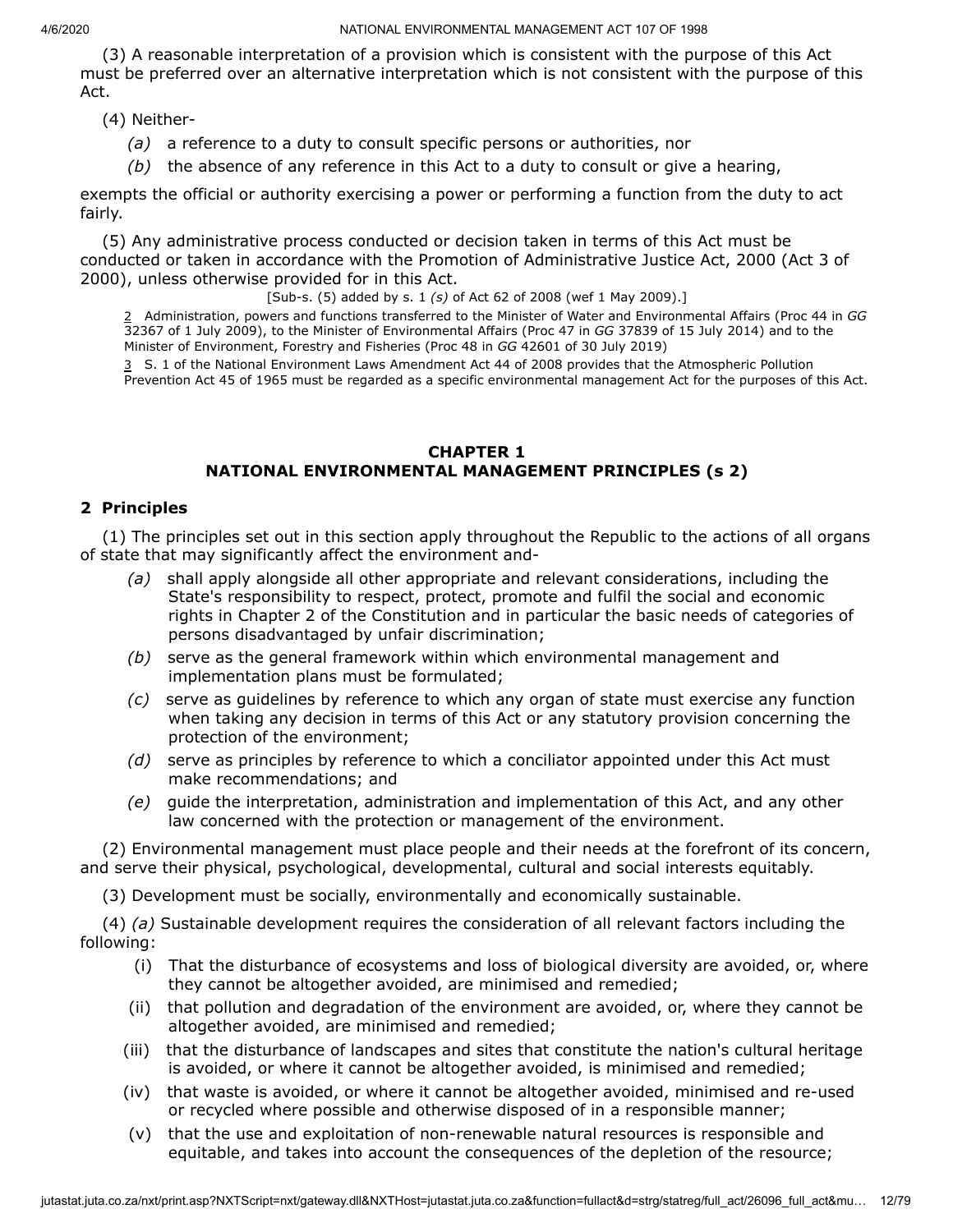(3) A reasonable interpretation of a provision which is consistent with the purpose of this Act must be preferred over an alternative interpretation which is not consistent with the purpose of this Act.

(4) Neither-

*(a)* a reference to a duty to consult specific persons or authorities, nor

*(b)* the absence of any reference in this Act to a duty to consult or give a hearing,

exempts the official or authority exercising a power or performing a function from the duty to act fairly.

(5) Any administrative process conducted or decision taken in terms of this Act must be conducted or taken in accordance with the Promotion of Administrative Justice Act, 2000 (Act 3 of 2000), unless otherwise provided for in this Act.

[Sub-s. (5) added by s. 1 *(s)* of Act 62 of 2008 (wef 1 May 2009).]

2 Administration, powers and functions transferred to the Minister of Water and Environmental Affairs (Proc 44 in *GG* 32367 of 1 July 2009), to the Minister of Environmental Affairs (Proc 47 in *GG* 37839 of 15 July 2014) and to the Minister of Environment, Forestry and Fisheries (Proc 48 in *GG* 42601 of 30 July 2019)

3 S. 1 of the National Environment Laws Amendment Act 44 of 2008 provides that the Atmospheric Pollution Prevention Act 45 of 1965 must be regarded as a specific environmental management Act for the purposes of this Act.

## CHAPTER 1
## NATIONAL ENVIRONMENTAL MANAGEMENT PRINCIPLES (s 2)

### 2 Principles

(1) The principles set out in this section apply throughout the Republic to the actions of all organs of state that may significantly affect the environment and-

*(a)* shall apply alongside all other appropriate and relevant considerations, including the State's responsibility to respect, protect, promote and fulfil the social and economic rights in Chapter 2 of the Constitution and in particular the basic needs of categories of persons disadvantaged by unfair discrimination;

*(b)* serve as the general framework within which environmental management and implementation plans must be formulated;

*(c)* serve as guidelines by reference to which any organ of state must exercise any function when taking any decision in terms of this Act or any statutory provision concerning the protection of the environment;

*(d)* serve as principles by reference to which a conciliator appointed under this Act must make recommendations; and

*(e)* guide the interpretation, administration and implementation of this Act, and any other law concerned with the protection or management of the environment.

(2) Environmental management must place people and their needs at the forefront of its concern, and serve their physical, psychological, developmental, cultural and social interests equitably.

(3) Development must be socially, environmentally and economically sustainable.

(4) *(a)* Sustainable development requires the consideration of all relevant factors including the following:

(i) That the disturbance of ecosystems and loss of biological diversity are avoided, or, where they cannot be altogether avoided, are minimised and remedied;

(ii) that pollution and degradation of the environment are avoided, or, where they cannot be altogether avoided, are minimised and remedied;

(iii) that the disturbance of landscapes and sites that constitute the nation's cultural heritage is avoided, or where it cannot be altogether avoided, is minimised and remedied;

(iv) that waste is avoided, or where it cannot be altogether avoided, minimised and re-used or recycled where possible and otherwise disposed of in a responsible manner;

(v) that the use and exploitation of non-renewable natural resources is responsible and equitable, and takes into account the consequences of the depletion of the resource;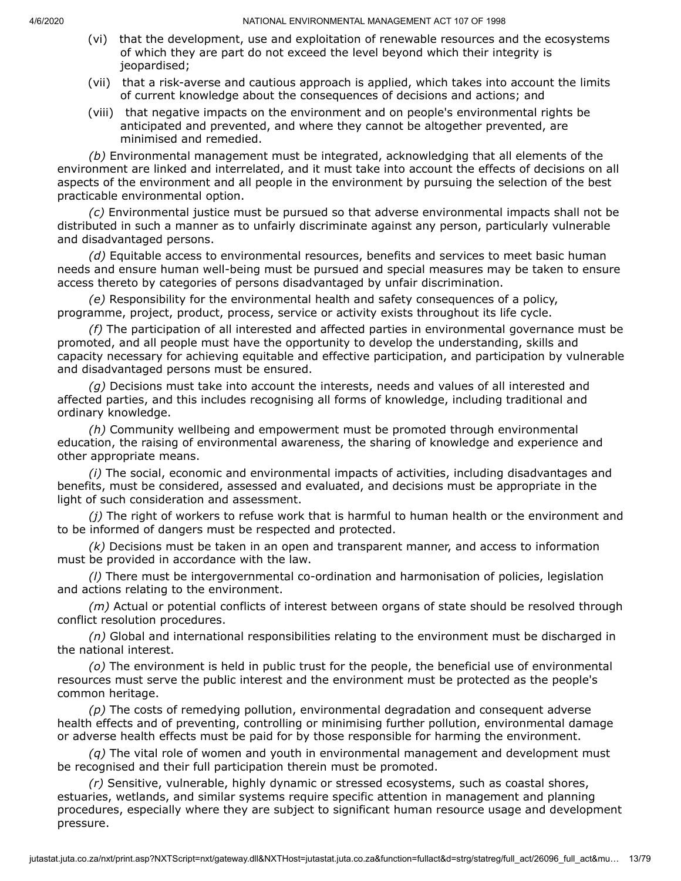(vi) that the development, use and exploitation of renewable resources and the ecosystems of which they are part do not exceed the level beyond which their integrity is jeopardised;

(vii) that a risk-averse and cautious approach is applied, which takes into account the limits of current knowledge about the consequences of decisions and actions; and

(viii) that negative impacts on the environment and on people's environmental rights be anticipated and prevented, and where they cannot be altogether prevented, are minimised and remedied.

*(b)* Environmental management must be integrated, acknowledging that all elements of the environment are linked and interrelated, and it must take into account the effects of decisions on all aspects of the environment and all people in the environment by pursuing the selection of the best practicable environmental option.

*(c)* Environmental justice must be pursued so that adverse environmental impacts shall not be distributed in such a manner as to unfairly discriminate against any person, particularly vulnerable and disadvantaged persons.

*(d)* Equitable access to environmental resources, benefits and services to meet basic human needs and ensure human well-being must be pursued and special measures may be taken to ensure access thereto by categories of persons disadvantaged by unfair discrimination.

*(e)* Responsibility for the environmental health and safety consequences of a policy, programme, project, product, process, service or activity exists throughout its life cycle.

*(f)* The participation of all interested and affected parties in environmental governance must be promoted, and all people must have the opportunity to develop the understanding, skills and capacity necessary for achieving equitable and effective participation, and participation by vulnerable and disadvantaged persons must be ensured.

*(g)* Decisions must take into account the interests, needs and values of all interested and affected parties, and this includes recognising all forms of knowledge, including traditional and ordinary knowledge.

*(h)* Community wellbeing and empowerment must be promoted through environmental education, the raising of environmental awareness, the sharing of knowledge and experience and other appropriate means.

*(i)* The social, economic and environmental impacts of activities, including disadvantages and benefits, must be considered, assessed and evaluated, and decisions must be appropriate in the light of such consideration and assessment.

*(j)* The right of workers to refuse work that is harmful to human health or the environment and to be informed of dangers must be respected and protected.

*(k)* Decisions must be taken in an open and transparent manner, and access to information must be provided in accordance with the law.

*(l)* There must be intergovernmental co-ordination and harmonisation of policies, legislation and actions relating to the environment.

*(m)* Actual or potential conflicts of interest between organs of state should be resolved through conflict resolution procedures.

*(n)* Global and international responsibilities relating to the environment must be discharged in the national interest.

*(o)* The environment is held in public trust for the people, the beneficial use of environmental resources must serve the public interest and the environment must be protected as the people's common heritage.

*(p)* The costs of remedying pollution, environmental degradation and consequent adverse health effects and of preventing, controlling or minimising further pollution, environmental damage or adverse health effects must be paid for by those responsible for harming the environment.

*(q)* The vital role of women and youth in environmental management and development must be recognised and their full participation therein must be promoted.

*(r)* Sensitive, vulnerable, highly dynamic or stressed ecosystems, such as coastal shores, estuaries, wetlands, and similar systems require specific attention in management and planning procedures, especially where they are subject to significant human resource usage and development pressure.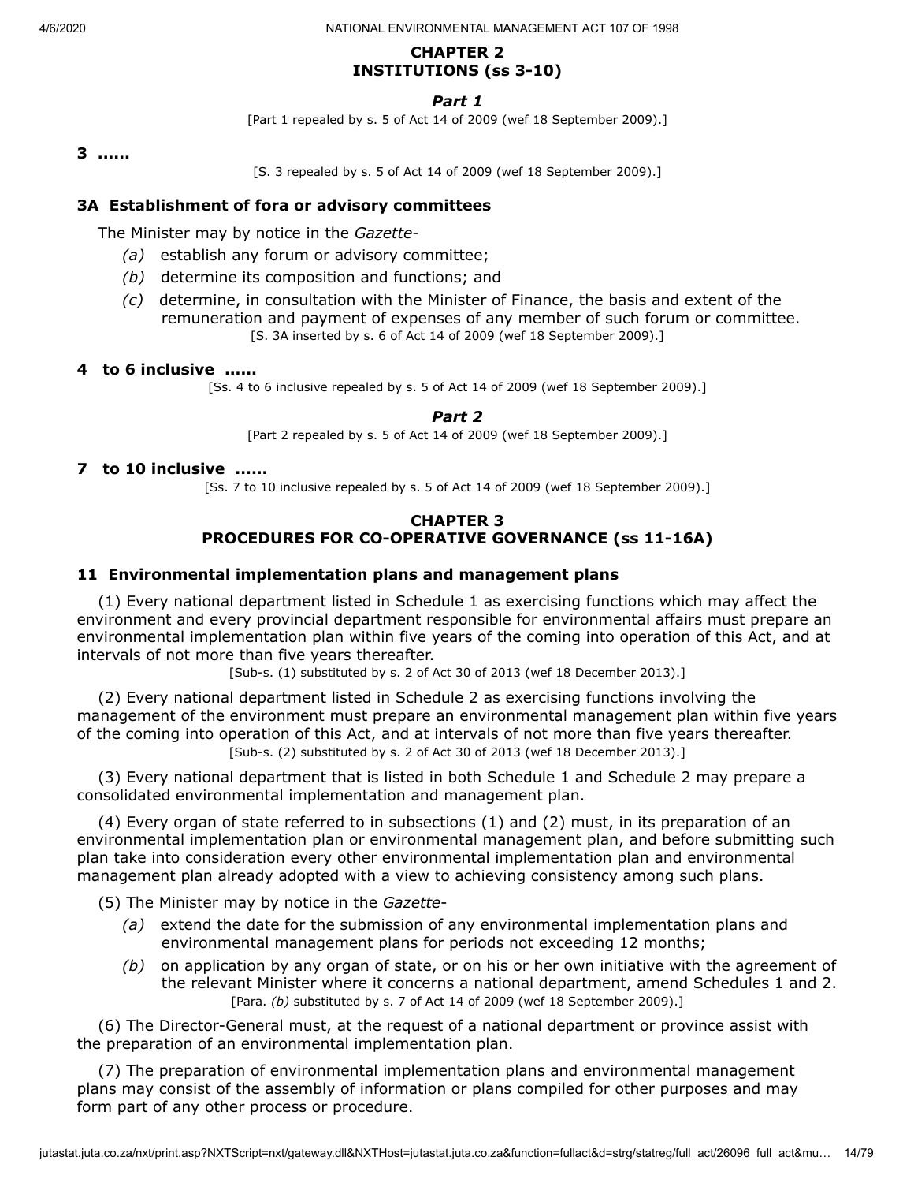## CHAPTER 2
## INSTITUTIONS (ss 3-10)

### *Part 1*

[Part 1 repealed by s. 5 of Act 14 of 2009 (wef 18 September 2009).]

**3 ......**

[S. 3 repealed by s. 5 of Act 14 of 2009 (wef 18 September 2009).]

**3A Establishment of fora or advisory committees**

The Minister may by notice in the *Gazette*-

*(a)* establish any forum or advisory committee;

*(b)* determine its composition and functions; and

*(c)* determine, in consultation with the Minister of Finance, the basis and extent of the remuneration and payment of expenses of any member of such forum or committee.

[S. 3A inserted by s. 6 of Act 14 of 2009 (wef 18 September 2009).]

**4 to 6 inclusive ......**

[Ss. 4 to 6 inclusive repealed by s. 5 of Act 14 of 2009 (wef 18 September 2009).]

### *Part 2*

[Part 2 repealed by s. 5 of Act 14 of 2009 (wef 18 September 2009).]

**7 to 10 inclusive ......**

[Ss. 7 to 10 inclusive repealed by s. 5 of Act 14 of 2009 (wef 18 September 2009).]

## CHAPTER 3
## PROCEDURES FOR CO-OPERATIVE GOVERNANCE (ss 11-16A)

**11 Environmental implementation plans and management plans**

(1) Every national department listed in Schedule 1 as exercising functions which may affect the environment and every provincial department responsible for environmental affairs must prepare an environmental implementation plan within five years of the coming into operation of this Act, and at intervals of not more than five years thereafter.

[Sub-s. (1) substituted by s. 2 of Act 30 of 2013 (wef 18 December 2013).]

(2) Every national department listed in Schedule 2 as exercising functions involving the management of the environment must prepare an environmental management plan within five years of the coming into operation of this Act, and at intervals of not more than five years thereafter.

[Sub-s. (2) substituted by s. 2 of Act 30 of 2013 (wef 18 December 2013).]

(3) Every national department that is listed in both Schedule 1 and Schedule 2 may prepare a consolidated environmental implementation and management plan.

(4) Every organ of state referred to in subsections (1) and (2) must, in its preparation of an environmental implementation plan or environmental management plan, and before submitting such plan take into consideration every other environmental implementation plan and environmental management plan already adopted with a view to achieving consistency among such plans.

(5) The Minister may by notice in the *Gazette*-

*(a)* extend the date for the submission of any environmental implementation plans and environmental management plans for periods not exceeding 12 months;

*(b)* on application by any organ of state, or on his or her own initiative with the agreement of the relevant Minister where it concerns a national department, amend Schedules 1 and 2.

[Para. *(b)* substituted by s. 7 of Act 14 of 2009 (wef 18 September 2009).]

(6) The Director-General must, at the request of a national department or province assist with the preparation of an environmental implementation plan.

(7) The preparation of environmental implementation plans and environmental management plans may consist of the assembly of information or plans compiled for other purposes and may form part of any other process or procedure.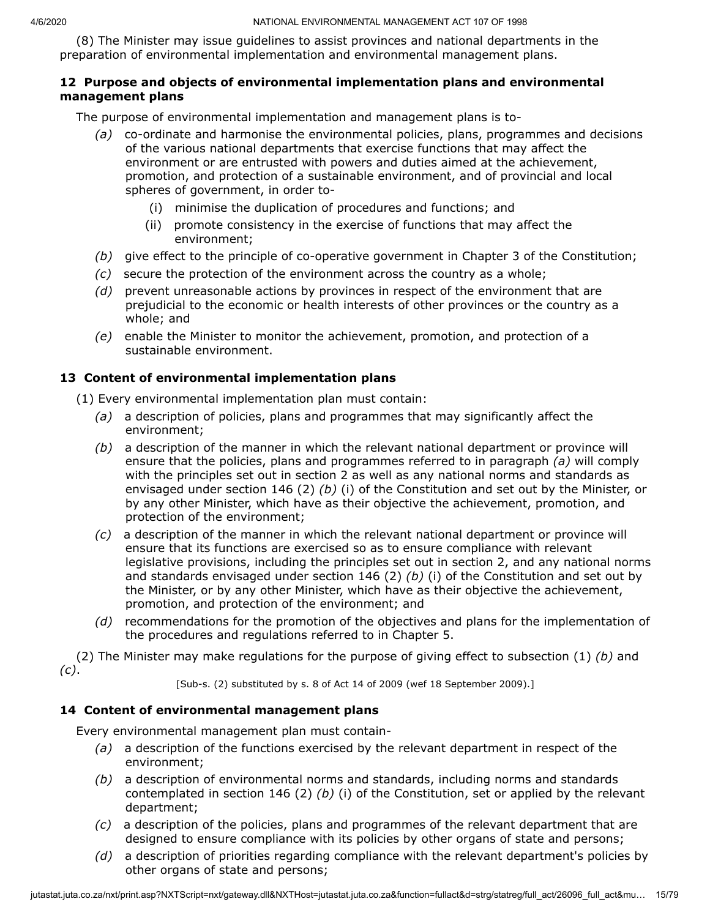(8) The Minister may issue guidelines to assist provinces and national departments in the preparation of environmental implementation and environmental management plans.

### 12 Purpose and objects of environmental implementation plans and environmental management plans

The purpose of environmental implementation and management plans is to-

*(a)* co-ordinate and harmonise the environmental policies, plans, programmes and decisions of the various national departments that exercise functions that may affect the environment or are entrusted with powers and duties aimed at the achievement, promotion, and protection of a sustainable environment, and of provincial and local spheres of government, in order to-

(i) minimise the duplication of procedures and functions; and

(ii) promote consistency in the exercise of functions that may affect the environment;

*(b)* give effect to the principle of co-operative government in Chapter 3 of the Constitution;

*(c)* secure the protection of the environment across the country as a whole;

*(d)* prevent unreasonable actions by provinces in respect of the environment that are prejudicial to the economic or health interests of other provinces or the country as a whole; and

*(e)* enable the Minister to monitor the achievement, promotion, and protection of a sustainable environment.

### 13 Content of environmental implementation plans

(1) Every environmental implementation plan must contain:

*(a)* a description of policies, plans and programmes that may significantly affect the environment;

*(b)* a description of the manner in which the relevant national department or province will ensure that the policies, plans and programmes referred to in paragraph *(a)* will comply with the principles set out in section 2 as well as any national norms and standards as envisaged under section 146 (2) *(b)* (i) of the Constitution and set out by the Minister, or by any other Minister, which have as their objective the achievement, promotion, and protection of the environment;

*(c)* a description of the manner in which the relevant national department or province will ensure that its functions are exercised so as to ensure compliance with relevant legislative provisions, including the principles set out in section 2, and any national norms and standards envisaged under section 146 (2) *(b)* (i) of the Constitution and set out by the Minister, or by any other Minister, which have as their objective the achievement, promotion, and protection of the environment; and

*(d)* recommendations for the promotion of the objectives and plans for the implementation of the procedures and regulations referred to in Chapter 5.

(2) The Minister may make regulations for the purpose of giving effect to subsection (1) *(b)* and *(c)*.

[Sub-s. (2) substituted by s. 8 of Act 14 of 2009 (wef 18 September 2009).]

### 14 Content of environmental management plans

Every environmental management plan must contain-

*(a)* a description of the functions exercised by the relevant department in respect of the environment;

*(b)* a description of environmental norms and standards, including norms and standards contemplated in section 146 (2) *(b)* (i) of the Constitution, set or applied by the relevant department;

*(c)* a description of the policies, plans and programmes of the relevant department that are designed to ensure compliance with its policies by other organs of state and persons;

*(d)* a description of priorities regarding compliance with the relevant department's policies by other organs of state and persons;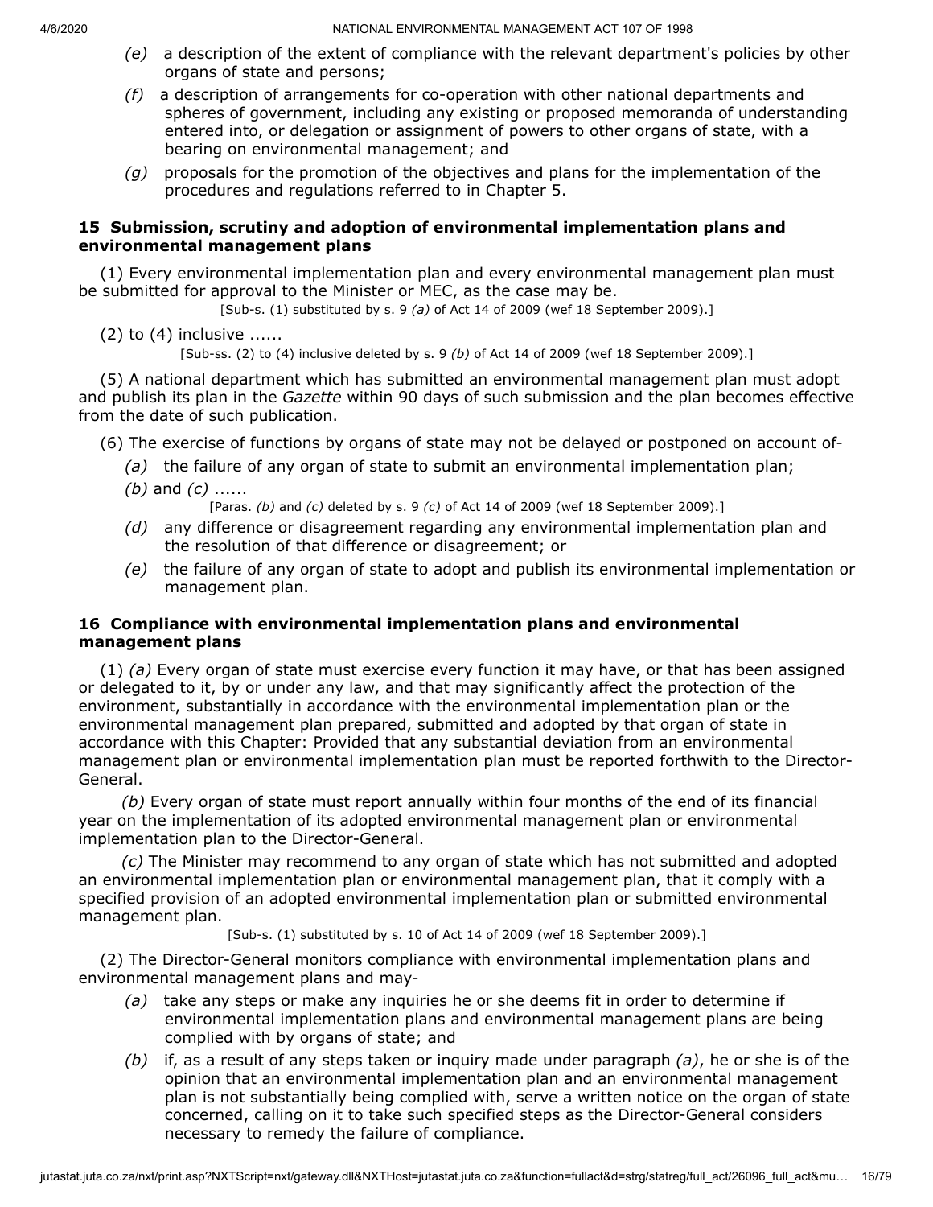*(e)* a description of the extent of compliance with the relevant department's policies by other organs of state and persons;

*(f)* a description of arrangements for co-operation with other national departments and spheres of government, including any existing or proposed memoranda of understanding entered into, or delegation or assignment of powers to other organs of state, with a bearing on environmental management; and

*(g)* proposals for the promotion of the objectives and plans for the implementation of the procedures and regulations referred to in Chapter 5.

### 15 Submission, scrutiny and adoption of environmental implementation plans and environmental management plans

(1) Every environmental implementation plan and every environmental management plan must be submitted for approval to the Minister or MEC, as the case may be.

[Sub-s. (1) substituted by s. 9 *(a)* of Act 14 of 2009 (wef 18 September 2009).]

(2) to (4) inclusive ......

[Sub-ss. (2) to (4) inclusive deleted by s. 9 *(b)* of Act 14 of 2009 (wef 18 September 2009).]

(5) A national department which has submitted an environmental management plan must adopt and publish its plan in the *Gazette* within 90 days of such submission and the plan becomes effective from the date of such publication.

(6) The exercise of functions by organs of state may not be delayed or postponed on account of-

*(a)* the failure of any organ of state to submit an environmental implementation plan;

*(b)* and *(c)* ......

[Paras. *(b)* and *(c)* deleted by s. 9 *(c)* of Act 14 of 2009 (wef 18 September 2009).]

*(d)* any difference or disagreement regarding any environmental implementation plan and the resolution of that difference or disagreement; or

*(e)* the failure of any organ of state to adopt and publish its environmental implementation or management plan.

### 16 Compliance with environmental implementation plans and environmental management plans

(1) *(a)* Every organ of state must exercise every function it may have, or that has been assigned or delegated to it, by or under any law, and that may significantly affect the protection of the environment, substantially in accordance with the environmental implementation plan or the environmental management plan prepared, submitted and adopted by that organ of state in accordance with this Chapter: Provided that any substantial deviation from an environmental management plan or environmental implementation plan must be reported forthwith to the Director-General.

*(b)* Every organ of state must report annually within four months of the end of its financial year on the implementation of its adopted environmental management plan or environmental implementation plan to the Director-General.

*(c)* The Minister may recommend to any organ of state which has not submitted and adopted an environmental implementation plan or environmental management plan, that it comply with a specified provision of an adopted environmental implementation plan or submitted environmental management plan.

[Sub-s. (1) substituted by s. 10 of Act 14 of 2009 (wef 18 September 2009).]

(2) The Director-General monitors compliance with environmental implementation plans and environmental management plans and may-

*(a)* take any steps or make any inquiries he or she deems fit in order to determine if environmental implementation plans and environmental management plans are being complied with by organs of state; and

*(b)* if, as a result of any steps taken or inquiry made under paragraph *(a)*, he or she is of the opinion that an environmental implementation plan and an environmental management plan is not substantially being complied with, serve a written notice on the organ of state concerned, calling on it to take such specified steps as the Director-General considers necessary to remedy the failure of compliance.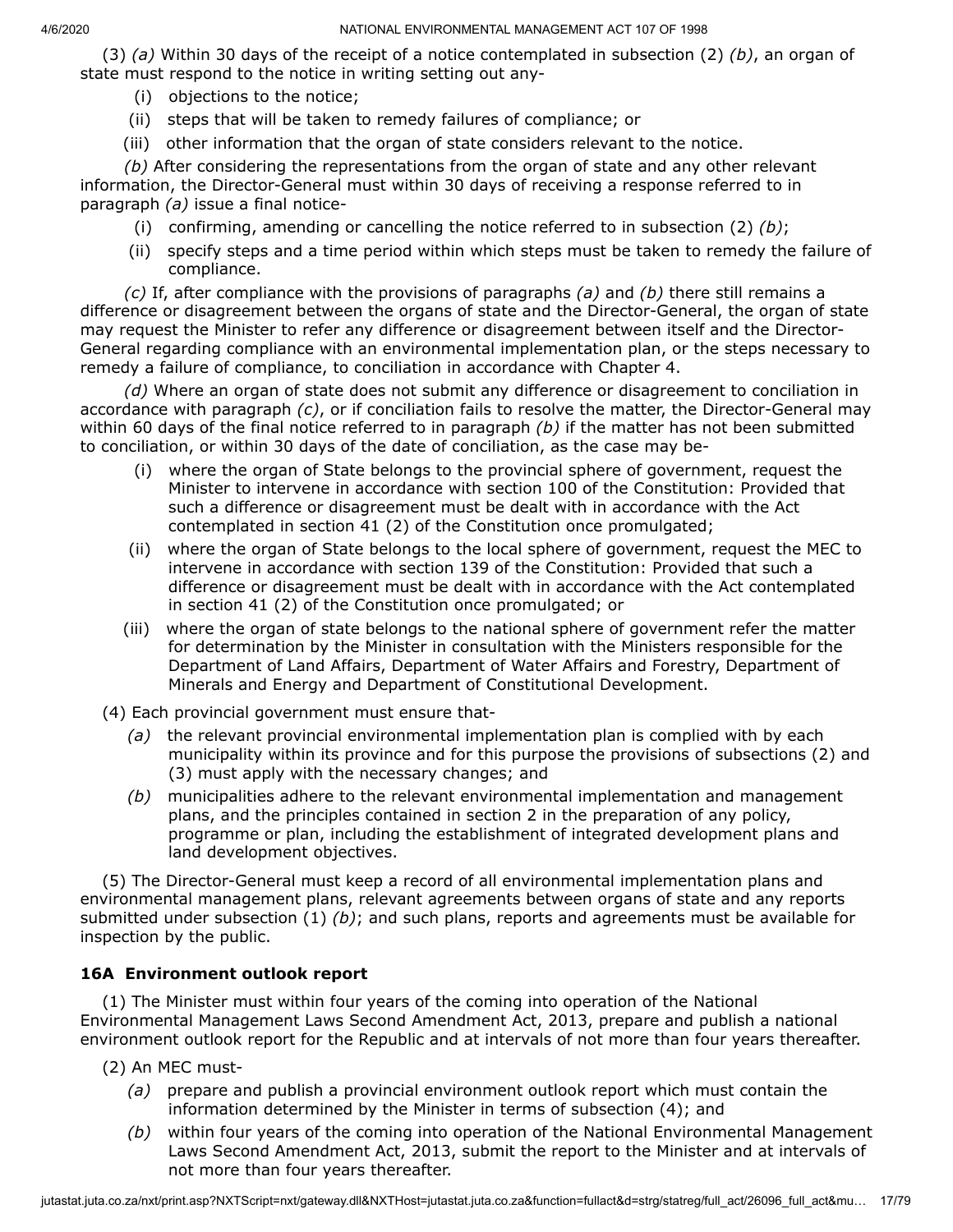(3) *(a)* Within 30 days of the receipt of a notice contemplated in subsection (2) *(b)*, an organ of state must respond to the notice in writing setting out any-

(i) objections to the notice;

(ii) steps that will be taken to remedy failures of compliance; or

(iii) other information that the organ of state considers relevant to the notice.

*(b)* After considering the representations from the organ of state and any other relevant information, the Director-General must within 30 days of receiving a response referred to in paragraph *(a)* issue a final notice-

(i) confirming, amending or cancelling the notice referred to in subsection (2) *(b)*;

(ii) specify steps and a time period within which steps must be taken to remedy the failure of compliance.

*(c)* If, after compliance with the provisions of paragraphs *(a)* and *(b)* there still remains a difference or disagreement between the organs of state and the Director-General, the organ of state may request the Minister to refer any difference or disagreement between itself and the Director-General regarding compliance with an environmental implementation plan, or the steps necessary to remedy a failure of compliance, to conciliation in accordance with Chapter 4.

*(d)* Where an organ of state does not submit any difference or disagreement to conciliation in accordance with paragraph *(c)*, or if conciliation fails to resolve the matter, the Director-General may within 60 days of the final notice referred to in paragraph *(b)* if the matter has not been submitted to conciliation, or within 30 days of the date of conciliation, as the case may be-

(i) where the organ of State belongs to the provincial sphere of government, request the Minister to intervene in accordance with section 100 of the Constitution: Provided that such a difference or disagreement must be dealt with in accordance with the Act contemplated in section 41 (2) of the Constitution once promulgated;

(ii) where the organ of State belongs to the local sphere of government, request the MEC to intervene in accordance with section 139 of the Constitution: Provided that such a difference or disagreement must be dealt with in accordance with the Act contemplated in section 41 (2) of the Constitution once promulgated; or

(iii) where the organ of state belongs to the national sphere of government refer the matter for determination by the Minister in consultation with the Ministers responsible for the Department of Land Affairs, Department of Water Affairs and Forestry, Department of Minerals and Energy and Department of Constitutional Development.

(4) Each provincial government must ensure that-

*(a)* the relevant provincial environmental implementation plan is complied with by each municipality within its province and for this purpose the provisions of subsections (2) and (3) must apply with the necessary changes; and

*(b)* municipalities adhere to the relevant environmental implementation and management plans, and the principles contained in section 2 in the preparation of any policy, programme or plan, including the establishment of integrated development plans and land development objectives.

(5) The Director-General must keep a record of all environmental implementation plans and environmental management plans, relevant agreements between organs of state and any reports submitted under subsection (1) *(b)*; and such plans, reports and agreements must be available for inspection by the public.

### 16A Environment outlook report

(1) The Minister must within four years of the coming into operation of the National Environmental Management Laws Second Amendment Act, 2013, prepare and publish a national environment outlook report for the Republic and at intervals of not more than four years thereafter.

(2) An MEC must-

*(a)* prepare and publish a provincial environment outlook report which must contain the information determined by the Minister in terms of subsection (4); and

*(b)* within four years of the coming into operation of the National Environmental Management Laws Second Amendment Act, 2013, submit the report to the Minister and at intervals of not more than four years thereafter.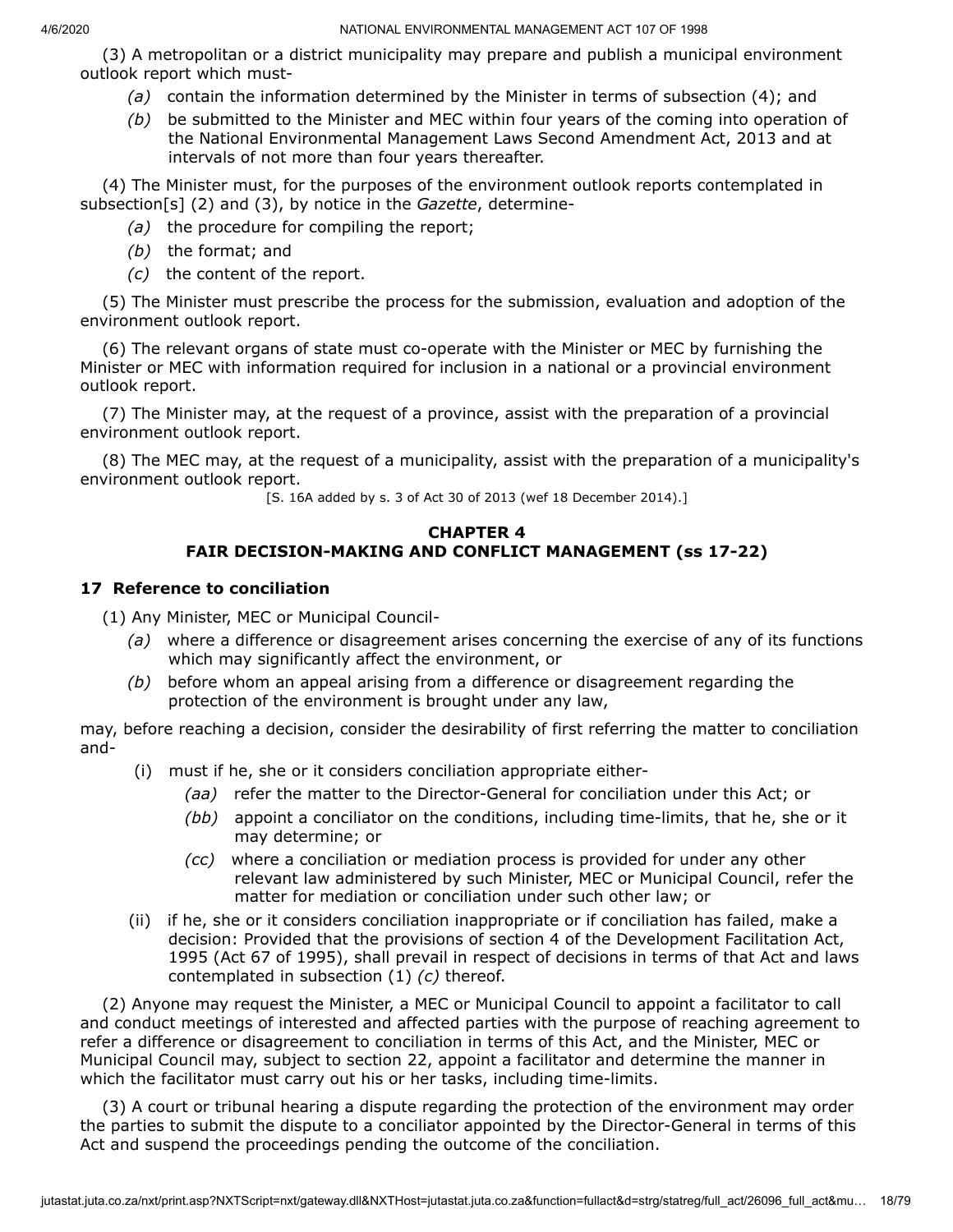(3) A metropolitan or a district municipality may prepare and publish a municipal environment outlook report which must-

- *(a)* contain the information determined by the Minister in terms of subsection (4); and
- *(b)* be submitted to the Minister and MEC within four years of the coming into operation of the National Environmental Management Laws Second Amendment Act, 2013 and at intervals of not more than four years thereafter.

(4) The Minister must, for the purposes of the environment outlook reports contemplated in subsection[s] (2) and (3), by notice in the *Gazette*, determine-

- *(a)* the procedure for compiling the report;
- *(b)* the format; and
- *(c)* the content of the report.

(5) The Minister must prescribe the process for the submission, evaluation and adoption of the environment outlook report.

(6) The relevant organs of state must co-operate with the Minister or MEC by furnishing the Minister or MEC with information required for inclusion in a national or a provincial environment outlook report.

(7) The Minister may, at the request of a province, assist with the preparation of a provincial environment outlook report.

(8) The MEC may, at the request of a municipality, assist with the preparation of a municipality's environment outlook report.

[S. 16A added by s. 3 of Act 30 of 2013 (wef 18 December 2014).]

## CHAPTER 4
## FAIR DECISION-MAKING AND CONFLICT MANAGEMENT (ss 17-22)

### 17 Reference to conciliation

(1) Any Minister, MEC or Municipal Council-

- *(a)* where a difference or disagreement arises concerning the exercise of any of its functions which may significantly affect the environment, or
- *(b)* before whom an appeal arising from a difference or disagreement regarding the protection of the environment is brought under any law,

may, before reaching a decision, consider the desirability of first referring the matter to conciliation and-

- (i) must if he, she or it considers conciliation appropriate either-
  - *(aa)* refer the matter to the Director-General for conciliation under this Act; or
  - *(bb)* appoint a conciliator on the conditions, including time-limits, that he, she or it may determine; or
  - *(cc)* where a conciliation or mediation process is provided for under any other relevant law administered by such Minister, MEC or Municipal Council, refer the matter for mediation or conciliation under such other law; or
- (ii) if he, she or it considers conciliation inappropriate or if conciliation has failed, make a decision: Provided that the provisions of section 4 of the Development Facilitation Act, 1995 (Act 67 of 1995), shall prevail in respect of decisions in terms of that Act and laws contemplated in subsection (1) *(c)* thereof.

(2) Anyone may request the Minister, a MEC or Municipal Council to appoint a facilitator to call and conduct meetings of interested and affected parties with the purpose of reaching agreement to refer a difference or disagreement to conciliation in terms of this Act, and the Minister, MEC or Municipal Council may, subject to section 22, appoint a facilitator and determine the manner in which the facilitator must carry out his or her tasks, including time-limits.

(3) A court or tribunal hearing a dispute regarding the protection of the environment may order the parties to submit the dispute to a conciliator appointed by the Director-General in terms of this Act and suspend the proceedings pending the outcome of the conciliation.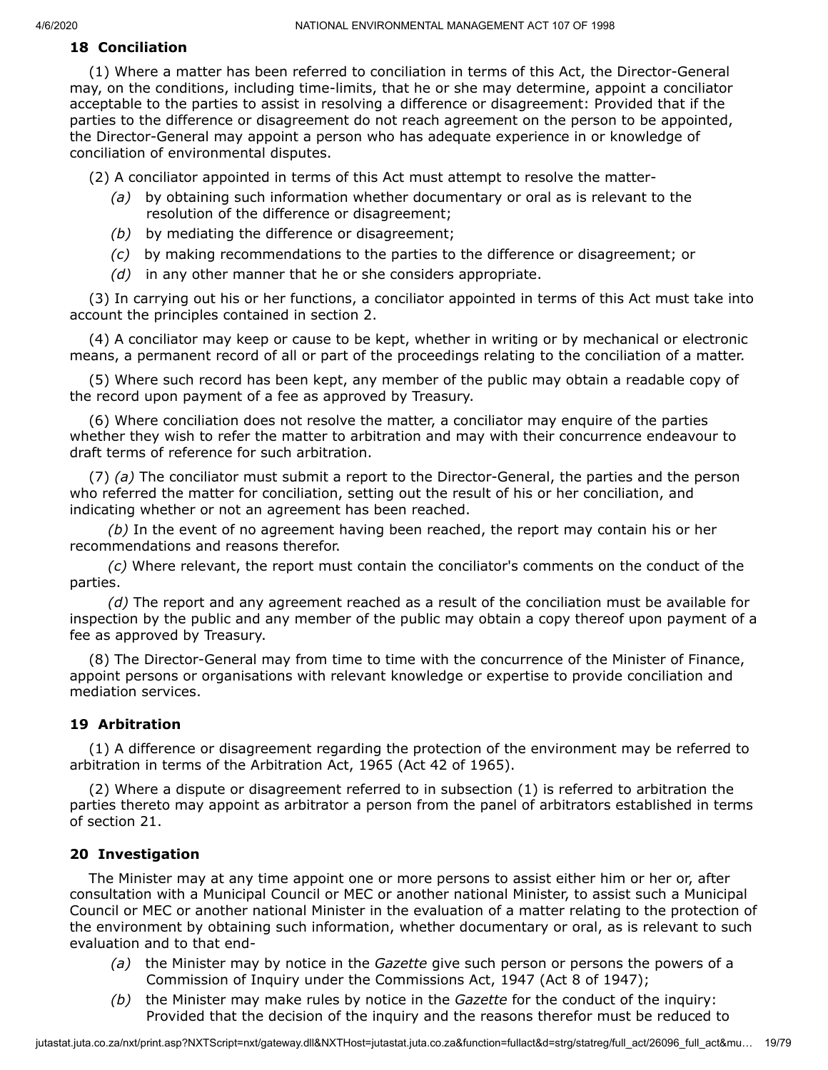## 18 Conciliation

(1) Where a matter has been referred to conciliation in terms of this Act, the Director-General may, on the conditions, including time-limits, that he or she may determine, appoint a conciliator acceptable to the parties to assist in resolving a difference or disagreement: Provided that if the parties to the difference or disagreement do not reach agreement on the person to be appointed, the Director-General may appoint a person who has adequate experience in or knowledge of conciliation of environmental disputes.

(2) A conciliator appointed in terms of this Act must attempt to resolve the matter-

*(a)* by obtaining such information whether documentary or oral as is relevant to the resolution of the difference or disagreement;

*(b)* by mediating the difference or disagreement;

*(c)* by making recommendations to the parties to the difference or disagreement; or

*(d)* in any other manner that he or she considers appropriate.

(3) In carrying out his or her functions, a conciliator appointed in terms of this Act must take into account the principles contained in section 2.

(4) A conciliator may keep or cause to be kept, whether in writing or by mechanical or electronic means, a permanent record of all or part of the proceedings relating to the conciliation of a matter.

(5) Where such record has been kept, any member of the public may obtain a readable copy of the record upon payment of a fee as approved by Treasury.

(6) Where conciliation does not resolve the matter, a conciliator may enquire of the parties whether they wish to refer the matter to arbitration and may with their concurrence endeavour to draft terms of reference for such arbitration.

(7) *(a)* The conciliator must submit a report to the Director-General, the parties and the person who referred the matter for conciliation, setting out the result of his or her conciliation, and indicating whether or not an agreement has been reached.

*(b)* In the event of no agreement having been reached, the report may contain his or her recommendations and reasons therefor.

*(c)* Where relevant, the report must contain the conciliator's comments on the conduct of the parties.

*(d)* The report and any agreement reached as a result of the conciliation must be available for inspection by the public and any member of the public may obtain a copy thereof upon payment of a fee as approved by Treasury.

(8) The Director-General may from time to time with the concurrence of the Minister of Finance, appoint persons or organisations with relevant knowledge or expertise to provide conciliation and mediation services.

## 19 Arbitration

(1) A difference or disagreement regarding the protection of the environment may be referred to arbitration in terms of the Arbitration Act, 1965 (Act 42 of 1965).

(2) Where a dispute or disagreement referred to in subsection (1) is referred to arbitration the parties thereto may appoint as arbitrator a person from the panel of arbitrators established in terms of section 21.

## 20 Investigation

The Minister may at any time appoint one or more persons to assist either him or her or, after consultation with a Municipal Council or MEC or another national Minister, to assist such a Municipal Council or MEC or another national Minister in the evaluation of a matter relating to the protection of the environment by obtaining such information, whether documentary or oral, as is relevant to such evaluation and to that end-

*(a)* the Minister may by notice in the *Gazette* give such person or persons the powers of a Commission of Inquiry under the Commissions Act, 1947 (Act 8 of 1947);

*(b)* the Minister may make rules by notice in the *Gazette* for the conduct of the inquiry: Provided that the decision of the inquiry and the reasons therefor must be reduced to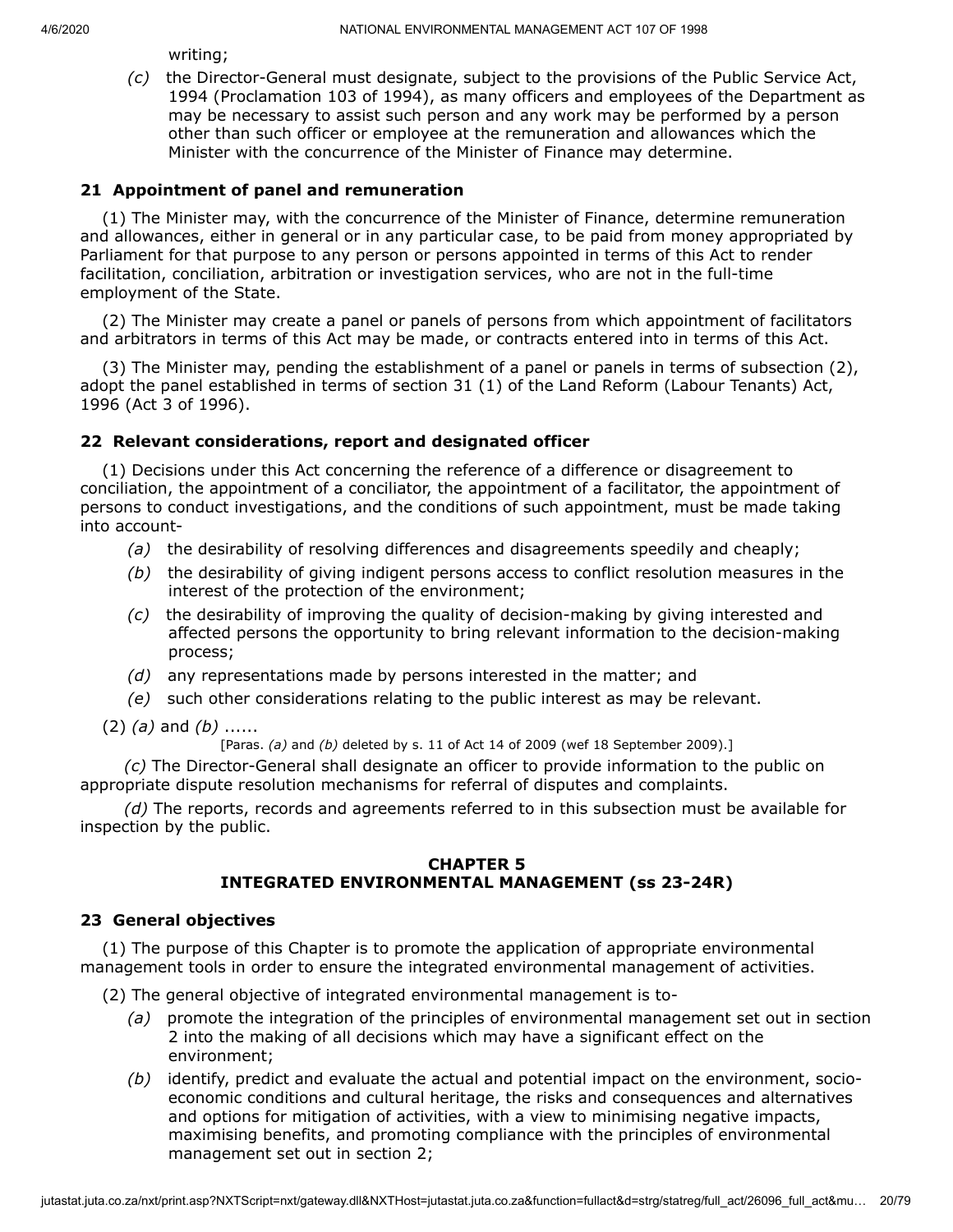writing;

*(c)* the Director-General must designate, subject to the provisions of the Public Service Act, 1994 (Proclamation 103 of 1994), as many officers and employees of the Department as may be necessary to assist such person and any work may be performed by a person other than such officer or employee at the remuneration and allowances which the Minister with the concurrence of the Minister of Finance may determine.

### 21 Appointment of panel and remuneration

(1) The Minister may, with the concurrence of the Minister of Finance, determine remuneration and allowances, either in general or in any particular case, to be paid from money appropriated by Parliament for that purpose to any person or persons appointed in terms of this Act to render facilitation, conciliation, arbitration or investigation services, who are not in the full-time employment of the State.

(2) The Minister may create a panel or panels of persons from which appointment of facilitators and arbitrators in terms of this Act may be made, or contracts entered into in terms of this Act.

(3) The Minister may, pending the establishment of a panel or panels in terms of subsection (2), adopt the panel established in terms of section 31 (1) of the Land Reform (Labour Tenants) Act, 1996 (Act 3 of 1996).

### 22 Relevant considerations, report and designated officer

(1) Decisions under this Act concerning the reference of a difference or disagreement to conciliation, the appointment of a conciliator, the appointment of a facilitator, the appointment of persons to conduct investigations, and the conditions of such appointment, must be made taking into account-

*(a)* the desirability of resolving differences and disagreements speedily and cheaply;

*(b)* the desirability of giving indigent persons access to conflict resolution measures in the interest of the protection of the environment;

*(c)* the desirability of improving the quality of decision-making by giving interested and affected persons the opportunity to bring relevant information to the decision-making process;

*(d)* any representations made by persons interested in the matter; and

*(e)* such other considerations relating to the public interest as may be relevant.

(2) *(a)* and *(b)* ......

[Paras. *(a)* and *(b)* deleted by s. 11 of Act 14 of 2009 (wef 18 September 2009).]

*(c)* The Director-General shall designate an officer to provide information to the public on appropriate dispute resolution mechanisms for referral of disputes and complaints.

*(d)* The reports, records and agreements referred to in this subsection must be available for inspection by the public.

## CHAPTER 5
## INTEGRATED ENVIRONMENTAL MANAGEMENT (ss 23-24R)

### 23 General objectives

(1) The purpose of this Chapter is to promote the application of appropriate environmental management tools in order to ensure the integrated environmental management of activities.

(2) The general objective of integrated environmental management is to-

*(a)* promote the integration of the principles of environmental management set out in section 2 into the making of all decisions which may have a significant effect on the environment;

*(b)* identify, predict and evaluate the actual and potential impact on the environment, socio-economic conditions and cultural heritage, the risks and consequences and alternatives and options for mitigation of activities, with a view to minimising negative impacts, maximising benefits, and promoting compliance with the principles of environmental management set out in section 2;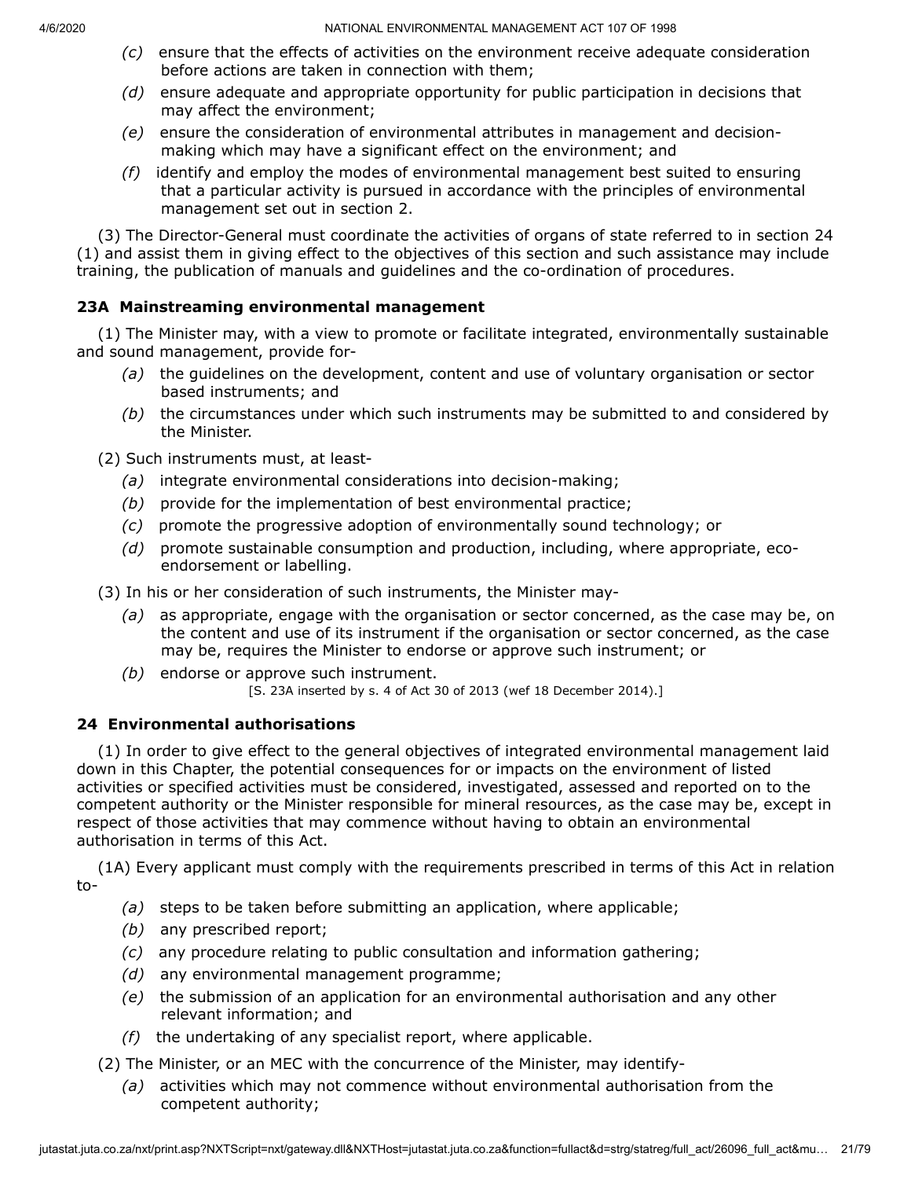(c) ensure that the effects of activities on the environment receive adequate consideration before actions are taken in connection with them;

(d) ensure adequate and appropriate opportunity for public participation in decisions that may affect the environment;

(e) ensure the consideration of environmental attributes in management and decision-making which may have a significant effect on the environment; and

(f) identify and employ the modes of environmental management best suited to ensuring that a particular activity is pursued in accordance with the principles of environmental management set out in section 2.

(3) The Director-General must coordinate the activities of organs of state referred to in section 24 (1) and assist them in giving effect to the objectives of this section and such assistance may include training, the publication of manuals and guidelines and the co-ordination of procedures.

### 23A Mainstreaming environmental management

(1) The Minister may, with a view to promote or facilitate integrated, environmentally sustainable and sound management, provide for-

(a) the guidelines on the development, content and use of voluntary organisation or sector based instruments; and

(b) the circumstances under which such instruments may be submitted to and considered by the Minister.

(2) Such instruments must, at least-

(a) integrate environmental considerations into decision-making;

(b) provide for the implementation of best environmental practice;

(c) promote the progressive adoption of environmentally sound technology; or

(d) promote sustainable consumption and production, including, where appropriate, eco-endorsement or labelling.

(3) In his or her consideration of such instruments, the Minister may-

(a) as appropriate, engage with the organisation or sector concerned, as the case may be, on the content and use of its instrument if the organisation or sector concerned, as the case may be, requires the Minister to endorse or approve such instrument; or

(b) endorse or approve such instrument.

[S. 23A inserted by s. 4 of Act 30 of 2013 (wef 18 December 2014).]

### 24 Environmental authorisations

(1) In order to give effect to the general objectives of integrated environmental management laid down in this Chapter, the potential consequences for or impacts on the environment of listed activities or specified activities must be considered, investigated, assessed and reported on to the competent authority or the Minister responsible for mineral resources, as the case may be, except in respect of those activities that may commence without having to obtain an environmental authorisation in terms of this Act.

(1A) Every applicant must comply with the requirements prescribed in terms of this Act in relation to-

(a) steps to be taken before submitting an application, where applicable;

(b) any prescribed report;

(c) any procedure relating to public consultation and information gathering;

(d) any environmental management programme;

(e) the submission of an application for an environmental authorisation and any other relevant information; and

(f) the undertaking of any specialist report, where applicable.

(2) The Minister, or an MEC with the concurrence of the Minister, may identify-

(a) activities which may not commence without environmental authorisation from the competent authority;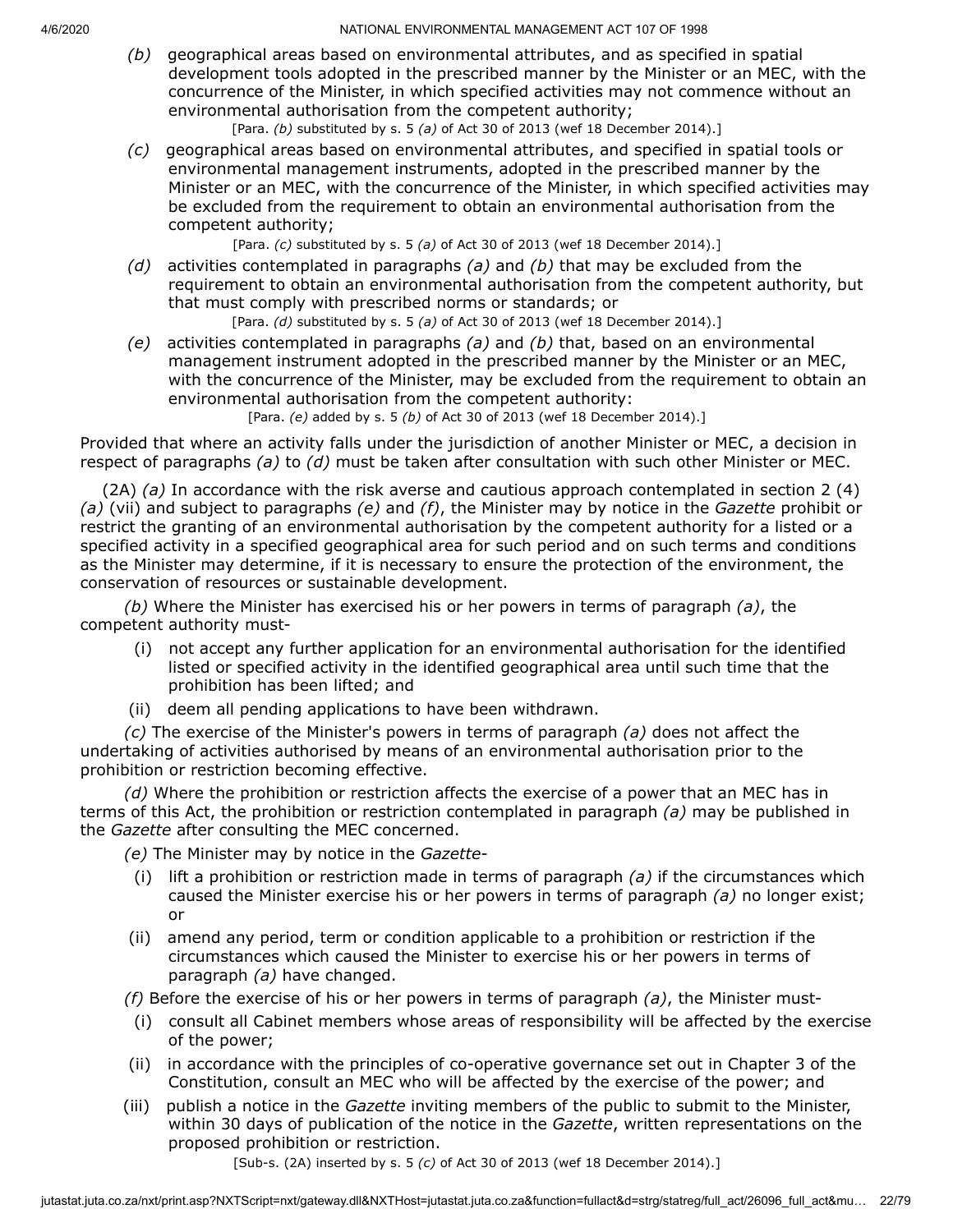(*b*) geographical areas based on environmental attributes, and as specified in spatial development tools adopted in the prescribed manner by the Minister or an MEC, with the concurrence of the Minister, in which specified activities may not commence without an environmental authorisation from the competent authority;

[Para. *(b)* substituted by s. 5 *(a)* of Act 30 of 2013 (wef 18 December 2014).]

(*c*) geographical areas based on environmental attributes, and specified in spatial tools or environmental management instruments, adopted in the prescribed manner by the Minister or an MEC, with the concurrence of the Minister, in which specified activities may be excluded from the requirement to obtain an environmental authorisation from the competent authority;

[Para. *(c)* substituted by s. 5 *(a)* of Act 30 of 2013 (wef 18 December 2014).]

(*d*) activities contemplated in paragraphs *(a)* and *(b)* that may be excluded from the requirement to obtain an environmental authorisation from the competent authority, but that must comply with prescribed norms or standards; or

[Para. *(d)* substituted by s. 5 *(a)* of Act 30 of 2013 (wef 18 December 2014).]

(*e*) activities contemplated in paragraphs *(a)* and *(b)* that, based on an environmental management instrument adopted in the prescribed manner by the Minister or an MEC, with the concurrence of the Minister, may be excluded from the requirement to obtain an environmental authorisation from the competent authority:

[Para. *(e)* added by s. 5 *(b)* of Act 30 of 2013 (wef 18 December 2014).]

Provided that where an activity falls under the jurisdiction of another Minister or MEC, a decision in respect of paragraphs *(a)* to *(d)* must be taken after consultation with such other Minister or MEC.

(2A) *(a)* In accordance with the risk averse and cautious approach contemplated in section 2 (4) *(a)* (vii) and subject to paragraphs *(e)* and *(f)*, the Minister may by notice in the *Gazette* prohibit or restrict the granting of an environmental authorisation by the competent authority for a listed or a specified activity in a specified geographical area for such period and on such terms and conditions as the Minister may determine, if it is necessary to ensure the protection of the environment, the conservation of resources or sustainable development.

*(b)* Where the Minister has exercised his or her powers in terms of paragraph *(a)*, the competent authority must-

(i) not accept any further application for an environmental authorisation for the identified listed or specified activity in the identified geographical area until such time that the prohibition has been lifted; and

(ii) deem all pending applications to have been withdrawn.

*(c)* The exercise of the Minister's powers in terms of paragraph *(a)* does not affect the undertaking of activities authorised by means of an environmental authorisation prior to the prohibition or restriction becoming effective.

*(d)* Where the prohibition or restriction affects the exercise of a power that an MEC has in terms of this Act, the prohibition or restriction contemplated in paragraph *(a)* may be published in the *Gazette* after consulting the MEC concerned.

*(e)* The Minister may by notice in the *Gazette*-

(i) lift a prohibition or restriction made in terms of paragraph *(a)* if the circumstances which caused the Minister exercise his or her powers in terms of paragraph *(a)* no longer exist; or

(ii) amend any period, term or condition applicable to a prohibition or restriction if the circumstances which caused the Minister to exercise his or her powers in terms of paragraph *(a)* have changed.

*(f)* Before the exercise of his or her powers in terms of paragraph *(a)*, the Minister must-

(i) consult all Cabinet members whose areas of responsibility will be affected by the exercise of the power;

(ii) in accordance with the principles of co-operative governance set out in Chapter 3 of the Constitution, consult an MEC who will be affected by the exercise of the power; and

(iii) publish a notice in the *Gazette* inviting members of the public to submit to the Minister, within 30 days of publication of the notice in the *Gazette*, written representations on the proposed prohibition or restriction.

[Sub-s. (2A) inserted by s. 5 *(c)* of Act 30 of 2013 (wef 18 December 2014).]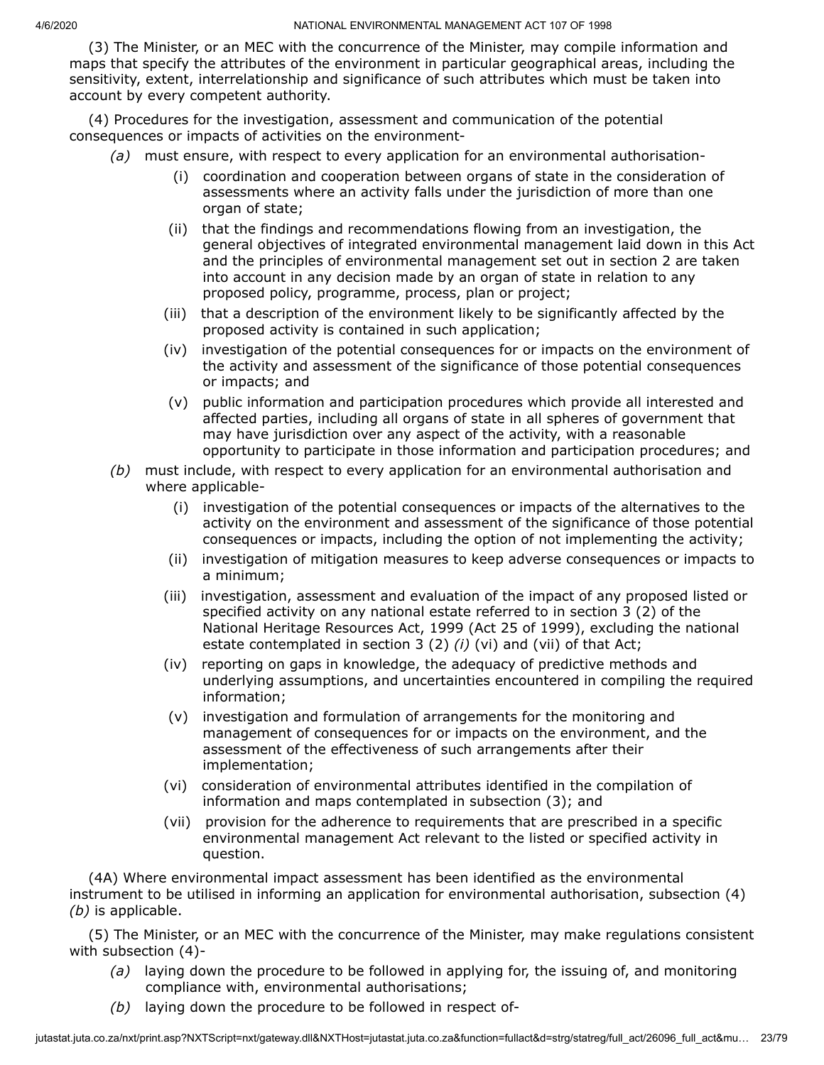(3) The Minister, or an MEC with the concurrence of the Minister, may compile information and maps that specify the attributes of the environment in particular geographical areas, including the sensitivity, extent, interrelationship and significance of such attributes which must be taken into account by every competent authority.

(4) Procedures for the investigation, assessment and communication of the potential consequences or impacts of activities on the environment-

*(a)* must ensure, with respect to every application for an environmental authorisation-

(i) coordination and cooperation between organs of state in the consideration of assessments where an activity falls under the jurisdiction of more than one organ of state;

(ii) that the findings and recommendations flowing from an investigation, the general objectives of integrated environmental management laid down in this Act and the principles of environmental management set out in section 2 are taken into account in any decision made by an organ of state in relation to any proposed policy, programme, process, plan or project;

(iii) that a description of the environment likely to be significantly affected by the proposed activity is contained in such application;

(iv) investigation of the potential consequences for or impacts on the environment of the activity and assessment of the significance of those potential consequences or impacts; and

(v) public information and participation procedures which provide all interested and affected parties, including all organs of state in all spheres of government that may have jurisdiction over any aspect of the activity, with a reasonable opportunity to participate in those information and participation procedures; and

*(b)* must include, with respect to every application for an environmental authorisation and where applicable-

(i) investigation of the potential consequences or impacts of the alternatives to the activity on the environment and assessment of the significance of those potential consequences or impacts, including the option of not implementing the activity;

(ii) investigation of mitigation measures to keep adverse consequences or impacts to a minimum;

(iii) investigation, assessment and evaluation of the impact of any proposed listed or specified activity on any national estate referred to in section 3 (2) of the National Heritage Resources Act, 1999 (Act 25 of 1999), excluding the national estate contemplated in section 3 (2) *(i)* (vi) and (vii) of that Act;

(iv) reporting on gaps in knowledge, the adequacy of predictive methods and underlying assumptions, and uncertainties encountered in compiling the required information;

(v) investigation and formulation of arrangements for the monitoring and management of consequences for or impacts on the environment, and the assessment of the effectiveness of such arrangements after their implementation;

(vi) consideration of environmental attributes identified in the compilation of information and maps contemplated in subsection (3); and

(vii) provision for the adherence to requirements that are prescribed in a specific environmental management Act relevant to the listed or specified activity in question.

(4A) Where environmental impact assessment has been identified as the environmental instrument to be utilised in informing an application for environmental authorisation, subsection (4) *(b)* is applicable.

(5) The Minister, or an MEC with the concurrence of the Minister, may make regulations consistent with subsection (4)-

*(a)* laying down the procedure to be followed in applying for, the issuing of, and monitoring compliance with, environmental authorisations;

*(b)* laying down the procedure to be followed in respect of-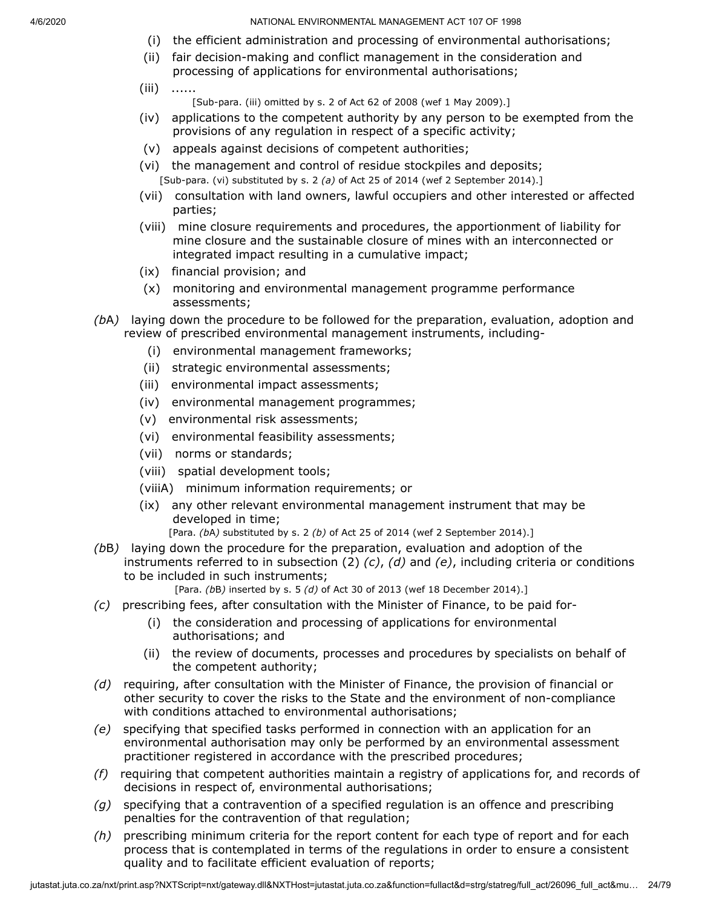(i) the efficient administration and processing of environmental authorisations;

(ii) fair decision-making and conflict management in the consideration and processing of applications for environmental authorisations;

(iii) ......

[Sub-para. (iii) omitted by s. 2 of Act 62 of 2008 (wef 1 May 2009).]

(iv) applications to the competent authority by any person to be exempted from the provisions of any regulation in respect of a specific activity;

(v) appeals against decisions of competent authorities;

(vi) the management and control of residue stockpiles and deposits;

[Sub-para. (vi) substituted by s. 2 *(a)* of Act 25 of 2014 (wef 2 September 2014).]

(vii) consultation with land owners, lawful occupiers and other interested or affected parties;

(viii) mine closure requirements and procedures, the apportionment of liability for mine closure and the sustainable closure of mines with an interconnected or integrated impact resulting in a cumulative impact;

(ix) financial provision; and

(x) monitoring and environmental management programme performance assessments;

*(b*A*)* laying down the procedure to be followed for the preparation, evaluation, adoption and review of prescribed environmental management instruments, including-

(i) environmental management frameworks;

(ii) strategic environmental assessments;

(iii) environmental impact assessments;

(iv) environmental management programmes;

(v) environmental risk assessments;

(vi) environmental feasibility assessments;

(vii) norms or standards;

(viii) spatial development tools;

(viiiA) minimum information requirements; or

(ix) any other relevant environmental management instrument that may be developed in time;

[Para. *(b*A*)* substituted by s. 2 *(b)* of Act 25 of 2014 (wef 2 September 2014).]

*(b*B*)* laying down the procedure for the preparation, evaluation and adoption of the instruments referred to in subsection (2) *(c)*, *(d)* and *(e)*, including criteria or conditions to be included in such instruments;

[Para. *(b*B*)* inserted by s. 5 *(d)* of Act 30 of 2013 (wef 18 December 2014).]

*(c)* prescribing fees, after consultation with the Minister of Finance, to be paid for-

(i) the consideration and processing of applications for environmental authorisations; and

(ii) the review of documents, processes and procedures by specialists on behalf of the competent authority;

*(d)* requiring, after consultation with the Minister of Finance, the provision of financial or other security to cover the risks to the State and the environment of non-compliance with conditions attached to environmental authorisations;

*(e)* specifying that specified tasks performed in connection with an application for an environmental authorisation may only be performed by an environmental assessment practitioner registered in accordance with the prescribed procedures;

*(f)* requiring that competent authorities maintain a registry of applications for, and records of decisions in respect of, environmental authorisations;

*(g)* specifying that a contravention of a specified regulation is an offence and prescribing penalties for the contravention of that regulation;

*(h)* prescribing minimum criteria for the report content for each type of report and for each process that is contemplated in terms of the regulations in order to ensure a consistent quality and to facilitate efficient evaluation of reports;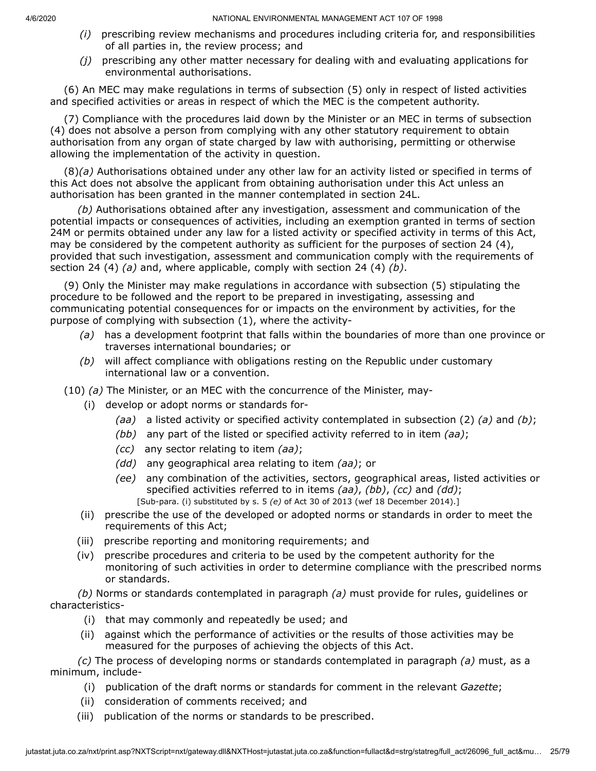*(i)* prescribing review mechanisms and procedures including criteria for, and responsibilities of all parties in, the review process; and

*(j)* prescribing any other matter necessary for dealing with and evaluating applications for environmental authorisations.

(6) An MEC may make regulations in terms of subsection (5) only in respect of listed activities and specified activities or areas in respect of which the MEC is the competent authority.

(7) Compliance with the procedures laid down by the Minister or an MEC in terms of subsection (4) does not absolve a person from complying with any other statutory requirement to obtain authorisation from any organ of state charged by law with authorising, permitting or otherwise allowing the implementation of the activity in question.

(8)*(a)* Authorisations obtained under any other law for an activity listed or specified in terms of this Act does not absolve the applicant from obtaining authorisation under this Act unless an authorisation has been granted in the manner contemplated in section 24L.

*(b)* Authorisations obtained after any investigation, assessment and communication of the potential impacts or consequences of activities, including an exemption granted in terms of section 24M or permits obtained under any law for a listed activity or specified activity in terms of this Act, may be considered by the competent authority as sufficient for the purposes of section 24 (4), provided that such investigation, assessment and communication comply with the requirements of section 24 (4) *(a)* and, where applicable, comply with section 24 (4) *(b)*.

(9) Only the Minister may make regulations in accordance with subsection (5) stipulating the procedure to be followed and the report to be prepared in investigating, assessing and communicating potential consequences for or impacts on the environment by activities, for the purpose of complying with subsection (1), where the activity-

*(a)* has a development footprint that falls within the boundaries of more than one province or traverses international boundaries; or

*(b)* will affect compliance with obligations resting on the Republic under customary international law or a convention.

(10) *(a)* The Minister, or an MEC with the concurrence of the Minister, may-

(i) develop or adopt norms or standards for-

*(aa)* a listed activity or specified activity contemplated in subsection (2) *(a)* and *(b)*;

*(bb)* any part of the listed or specified activity referred to in item *(aa)*;

*(cc)* any sector relating to item *(aa)*;

*(dd)* any geographical area relating to item *(aa)*; or

*(ee)* any combination of the activities, sectors, geographical areas, listed activities or specified activities referred to in items *(aa)*, *(bb)*, *(cc)* and *(dd)*;

[Sub-para. (i) substituted by s. 5 *(e)* of Act 30 of 2013 (wef 18 December 2014).]

(ii) prescribe the use of the developed or adopted norms or standards in order to meet the requirements of this Act;

(iii) prescribe reporting and monitoring requirements; and

(iv) prescribe procedures and criteria to be used by the competent authority for the monitoring of such activities in order to determine compliance with the prescribed norms or standards.

*(b)* Norms or standards contemplated in paragraph *(a)* must provide for rules, guidelines or characteristics-

(i) that may commonly and repeatedly be used; and

(ii) against which the performance of activities or the results of those activities may be measured for the purposes of achieving the objects of this Act.

*(c)* The process of developing norms or standards contemplated in paragraph *(a)* must, as a minimum, include-

(i) publication of the draft norms or standards for comment in the relevant *Gazette*;

(ii) consideration of comments received; and

(iii) publication of the norms or standards to be prescribed.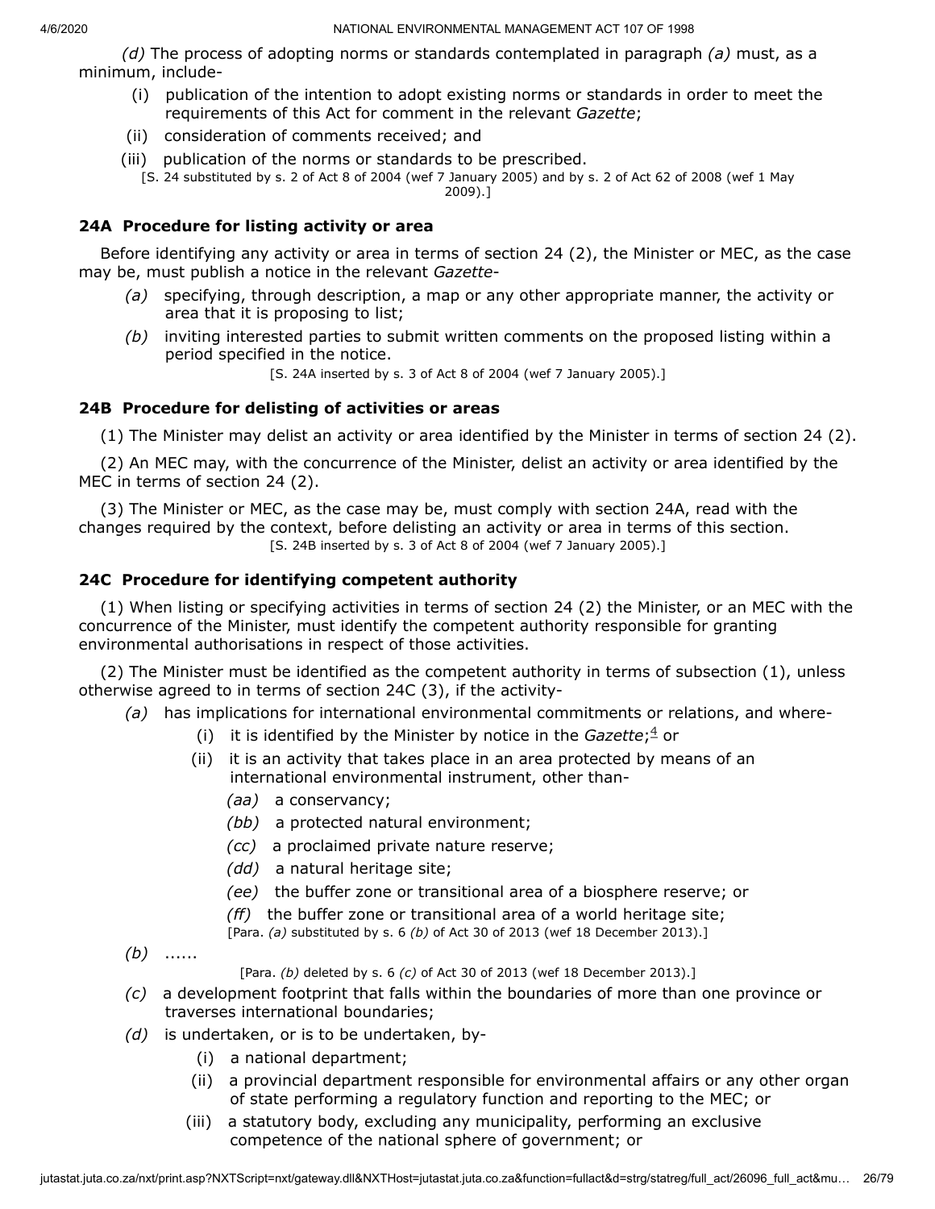*(d)* The process of adopting norms or standards contemplated in paragraph *(a)* must, as a minimum, include-

- (i) publication of the intention to adopt existing norms or standards in order to meet the requirements of this Act for comment in the relevant *Gazette*;
- (ii) consideration of comments received; and
- (iii) publication of the norms or standards to be prescribed.

[S. 24 substituted by s. 2 of Act 8 of 2004 (wef 7 January 2005) and by s. 2 of Act 62 of 2008 (wef 1 May 2009).]

### 24A Procedure for listing activity or area

Before identifying any activity or area in terms of section 24 (2), the Minister or MEC, as the case may be, must publish a notice in the relevant *Gazette*-

- *(a)* specifying, through description, a map or any other appropriate manner, the activity or area that it is proposing to list;
- *(b)* inviting interested parties to submit written comments on the proposed listing within a period specified in the notice.

[S. 24A inserted by s. 3 of Act 8 of 2004 (wef 7 January 2005).]

### 24B Procedure for delisting of activities or areas

(1) The Minister may delist an activity or area identified by the Minister in terms of section 24 (2).

(2) An MEC may, with the concurrence of the Minister, delist an activity or area identified by the MEC in terms of section 24 (2).

(3) The Minister or MEC, as the case may be, must comply with section 24A, read with the changes required by the context, before delisting an activity or area in terms of this section.

[S. 24B inserted by s. 3 of Act 8 of 2004 (wef 7 January 2005).]

### 24C Procedure for identifying competent authority

(1) When listing or specifying activities in terms of section 24 (2) the Minister, or an MEC with the concurrence of the Minister, must identify the competent authority responsible for granting environmental authorisations in respect of those activities.

(2) The Minister must be identified as the competent authority in terms of subsection (1), unless otherwise agreed to in terms of section 24C (3), if the activity-

- *(a)* has implications for international environmental commitments or relations, and where-
  - (i) it is identified by the Minister by notice in the *Gazette*;[4] or
  - (ii) it is an activity that takes place in an area protected by means of an international environmental instrument, other than-
    - *(aa)* a conservancy;
    - *(bb)* a protected natural environment;
    - *(cc)* a proclaimed private nature reserve;
    - *(dd)* a natural heritage site;
    - *(ee)* the buffer zone or transitional area of a biosphere reserve; or
    - *(ff)* the buffer zone or transitional area of a world heritage site;

    [Para. *(a)* substituted by s. 6 *(b)* of Act 30 of 2013 (wef 18 December 2013).]
- *(b)* ......

  [Para. *(b)* deleted by s. 6 *(c)* of Act 30 of 2013 (wef 18 December 2013).]
- *(c)* a development footprint that falls within the boundaries of more than one province or traverses international boundaries;
- *(d)* is undertaken, or is to be undertaken, by-
  - (i) a national department;
  - (ii) a provincial department responsible for environmental affairs or any other organ of state performing a regulatory function and reporting to the MEC; or
  - (iii) a statutory body, excluding any municipality, performing an exclusive competence of the national sphere of government; or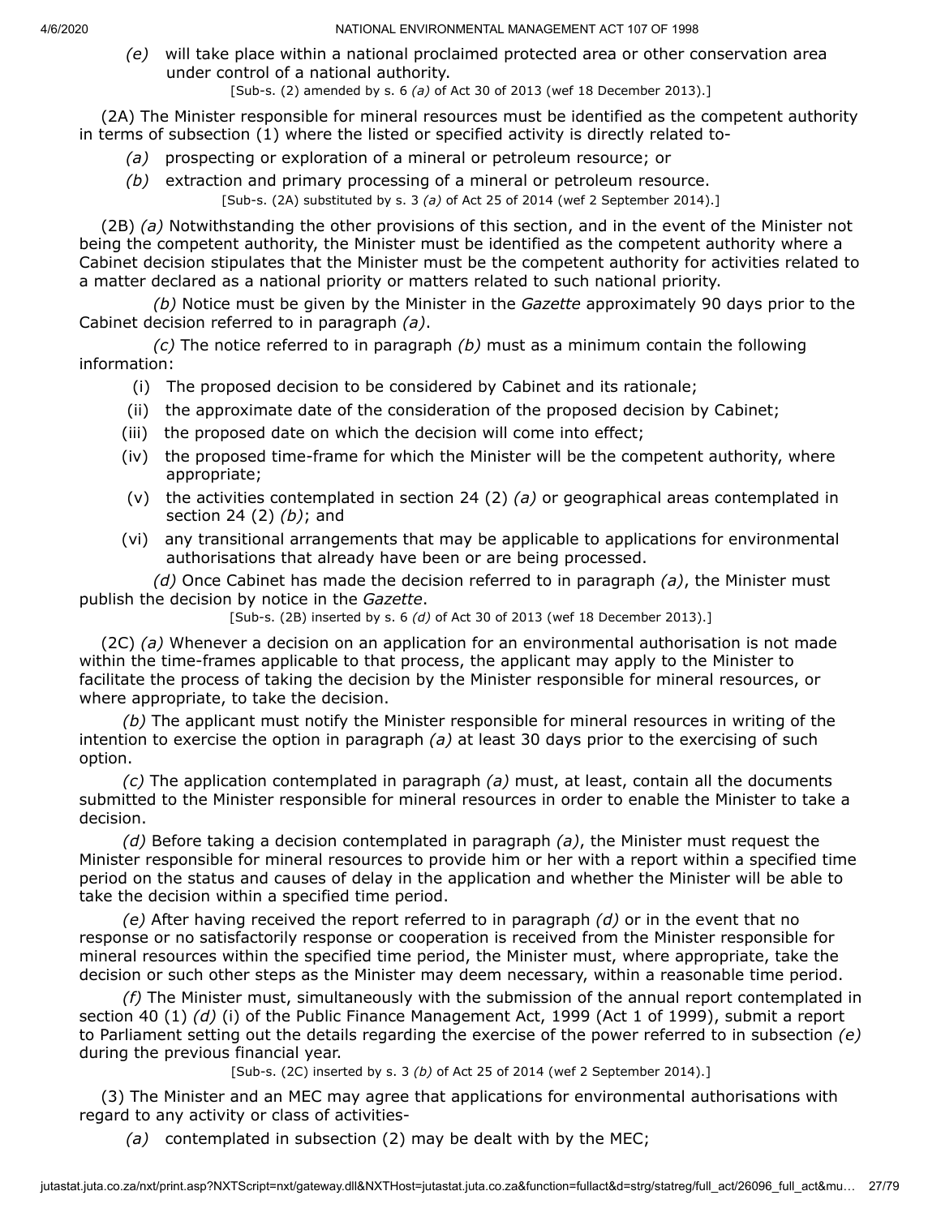*(e)* will take place within a national proclaimed protected area or other conservation area under control of a national authority.

[Sub-s. (2) amended by s. 6 *(a)* of Act 30 of 2013 (wef 18 December 2013).]

(2A) The Minister responsible for mineral resources must be identified as the competent authority in terms of subsection (1) where the listed or specified activity is directly related to-

*(a)* prospecting or exploration of a mineral or petroleum resource; or

*(b)* extraction and primary processing of a mineral or petroleum resource.

[Sub-s. (2A) substituted by s. 3 *(a)* of Act 25 of 2014 (wef 2 September 2014).]

(2B) *(a)* Notwithstanding the other provisions of this section, and in the event of the Minister not being the competent authority, the Minister must be identified as the competent authority where a Cabinet decision stipulates that the Minister must be the competent authority for activities related to a matter declared as a national priority or matters related to such national priority.

*(b)* Notice must be given by the Minister in the *Gazette* approximately 90 days prior to the Cabinet decision referred to in paragraph *(a)*.

*(c)* The notice referred to in paragraph *(b)* must as a minimum contain the following information:

(i) The proposed decision to be considered by Cabinet and its rationale;

(ii) the approximate date of the consideration of the proposed decision by Cabinet;

(iii) the proposed date on which the decision will come into effect;

(iv) the proposed time-frame for which the Minister will be the competent authority, where appropriate;

(v) the activities contemplated in section 24 (2) *(a)* or geographical areas contemplated in section 24 (2) *(b)*; and

(vi) any transitional arrangements that may be applicable to applications for environmental authorisations that already have been or are being processed.

*(d)* Once Cabinet has made the decision referred to in paragraph *(a)*, the Minister must publish the decision by notice in the *Gazette*.

[Sub-s. (2B) inserted by s. 6 *(d)* of Act 30 of 2013 (wef 18 December 2013).]

(2C) *(a)* Whenever a decision on an application for an environmental authorisation is not made within the time-frames applicable to that process, the applicant may apply to the Minister to facilitate the process of taking the decision by the Minister responsible for mineral resources, or where appropriate, to take the decision.

*(b)* The applicant must notify the Minister responsible for mineral resources in writing of the intention to exercise the option in paragraph *(a)* at least 30 days prior to the exercising of such option.

*(c)* The application contemplated in paragraph *(a)* must, at least, contain all the documents submitted to the Minister responsible for mineral resources in order to enable the Minister to take a decision.

*(d)* Before taking a decision contemplated in paragraph *(a)*, the Minister must request the Minister responsible for mineral resources to provide him or her with a report within a specified time period on the status and causes of delay in the application and whether the Minister will be able to take the decision within a specified time period.

*(e)* After having received the report referred to in paragraph *(d)* or in the event that no response or no satisfactorily response or cooperation is received from the Minister responsible for mineral resources within the specified time period, the Minister must, where appropriate, take the decision or such other steps as the Minister may deem necessary, within a reasonable time period.

*(f)* The Minister must, simultaneously with the submission of the annual report contemplated in section 40 (1) *(d)* (i) of the Public Finance Management Act, 1999 (Act 1 of 1999), submit a report to Parliament setting out the details regarding the exercise of the power referred to in subsection *(e)* during the previous financial year.

[Sub-s. (2C) inserted by s. 3 *(b)* of Act 25 of 2014 (wef 2 September 2014).]

(3) The Minister and an MEC may agree that applications for environmental authorisations with regard to any activity or class of activities-

*(a)* contemplated in subsection (2) may be dealt with by the MEC;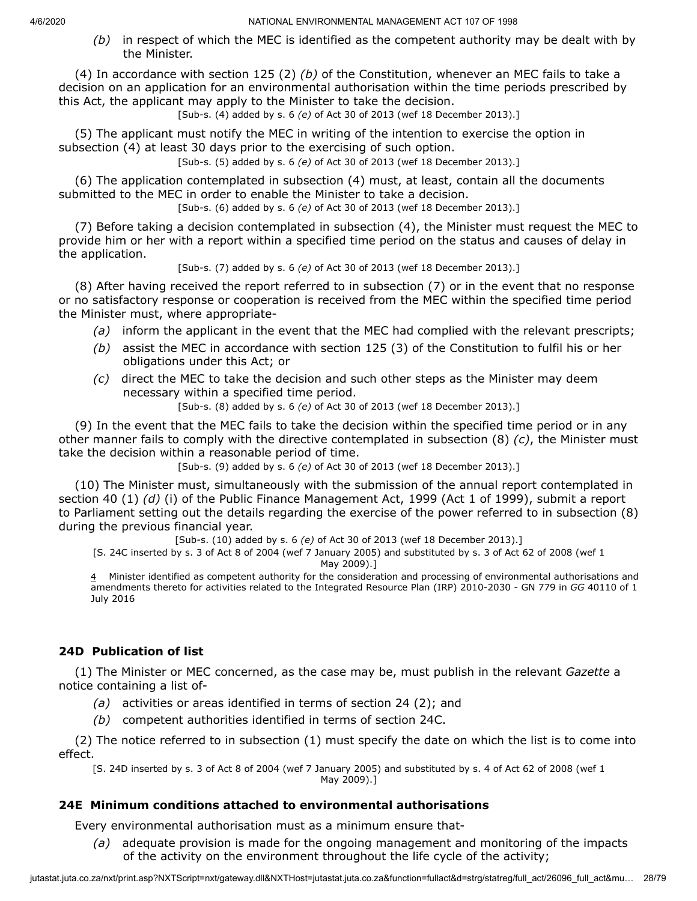*(b)* in respect of which the MEC is identified as the competent authority may be dealt with by the Minister.

(4) In accordance with section 125 (2) *(b)* of the Constitution, whenever an MEC fails to take a decision on an application for an environmental authorisation within the time periods prescribed by this Act, the applicant may apply to the Minister to take the decision.

[Sub-s. (4) added by s. 6 *(e)* of Act 30 of 2013 (wef 18 December 2013).]

(5) The applicant must notify the MEC in writing of the intention to exercise the option in subsection (4) at least 30 days prior to the exercising of such option.

[Sub-s. (5) added by s. 6 *(e)* of Act 30 of 2013 (wef 18 December 2013).]

(6) The application contemplated in subsection (4) must, at least, contain all the documents submitted to the MEC in order to enable the Minister to take a decision.

[Sub-s. (6) added by s. 6 *(e)* of Act 30 of 2013 (wef 18 December 2013).]

(7) Before taking a decision contemplated in subsection (4), the Minister must request the MEC to provide him or her with a report within a specified time period on the status and causes of delay in the application.

[Sub-s. (7) added by s. 6 *(e)* of Act 30 of 2013 (wef 18 December 2013).]

(8) After having received the report referred to in subsection (7) or in the event that no response or no satisfactory response or cooperation is received from the MEC within the specified time period the Minister must, where appropriate-

*(a)* inform the applicant in the event that the MEC had complied with the relevant prescripts;

*(b)* assist the MEC in accordance with section 125 (3) of the Constitution to fulfil his or her obligations under this Act; or

*(c)* direct the MEC to take the decision and such other steps as the Minister may deem necessary within a specified time period.

[Sub-s. (8) added by s. 6 *(e)* of Act 30 of 2013 (wef 18 December 2013).]

(9) In the event that the MEC fails to take the decision within the specified time period or in any other manner fails to comply with the directive contemplated in subsection (8) *(c)*, the Minister must take the decision within a reasonable period of time.

[Sub-s. (9) added by s. 6 *(e)* of Act 30 of 2013 (wef 18 December 2013).]

(10) The Minister must, simultaneously with the submission of the annual report contemplated in section 40 (1) *(d)* (i) of the Public Finance Management Act, 1999 (Act 1 of 1999), submit a report to Parliament setting out the details regarding the exercise of the power referred to in subsection (8) during the previous financial year.

[Sub-s. (10) added by s. 6 *(e)* of Act 30 of 2013 (wef 18 December 2013).]

[S. 24C inserted by s. 3 of Act 8 of 2004 (wef 7 January 2005) and substituted by s. 3 of Act 62 of 2008 (wef 1 May 2009).]

4 Minister identified as competent authority for the consideration and processing of environmental authorisations and amendments thereto for activities related to the Integrated Resource Plan (IRP) 2010-2030 - GN 779 in *GG* 40110 of 1 July 2016

## 24D Publication of list

(1) The Minister or MEC concerned, as the case may be, must publish in the relevant *Gazette* a notice containing a list of-

*(a)* activities or areas identified in terms of section 24 (2); and

*(b)* competent authorities identified in terms of section 24C.

(2) The notice referred to in subsection (1) must specify the date on which the list is to come into effect.

[S. 24D inserted by s. 3 of Act 8 of 2004 (wef 7 January 2005) and substituted by s. 4 of Act 62 of 2008 (wef 1 May 2009).]

## 24E Minimum conditions attached to environmental authorisations

Every environmental authorisation must as a minimum ensure that-

*(a)* adequate provision is made for the ongoing management and monitoring of the impacts of the activity on the environment throughout the life cycle of the activity;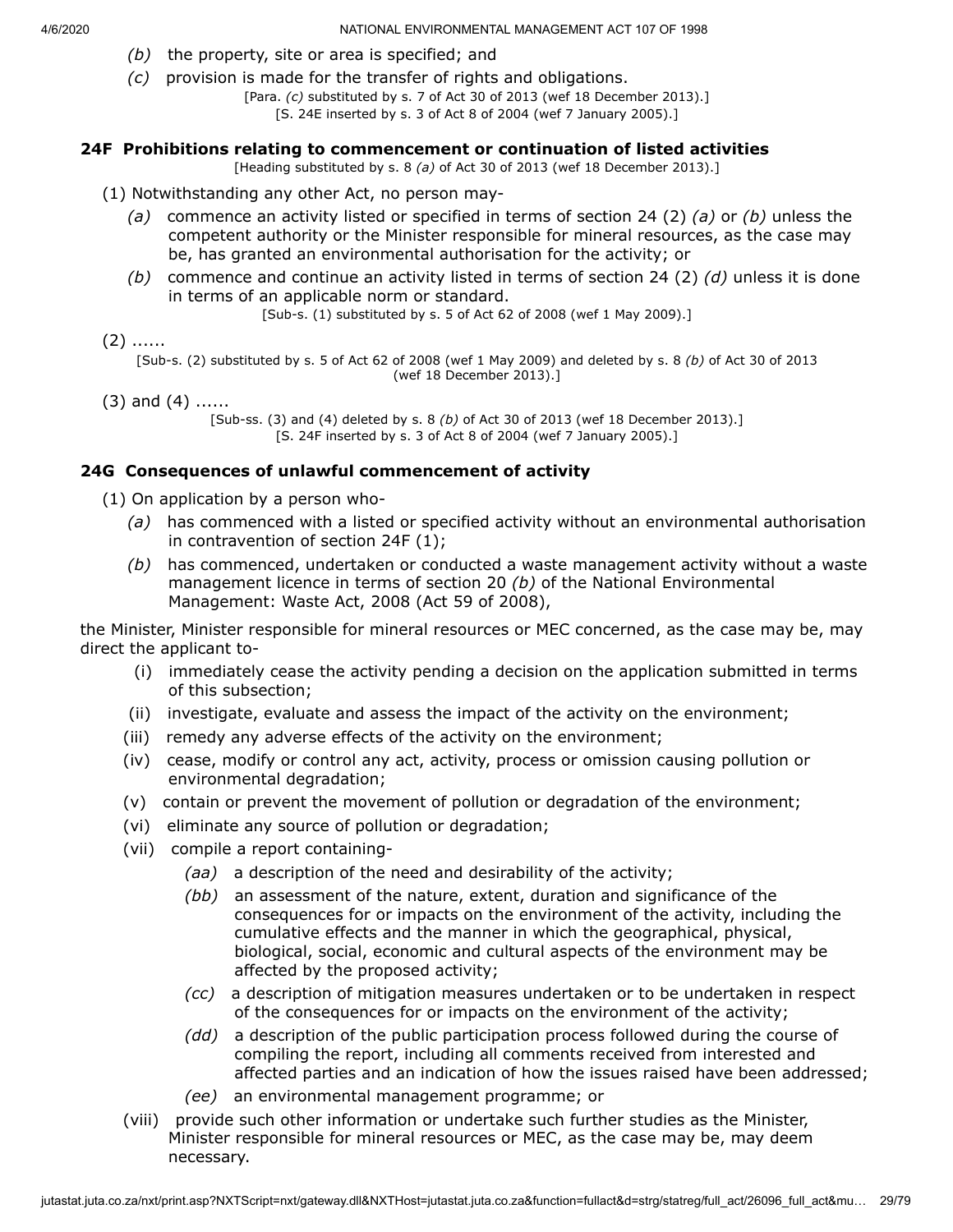*(b)* the property, site or area is specified; and

*(c)* provision is made for the transfer of rights and obligations.

[Para. *(c)* substituted by s. 7 of Act 30 of 2013 (wef 18 December 2013).]

[S. 24E inserted by s. 3 of Act 8 of 2004 (wef 7 January 2005).]

### 24F Prohibitions relating to commencement or continuation of listed activities

[Heading substituted by s. 8 *(a)* of Act 30 of 2013 (wef 18 December 2013).]

(1) Notwithstanding any other Act, no person may-

*(a)* commence an activity listed or specified in terms of section 24 (2) *(a)* or *(b)* unless the competent authority or the Minister responsible for mineral resources, as the case may be, has granted an environmental authorisation for the activity; or

*(b)* commence and continue an activity listed in terms of section 24 (2) *(d)* unless it is done in terms of an applicable norm or standard.

[Sub-s. (1) substituted by s. 5 of Act 62 of 2008 (wef 1 May 2009).]

(2) ......

[Sub-s. (2) substituted by s. 5 of Act 62 of 2008 (wef 1 May 2009) and deleted by s. 8 *(b)* of Act 30 of 2013 (wef 18 December 2013).]

(3) and (4) ......

[Sub-ss. (3) and (4) deleted by s. 8 *(b)* of Act 30 of 2013 (wef 18 December 2013).]

[S. 24F inserted by s. 3 of Act 8 of 2004 (wef 7 January 2005).]

### 24G Consequences of unlawful commencement of activity

(1) On application by a person who-

*(a)* has commenced with a listed or specified activity without an environmental authorisation in contravention of section 24F (1);

*(b)* has commenced, undertaken or conducted a waste management activity without a waste management licence in terms of section 20 *(b)* of the National Environmental Management: Waste Act, 2008 (Act 59 of 2008),

the Minister, Minister responsible for mineral resources or MEC concerned, as the case may be, may direct the applicant to-

(i) immediately cease the activity pending a decision on the application submitted in terms of this subsection;

(ii) investigate, evaluate and assess the impact of the activity on the environment;

(iii) remedy any adverse effects of the activity on the environment;

(iv) cease, modify or control any act, activity, process or omission causing pollution or environmental degradation;

(v) contain or prevent the movement of pollution or degradation of the environment;

(vi) eliminate any source of pollution or degradation;

(vii) compile a report containing-

*(aa)* a description of the need and desirability of the activity;

*(bb)* an assessment of the nature, extent, duration and significance of the consequences for or impacts on the environment of the activity, including the cumulative effects and the manner in which the geographical, physical, biological, social, economic and cultural aspects of the environment may be affected by the proposed activity;

*(cc)* a description of mitigation measures undertaken or to be undertaken in respect of the consequences for or impacts on the environment of the activity;

*(dd)* a description of the public participation process followed during the course of compiling the report, including all comments received from interested and affected parties and an indication of how the issues raised have been addressed;

*(ee)* an environmental management programme; or

(viii) provide such other information or undertake such further studies as the Minister, Minister responsible for mineral resources or MEC, as the case may be, may deem necessary.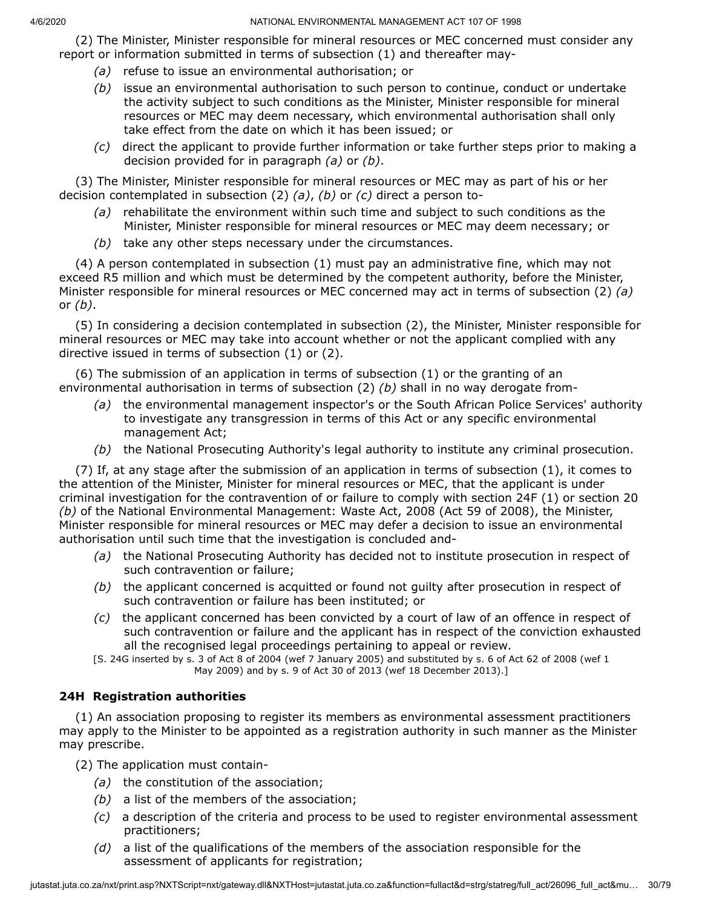(2) The Minister, Minister responsible for mineral resources or MEC concerned must consider any report or information submitted in terms of subsection (1) and thereafter may-

*(a)* refuse to issue an environmental authorisation; or

*(b)* issue an environmental authorisation to such person to continue, conduct or undertake the activity subject to such conditions as the Minister, Minister responsible for mineral resources or MEC may deem necessary, which environmental authorisation shall only take effect from the date on which it has been issued; or

*(c)* direct the applicant to provide further information or take further steps prior to making a decision provided for in paragraph *(a)* or *(b)*.

(3) The Minister, Minister responsible for mineral resources or MEC may as part of his or her decision contemplated in subsection (2) *(a)*, *(b)* or *(c)* direct a person to-

*(a)* rehabilitate the environment within such time and subject to such conditions as the Minister, Minister responsible for mineral resources or MEC may deem necessary; or

*(b)* take any other steps necessary under the circumstances.

(4) A person contemplated in subsection (1) must pay an administrative fine, which may not exceed R5 million and which must be determined by the competent authority, before the Minister, Minister responsible for mineral resources or MEC concerned may act in terms of subsection (2) *(a)* or *(b)*.

(5) In considering a decision contemplated in subsection (2), the Minister, Minister responsible for mineral resources or MEC may take into account whether or not the applicant complied with any directive issued in terms of subsection (1) or (2).

(6) The submission of an application in terms of subsection (1) or the granting of an environmental authorisation in terms of subsection (2) *(b)* shall in no way derogate from-

*(a)* the environmental management inspector's or the South African Police Services' authority to investigate any transgression in terms of this Act or any specific environmental management Act;

*(b)* the National Prosecuting Authority's legal authority to institute any criminal prosecution.

(7) If, at any stage after the submission of an application in terms of subsection (1), it comes to the attention of the Minister, Minister for mineral resources or MEC, that the applicant is under criminal investigation for the contravention of or failure to comply with section 24F (1) or section 20 *(b)* of the National Environmental Management: Waste Act, 2008 (Act 59 of 2008), the Minister, Minister responsible for mineral resources or MEC may defer a decision to issue an environmental authorisation until such time that the investigation is concluded and-

*(a)* the National Prosecuting Authority has decided not to institute prosecution in respect of such contravention or failure;

*(b)* the applicant concerned is acquitted or found not guilty after prosecution in respect of such contravention or failure has been instituted; or

*(c)* the applicant concerned has been convicted by a court of law of an offence in respect of such contravention or failure and the applicant has in respect of the conviction exhausted all the recognised legal proceedings pertaining to appeal or review.

[S. 24G inserted by s. 3 of Act 8 of 2004 (wef 7 January 2005) and substituted by s. 6 of Act 62 of 2008 (wef 1 May 2009) and by s. 9 of Act 30 of 2013 (wef 18 December 2013).]

### 24H Registration authorities

(1) An association proposing to register its members as environmental assessment practitioners may apply to the Minister to be appointed as a registration authority in such manner as the Minister may prescribe.

(2) The application must contain-

*(a)* the constitution of the association;

*(b)* a list of the members of the association;

*(c)* a description of the criteria and process to be used to register environmental assessment practitioners;

*(d)* a list of the qualifications of the members of the association responsible for the assessment of applicants for registration;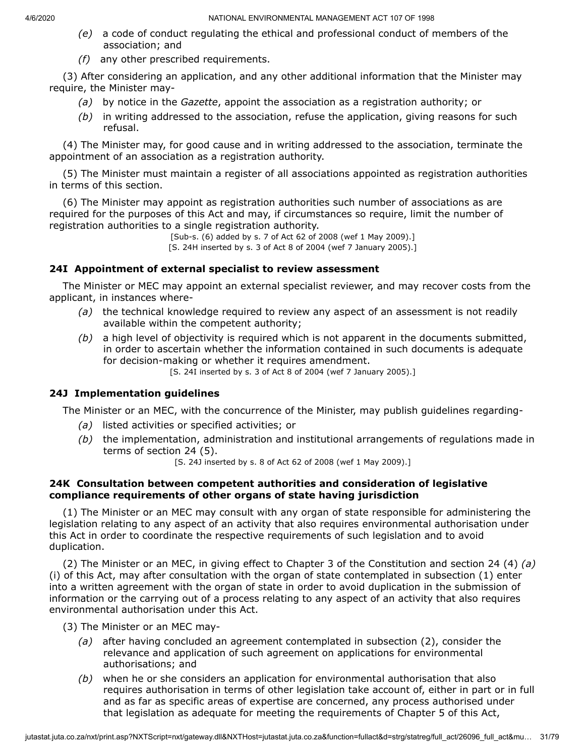*(e)* a code of conduct regulating the ethical and professional conduct of members of the association; and

*(f)* any other prescribed requirements.

(3) After considering an application, and any other additional information that the Minister may require, the Minister may-

*(a)* by notice in the *Gazette*, appoint the association as a registration authority; or

*(b)* in writing addressed to the association, refuse the application, giving reasons for such refusal.

(4) The Minister may, for good cause and in writing addressed to the association, terminate the appointment of an association as a registration authority.

(5) The Minister must maintain a register of all associations appointed as registration authorities in terms of this section.

(6) The Minister may appoint as registration authorities such number of associations as are required for the purposes of this Act and may, if circumstances so require, limit the number of registration authorities to a single registration authority.

[Sub-s. (6) added by s. 7 of Act 62 of 2008 (wef 1 May 2009).]

[S. 24H inserted by s. 3 of Act 8 of 2004 (wef 7 January 2005).]

### 24I Appointment of external specialist to review assessment

The Minister or MEC may appoint an external specialist reviewer, and may recover costs from the applicant, in instances where-

*(a)* the technical knowledge required to review any aspect of an assessment is not readily available within the competent authority;

*(b)* a high level of objectivity is required which is not apparent in the documents submitted, in order to ascertain whether the information contained in such documents is adequate for decision-making or whether it requires amendment.

[S. 24I inserted by s. 3 of Act 8 of 2004 (wef 7 January 2005).]

### 24J Implementation guidelines

The Minister or an MEC, with the concurrence of the Minister, may publish guidelines regarding-

*(a)* listed activities or specified activities; or

*(b)* the implementation, administration and institutional arrangements of regulations made in terms of section 24 (5).

[S. 24J inserted by s. 8 of Act 62 of 2008 (wef 1 May 2009).]

### 24K Consultation between competent authorities and consideration of legislative compliance requirements of other organs of state having jurisdiction

(1) The Minister or an MEC may consult with any organ of state responsible for administering the legislation relating to any aspect of an activity that also requires environmental authorisation under this Act in order to coordinate the respective requirements of such legislation and to avoid duplication.

(2) The Minister or an MEC, in giving effect to Chapter 3 of the Constitution and section 24 (4) *(a)* (i) of this Act, may after consultation with the organ of state contemplated in subsection (1) enter into a written agreement with the organ of state in order to avoid duplication in the submission of information or the carrying out of a process relating to any aspect of an activity that also requires environmental authorisation under this Act.

(3) The Minister or an MEC may-

*(a)* after having concluded an agreement contemplated in subsection (2), consider the relevance and application of such agreement on applications for environmental authorisations; and

*(b)* when he or she considers an application for environmental authorisation that also requires authorisation in terms of other legislation take account of, either in part or in full and as far as specific areas of expertise are concerned, any process authorised under that legislation as adequate for meeting the requirements of Chapter 5 of this Act,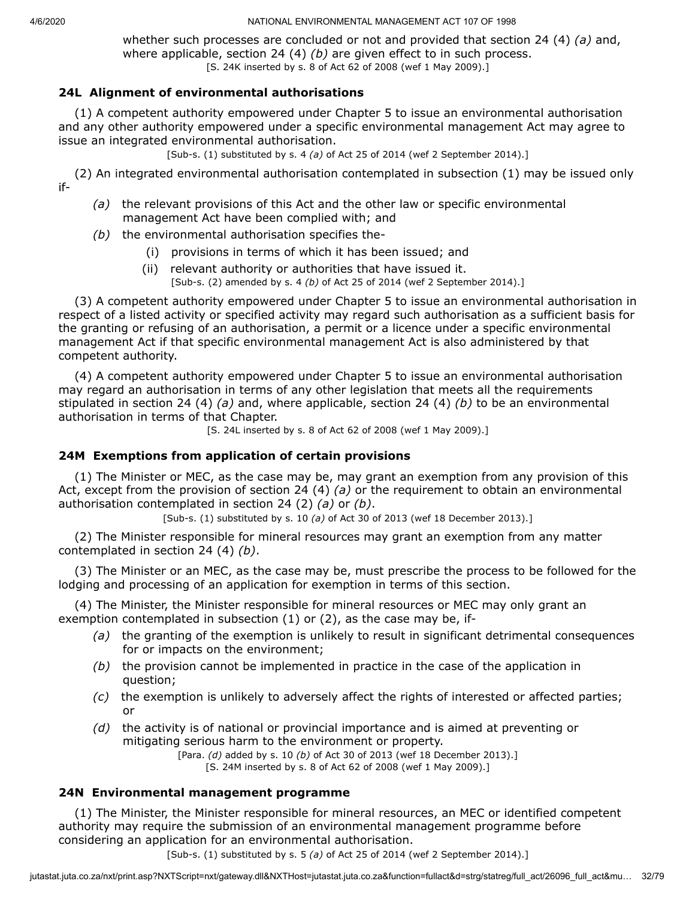whether such processes are concluded or not and provided that section 24 (4) *(a)* and, where applicable, section 24 (4) *(b)* are given effect to in such process.

[S. 24K inserted by s. 8 of Act 62 of 2008 (wef 1 May 2009).]

### 24L Alignment of environmental authorisations

(1) A competent authority empowered under Chapter 5 to issue an environmental authorisation and any other authority empowered under a specific environmental management Act may agree to issue an integrated environmental authorisation.

[Sub-s. (1) substituted by s. 4 *(a)* of Act 25 of 2014 (wef 2 September 2014).]

(2) An integrated environmental authorisation contemplated in subsection (1) may be issued only if-

*(a)* the relevant provisions of this Act and the other law or specific environmental management Act have been complied with; and

*(b)* the environmental authorisation specifies the-

(i) provisions in terms of which it has been issued; and

(ii) relevant authority or authorities that have issued it.

[Sub-s. (2) amended by s. 4 *(b)* of Act 25 of 2014 (wef 2 September 2014).]

(3) A competent authority empowered under Chapter 5 to issue an environmental authorisation in respect of a listed activity or specified activity may regard such authorisation as a sufficient basis for the granting or refusing of an authorisation, a permit or a licence under a specific environmental management Act if that specific environmental management Act is also administered by that competent authority.

(4) A competent authority empowered under Chapter 5 to issue an environmental authorisation may regard an authorisation in terms of any other legislation that meets all the requirements stipulated in section 24 (4) *(a)* and, where applicable, section 24 (4) *(b)* to be an environmental authorisation in terms of that Chapter.

[S. 24L inserted by s. 8 of Act 62 of 2008 (wef 1 May 2009).]

### 24M Exemptions from application of certain provisions

(1) The Minister or MEC, as the case may be, may grant an exemption from any provision of this Act, except from the provision of section 24 (4) *(a)* or the requirement to obtain an environmental authorisation contemplated in section 24 (2) *(a)* or *(b)*.

[Sub-s. (1) substituted by s. 10 *(a)* of Act 30 of 2013 (wef 18 December 2013).]

(2) The Minister responsible for mineral resources may grant an exemption from any matter contemplated in section 24 (4) *(b)*.

(3) The Minister or an MEC, as the case may be, must prescribe the process to be followed for the lodging and processing of an application for exemption in terms of this section.

(4) The Minister, the Minister responsible for mineral resources or MEC may only grant an exemption contemplated in subsection (1) or (2), as the case may be, if-

*(a)* the granting of the exemption is unlikely to result in significant detrimental consequences for or impacts on the environment;

*(b)* the provision cannot be implemented in practice in the case of the application in question;

*(c)* the exemption is unlikely to adversely affect the rights of interested or affected parties; or

*(d)* the activity is of national or provincial importance and is aimed at preventing or mitigating serious harm to the environment or property.

[Para. *(d)* added by s. 10 *(b)* of Act 30 of 2013 (wef 18 December 2013).]

[S. 24M inserted by s. 8 of Act 62 of 2008 (wef 1 May 2009).]

### 24N Environmental management programme

(1) The Minister, the Minister responsible for mineral resources, an MEC or identified competent authority may require the submission of an environmental management programme before considering an application for an environmental authorisation.

[Sub-s. (1) substituted by s. 5 *(a)* of Act 25 of 2014 (wef 2 September 2014).]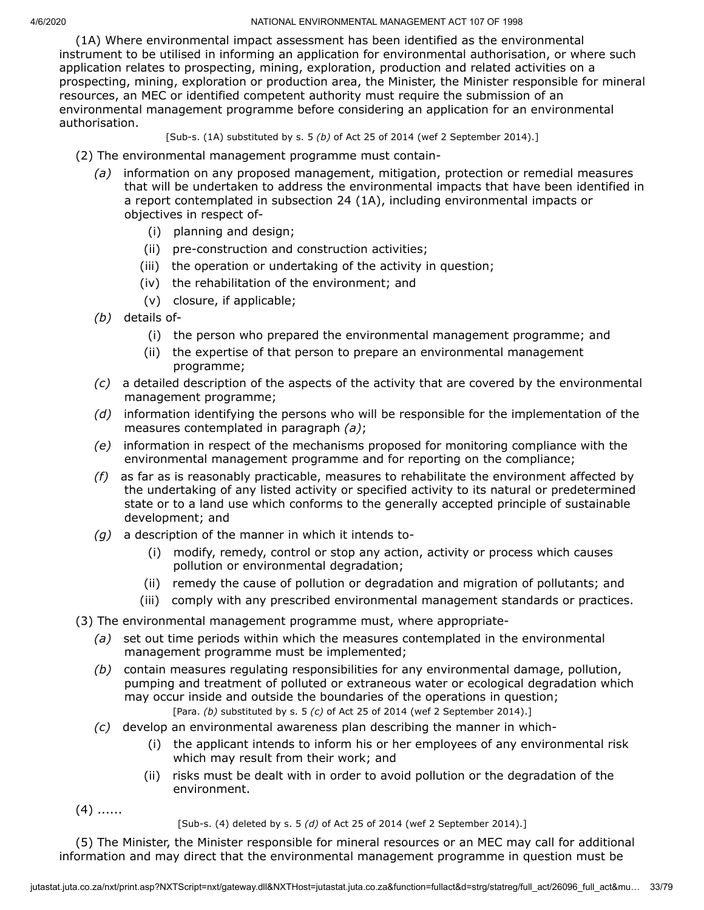(1A) Where environmental impact assessment has been identified as the environmental instrument to be utilised in informing an application for environmental authorisation, or where such application relates to prospecting, mining, exploration, production and related activities on a prospecting, mining, exploration or production area, the Minister, the Minister responsible for mineral resources, an MEC or identified competent authority must require the submission of an environmental management programme before considering an application for an environmental authorisation.

[Sub-s. (1A) substituted by s. 5 *(b)* of Act 25 of 2014 (wef 2 September 2014).]

(2) The environmental management programme must contain-

*(a)* information on any proposed management, mitigation, protection or remedial measures that will be undertaken to address the environmental impacts that have been identified in a report contemplated in subsection 24 (1A), including environmental impacts or objectives in respect of-

(i) planning and design;

(ii) pre-construction and construction activities;

(iii) the operation or undertaking of the activity in question;

(iv) the rehabilitation of the environment; and

(v) closure, if applicable;

*(b)* details of-

(i) the person who prepared the environmental management programme; and

(ii) the expertise of that person to prepare an environmental management programme;

*(c)* a detailed description of the aspects of the activity that are covered by the environmental management programme;

*(d)* information identifying the persons who will be responsible for the implementation of the measures contemplated in paragraph *(a)*;

*(e)* information in respect of the mechanisms proposed for monitoring compliance with the environmental management programme and for reporting on the compliance;

*(f)* as far as is reasonably practicable, measures to rehabilitate the environment affected by the undertaking of any listed activity or specified activity to its natural or predetermined state or to a land use which conforms to the generally accepted principle of sustainable development; and

*(g)* a description of the manner in which it intends to-

(i) modify, remedy, control or stop any action, activity or process which causes pollution or environmental degradation;

(ii) remedy the cause of pollution or degradation and migration of pollutants; and

(iii) comply with any prescribed environmental management standards or practices.

(3) The environmental management programme must, where appropriate-

*(a)* set out time periods within which the measures contemplated in the environmental management programme must be implemented;

*(b)* contain measures regulating responsibilities for any environmental damage, pollution, pumping and treatment of polluted or extraneous water or ecological degradation which may occur inside and outside the boundaries of the operations in question;

[Para. *(b)* substituted by s. 5 *(c)* of Act 25 of 2014 (wef 2 September 2014).]

*(c)* develop an environmental awareness plan describing the manner in which-

(i) the applicant intends to inform his or her employees of any environmental risk which may result from their work; and

(ii) risks must be dealt with in order to avoid pollution or the degradation of the environment.

(4) ......

[Sub-s. (4) deleted by s. 5 *(d)* of Act 25 of 2014 (wef 2 September 2014).]

(5) The Minister, the Minister responsible for mineral resources or an MEC may call for additional information and may direct that the environmental management programme in question must be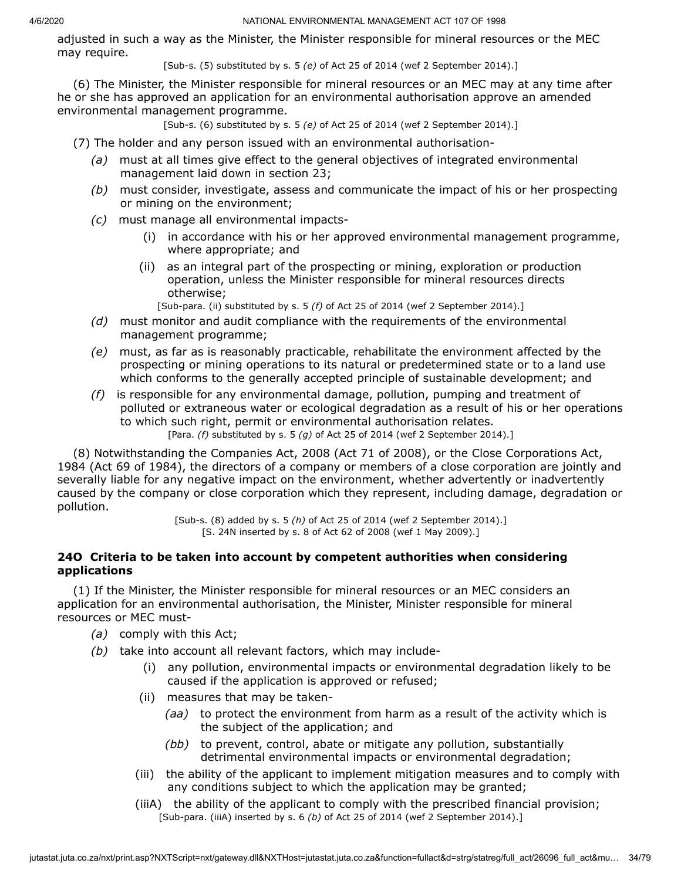adjusted in such a way as the Minister, the Minister responsible for mineral resources or the MEC may require.

[Sub-s. (5) substituted by s. 5 *(e)* of Act 25 of 2014 (wef 2 September 2014).]

(6) The Minister, the Minister responsible for mineral resources or an MEC may at any time after he or she has approved an application for an environmental authorisation approve an amended environmental management programme.

[Sub-s. (6) substituted by s. 5 *(e)* of Act 25 of 2014 (wef 2 September 2014).]

(7) The holder and any person issued with an environmental authorisation-

*(a)* must at all times give effect to the general objectives of integrated environmental management laid down in section 23;

*(b)* must consider, investigate, assess and communicate the impact of his or her prospecting or mining on the environment;

*(c)* must manage all environmental impacts-

(i) in accordance with his or her approved environmental management programme, where appropriate; and

(ii) as an integral part of the prospecting or mining, exploration or production operation, unless the Minister responsible for mineral resources directs otherwise;

[Sub-para. (ii) substituted by s. 5 *(f)* of Act 25 of 2014 (wef 2 September 2014).]

*(d)* must monitor and audit compliance with the requirements of the environmental management programme;

*(e)* must, as far as is reasonably practicable, rehabilitate the environment affected by the prospecting or mining operations to its natural or predetermined state or to a land use which conforms to the generally accepted principle of sustainable development; and

*(f)* is responsible for any environmental damage, pollution, pumping and treatment of polluted or extraneous water or ecological degradation as a result of his or her operations to which such right, permit or environmental authorisation relates.

[Para. *(f)* substituted by s. 5 *(g)* of Act 25 of 2014 (wef 2 September 2014).]

(8) Notwithstanding the Companies Act, 2008 (Act 71 of 2008), or the Close Corporations Act, 1984 (Act 69 of 1984), the directors of a company or members of a close corporation are jointly and severally liable for any negative impact on the environment, whether advertently or inadvertently caused by the company or close corporation which they represent, including damage, degradation or pollution.

[Sub-s. (8) added by s. 5 *(h)* of Act 25 of 2014 (wef 2 September 2014).]
[S. 24N inserted by s. 8 of Act 62 of 2008 (wef 1 May 2009).]

### 24O Criteria to be taken into account by competent authorities when considering applications

(1) If the Minister, the Minister responsible for mineral resources or an MEC considers an application for an environmental authorisation, the Minister, Minister responsible for mineral resources or MEC must-

*(a)* comply with this Act;

*(b)* take into account all relevant factors, which may include-

(i) any pollution, environmental impacts or environmental degradation likely to be caused if the application is approved or refused;

(ii) measures that may be taken-

*(aa)* to protect the environment from harm as a result of the activity which is the subject of the application; and

*(bb)* to prevent, control, abate or mitigate any pollution, substantially detrimental environmental impacts or environmental degradation;

(iii) the ability of the applicant to implement mitigation measures and to comply with any conditions subject to which the application may be granted;

(iiiA) the ability of the applicant to comply with the prescribed financial provision;

[Sub-para. (iiiA) inserted by s. 6 *(b)* of Act 25 of 2014 (wef 2 September 2014).]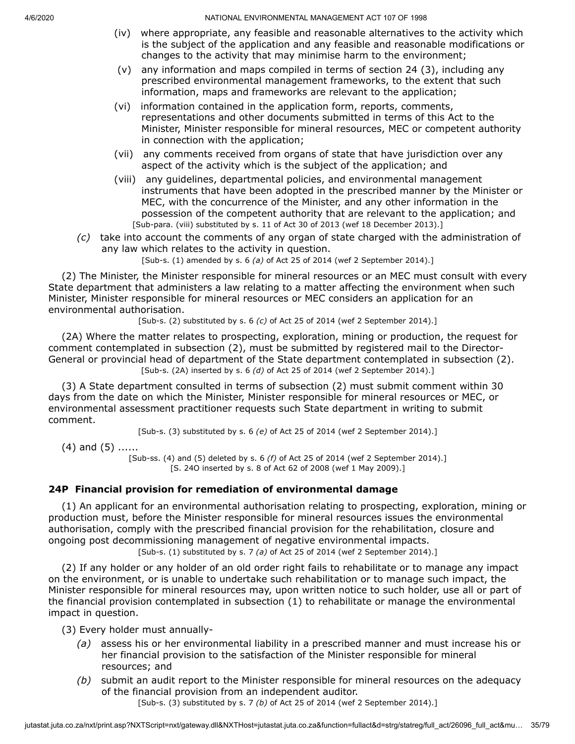(iv) where appropriate, any feasible and reasonable alternatives to the activity which is the subject of the application and any feasible and reasonable modifications or changes to the activity that may minimise harm to the environment;

(v) any information and maps compiled in terms of section 24 (3), including any prescribed environmental management frameworks, to the extent that such information, maps and frameworks are relevant to the application;

(vi) information contained in the application form, reports, comments, representations and other documents submitted in terms of this Act to the Minister, Minister responsible for mineral resources, MEC or competent authority in connection with the application;

(vii) any comments received from organs of state that have jurisdiction over any aspect of the activity which is the subject of the application; and

(viii) any guidelines, departmental policies, and environmental management instruments that have been adopted in the prescribed manner by the Minister or MEC, with the concurrence of the Minister, and any other information in the possession of the competent authority that are relevant to the application; and

[Sub-para. (viii) substituted by s. 11 of Act 30 of 2013 (wef 18 December 2013).]

*(c)* take into account the comments of any organ of state charged with the administration of any law which relates to the activity in question.

[Sub-s. (1) amended by s. 6 *(a)* of Act 25 of 2014 (wef 2 September 2014).]

(2) The Minister, the Minister responsible for mineral resources or an MEC must consult with every State department that administers a law relating to a matter affecting the environment when such Minister, Minister responsible for mineral resources or MEC considers an application for an environmental authorisation.

[Sub-s. (2) substituted by s. 6 *(c)* of Act 25 of 2014 (wef 2 September 2014).]

(2A) Where the matter relates to prospecting, exploration, mining or production, the request for comment contemplated in subsection (2), must be submitted by registered mail to the Director-General or provincial head of department of the State department contemplated in subsection (2).

[Sub-s. (2A) inserted by s. 6 *(d)* of Act 25 of 2014 (wef 2 September 2014).]

(3) A State department consulted in terms of subsection (2) must submit comment within 30 days from the date on which the Minister, Minister responsible for mineral resources or MEC, or environmental assessment practitioner requests such State department in writing to submit comment.

[Sub-s. (3) substituted by s. 6 *(e)* of Act 25 of 2014 (wef 2 September 2014).]

(4) and (5) ......

[Sub-ss. (4) and (5) deleted by s. 6 *(f)* of Act 25 of 2014 (wef 2 September 2014).]

[S. 24O inserted by s. 8 of Act 62 of 2008 (wef 1 May 2009).]

### 24P Financial provision for remediation of environmental damage

(1) An applicant for an environmental authorisation relating to prospecting, exploration, mining or production must, before the Minister responsible for mineral resources issues the environmental authorisation, comply with the prescribed financial provision for the rehabilitation, closure and ongoing post decommissioning management of negative environmental impacts.

[Sub-s. (1) substituted by s. 7 *(a)* of Act 25 of 2014 (wef 2 September 2014).]

(2) If any holder or any holder of an old order right fails to rehabilitate or to manage any impact on the environment, or is unable to undertake such rehabilitation or to manage such impact, the Minister responsible for mineral resources may, upon written notice to such holder, use all or part of the financial provision contemplated in subsection (1) to rehabilitate or manage the environmental impact in question.

(3) Every holder must annually-

*(a)* assess his or her environmental liability in a prescribed manner and must increase his or her financial provision to the satisfaction of the Minister responsible for mineral resources; and

*(b)* submit an audit report to the Minister responsible for mineral resources on the adequacy of the financial provision from an independent auditor.

[Sub-s. (3) substituted by s. 7 *(b)* of Act 25 of 2014 (wef 2 September 2014).]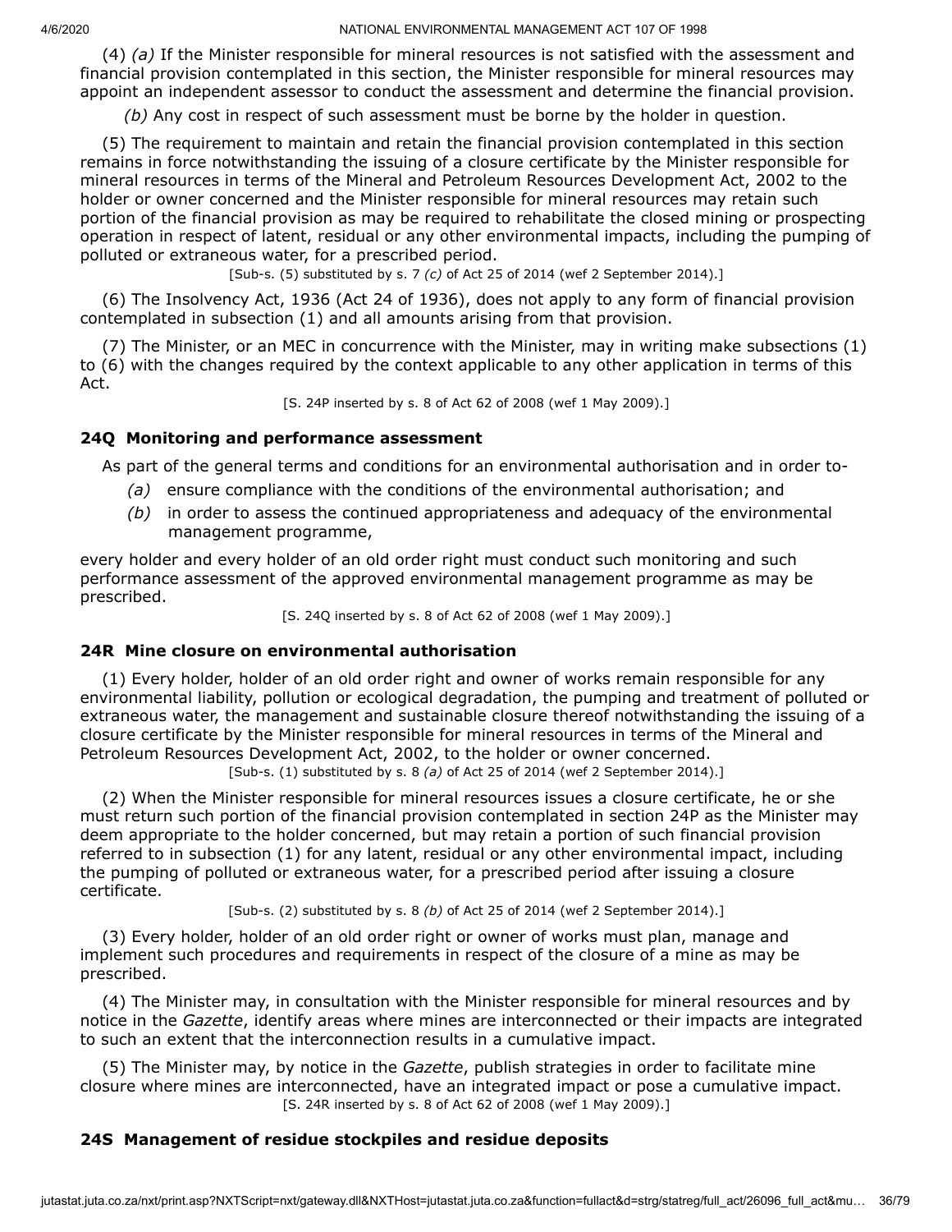(4) *(a)* If the Minister responsible for mineral resources is not satisfied with the assessment and financial provision contemplated in this section, the Minister responsible for mineral resources may appoint an independent assessor to conduct the assessment and determine the financial provision.

*(b)* Any cost in respect of such assessment must be borne by the holder in question.

(5) The requirement to maintain and retain the financial provision contemplated in this section remains in force notwithstanding the issuing of a closure certificate by the Minister responsible for mineral resources in terms of the Mineral and Petroleum Resources Development Act, 2002 to the holder or owner concerned and the Minister responsible for mineral resources may retain such portion of the financial provision as may be required to rehabilitate the closed mining or prospecting operation in respect of latent, residual or any other environmental impacts, including the pumping of polluted or extraneous water, for a prescribed period.

[Sub-s. (5) substituted by s. 7 *(c)* of Act 25 of 2014 (wef 2 September 2014).]

(6) The Insolvency Act, 1936 (Act 24 of 1936), does not apply to any form of financial provision contemplated in subsection (1) and all amounts arising from that provision.

(7) The Minister, or an MEC in concurrence with the Minister, may in writing make subsections (1) to (6) with the changes required by the context applicable to any other application in terms of this Act.

[S. 24P inserted by s. 8 of Act 62 of 2008 (wef 1 May 2009).]

### 24Q Monitoring and performance assessment

As part of the general terms and conditions for an environmental authorisation and in order to-

*(a)* ensure compliance with the conditions of the environmental authorisation; and

*(b)* in order to assess the continued appropriateness and adequacy of the environmental management programme,

every holder and every holder of an old order right must conduct such monitoring and such performance assessment of the approved environmental management programme as may be prescribed.

[S. 24Q inserted by s. 8 of Act 62 of 2008 (wef 1 May 2009).]

### 24R Mine closure on environmental authorisation

(1) Every holder, holder of an old order right and owner of works remain responsible for any environmental liability, pollution or ecological degradation, the pumping and treatment of polluted or extraneous water, the management and sustainable closure thereof notwithstanding the issuing of a closure certificate by the Minister responsible for mineral resources in terms of the Mineral and Petroleum Resources Development Act, 2002, to the holder or owner concerned.

[Sub-s. (1) substituted by s. 8 *(a)* of Act 25 of 2014 (wef 2 September 2014).]

(2) When the Minister responsible for mineral resources issues a closure certificate, he or she must return such portion of the financial provision contemplated in section 24P as the Minister may deem appropriate to the holder concerned, but may retain a portion of such financial provision referred to in subsection (1) for any latent, residual or any other environmental impact, including the pumping of polluted or extraneous water, for a prescribed period after issuing a closure certificate.

[Sub-s. (2) substituted by s. 8 *(b)* of Act 25 of 2014 (wef 2 September 2014).]

(3) Every holder, holder of an old order right or owner of works must plan, manage and implement such procedures and requirements in respect of the closure of a mine as may be prescribed.

(4) The Minister may, in consultation with the Minister responsible for mineral resources and by notice in the *Gazette*, identify areas where mines are interconnected or their impacts are integrated to such an extent that the interconnection results in a cumulative impact.

(5) The Minister may, by notice in the *Gazette*, publish strategies in order to facilitate mine closure where mines are interconnected, have an integrated impact or pose a cumulative impact.

[S. 24R inserted by s. 8 of Act 62 of 2008 (wef 1 May 2009).]

### 24S Management of residue stockpiles and residue deposits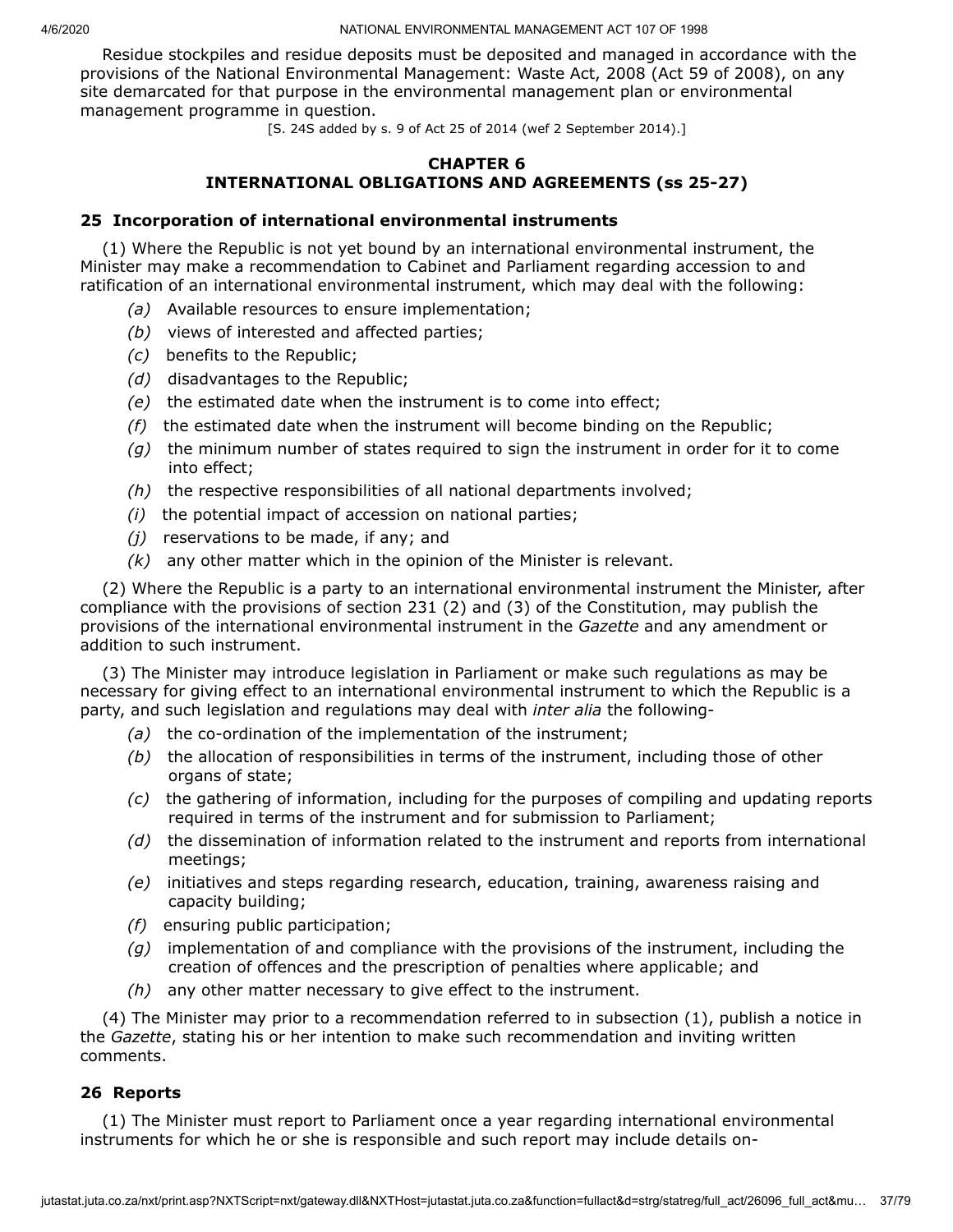Residue stockpiles and residue deposits must be deposited and managed in accordance with the provisions of the National Environmental Management: Waste Act, 2008 (Act 59 of 2008), on any site demarcated for that purpose in the environmental management plan or environmental management programme in question.

[S. 24S added by s. 9 of Act 25 of 2014 (wef 2 September 2014).]

## CHAPTER 6
## INTERNATIONAL OBLIGATIONS AND AGREEMENTS (ss 25-27)

### 25 Incorporation of international environmental instruments

(1) Where the Republic is not yet bound by an international environmental instrument, the Minister may make a recommendation to Cabinet and Parliament regarding accession to and ratification of an international environmental instrument, which may deal with the following:

*(a)* Available resources to ensure implementation;

*(b)* views of interested and affected parties;

*(c)* benefits to the Republic;

*(d)* disadvantages to the Republic;

*(e)* the estimated date when the instrument is to come into effect;

*(f)* the estimated date when the instrument will become binding on the Republic;

*(g)* the minimum number of states required to sign the instrument in order for it to come into effect;

*(h)* the respective responsibilities of all national departments involved;

*(i)* the potential impact of accession on national parties;

*(j)* reservations to be made, if any; and

*(k)* any other matter which in the opinion of the Minister is relevant.

(2) Where the Republic is a party to an international environmental instrument the Minister, after compliance with the provisions of section 231 (2) and (3) of the Constitution, may publish the provisions of the international environmental instrument in the *Gazette* and any amendment or addition to such instrument.

(3) The Minister may introduce legislation in Parliament or make such regulations as may be necessary for giving effect to an international environmental instrument to which the Republic is a party, and such legislation and regulations may deal with *inter alia* the following-

*(a)* the co-ordination of the implementation of the instrument;

*(b)* the allocation of responsibilities in terms of the instrument, including those of other organs of state;

*(c)* the gathering of information, including for the purposes of compiling and updating reports required in terms of the instrument and for submission to Parliament;

*(d)* the dissemination of information related to the instrument and reports from international meetings;

*(e)* initiatives and steps regarding research, education, training, awareness raising and capacity building;

*(f)* ensuring public participation;

*(g)* implementation of and compliance with the provisions of the instrument, including the creation of offences and the prescription of penalties where applicable; and

*(h)* any other matter necessary to give effect to the instrument.

(4) The Minister may prior to a recommendation referred to in subsection (1), publish a notice in the *Gazette*, stating his or her intention to make such recommendation and inviting written comments.

### 26 Reports

(1) The Minister must report to Parliament once a year regarding international environmental instruments for which he or she is responsible and such report may include details on-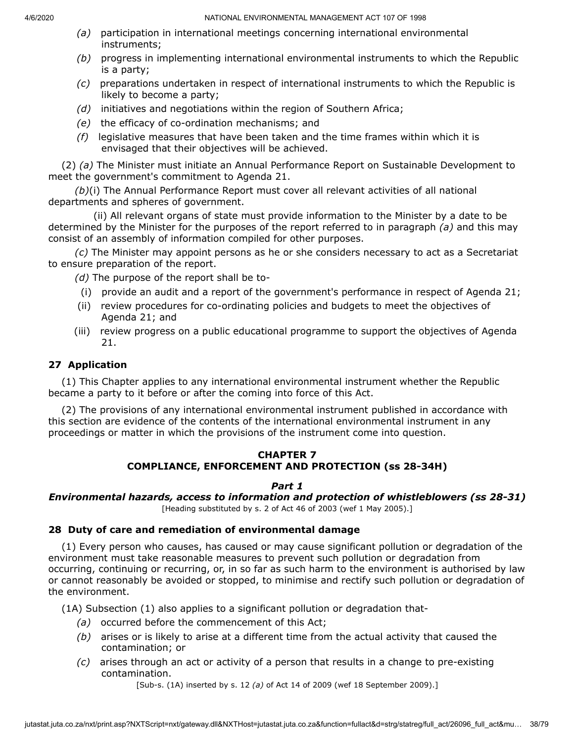*(a)* participation in international meetings concerning international environmental instruments;

*(b)* progress in implementing international environmental instruments to which the Republic is a party;

*(c)* preparations undertaken in respect of international instruments to which the Republic is likely to become a party;

*(d)* initiatives and negotiations within the region of Southern Africa;

*(e)* the efficacy of co-ordination mechanisms; and

*(f)* legislative measures that have been taken and the time frames within which it is envisaged that their objectives will be achieved.

(2) *(a)* The Minister must initiate an Annual Performance Report on Sustainable Development to meet the government's commitment to Agenda 21.

*(b)*(i) The Annual Performance Report must cover all relevant activities of all national departments and spheres of government.

(ii) All relevant organs of state must provide information to the Minister by a date to be determined by the Minister for the purposes of the report referred to in paragraph *(a)* and this may consist of an assembly of information compiled for other purposes.

*(c)* The Minister may appoint persons as he or she considers necessary to act as a Secretariat to ensure preparation of the report.

*(d)* The purpose of the report shall be to-

(i) provide an audit and a report of the government's performance in respect of Agenda 21;

(ii) review procedures for co-ordinating policies and budgets to meet the objectives of Agenda 21; and

(iii) review progress on a public educational programme to support the objectives of Agenda 21.

### 27 Application

(1) This Chapter applies to any international environmental instrument whether the Republic became a party to it before or after the coming into force of this Act.

(2) The provisions of any international environmental instrument published in accordance with this section are evidence of the contents of the international environmental instrument in any proceedings or matter in which the provisions of the instrument come into question.

## CHAPTER 7
## COMPLIANCE, ENFORCEMENT AND PROTECTION (ss 28-34H)

### *Part 1*
### *Environmental hazards, access to information and protection of whistleblowers (ss 28-31)*

[Heading substituted by s. 2 of Act 46 of 2003 (wef 1 May 2005).]

### 28 Duty of care and remediation of environmental damage

(1) Every person who causes, has caused or may cause significant pollution or degradation of the environment must take reasonable measures to prevent such pollution or degradation from occurring, continuing or recurring, or, in so far as such harm to the environment is authorised by law or cannot reasonably be avoided or stopped, to minimise and rectify such pollution or degradation of the environment.

(1A) Subsection (1) also applies to a significant pollution or degradation that-

*(a)* occurred before the commencement of this Act;

*(b)* arises or is likely to arise at a different time from the actual activity that caused the contamination; or

*(c)* arises through an act or activity of a person that results in a change to pre-existing contamination.

[Sub-s. (1A) inserted by s. 12 *(a)* of Act 14 of 2009 (wef 18 September 2009).]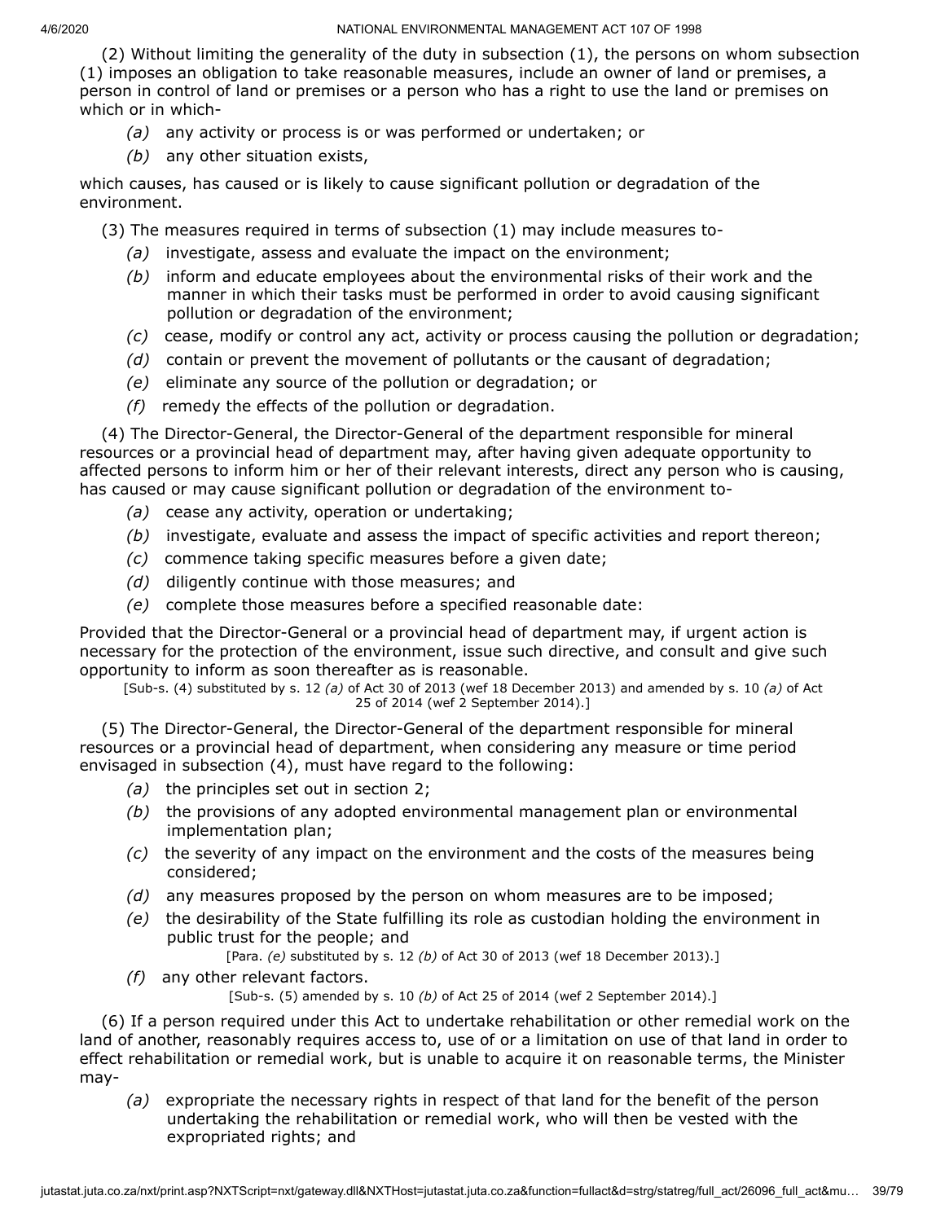(2) Without limiting the generality of the duty in subsection (1), the persons on whom subsection (1) imposes an obligation to take reasonable measures, include an owner of land or premises, a person in control of land or premises or a person who has a right to use the land or premises on which or in which-

*(a)* any activity or process is or was performed or undertaken; or

*(b)* any other situation exists,

which causes, has caused or is likely to cause significant pollution or degradation of the environment.

(3) The measures required in terms of subsection (1) may include measures to-

*(a)* investigate, assess and evaluate the impact on the environment;

*(b)* inform and educate employees about the environmental risks of their work and the manner in which their tasks must be performed in order to avoid causing significant pollution or degradation of the environment;

*(c)* cease, modify or control any act, activity or process causing the pollution or degradation;

*(d)* contain or prevent the movement of pollutants or the causant of degradation;

*(e)* eliminate any source of the pollution or degradation; or

*(f)* remedy the effects of the pollution or degradation.

(4) The Director-General, the Director-General of the department responsible for mineral resources or a provincial head of department may, after having given adequate opportunity to affected persons to inform him or her of their relevant interests, direct any person who is causing, has caused or may cause significant pollution or degradation of the environment to-

*(a)* cease any activity, operation or undertaking;

*(b)* investigate, evaluate and assess the impact of specific activities and report thereon;

*(c)* commence taking specific measures before a given date;

*(d)* diligently continue with those measures; and

*(e)* complete those measures before a specified reasonable date:

Provided that the Director-General or a provincial head of department may, if urgent action is necessary for the protection of the environment, issue such directive, and consult and give such opportunity to inform as soon thereafter as is reasonable.

[Sub-s. (4) substituted by s. 12 *(a)* of Act 30 of 2013 (wef 18 December 2013) and amended by s. 10 *(a)* of Act 25 of 2014 (wef 2 September 2014).]

(5) The Director-General, the Director-General of the department responsible for mineral resources or a provincial head of department, when considering any measure or time period envisaged in subsection (4), must have regard to the following:

*(a)* the principles set out in section 2;

*(b)* the provisions of any adopted environmental management plan or environmental implementation plan;

*(c)* the severity of any impact on the environment and the costs of the measures being considered;

*(d)* any measures proposed by the person on whom measures are to be imposed;

*(e)* the desirability of the State fulfilling its role as custodian holding the environment in public trust for the people; and

[Para. *(e)* substituted by s. 12 *(b)* of Act 30 of 2013 (wef 18 December 2013).]

*(f)* any other relevant factors.

[Sub-s. (5) amended by s. 10 *(b)* of Act 25 of 2014 (wef 2 September 2014).]

(6) If a person required under this Act to undertake rehabilitation or other remedial work on the land of another, reasonably requires access to, use of or a limitation on use of that land in order to effect rehabilitation or remedial work, but is unable to acquire it on reasonable terms, the Minister may-

*(a)* expropriate the necessary rights in respect of that land for the benefit of the person undertaking the rehabilitation or remedial work, who will then be vested with the expropriated rights; and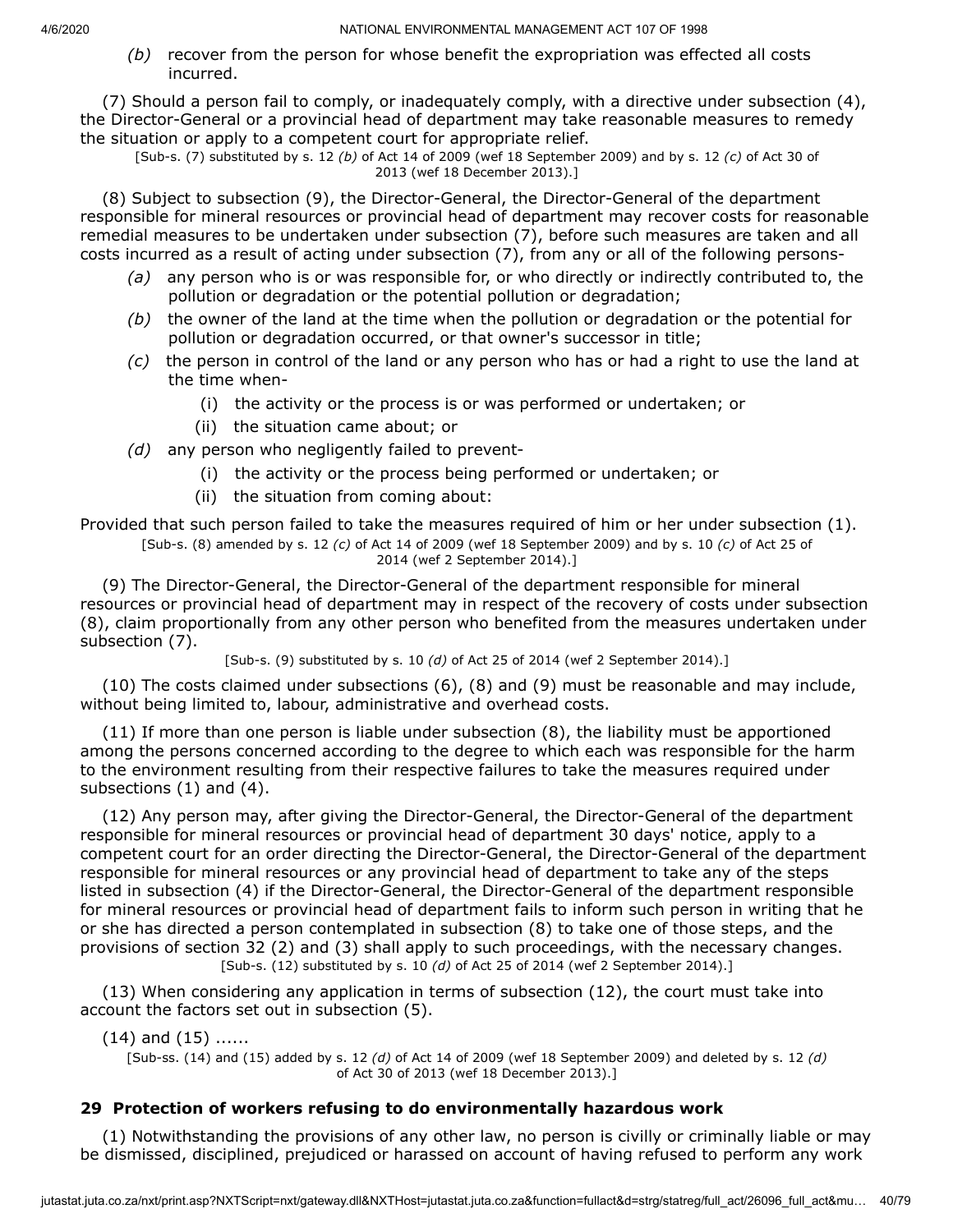*(b)* recover from the person for whose benefit the expropriation was effected all costs incurred.

(7) Should a person fail to comply, or inadequately comply, with a directive under subsection (4), the Director-General or a provincial head of department may take reasonable measures to remedy the situation or apply to a competent court for appropriate relief.

[Sub-s. (7) substituted by s. 12 *(b)* of Act 14 of 2009 (wef 18 September 2009) and by s. 12 *(c)* of Act 30 of 2013 (wef 18 December 2013).]

(8) Subject to subsection (9), the Director-General, the Director-General of the department responsible for mineral resources or provincial head of department may recover costs for reasonable remedial measures to be undertaken under subsection (7), before such measures are taken and all costs incurred as a result of acting under subsection (7), from any or all of the following persons-

*(a)* any person who is or was responsible for, or who directly or indirectly contributed to, the pollution or degradation or the potential pollution or degradation;

*(b)* the owner of the land at the time when the pollution or degradation or the potential for pollution or degradation occurred, or that owner's successor in title;

*(c)* the person in control of the land or any person who has or had a right to use the land at the time when-

(i) the activity or the process is or was performed or undertaken; or

(ii) the situation came about; or

*(d)* any person who negligently failed to prevent-

(i) the activity or the process being performed or undertaken; or

(ii) the situation from coming about:

Provided that such person failed to take the measures required of him or her under subsection (1).

[Sub-s. (8) amended by s. 12 *(c)* of Act 14 of 2009 (wef 18 September 2009) and by s. 10 *(c)* of Act 25 of 2014 (wef 2 September 2014).]

(9) The Director-General, the Director-General of the department responsible for mineral resources or provincial head of department may in respect of the recovery of costs under subsection (8), claim proportionally from any other person who benefited from the measures undertaken under subsection (7).

[Sub-s. (9) substituted by s. 10 *(d)* of Act 25 of 2014 (wef 2 September 2014).]

(10) The costs claimed under subsections (6), (8) and (9) must be reasonable and may include, without being limited to, labour, administrative and overhead costs.

(11) If more than one person is liable under subsection (8), the liability must be apportioned among the persons concerned according to the degree to which each was responsible for the harm to the environment resulting from their respective failures to take the measures required under subsections (1) and (4).

(12) Any person may, after giving the Director-General, the Director-General of the department responsible for mineral resources or provincial head of department 30 days' notice, apply to a competent court for an order directing the Director-General, the Director-General of the department responsible for mineral resources or any provincial head of department to take any of the steps listed in subsection (4) if the Director-General, the Director-General of the department responsible for mineral resources or provincial head of department fails to inform such person in writing that he or she has directed a person contemplated in subsection (8) to take one of those steps, and the provisions of section 32 (2) and (3) shall apply to such proceedings, with the necessary changes.

[Sub-s. (12) substituted by s. 10 *(d)* of Act 25 of 2014 (wef 2 September 2014).]

(13) When considering any application in terms of subsection (12), the court must take into account the factors set out in subsection (5).

(14) and (15) ......

[Sub-ss. (14) and (15) added by s. 12 *(d)* of Act 14 of 2009 (wef 18 September 2009) and deleted by s. 12 *(d)* of Act 30 of 2013 (wef 18 December 2013).]

### 29 Protection of workers refusing to do environmentally hazardous work

(1) Notwithstanding the provisions of any other law, no person is civilly or criminally liable or may be dismissed, disciplined, prejudiced or harassed on account of having refused to perform any work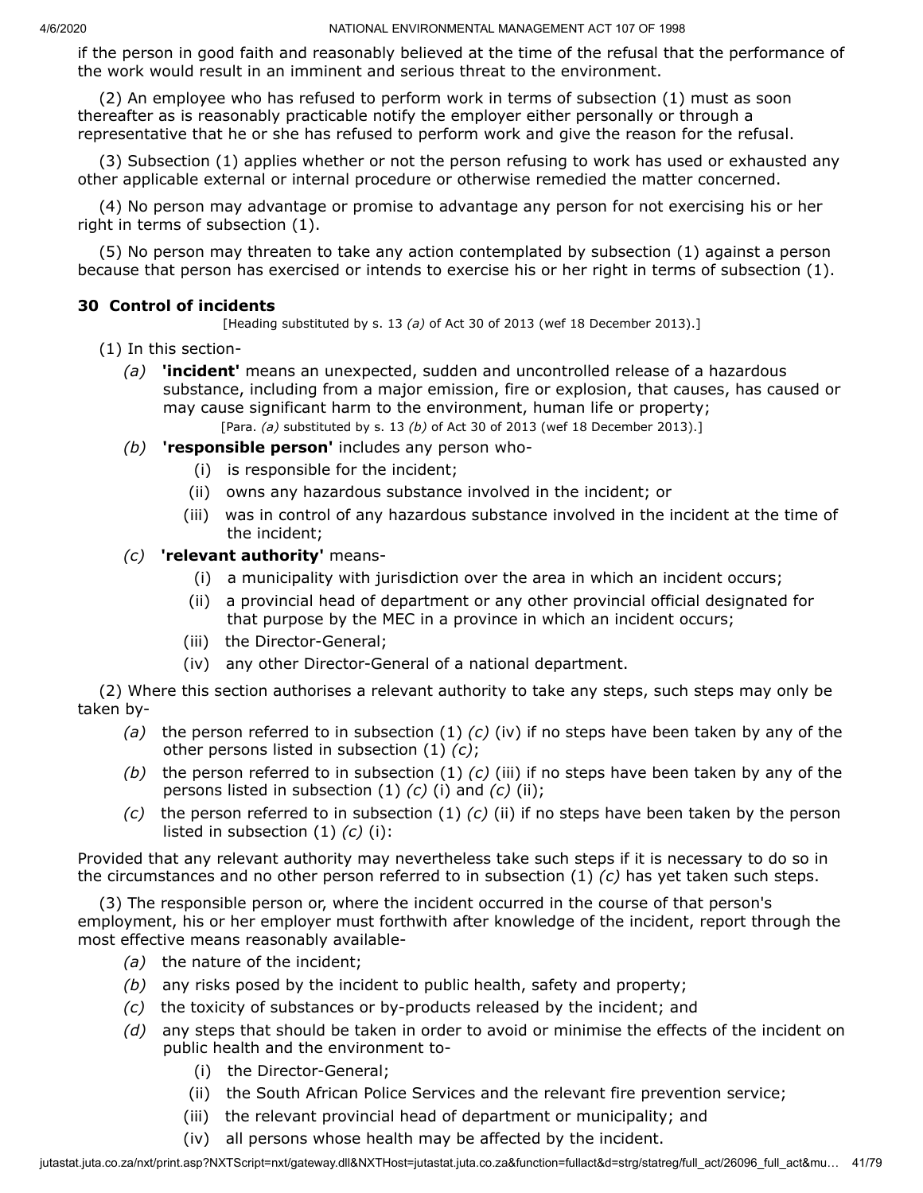if the person in good faith and reasonably believed at the time of the refusal that the performance of the work would result in an imminent and serious threat to the environment.

(2) An employee who has refused to perform work in terms of subsection (1) must as soon thereafter as is reasonably practicable notify the employer either personally or through a representative that he or she has refused to perform work and give the reason for the refusal.

(3) Subsection (1) applies whether or not the person refusing to work has used or exhausted any other applicable external or internal procedure or otherwise remedied the matter concerned.

(4) No person may advantage or promise to advantage any person for not exercising his or her right in terms of subsection (1).

(5) No person may threaten to take any action contemplated by subsection (1) against a person because that person has exercised or intends to exercise his or her right in terms of subsection (1).

**30 Control of incidents**

[Heading substituted by s. 13 *(a)* of Act 30 of 2013 (wef 18 December 2013).]

(1) In this section-

*(a)* **'incident'** means an unexpected, sudden and uncontrolled release of a hazardous substance, including from a major emission, fire or explosion, that causes, has caused or may cause significant harm to the environment, human life or property;

[Para. *(a)* substituted by s. 13 *(b)* of Act 30 of 2013 (wef 18 December 2013).]

*(b)* **'responsible person'** includes any person who-

(i) is responsible for the incident;

(ii) owns any hazardous substance involved in the incident; or

(iii) was in control of any hazardous substance involved in the incident at the time of the incident;

*(c)* **'relevant authority'** means-

(i) a municipality with jurisdiction over the area in which an incident occurs;

(ii) a provincial head of department or any other provincial official designated for that purpose by the MEC in a province in which an incident occurs;

(iii) the Director-General;

(iv) any other Director-General of a national department.

(2) Where this section authorises a relevant authority to take any steps, such steps may only be taken by-

*(a)* the person referred to in subsection (1) *(c)* (iv) if no steps have been taken by any of the other persons listed in subsection (1) *(c)*;

*(b)* the person referred to in subsection (1) *(c)* (iii) if no steps have been taken by any of the persons listed in subsection (1) *(c)* (i) and *(c)* (ii);

*(c)* the person referred to in subsection (1) *(c)* (ii) if no steps have been taken by the person listed in subsection (1) *(c)* (i):

Provided that any relevant authority may nevertheless take such steps if it is necessary to do so in the circumstances and no other person referred to in subsection (1) *(c)* has yet taken such steps.

(3) The responsible person or, where the incident occurred in the course of that person's employment, his or her employer must forthwith after knowledge of the incident, report through the most effective means reasonably available-

*(a)* the nature of the incident;

*(b)* any risks posed by the incident to public health, safety and property;

*(c)* the toxicity of substances or by-products released by the incident; and

*(d)* any steps that should be taken in order to avoid or minimise the effects of the incident on public health and the environment to-

(i) the Director-General;

(ii) the South African Police Services and the relevant fire prevention service;

(iii) the relevant provincial head of department or municipality; and

(iv) all persons whose health may be affected by the incident.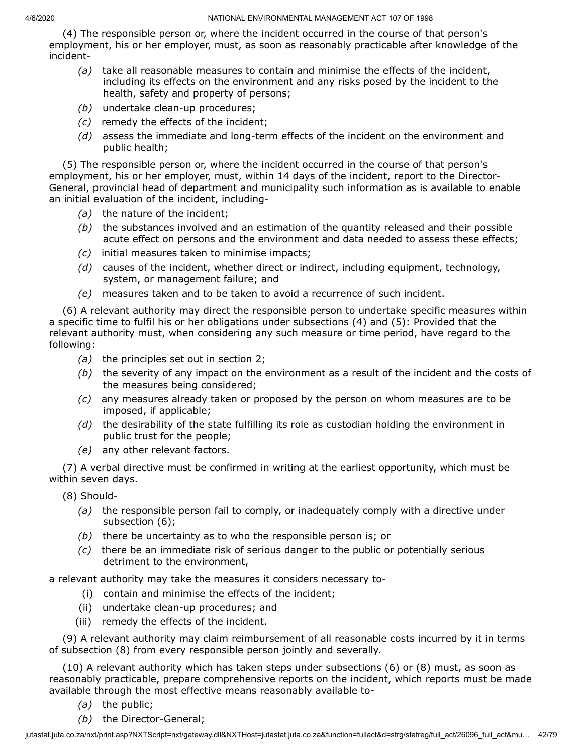(4) The responsible person or, where the incident occurred in the course of that person's employment, his or her employer, must, as soon as reasonably practicable after knowledge of the incident-

*(a)* take all reasonable measures to contain and minimise the effects of the incident, including its effects on the environment and any risks posed by the incident to the health, safety and property of persons;

*(b)* undertake clean-up procedures;

*(c)* remedy the effects of the incident;

*(d)* assess the immediate and long-term effects of the incident on the environment and public health;

(5) The responsible person or, where the incident occurred in the course of that person's employment, his or her employer, must, within 14 days of the incident, report to the Director-General, provincial head of department and municipality such information as is available to enable an initial evaluation of the incident, including-

*(a)* the nature of the incident;

*(b)* the substances involved and an estimation of the quantity released and their possible acute effect on persons and the environment and data needed to assess these effects;

*(c)* initial measures taken to minimise impacts;

*(d)* causes of the incident, whether direct or indirect, including equipment, technology, system, or management failure; and

*(e)* measures taken and to be taken to avoid a recurrence of such incident.

(6) A relevant authority may direct the responsible person to undertake specific measures within a specific time to fulfil his or her obligations under subsections (4) and (5): Provided that the relevant authority must, when considering any such measure or time period, have regard to the following:

*(a)* the principles set out in section 2;

*(b)* the severity of any impact on the environment as a result of the incident and the costs of the measures being considered;

*(c)* any measures already taken or proposed by the person on whom measures are to be imposed, if applicable;

*(d)* the desirability of the state fulfilling its role as custodian holding the environment in public trust for the people;

*(e)* any other relevant factors.

(7) A verbal directive must be confirmed in writing at the earliest opportunity, which must be within seven days.

(8) Should-

*(a)* the responsible person fail to comply, or inadequately comply with a directive under subsection (6);

*(b)* there be uncertainty as to who the responsible person is; or

*(c)* there be an immediate risk of serious danger to the public or potentially serious detriment to the environment,

a relevant authority may take the measures it considers necessary to-

(i) contain and minimise the effects of the incident;

(ii) undertake clean-up procedures; and

(iii) remedy the effects of the incident.

(9) A relevant authority may claim reimbursement of all reasonable costs incurred by it in terms of subsection (8) from every responsible person jointly and severally.

(10) A relevant authority which has taken steps under subsections (6) or (8) must, as soon as reasonably practicable, prepare comprehensive reports on the incident, which reports must be made available through the most effective means reasonably available to-

*(a)* the public;

*(b)* the Director-General;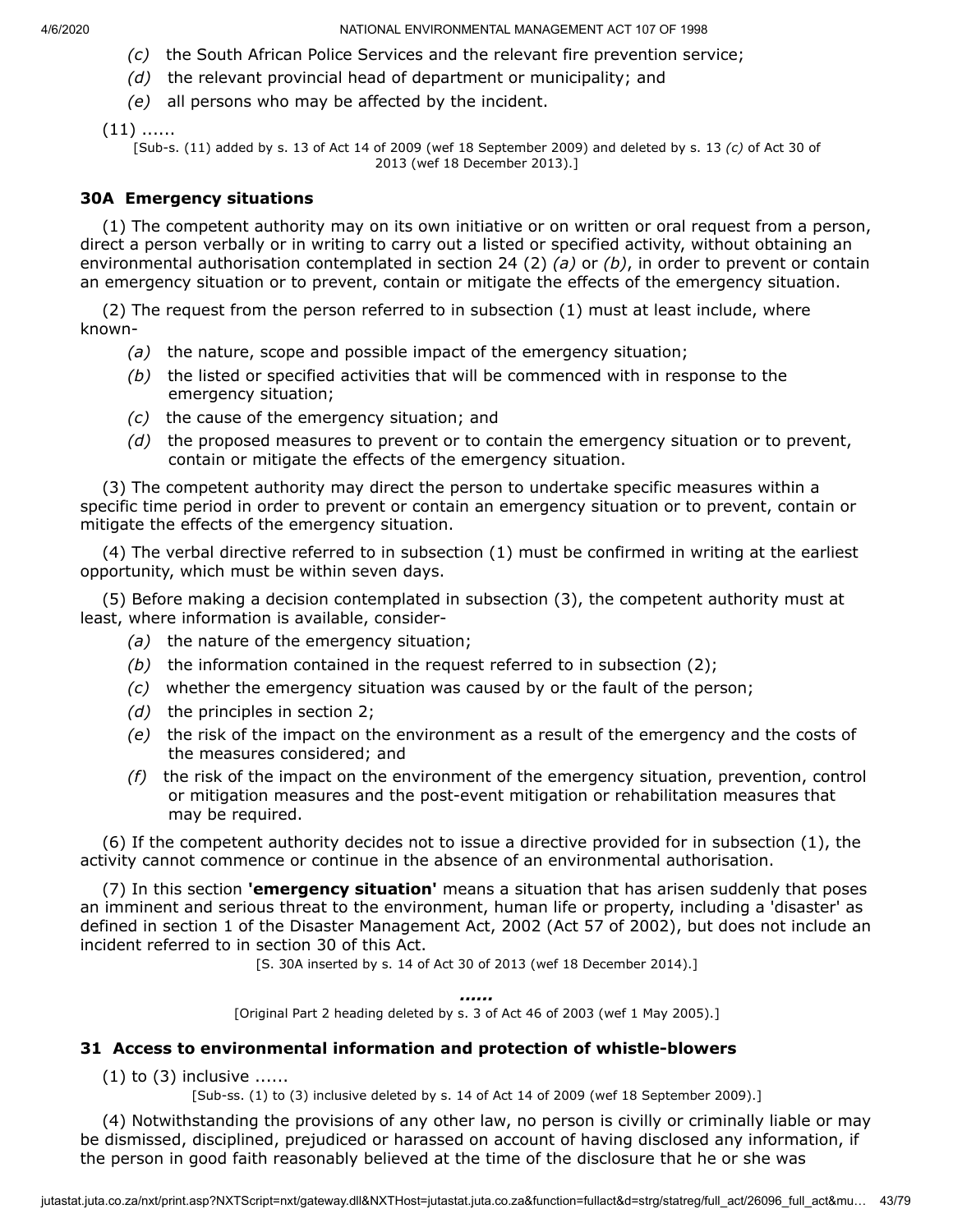*(c)* the South African Police Services and the relevant fire prevention service;

*(d)* the relevant provincial head of department or municipality; and

*(e)* all persons who may be affected by the incident.

(11) ......

[Sub-s. (11) added by s. 13 of Act 14 of 2009 (wef 18 September 2009) and deleted by s. 13 *(c)* of Act 30 of 2013 (wef 18 December 2013).]

### 30A Emergency situations

(1) The competent authority may on its own initiative or on written or oral request from a person, direct a person verbally or in writing to carry out a listed or specified activity, without obtaining an environmental authorisation contemplated in section 24 (2) *(a)* or *(b)*, in order to prevent or contain an emergency situation or to prevent, contain or mitigate the effects of the emergency situation.

(2) The request from the person referred to in subsection (1) must at least include, where known-

*(a)* the nature, scope and possible impact of the emergency situation;

*(b)* the listed or specified activities that will be commenced with in response to the emergency situation;

*(c)* the cause of the emergency situation; and

*(d)* the proposed measures to prevent or to contain the emergency situation or to prevent, contain or mitigate the effects of the emergency situation.

(3) The competent authority may direct the person to undertake specific measures within a specific time period in order to prevent or contain an emergency situation or to prevent, contain or mitigate the effects of the emergency situation.

(4) The verbal directive referred to in subsection (1) must be confirmed in writing at the earliest opportunity, which must be within seven days.

(5) Before making a decision contemplated in subsection (3), the competent authority must at least, where information is available, consider-

*(a)* the nature of the emergency situation;

*(b)* the information contained in the request referred to in subsection (2);

*(c)* whether the emergency situation was caused by or the fault of the person;

*(d)* the principles in section 2;

*(e)* the risk of the impact on the environment as a result of the emergency and the costs of the measures considered; and

*(f)* the risk of the impact on the environment of the emergency situation, prevention, control or mitigation measures and the post-event mitigation or rehabilitation measures that may be required.

(6) If the competent authority decides not to issue a directive provided for in subsection (1), the activity cannot commence or continue in the absence of an environmental authorisation.

(7) In this section **'emergency situation'** means a situation that has arisen suddenly that poses an imminent and serious threat to the environment, human life or property, including a 'disaster' as defined in section 1 of the Disaster Management Act, 2002 (Act 57 of 2002), but does not include an incident referred to in section 30 of this Act.

[S. 30A inserted by s. 14 of Act 30 of 2013 (wef 18 December 2014).]

***......***

[Original Part 2 heading deleted by s. 3 of Act 46 of 2003 (wef 1 May 2005).]

### 31 Access to environmental information and protection of whistle-blowers

(1) to (3) inclusive ......

[Sub-ss. (1) to (3) inclusive deleted by s. 14 of Act 14 of 2009 (wef 18 September 2009).]

(4) Notwithstanding the provisions of any other law, no person is civilly or criminally liable or may be dismissed, disciplined, prejudiced or harassed on account of having disclosed any information, if the person in good faith reasonably believed at the time of the disclosure that he or she was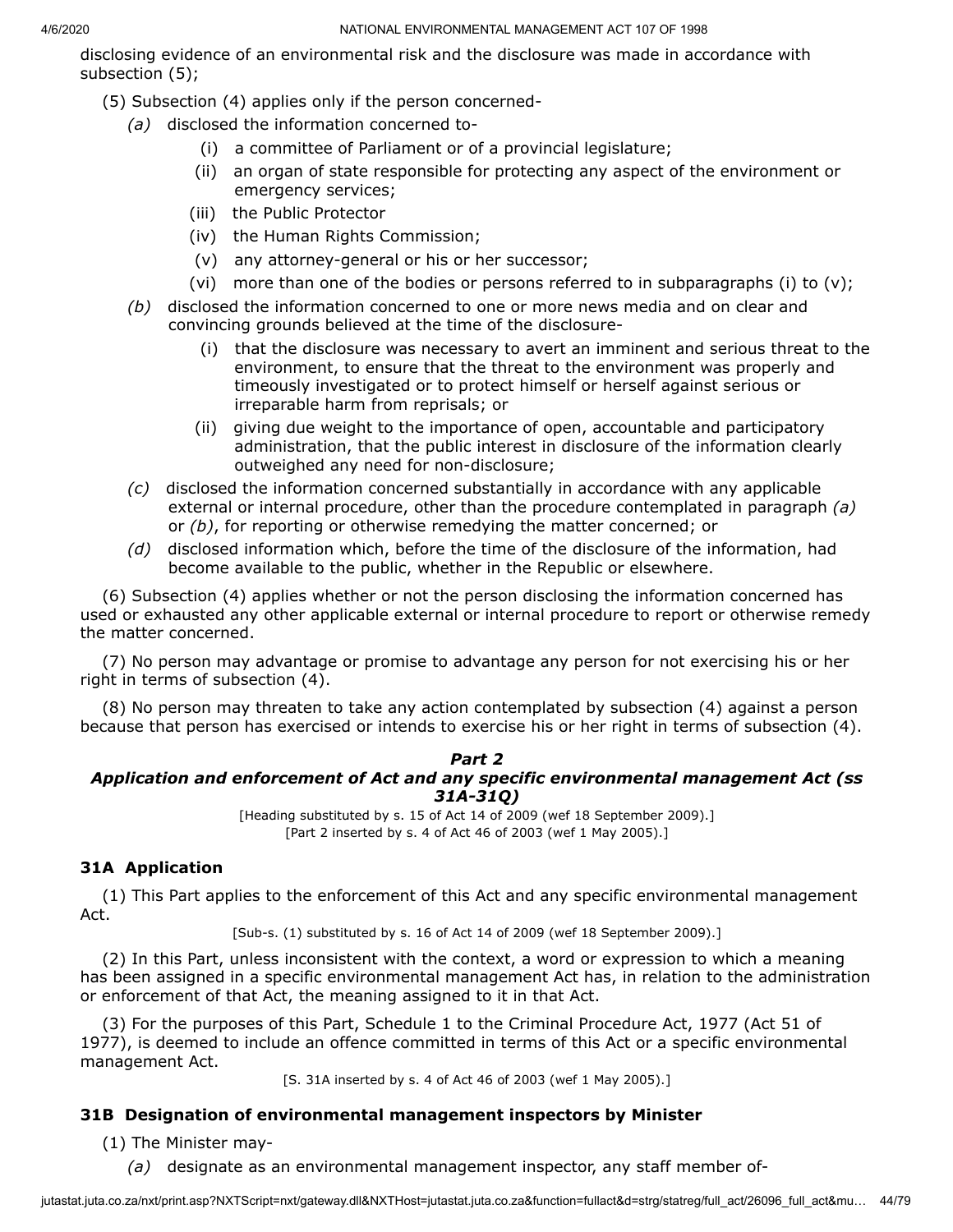disclosing evidence of an environmental risk and the disclosure was made in accordance with subsection (5);

(5) Subsection (4) applies only if the person concerned-

*(a)* disclosed the information concerned to-

(i) a committee of Parliament or of a provincial legislature;

(ii) an organ of state responsible for protecting any aspect of the environment or emergency services;

(iii) the Public Protector

(iv) the Human Rights Commission;

(v) any attorney-general or his or her successor;

(vi) more than one of the bodies or persons referred to in subparagraphs (i) to (v);

*(b)* disclosed the information concerned to one or more news media and on clear and convincing grounds believed at the time of the disclosure-

(i) that the disclosure was necessary to avert an imminent and serious threat to the environment, to ensure that the threat to the environment was properly and timeously investigated or to protect himself or herself against serious or irreparable harm from reprisals; or

(ii) giving due weight to the importance of open, accountable and participatory administration, that the public interest in disclosure of the information clearly outweighed any need for non-disclosure;

*(c)* disclosed the information concerned substantially in accordance with any applicable external or internal procedure, other than the procedure contemplated in paragraph *(a)* or *(b)*, for reporting or otherwise remedying the matter concerned; or

*(d)* disclosed information which, before the time of the disclosure of the information, had become available to the public, whether in the Republic or elsewhere.

(6) Subsection (4) applies whether or not the person disclosing the information concerned has used or exhausted any other applicable external or internal procedure to report or otherwise remedy the matter concerned.

(7) No person may advantage or promise to advantage any person for not exercising his or her right in terms of subsection (4).

(8) No person may threaten to take any action contemplated by subsection (4) against a person because that person has exercised or intends to exercise his or her right in terms of subsection (4).

## *Part 2*
## *Application and enforcement of Act and any specific environmental management Act (ss 31A-31Q)*

[Heading substituted by s. 15 of Act 14 of 2009 (wef 18 September 2009).]
[Part 2 inserted by s. 4 of Act 46 of 2003 (wef 1 May 2005).]

### **31A Application**

(1) This Part applies to the enforcement of this Act and any specific environmental management Act.

[Sub-s. (1) substituted by s. 16 of Act 14 of 2009 (wef 18 September 2009).]

(2) In this Part, unless inconsistent with the context, a word or expression to which a meaning has been assigned in a specific environmental management Act has, in relation to the administration or enforcement of that Act, the meaning assigned to it in that Act.

(3) For the purposes of this Part, Schedule 1 to the Criminal Procedure Act, 1977 (Act 51 of 1977), is deemed to include an offence committed in terms of this Act or a specific environmental management Act.

[S. 31A inserted by s. 4 of Act 46 of 2003 (wef 1 May 2005).]

### **31B Designation of environmental management inspectors by Minister**

(1) The Minister may-

*(a)* designate as an environmental management inspector, any staff member of-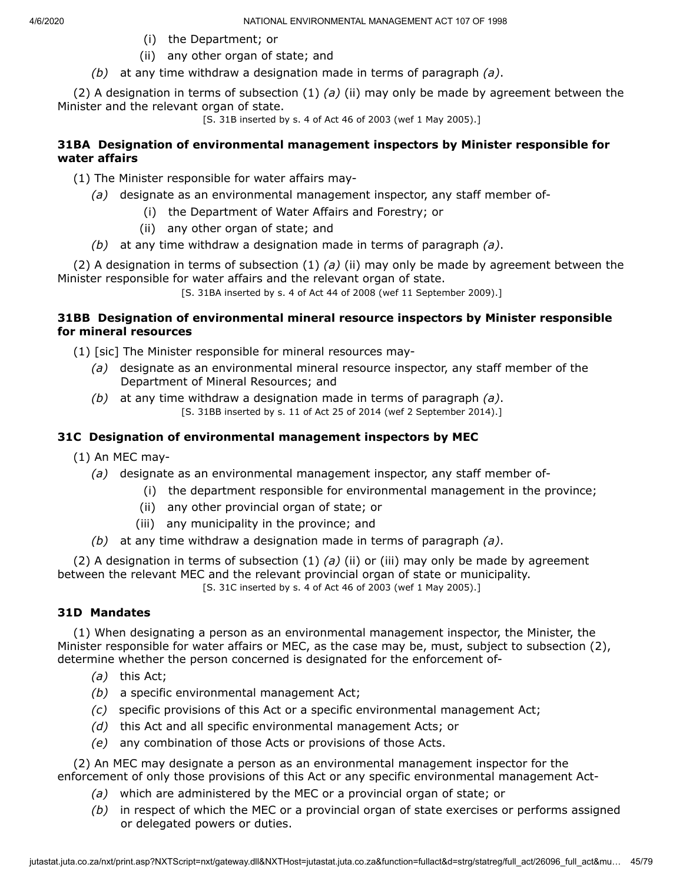(i) the Department; or

(ii) any other organ of state; and

*(b)* at any time withdraw a designation made in terms of paragraph *(a)*.

(2) A designation in terms of subsection (1) *(a)* (ii) may only be made by agreement between the Minister and the relevant organ of state.

[S. 31B inserted by s. 4 of Act 46 of 2003 (wef 1 May 2005).]

### 31BA Designation of environmental management inspectors by Minister responsible for water affairs

(1) The Minister responsible for water affairs may-

*(a)* designate as an environmental management inspector, any staff member of-

(i) the Department of Water Affairs and Forestry; or

(ii) any other organ of state; and

*(b)* at any time withdraw a designation made in terms of paragraph *(a)*.

(2) A designation in terms of subsection (1) *(a)* (ii) may only be made by agreement between the Minister responsible for water affairs and the relevant organ of state.

[S. 31BA inserted by s. 4 of Act 44 of 2008 (wef 11 September 2009).]

### 31BB Designation of environmental mineral resource inspectors by Minister responsible for mineral resources

(1) [sic] The Minister responsible for mineral resources may-

*(a)* designate as an environmental mineral resource inspector, any staff member of the Department of Mineral Resources; and

*(b)* at any time withdraw a designation made in terms of paragraph *(a)*.

[S. 31BB inserted by s. 11 of Act 25 of 2014 (wef 2 September 2014).]

### 31C Designation of environmental management inspectors by MEC

(1) An MEC may-

*(a)* designate as an environmental management inspector, any staff member of-

(i) the department responsible for environmental management in the province;

(ii) any other provincial organ of state; or

(iii) any municipality in the province; and

*(b)* at any time withdraw a designation made in terms of paragraph *(a)*.

(2) A designation in terms of subsection (1) *(a)* (ii) or (iii) may only be made by agreement between the relevant MEC and the relevant provincial organ of state or municipality.

[S. 31C inserted by s. 4 of Act 46 of 2003 (wef 1 May 2005).]

### 31D Mandates

(1) When designating a person as an environmental management inspector, the Minister, the Minister responsible for water affairs or MEC, as the case may be, must, subject to subsection (2), determine whether the person concerned is designated for the enforcement of-

*(a)* this Act;

*(b)* a specific environmental management Act;

*(c)* specific provisions of this Act or a specific environmental management Act;

*(d)* this Act and all specific environmental management Acts; or

*(e)* any combination of those Acts or provisions of those Acts.

(2) An MEC may designate a person as an environmental management inspector for the enforcement of only those provisions of this Act or any specific environmental management Act-

*(a)* which are administered by the MEC or a provincial organ of state; or

*(b)* in respect of which the MEC or a provincial organ of state exercises or performs assigned or delegated powers or duties.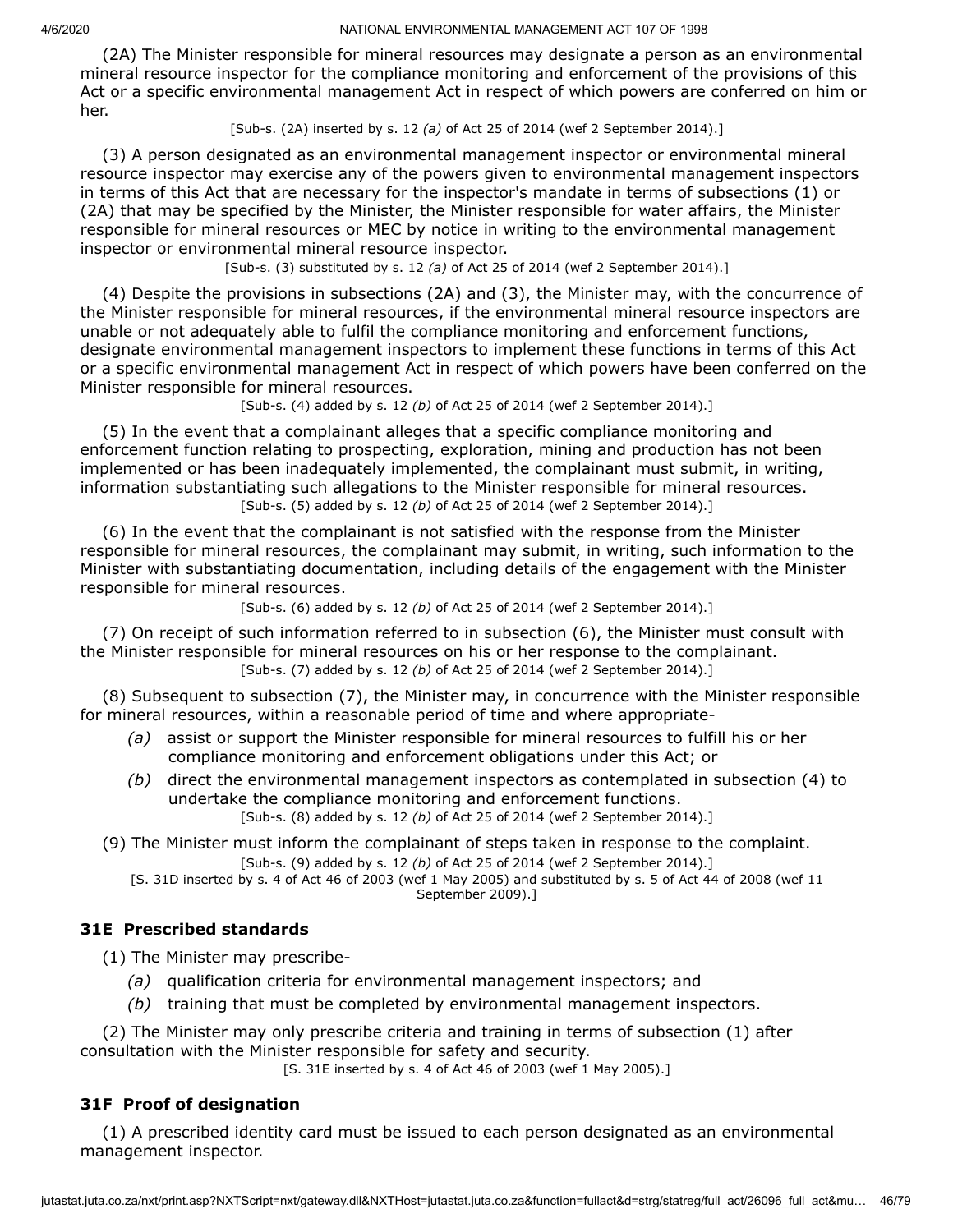(2A) The Minister responsible for mineral resources may designate a person as an environmental mineral resource inspector for the compliance monitoring and enforcement of the provisions of this Act or a specific environmental management Act in respect of which powers are conferred on him or her.

[Sub-s. (2A) inserted by s. 12 *(a)* of Act 25 of 2014 (wef 2 September 2014).]

(3) A person designated as an environmental management inspector or environmental mineral resource inspector may exercise any of the powers given to environmental management inspectors in terms of this Act that are necessary for the inspector's mandate in terms of subsections (1) or (2A) that may be specified by the Minister, the Minister responsible for water affairs, the Minister responsible for mineral resources or MEC by notice in writing to the environmental management inspector or environmental mineral resource inspector.

[Sub-s. (3) substituted by s. 12 *(a)* of Act 25 of 2014 (wef 2 September 2014).]

(4) Despite the provisions in subsections (2A) and (3), the Minister may, with the concurrence of the Minister responsible for mineral resources, if the environmental mineral resource inspectors are unable or not adequately able to fulfil the compliance monitoring and enforcement functions, designate environmental management inspectors to implement these functions in terms of this Act or a specific environmental management Act in respect of which powers have been conferred on the Minister responsible for mineral resources.

[Sub-s. (4) added by s. 12 *(b)* of Act 25 of 2014 (wef 2 September 2014).]

(5) In the event that a complainant alleges that a specific compliance monitoring and enforcement function relating to prospecting, exploration, mining and production has not been implemented or has been inadequately implemented, the complainant must submit, in writing, information substantiating such allegations to the Minister responsible for mineral resources.

[Sub-s. (5) added by s. 12 *(b)* of Act 25 of 2014 (wef 2 September 2014).]

(6) In the event that the complainant is not satisfied with the response from the Minister responsible for mineral resources, the complainant may submit, in writing, such information to the Minister with substantiating documentation, including details of the engagement with the Minister responsible for mineral resources.

[Sub-s. (6) added by s. 12 *(b)* of Act 25 of 2014 (wef 2 September 2014).]

(7) On receipt of such information referred to in subsection (6), the Minister must consult with the Minister responsible for mineral resources on his or her response to the complainant.

[Sub-s. (7) added by s. 12 *(b)* of Act 25 of 2014 (wef 2 September 2014).]

(8) Subsequent to subsection (7), the Minister may, in concurrence with the Minister responsible for mineral resources, within a reasonable period of time and where appropriate-

*(a)* assist or support the Minister responsible for mineral resources to fulfill his or her compliance monitoring and enforcement obligations under this Act; or

*(b)* direct the environmental management inspectors as contemplated in subsection (4) to undertake the compliance monitoring and enforcement functions.

[Sub-s. (8) added by s. 12 *(b)* of Act 25 of 2014 (wef 2 September 2014).]

(9) The Minister must inform the complainant of steps taken in response to the complaint.

[Sub-s. (9) added by s. 12 *(b)* of Act 25 of 2014 (wef 2 September 2014).]

[S. 31D inserted by s. 4 of Act 46 of 2003 (wef 1 May 2005) and substituted by s. 5 of Act 44 of 2008 (wef 11 September 2009).]

### 31E Prescribed standards

(1) The Minister may prescribe-

*(a)* qualification criteria for environmental management inspectors; and

*(b)* training that must be completed by environmental management inspectors.

(2) The Minister may only prescribe criteria and training in terms of subsection (1) after consultation with the Minister responsible for safety and security.

[S. 31E inserted by s. 4 of Act 46 of 2003 (wef 1 May 2005).]

### 31F Proof of designation

(1) A prescribed identity card must be issued to each person designated as an environmental management inspector.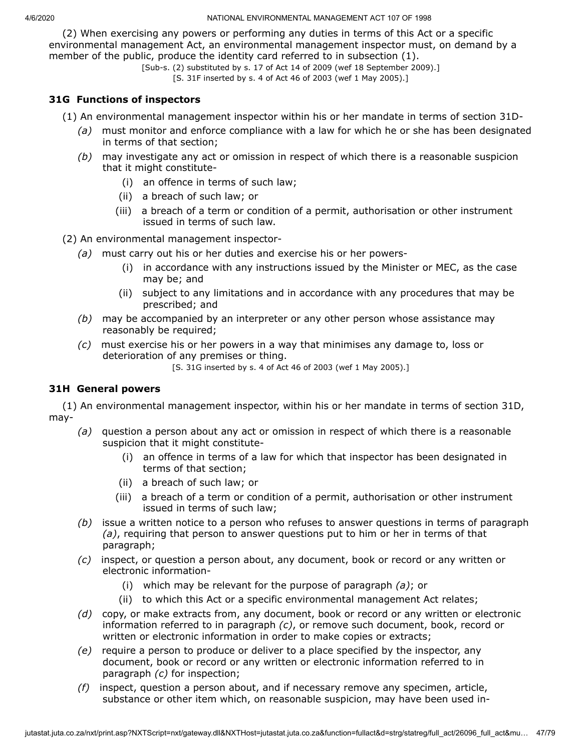(2) When exercising any powers or performing any duties in terms of this Act or a specific environmental management Act, an environmental management inspector must, on demand by a member of the public, produce the identity card referred to in subsection (1).

[Sub-s. (2) substituted by s. 17 of Act 14 of 2009 (wef 18 September 2009).]

[S. 31F inserted by s. 4 of Act 46 of 2003 (wef 1 May 2005).]

### 31G Functions of inspectors

(1) An environmental management inspector within his or her mandate in terms of section 31D-

*(a)* must monitor and enforce compliance with a law for which he or she has been designated in terms of that section;

*(b)* may investigate any act or omission in respect of which there is a reasonable suspicion that it might constitute-

(i) an offence in terms of such law;

(ii) a breach of such law; or

(iii) a breach of a term or condition of a permit, authorisation or other instrument issued in terms of such law.

(2) An environmental management inspector-

*(a)* must carry out his or her duties and exercise his or her powers-

(i) in accordance with any instructions issued by the Minister or MEC, as the case may be; and

(ii) subject to any limitations and in accordance with any procedures that may be prescribed; and

*(b)* may be accompanied by an interpreter or any other person whose assistance may reasonably be required;

*(c)* must exercise his or her powers in a way that minimises any damage to, loss or deterioration of any premises or thing.

[S. 31G inserted by s. 4 of Act 46 of 2003 (wef 1 May 2005).]

### 31H General powers

(1) An environmental management inspector, within his or her mandate in terms of section 31D, may-

*(a)* question a person about any act or omission in respect of which there is a reasonable suspicion that it might constitute-

(i) an offence in terms of a law for which that inspector has been designated in terms of that section;

(ii) a breach of such law; or

(iii) a breach of a term or condition of a permit, authorisation or other instrument issued in terms of such law;

*(b)* issue a written notice to a person who refuses to answer questions in terms of paragraph *(a)*, requiring that person to answer questions put to him or her in terms of that paragraph;

*(c)* inspect, or question a person about, any document, book or record or any written or electronic information-

(i) which may be relevant for the purpose of paragraph *(a)*; or

(ii) to which this Act or a specific environmental management Act relates;

*(d)* copy, or make extracts from, any document, book or record or any written or electronic information referred to in paragraph *(c)*, or remove such document, book, record or written or electronic information in order to make copies or extracts;

*(e)* require a person to produce or deliver to a place specified by the inspector, any document, book or record or any written or electronic information referred to in paragraph *(c)* for inspection;

*(f)* inspect, question a person about, and if necessary remove any specimen, article, substance or other item which, on reasonable suspicion, may have been used in-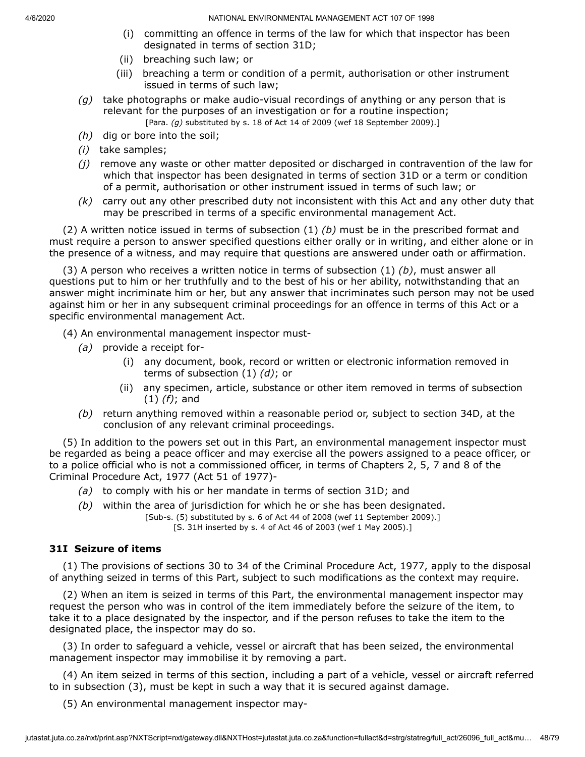(i) committing an offence in terms of the law for which that inspector has been designated in terms of section 31D;

(ii) breaching such law; or

(iii) breaching a term or condition of a permit, authorisation or other instrument issued in terms of such law;

*(g)* take photographs or make audio-visual recordings of anything or any person that is relevant for the purposes of an investigation or for a routine inspection;

[Para. *(g)* substituted by s. 18 of Act 14 of 2009 (wef 18 September 2009).]

*(h)* dig or bore into the soil;

*(i)* take samples;

*(j)* remove any waste or other matter deposited or discharged in contravention of the law for which that inspector has been designated in terms of section 31D or a term or condition of a permit, authorisation or other instrument issued in terms of such law; or

*(k)* carry out any other prescribed duty not inconsistent with this Act and any other duty that may be prescribed in terms of a specific environmental management Act.

(2) A written notice issued in terms of subsection (1) *(b)* must be in the prescribed format and must require a person to answer specified questions either orally or in writing, and either alone or in the presence of a witness, and may require that questions are answered under oath or affirmation.

(3) A person who receives a written notice in terms of subsection (1) *(b)*, must answer all questions put to him or her truthfully and to the best of his or her ability, notwithstanding that an answer might incriminate him or her, but any answer that incriminates such person may not be used against him or her in any subsequent criminal proceedings for an offence in terms of this Act or a specific environmental management Act.

(4) An environmental management inspector must-

*(a)* provide a receipt for-

(i) any document, book, record or written or electronic information removed in terms of subsection (1) *(d)*; or

(ii) any specimen, article, substance or other item removed in terms of subsection (1) *(f)*; and

*(b)* return anything removed within a reasonable period or, subject to section 34D, at the conclusion of any relevant criminal proceedings.

(5) In addition to the powers set out in this Part, an environmental management inspector must be regarded as being a peace officer and may exercise all the powers assigned to a peace officer, or to a police official who is not a commissioned officer, in terms of Chapters 2, 5, 7 and 8 of the Criminal Procedure Act, 1977 (Act 51 of 1977)-

*(a)* to comply with his or her mandate in terms of section 31D; and

*(b)* within the area of jurisdiction for which he or she has been designated.

[Sub-s. (5) substituted by s. 6 of Act 44 of 2008 (wef 11 September 2009).]

[S. 31H inserted by s. 4 of Act 46 of 2003 (wef 1 May 2005).]

### 31I Seizure of items

(1) The provisions of sections 30 to 34 of the Criminal Procedure Act, 1977, apply to the disposal of anything seized in terms of this Part, subject to such modifications as the context may require.

(2) When an item is seized in terms of this Part, the environmental management inspector may request the person who was in control of the item immediately before the seizure of the item, to take it to a place designated by the inspector, and if the person refuses to take the item to the designated place, the inspector may do so.

(3) In order to safeguard a vehicle, vessel or aircraft that has been seized, the environmental management inspector may immobilise it by removing a part.

(4) An item seized in terms of this section, including a part of a vehicle, vessel or aircraft referred to in subsection (3), must be kept in such a way that it is secured against damage.

(5) An environmental management inspector may-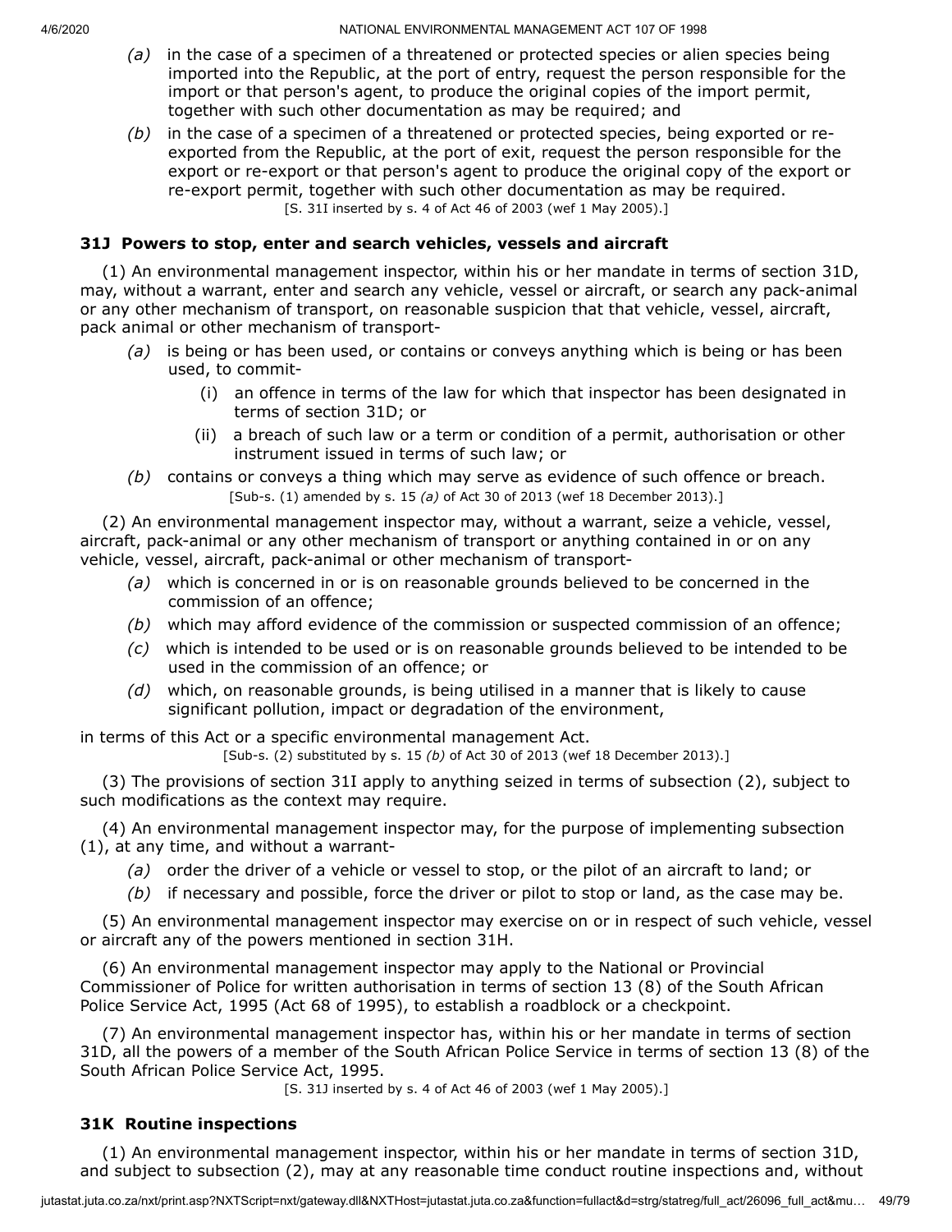*(a)* in the case of a specimen of a threatened or protected species or alien species being imported into the Republic, at the port of entry, request the person responsible for the import or that person's agent, to produce the original copies of the import permit, together with such other documentation as may be required; and

*(b)* in the case of a specimen of a threatened or protected species, being exported or re-exported from the Republic, at the port of exit, request the person responsible for the export or re-export or that person's agent to produce the original copy of the export or re-export permit, together with such other documentation as may be required.

[S. 31I inserted by s. 4 of Act 46 of 2003 (wef 1 May 2005).]

### 31J Powers to stop, enter and search vehicles, vessels and aircraft

(1) An environmental management inspector, within his or her mandate in terms of section 31D, may, without a warrant, enter and search any vehicle, vessel or aircraft, or search any pack-animal or any other mechanism of transport, on reasonable suspicion that that vehicle, vessel, aircraft, pack animal or other mechanism of transport-

*(a)* is being or has been used, or contains or conveys anything which is being or has been used, to commit-

(i) an offence in terms of the law for which that inspector has been designated in terms of section 31D; or

(ii) a breach of such law or a term or condition of a permit, authorisation or other instrument issued in terms of such law; or

*(b)* contains or conveys a thing which may serve as evidence of such offence or breach.

[Sub-s. (1) amended by s. 15 *(a)* of Act 30 of 2013 (wef 18 December 2013).]

(2) An environmental management inspector may, without a warrant, seize a vehicle, vessel, aircraft, pack-animal or any other mechanism of transport or anything contained in or on any vehicle, vessel, aircraft, pack-animal or other mechanism of transport-

*(a)* which is concerned in or is on reasonable grounds believed to be concerned in the commission of an offence;

*(b)* which may afford evidence of the commission or suspected commission of an offence;

*(c)* which is intended to be used or is on reasonable grounds believed to be intended to be used in the commission of an offence; or

*(d)* which, on reasonable grounds, is being utilised in a manner that is likely to cause significant pollution, impact or degradation of the environment,

in terms of this Act or a specific environmental management Act.

[Sub-s. (2) substituted by s. 15 *(b)* of Act 30 of 2013 (wef 18 December 2013).]

(3) The provisions of section 31I apply to anything seized in terms of subsection (2), subject to such modifications as the context may require.

(4) An environmental management inspector may, for the purpose of implementing subsection (1), at any time, and without a warrant-

*(a)* order the driver of a vehicle or vessel to stop, or the pilot of an aircraft to land; or

*(b)* if necessary and possible, force the driver or pilot to stop or land, as the case may be.

(5) An environmental management inspector may exercise on or in respect of such vehicle, vessel or aircraft any of the powers mentioned in section 31H.

(6) An environmental management inspector may apply to the National or Provincial Commissioner of Police for written authorisation in terms of section 13 (8) of the South African Police Service Act, 1995 (Act 68 of 1995), to establish a roadblock or a checkpoint.

(7) An environmental management inspector has, within his or her mandate in terms of section 31D, all the powers of a member of the South African Police Service in terms of section 13 (8) of the South African Police Service Act, 1995.

[S. 31J inserted by s. 4 of Act 46 of 2003 (wef 1 May 2005).]

### 31K Routine inspections

(1) An environmental management inspector, within his or her mandate in terms of section 31D, and subject to subsection (2), may at any reasonable time conduct routine inspections and, without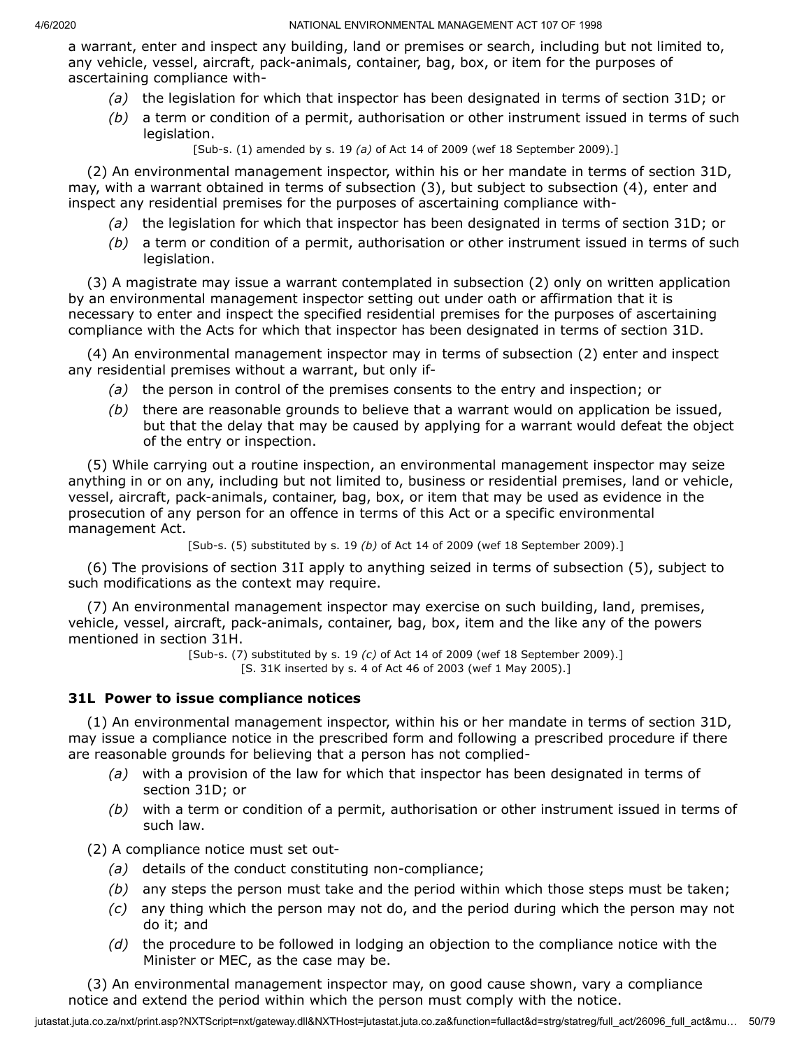a warrant, enter and inspect any building, land or premises or search, including but not limited to, any vehicle, vessel, aircraft, pack-animals, container, bag, box, or item for the purposes of ascertaining compliance with-

*(a)* the legislation for which that inspector has been designated in terms of section 31D; or

*(b)* a term or condition of a permit, authorisation or other instrument issued in terms of such legislation.

[Sub-s. (1) amended by s. 19 *(a)* of Act 14 of 2009 (wef 18 September 2009).]

(2) An environmental management inspector, within his or her mandate in terms of section 31D, may, with a warrant obtained in terms of subsection (3), but subject to subsection (4), enter and inspect any residential premises for the purposes of ascertaining compliance with-

*(a)* the legislation for which that inspector has been designated in terms of section 31D; or

*(b)* a term or condition of a permit, authorisation or other instrument issued in terms of such legislation.

(3) A magistrate may issue a warrant contemplated in subsection (2) only on written application by an environmental management inspector setting out under oath or affirmation that it is necessary to enter and inspect the specified residential premises for the purposes of ascertaining compliance with the Acts for which that inspector has been designated in terms of section 31D.

(4) An environmental management inspector may in terms of subsection (2) enter and inspect any residential premises without a warrant, but only if-

*(a)* the person in control of the premises consents to the entry and inspection; or

*(b)* there are reasonable grounds to believe that a warrant would on application be issued, but that the delay that may be caused by applying for a warrant would defeat the object of the entry or inspection.

(5) While carrying out a routine inspection, an environmental management inspector may seize anything in or on any, including but not limited to, business or residential premises, land or vehicle, vessel, aircraft, pack-animals, container, bag, box, or item that may be used as evidence in the prosecution of any person for an offence in terms of this Act or a specific environmental management Act.

[Sub-s. (5) substituted by s. 19 *(b)* of Act 14 of 2009 (wef 18 September 2009).]

(6) The provisions of section 31I apply to anything seized in terms of subsection (5), subject to such modifications as the context may require.

(7) An environmental management inspector may exercise on such building, land, premises, vehicle, vessel, aircraft, pack-animals, container, bag, box, item and the like any of the powers mentioned in section 31H.

[Sub-s. (7) substituted by s. 19 *(c)* of Act 14 of 2009 (wef 18 September 2009).]
[S. 31K inserted by s. 4 of Act 46 of 2003 (wef 1 May 2005).]

### 31L Power to issue compliance notices

(1) An environmental management inspector, within his or her mandate in terms of section 31D, may issue a compliance notice in the prescribed form and following a prescribed procedure if there are reasonable grounds for believing that a person has not complied-

*(a)* with a provision of the law for which that inspector has been designated in terms of section 31D; or

*(b)* with a term or condition of a permit, authorisation or other instrument issued in terms of such law.

(2) A compliance notice must set out-

*(a)* details of the conduct constituting non-compliance;

*(b)* any steps the person must take and the period within which those steps must be taken;

*(c)* any thing which the person may not do, and the period during which the person may not do it; and

*(d)* the procedure to be followed in lodging an objection to the compliance notice with the Minister or MEC, as the case may be.

(3) An environmental management inspector may, on good cause shown, vary a compliance notice and extend the period within which the person must comply with the notice.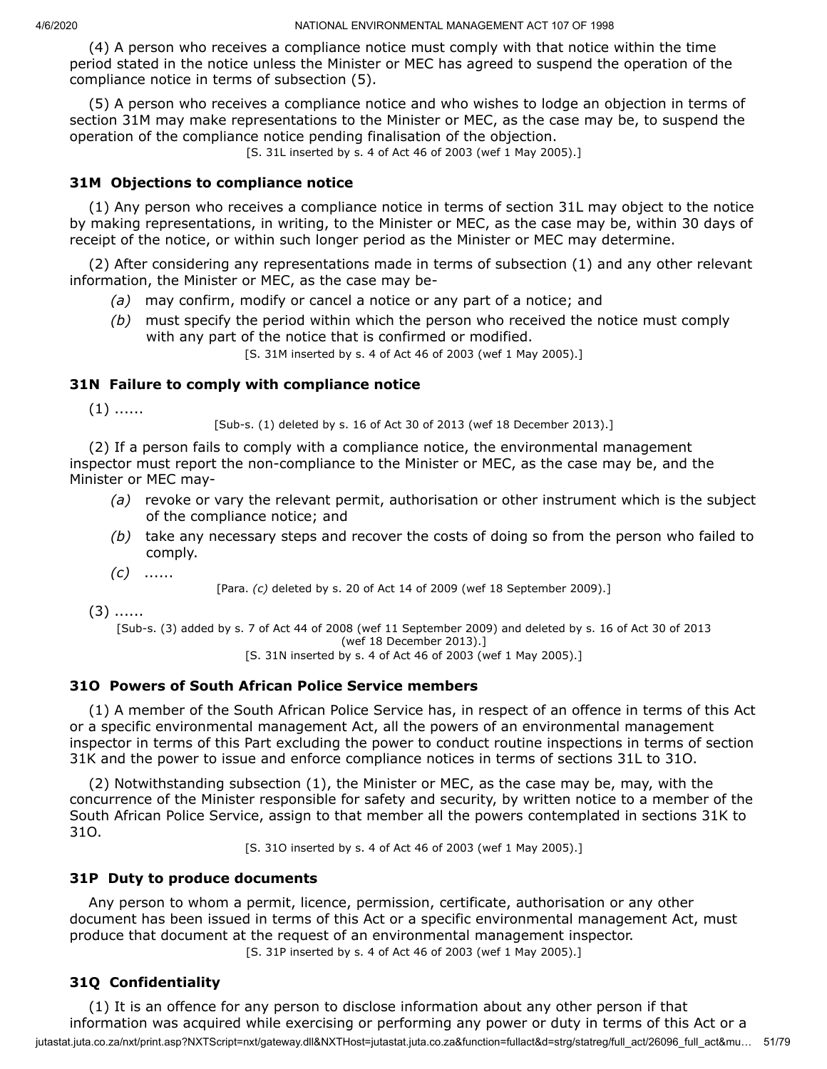(4) A person who receives a compliance notice must comply with that notice within the time period stated in the notice unless the Minister or MEC has agreed to suspend the operation of the compliance notice in terms of subsection (5).

(5) A person who receives a compliance notice and who wishes to lodge an objection in terms of section 31M may make representations to the Minister or MEC, as the case may be, to suspend the operation of the compliance notice pending finalisation of the objection.

[S. 31L inserted by s. 4 of Act 46 of 2003 (wef 1 May 2005).]

### 31M Objections to compliance notice

(1) Any person who receives a compliance notice in terms of section 31L may object to the notice by making representations, in writing, to the Minister or MEC, as the case may be, within 30 days of receipt of the notice, or within such longer period as the Minister or MEC may determine.

(2) After considering any representations made in terms of subsection (1) and any other relevant information, the Minister or MEC, as the case may be-

*(a)* may confirm, modify or cancel a notice or any part of a notice; and

*(b)* must specify the period within which the person who received the notice must comply with any part of the notice that is confirmed or modified.

[S. 31M inserted by s. 4 of Act 46 of 2003 (wef 1 May 2005).]

### 31N Failure to comply with compliance notice

(1) ......

[Sub-s. (1) deleted by s. 16 of Act 30 of 2013 (wef 18 December 2013).]

(2) If a person fails to comply with a compliance notice, the environmental management inspector must report the non-compliance to the Minister or MEC, as the case may be, and the Minister or MEC may-

*(a)* revoke or vary the relevant permit, authorisation or other instrument which is the subject of the compliance notice; and

*(b)* take any necessary steps and recover the costs of doing so from the person who failed to comply.

*(c)* ......

[Para. *(c)* deleted by s. 20 of Act 14 of 2009 (wef 18 September 2009).]

(3) ......

[Sub-s. (3) added by s. 7 of Act 44 of 2008 (wef 11 September 2009) and deleted by s. 16 of Act 30 of 2013 (wef 18 December 2013).]

[S. 31N inserted by s. 4 of Act 46 of 2003 (wef 1 May 2005).]

### 31O Powers of South African Police Service members

(1) A member of the South African Police Service has, in respect of an offence in terms of this Act or a specific environmental management Act, all the powers of an environmental management inspector in terms of this Part excluding the power to conduct routine inspections in terms of section 31K and the power to issue and enforce compliance notices in terms of sections 31L to 31O.

(2) Notwithstanding subsection (1), the Minister or MEC, as the case may be, may, with the concurrence of the Minister responsible for safety and security, by written notice to a member of the South African Police Service, assign to that member all the powers contemplated in sections 31K to 31O.

[S. 31O inserted by s. 4 of Act 46 of 2003 (wef 1 May 2005).]

### 31P Duty to produce documents

Any person to whom a permit, licence, permission, certificate, authorisation or any other document has been issued in terms of this Act or a specific environmental management Act, must produce that document at the request of an environmental management inspector.

[S. 31P inserted by s. 4 of Act 46 of 2003 (wef 1 May 2005).]

### 31Q Confidentiality

(1) It is an offence for any person to disclose information about any other person if that information was acquired while exercising or performing any power or duty in terms of this Act or a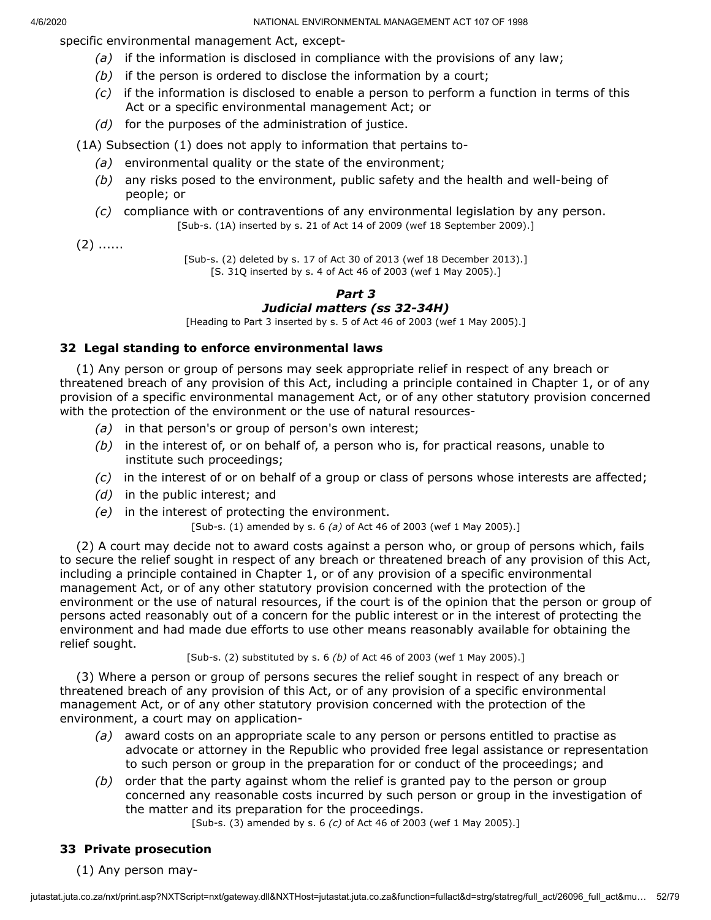specific environmental management Act, except-

*(a)* if the information is disclosed in compliance with the provisions of any law;

*(b)* if the person is ordered to disclose the information by a court;

*(c)* if the information is disclosed to enable a person to perform a function in terms of this Act or a specific environmental management Act; or

*(d)* for the purposes of the administration of justice.

(1A) Subsection (1) does not apply to information that pertains to-

*(a)* environmental quality or the state of the environment;

*(b)* any risks posed to the environment, public safety and the health and well-being of people; or

*(c)* compliance with or contraventions of any environmental legislation by any person.

[Sub-s. (1A) inserted by s. 21 of Act 14 of 2009 (wef 18 September 2009).]

(2) ......

[Sub-s. (2) deleted by s. 17 of Act 30 of 2013 (wef 18 December 2013).]

[S. 31Q inserted by s. 4 of Act 46 of 2003 (wef 1 May 2005).]

## *Part 3*
## *Judicial matters (ss 32-34H)*

[Heading to Part 3 inserted by s. 5 of Act 46 of 2003 (wef 1 May 2005).]

### 32 Legal standing to enforce environmental laws

(1) Any person or group of persons may seek appropriate relief in respect of any breach or threatened breach of any provision of this Act, including a principle contained in Chapter 1, or of any provision of a specific environmental management Act, or of any other statutory provision concerned with the protection of the environment or the use of natural resources-

*(a)* in that person's or group of person's own interest;

*(b)* in the interest of, or on behalf of, a person who is, for practical reasons, unable to institute such proceedings;

*(c)* in the interest of or on behalf of a group or class of persons whose interests are affected;

*(d)* in the public interest; and

*(e)* in the interest of protecting the environment.

[Sub-s. (1) amended by s. 6 *(a)* of Act 46 of 2003 (wef 1 May 2005).]

(2) A court may decide not to award costs against a person who, or group of persons which, fails to secure the relief sought in respect of any breach or threatened breach of any provision of this Act, including a principle contained in Chapter 1, or of any provision of a specific environmental management Act, or of any other statutory provision concerned with the protection of the environment or the use of natural resources, if the court is of the opinion that the person or group of persons acted reasonably out of a concern for the public interest or in the interest of protecting the environment and had made due efforts to use other means reasonably available for obtaining the relief sought.

[Sub-s. (2) substituted by s. 6 *(b)* of Act 46 of 2003 (wef 1 May 2005).]

(3) Where a person or group of persons secures the relief sought in respect of any breach or threatened breach of any provision of this Act, or of any provision of a specific environmental management Act, or of any other statutory provision concerned with the protection of the environment, a court may on application-

*(a)* award costs on an appropriate scale to any person or persons entitled to practise as advocate or attorney in the Republic who provided free legal assistance or representation to such person or group in the preparation for or conduct of the proceedings; and

*(b)* order that the party against whom the relief is granted pay to the person or group concerned any reasonable costs incurred by such person or group in the investigation of the matter and its preparation for the proceedings.

[Sub-s. (3) amended by s. 6 *(c)* of Act 46 of 2003 (wef 1 May 2005).]

### 33 Private prosecution

(1) Any person may-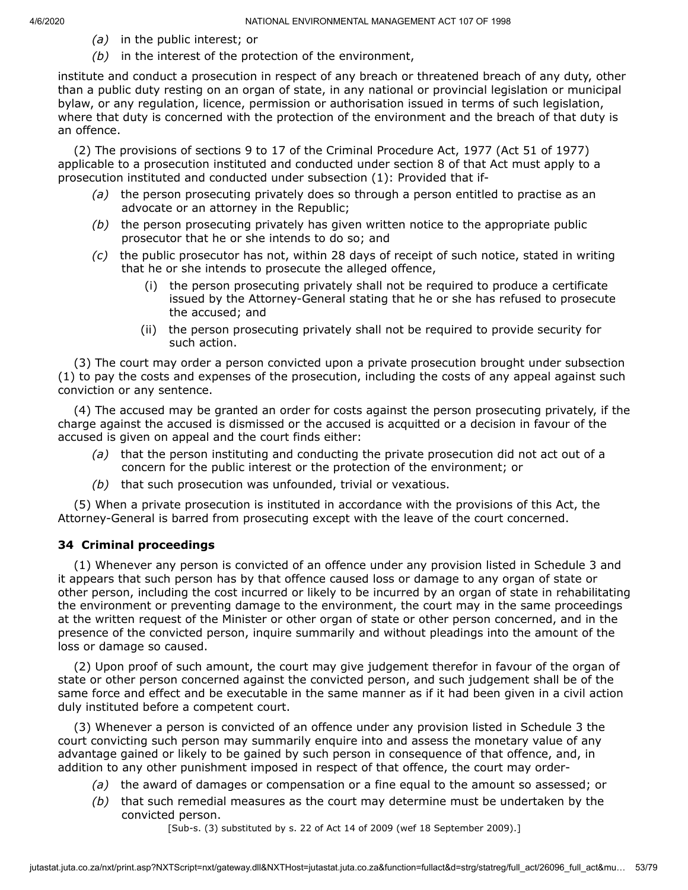(a) in the public interest; or

(b) in the interest of the protection of the environment,

institute and conduct a prosecution in respect of any breach or threatened breach of any duty, other than a public duty resting on an organ of state, in any national or provincial legislation or municipal bylaw, or any regulation, licence, permission or authorisation issued in terms of such legislation, where that duty is concerned with the protection of the environment and the breach of that duty is an offence.

(2) The provisions of sections 9 to 17 of the Criminal Procedure Act, 1977 (Act 51 of 1977) applicable to a prosecution instituted and conducted under section 8 of that Act must apply to a prosecution instituted and conducted under subsection (1): Provided that if-

- *(a)* the person prosecuting privately does so through a person entitled to practise as an advocate or an attorney in the Republic;
- *(b)* the person prosecuting privately has given written notice to the appropriate public prosecutor that he or she intends to do so; and
- *(c)* the public prosecutor has not, within 28 days of receipt of such notice, stated in writing that he or she intends to prosecute the alleged offence,
  - (i) the person prosecuting privately shall not be required to produce a certificate issued by the Attorney-General stating that he or she has refused to prosecute the accused; and
  - (ii) the person prosecuting privately shall not be required to provide security for such action.

(3) The court may order a person convicted upon a private prosecution brought under subsection (1) to pay the costs and expenses of the prosecution, including the costs of any appeal against such conviction or any sentence.

(4) The accused may be granted an order for costs against the person prosecuting privately, if the charge against the accused is dismissed or the accused is acquitted or a decision in favour of the accused is given on appeal and the court finds either:

- *(a)* that the person instituting and conducting the private prosecution did not act out of a concern for the public interest or the protection of the environment; or
- *(b)* that such prosecution was unfounded, trivial or vexatious.

(5) When a private prosecution is instituted in accordance with the provisions of this Act, the Attorney-General is barred from prosecuting except with the leave of the court concerned.

### 34 Criminal proceedings

(1) Whenever any person is convicted of an offence under any provision listed in Schedule 3 and it appears that such person has by that offence caused loss or damage to any organ of state or other person, including the cost incurred or likely to be incurred by an organ of state in rehabilitating the environment or preventing damage to the environment, the court may in the same proceedings at the written request of the Minister or other organ of state or other person concerned, and in the presence of the convicted person, inquire summarily and without pleadings into the amount of the loss or damage so caused.

(2) Upon proof of such amount, the court may give judgement therefor in favour of the organ of state or other person concerned against the convicted person, and such judgement shall be of the same force and effect and be executable in the same manner as if it had been given in a civil action duly instituted before a competent court.

(3) Whenever a person is convicted of an offence under any provision listed in Schedule 3 the court convicting such person may summarily enquire into and assess the monetary value of any advantage gained or likely to be gained by such person in consequence of that offence, and, in addition to any other punishment imposed in respect of that offence, the court may order-

- *(a)* the award of damages or compensation or a fine equal to the amount so assessed; or
- *(b)* that such remedial measures as the court may determine must be undertaken by the convicted person.

[Sub-s. (3) substituted by s. 22 of Act 14 of 2009 (wef 18 September 2009).]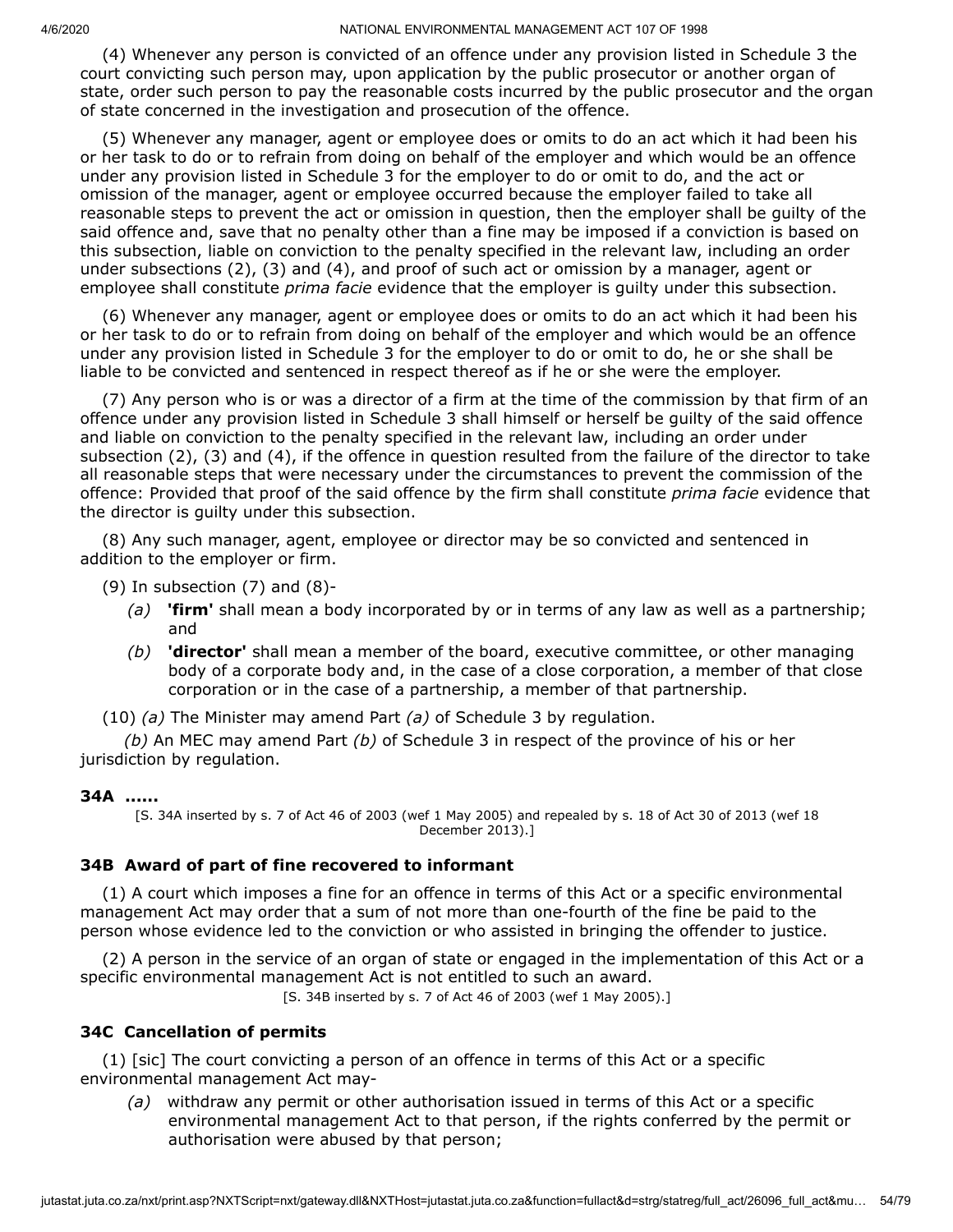(4) Whenever any person is convicted of an offence under any provision listed in Schedule 3 the court convicting such person may, upon application by the public prosecutor or another organ of state, order such person to pay the reasonable costs incurred by the public prosecutor and the organ of state concerned in the investigation and prosecution of the offence.

(5) Whenever any manager, agent or employee does or omits to do an act which it had been his or her task to do or to refrain from doing on behalf of the employer and which would be an offence under any provision listed in Schedule 3 for the employer to do or omit to do, and the act or omission of the manager, agent or employee occurred because the employer failed to take all reasonable steps to prevent the act or omission in question, then the employer shall be guilty of the said offence and, save that no penalty other than a fine may be imposed if a conviction is based on this subsection, liable on conviction to the penalty specified in the relevant law, including an order under subsections (2), (3) and (4), and proof of such act or omission by a manager, agent or employee shall constitute *prima facie* evidence that the employer is guilty under this subsection.

(6) Whenever any manager, agent or employee does or omits to do an act which it had been his or her task to do or to refrain from doing on behalf of the employer and which would be an offence under any provision listed in Schedule 3 for the employer to do or omit to do, he or she shall be liable to be convicted and sentenced in respect thereof as if he or she were the employer.

(7) Any person who is or was a director of a firm at the time of the commission by that firm of an offence under any provision listed in Schedule 3 shall himself or herself be guilty of the said offence and liable on conviction to the penalty specified in the relevant law, including an order under subsection (2), (3) and (4), if the offence in question resulted from the failure of the director to take all reasonable steps that were necessary under the circumstances to prevent the commission of the offence: Provided that proof of the said offence by the firm shall constitute *prima facie* evidence that the director is guilty under this subsection.

(8) Any such manager, agent, employee or director may be so convicted and sentenced in addition to the employer or firm.

(9) In subsection (7) and (8)-

*(a)* **'firm'** shall mean a body incorporated by or in terms of any law as well as a partnership; and

*(b)* **'director'** shall mean a member of the board, executive committee, or other managing body of a corporate body and, in the case of a close corporation, a member of that close corporation or in the case of a partnership, a member of that partnership.

(10) *(a)* The Minister may amend Part *(a)* of Schedule 3 by regulation.

*(b)* An MEC may amend Part *(b)* of Schedule 3 in respect of the province of his or her jurisdiction by regulation.

**34A ......**

[S. 34A inserted by s. 7 of Act 46 of 2003 (wef 1 May 2005) and repealed by s. 18 of Act 30 of 2013 (wef 18 December 2013).]

### 34B Award of part of fine recovered to informant

(1) A court which imposes a fine for an offence in terms of this Act or a specific environmental management Act may order that a sum of not more than one-fourth of the fine be paid to the person whose evidence led to the conviction or who assisted in bringing the offender to justice.

(2) A person in the service of an organ of state or engaged in the implementation of this Act or a specific environmental management Act is not entitled to such an award.

[S. 34B inserted by s. 7 of Act 46 of 2003 (wef 1 May 2005).]

### 34C Cancellation of permits

(1) [sic] The court convicting a person of an offence in terms of this Act or a specific environmental management Act may-

*(a)* withdraw any permit or other authorisation issued in terms of this Act or a specific environmental management Act to that person, if the rights conferred by the permit or authorisation were abused by that person;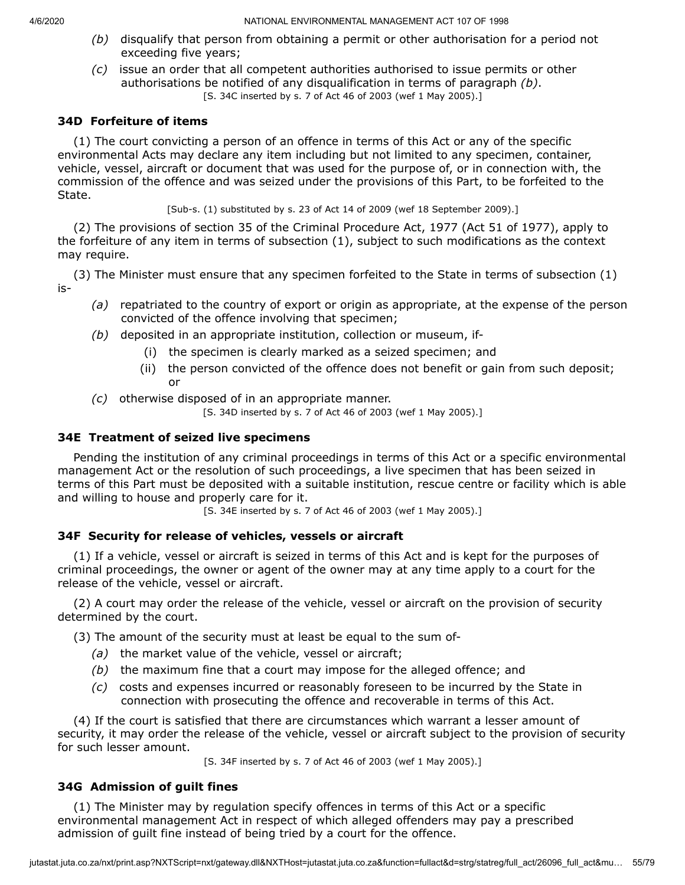*(b)* disqualify that person from obtaining a permit or other authorisation for a period not exceeding five years;

*(c)* issue an order that all competent authorities authorised to issue permits or other authorisations be notified of any disqualification in terms of paragraph *(b)*.

[S. 34C inserted by s. 7 of Act 46 of 2003 (wef 1 May 2005).]

### 34D Forfeiture of items

(1) The court convicting a person of an offence in terms of this Act or any of the specific environmental Acts may declare any item including but not limited to any specimen, container, vehicle, vessel, aircraft or document that was used for the purpose of, or in connection with, the commission of the offence and was seized under the provisions of this Part, to be forfeited to the State.

[Sub-s. (1) substituted by s. 23 of Act 14 of 2009 (wef 18 September 2009).]

(2) The provisions of section 35 of the Criminal Procedure Act, 1977 (Act 51 of 1977), apply to the forfeiture of any item in terms of subsection (1), subject to such modifications as the context may require.

(3) The Minister must ensure that any specimen forfeited to the State in terms of subsection (1) is-

*(a)* repatriated to the country of export or origin as appropriate, at the expense of the person convicted of the offence involving that specimen;

*(b)* deposited in an appropriate institution, collection or museum, if-

(i) the specimen is clearly marked as a seized specimen; and

(ii) the person convicted of the offence does not benefit or gain from such deposit; or

*(c)* otherwise disposed of in an appropriate manner.

[S. 34D inserted by s. 7 of Act 46 of 2003 (wef 1 May 2005).]

### 34E Treatment of seized live specimens

Pending the institution of any criminal proceedings in terms of this Act or a specific environmental management Act or the resolution of such proceedings, a live specimen that has been seized in terms of this Part must be deposited with a suitable institution, rescue centre or facility which is able and willing to house and properly care for it.

[S. 34E inserted by s. 7 of Act 46 of 2003 (wef 1 May 2005).]

### 34F Security for release of vehicles, vessels or aircraft

(1) If a vehicle, vessel or aircraft is seized in terms of this Act and is kept for the purposes of criminal proceedings, the owner or agent of the owner may at any time apply to a court for the release of the vehicle, vessel or aircraft.

(2) A court may order the release of the vehicle, vessel or aircraft on the provision of security determined by the court.

(3) The amount of the security must at least be equal to the sum of-

*(a)* the market value of the vehicle, vessel or aircraft;

*(b)* the maximum fine that a court may impose for the alleged offence; and

*(c)* costs and expenses incurred or reasonably foreseen to be incurred by the State in connection with prosecuting the offence and recoverable in terms of this Act.

(4) If the court is satisfied that there are circumstances which warrant a lesser amount of security, it may order the release of the vehicle, vessel or aircraft subject to the provision of security for such lesser amount.

[S. 34F inserted by s. 7 of Act 46 of 2003 (wef 1 May 2005).]

### 34G Admission of guilt fines

(1) The Minister may by regulation specify offences in terms of this Act or a specific environmental management Act in respect of which alleged offenders may pay a prescribed admission of guilt fine instead of being tried by a court for the offence.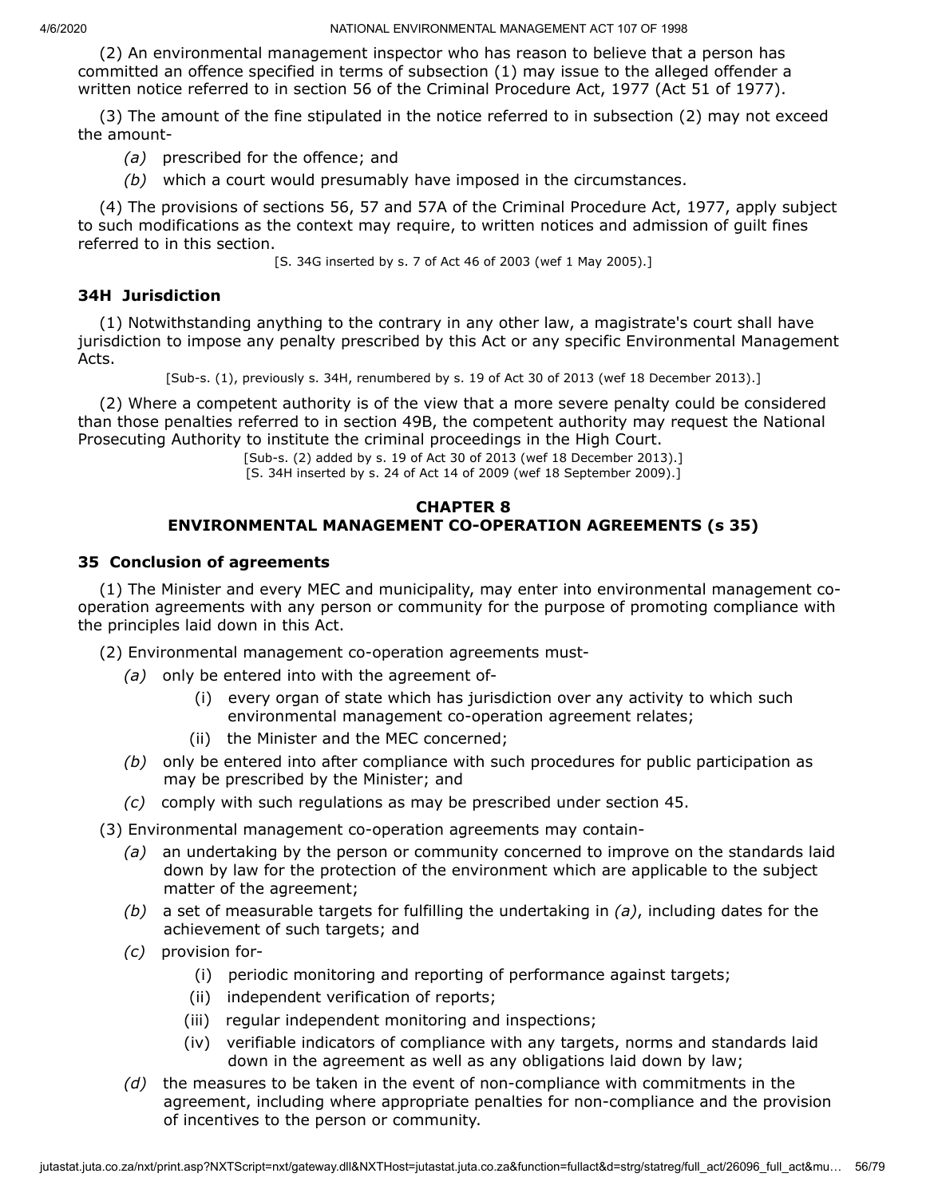(2) An environmental management inspector who has reason to believe that a person has committed an offence specified in terms of subsection (1) may issue to the alleged offender a written notice referred to in section 56 of the Criminal Procedure Act, 1977 (Act 51 of 1977).

(3) The amount of the fine stipulated in the notice referred to in subsection (2) may not exceed the amount-

*(a)* prescribed for the offence; and

*(b)* which a court would presumably have imposed in the circumstances.

(4) The provisions of sections 56, 57 and 57A of the Criminal Procedure Act, 1977, apply subject to such modifications as the context may require, to written notices and admission of guilt fines referred to in this section.

[S. 34G inserted by s. 7 of Act 46 of 2003 (wef 1 May 2005).]

### 34H Jurisdiction

(1) Notwithstanding anything to the contrary in any other law, a magistrate's court shall have jurisdiction to impose any penalty prescribed by this Act or any specific Environmental Management Acts.

[Sub-s. (1), previously s. 34H, renumbered by s. 19 of Act 30 of 2013 (wef 18 December 2013).]

(2) Where a competent authority is of the view that a more severe penalty could be considered than those penalties referred to in section 49B, the competent authority may request the National Prosecuting Authority to institute the criminal proceedings in the High Court.

[Sub-s. (2) added by s. 19 of Act 30 of 2013 (wef 18 December 2013).]
[S. 34H inserted by s. 24 of Act 14 of 2009 (wef 18 September 2009).]

## CHAPTER 8
## ENVIRONMENTAL MANAGEMENT CO-OPERATION AGREEMENTS (s 35)

### 35 Conclusion of agreements

(1) The Minister and every MEC and municipality, may enter into environmental management co-operation agreements with any person or community for the purpose of promoting compliance with the principles laid down in this Act.

(2) Environmental management co-operation agreements must-

*(a)* only be entered into with the agreement of-

(i) every organ of state which has jurisdiction over any activity to which such environmental management co-operation agreement relates;

(ii) the Minister and the MEC concerned;

*(b)* only be entered into after compliance with such procedures for public participation as may be prescribed by the Minister; and

*(c)* comply with such regulations as may be prescribed under section 45.

(3) Environmental management co-operation agreements may contain-

*(a)* an undertaking by the person or community concerned to improve on the standards laid down by law for the protection of the environment which are applicable to the subject matter of the agreement;

*(b)* a set of measurable targets for fulfilling the undertaking in *(a)*, including dates for the achievement of such targets; and

*(c)* provision for-

(i) periodic monitoring and reporting of performance against targets;

(ii) independent verification of reports;

(iii) regular independent monitoring and inspections;

(iv) verifiable indicators of compliance with any targets, norms and standards laid down in the agreement as well as any obligations laid down by law;

*(d)* the measures to be taken in the event of non-compliance with commitments in the agreement, including where appropriate penalties for non-compliance and the provision of incentives to the person or community.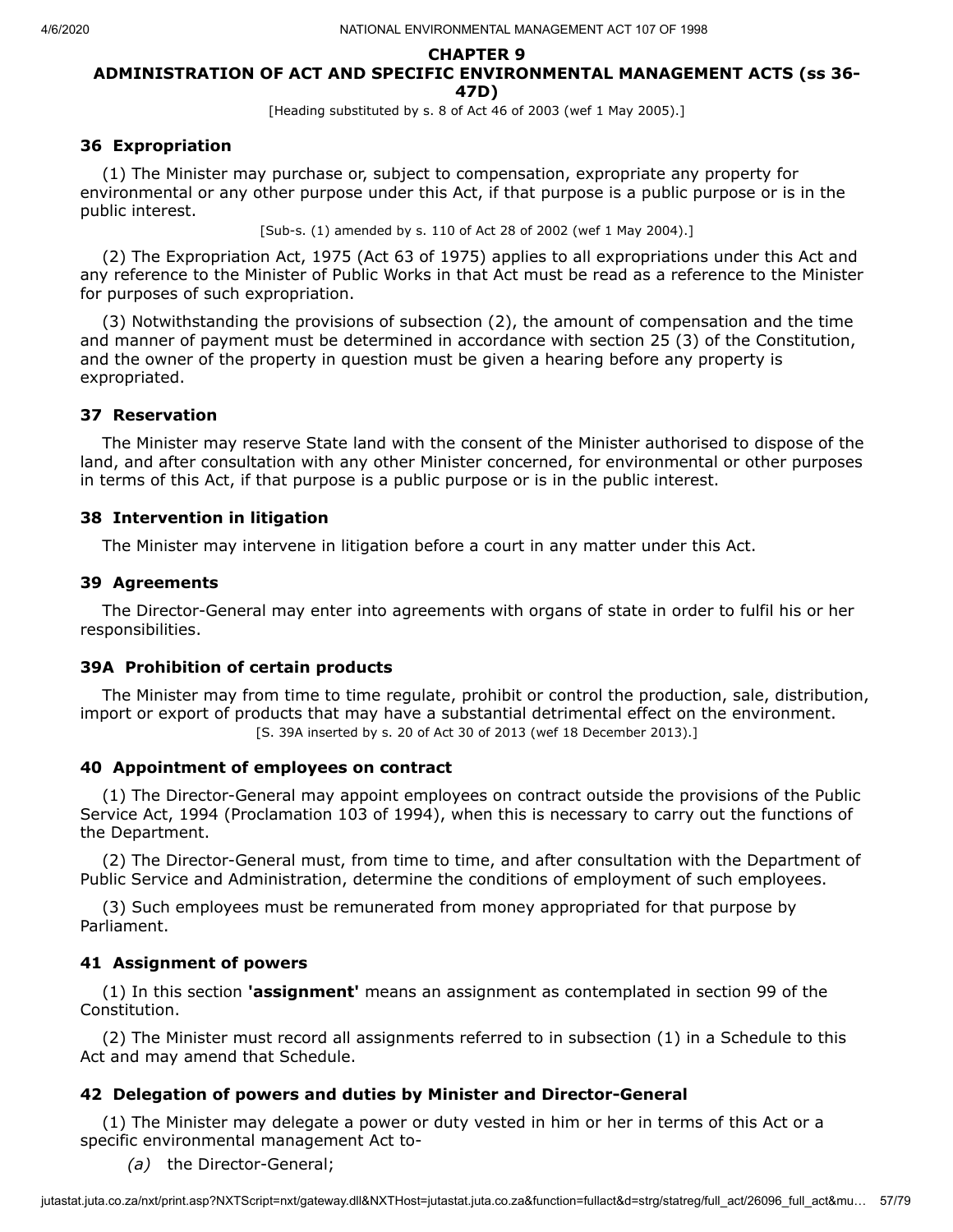## CHAPTER 9

## ADMINISTRATION OF ACT AND SPECIFIC ENVIRONMENTAL MANAGEMENT ACTS (ss 36-47D)

[Heading substituted by s. 8 of Act 46 of 2003 (wef 1 May 2005).]

### 36 Expropriation

(1) The Minister may purchase or, subject to compensation, expropriate any property for environmental or any other purpose under this Act, if that purpose is a public purpose or is in the public interest.

[Sub-s. (1) amended by s. 110 of Act 28 of 2002 (wef 1 May 2004).]

(2) The Expropriation Act, 1975 (Act 63 of 1975) applies to all expropriations under this Act and any reference to the Minister of Public Works in that Act must be read as a reference to the Minister for purposes of such expropriation.

(3) Notwithstanding the provisions of subsection (2), the amount of compensation and the time and manner of payment must be determined in accordance with section 25 (3) of the Constitution, and the owner of the property in question must be given a hearing before any property is expropriated.

### 37 Reservation

The Minister may reserve State land with the consent of the Minister authorised to dispose of the land, and after consultation with any other Minister concerned, for environmental or other purposes in terms of this Act, if that purpose is a public purpose or is in the public interest.

### 38 Intervention in litigation

The Minister may intervene in litigation before a court in any matter under this Act.

### 39 Agreements

The Director-General may enter into agreements with organs of state in order to fulfil his or her responsibilities.

### 39A Prohibition of certain products

The Minister may from time to time regulate, prohibit or control the production, sale, distribution, import or export of products that may have a substantial detrimental effect on the environment.

[S. 39A inserted by s. 20 of Act 30 of 2013 (wef 18 December 2013).]

### 40 Appointment of employees on contract

(1) The Director-General may appoint employees on contract outside the provisions of the Public Service Act, 1994 (Proclamation 103 of 1994), when this is necessary to carry out the functions of the Department.

(2) The Director-General must, from time to time, and after consultation with the Department of Public Service and Administration, determine the conditions of employment of such employees.

(3) Such employees must be remunerated from money appropriated for that purpose by Parliament.

### 41 Assignment of powers

(1) In this section **'assignment'** means an assignment as contemplated in section 99 of the Constitution.

(2) The Minister must record all assignments referred to in subsection (1) in a Schedule to this Act and may amend that Schedule.

### 42 Delegation of powers and duties by Minister and Director-General

(1) The Minister may delegate a power or duty vested in him or her in terms of this Act or a specific environmental management Act to-

*(a)* the Director-General;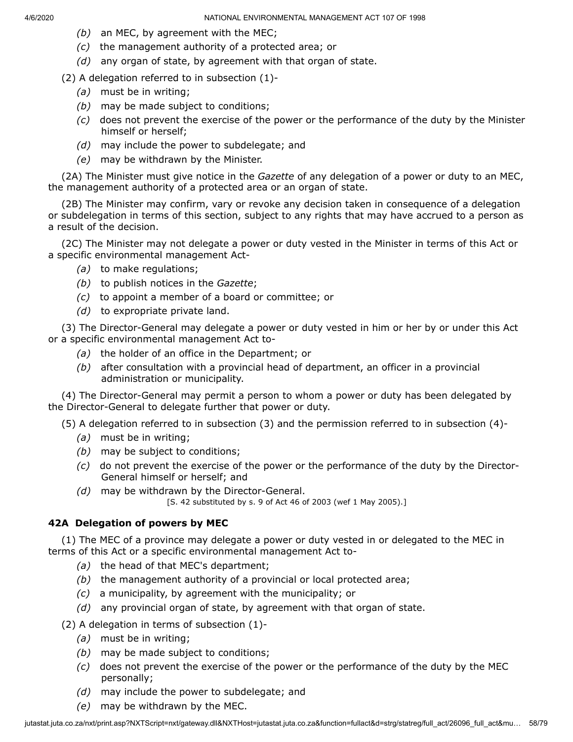*(b)* an MEC, by agreement with the MEC;

*(c)* the management authority of a protected area; or

*(d)* any organ of state, by agreement with that organ of state.

(2) A delegation referred to in subsection (1)-

*(a)* must be in writing;

*(b)* may be made subject to conditions;

*(c)* does not prevent the exercise of the power or the performance of the duty by the Minister himself or herself;

*(d)* may include the power to subdelegate; and

*(e)* may be withdrawn by the Minister.

(2A) The Minister must give notice in the *Gazette* of any delegation of a power or duty to an MEC, the management authority of a protected area or an organ of state.

(2B) The Minister may confirm, vary or revoke any decision taken in consequence of a delegation or subdelegation in terms of this section, subject to any rights that may have accrued to a person as a result of the decision.

(2C) The Minister may not delegate a power or duty vested in the Minister in terms of this Act or a specific environmental management Act-

*(a)* to make regulations;

*(b)* to publish notices in the *Gazette*;

*(c)* to appoint a member of a board or committee; or

*(d)* to expropriate private land.

(3) The Director-General may delegate a power or duty vested in him or her by or under this Act or a specific environmental management Act to-

*(a)* the holder of an office in the Department; or

*(b)* after consultation with a provincial head of department, an officer in a provincial administration or municipality.

(4) The Director-General may permit a person to whom a power or duty has been delegated by the Director-General to delegate further that power or duty.

(5) A delegation referred to in subsection (3) and the permission referred to in subsection (4)-

*(a)* must be in writing;

*(b)* may be subject to conditions;

*(c)* do not prevent the exercise of the power or the performance of the duty by the Director-General himself or herself; and

*(d)* may be withdrawn by the Director-General.

[S. 42 substituted by s. 9 of Act 46 of 2003 (wef 1 May 2005).]

### 42A Delegation of powers by MEC

(1) The MEC of a province may delegate a power or duty vested in or delegated to the MEC in terms of this Act or a specific environmental management Act to-

*(a)* the head of that MEC's department;

*(b)* the management authority of a provincial or local protected area;

*(c)* a municipality, by agreement with the municipality; or

*(d)* any provincial organ of state, by agreement with that organ of state.

(2) A delegation in terms of subsection (1)-

*(a)* must be in writing;

*(b)* may be made subject to conditions;

*(c)* does not prevent the exercise of the power or the performance of the duty by the MEC personally;

*(d)* may include the power to subdelegate; and

*(e)* may be withdrawn by the MEC.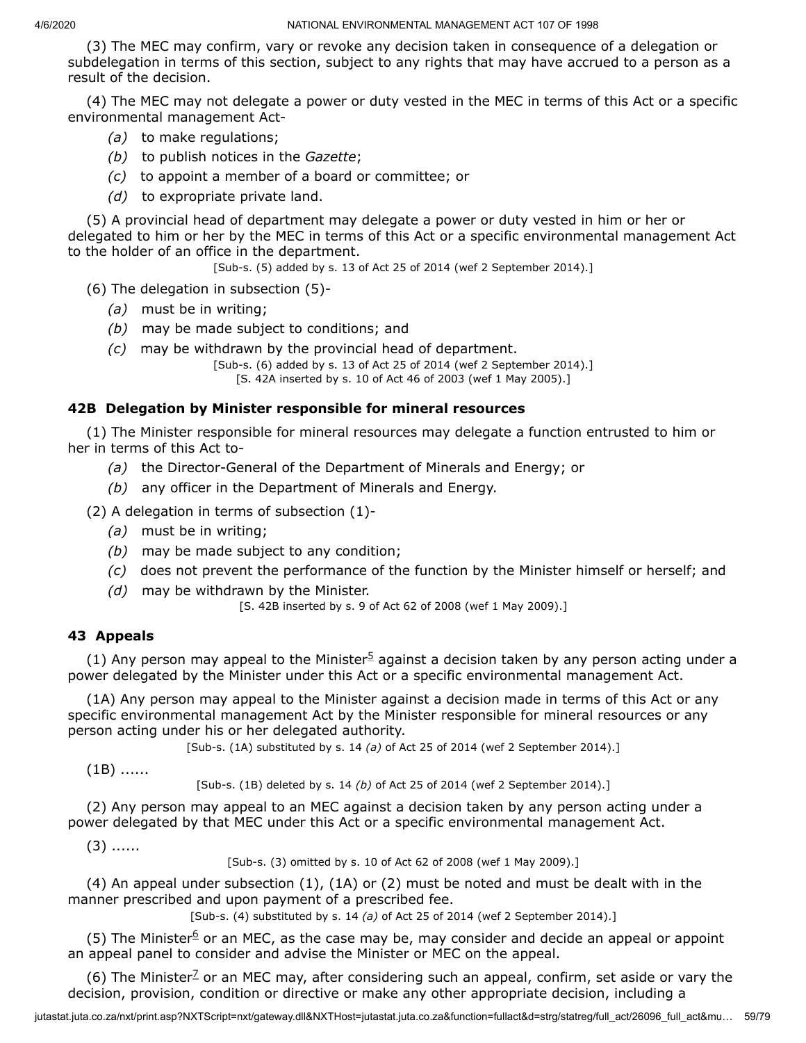(3) The MEC may confirm, vary or revoke any decision taken in consequence of a delegation or subdelegation in terms of this section, subject to any rights that may have accrued to a person as a result of the decision.

(4) The MEC may not delegate a power or duty vested in the MEC in terms of this Act or a specific environmental management Act-

*(a)* to make regulations;

*(b)* to publish notices in the *Gazette*;

*(c)* to appoint a member of a board or committee; or

*(d)* to expropriate private land.

(5) A provincial head of department may delegate a power or duty vested in him or her or delegated to him or her by the MEC in terms of this Act or a specific environmental management Act to the holder of an office in the department.

[Sub-s. (5) added by s. 13 of Act 25 of 2014 (wef 2 September 2014).]

(6) The delegation in subsection (5)-

*(a)* must be in writing;

*(b)* may be made subject to conditions; and

*(c)* may be withdrawn by the provincial head of department.

[Sub-s. (6) added by s. 13 of Act 25 of 2014 (wef 2 September 2014).]

[S. 42A inserted by s. 10 of Act 46 of 2003 (wef 1 May 2005).]

### 42B Delegation by Minister responsible for mineral resources

(1) The Minister responsible for mineral resources may delegate a function entrusted to him or her in terms of this Act to-

*(a)* the Director-General of the Department of Minerals and Energy; or

*(b)* any officer in the Department of Minerals and Energy.

(2) A delegation in terms of subsection (1)-

*(a)* must be in writing;

*(b)* may be made subject to any condition;

*(c)* does not prevent the performance of the function by the Minister himself or herself; and

*(d)* may be withdrawn by the Minister.

[S. 42B inserted by s. 9 of Act 62 of 2008 (wef 1 May 2009).]

### 43 Appeals

(1) Any person may appeal to the Minister[5] against a decision taken by any person acting under a power delegated by the Minister under this Act or a specific environmental management Act.

(1A) Any person may appeal to the Minister against a decision made in terms of this Act or any specific environmental management Act by the Minister responsible for mineral resources or any person acting under his or her delegated authority.

[Sub-s. (1A) substituted by s. 14 *(a)* of Act 25 of 2014 (wef 2 September 2014).]

(1B) ......

[Sub-s. (1B) deleted by s. 14 *(b)* of Act 25 of 2014 (wef 2 September 2014).]

(2) Any person may appeal to an MEC against a decision taken by any person acting under a power delegated by that MEC under this Act or a specific environmental management Act.

(3) ......

[Sub-s. (3) omitted by s. 10 of Act 62 of 2008 (wef 1 May 2009).]

(4) An appeal under subsection (1), (1A) or (2) must be noted and must be dealt with in the manner prescribed and upon payment of a prescribed fee.

[Sub-s. (4) substituted by s. 14 *(a)* of Act 25 of 2014 (wef 2 September 2014).]

(5) The Minister[6] or an MEC, as the case may be, may consider and decide an appeal or appoint an appeal panel to consider and advise the Minister or MEC on the appeal.

(6) The Minister[7] or an MEC may, after considering such an appeal, confirm, set aside or vary the decision, provision, condition or directive or make any other appropriate decision, including a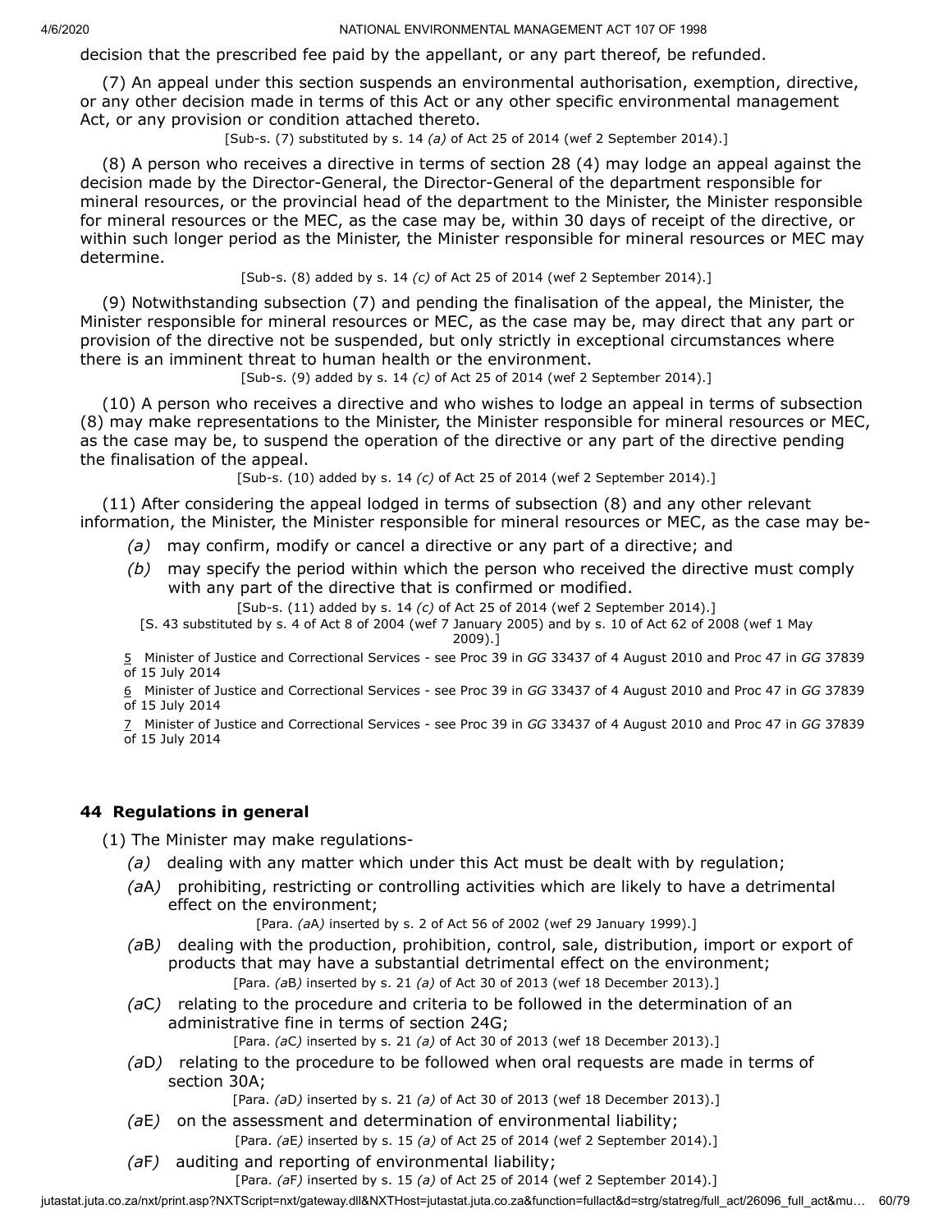decision that the prescribed fee paid by the appellant, or any part thereof, be refunded.

(7) An appeal under this section suspends an environmental authorisation, exemption, directive, or any other decision made in terms of this Act or any other specific environmental management Act, or any provision or condition attached thereto.

[Sub-s. (7) substituted by s. 14 *(a)* of Act 25 of 2014 (wef 2 September 2014).]

(8) A person who receives a directive in terms of section 28 (4) may lodge an appeal against the decision made by the Director-General, the Director-General of the department responsible for mineral resources, or the provincial head of the department to the Minister, the Minister responsible for mineral resources or the MEC, as the case may be, within 30 days of receipt of the directive, or within such longer period as the Minister, the Minister responsible for mineral resources or MEC may determine.

[Sub-s. (8) added by s. 14 *(c)* of Act 25 of 2014 (wef 2 September 2014).]

(9) Notwithstanding subsection (7) and pending the finalisation of the appeal, the Minister, the Minister responsible for mineral resources or MEC, as the case may be, may direct that any part or provision of the directive not be suspended, but only strictly in exceptional circumstances where there is an imminent threat to human health or the environment.

[Sub-s. (9) added by s. 14 *(c)* of Act 25 of 2014 (wef 2 September 2014).]

(10) A person who receives a directive and who wishes to lodge an appeal in terms of subsection (8) may make representations to the Minister, the Minister responsible for mineral resources or MEC, as the case may be, to suspend the operation of the directive or any part of the directive pending the finalisation of the appeal.

[Sub-s. (10) added by s. 14 *(c)* of Act 25 of 2014 (wef 2 September 2014).]

(11) After considering the appeal lodged in terms of subsection (8) and any other relevant information, the Minister, the Minister responsible for mineral resources or MEC, as the case may be-

*(a)* may confirm, modify or cancel a directive or any part of a directive; and

*(b)* may specify the period within which the person who received the directive must comply with any part of the directive that is confirmed or modified.

[Sub-s. (11) added by s. 14 *(c)* of Act 25 of 2014 (wef 2 September 2014).]

[S. 43 substituted by s. 4 of Act 8 of 2004 (wef 7 January 2005) and by s. 10 of Act 62 of 2008 (wef 1 May 2009).]

5 Minister of Justice and Correctional Services - see Proc 39 in *GG* 33437 of 4 August 2010 and Proc 47 in *GG* 37839 of 15 July 2014

6 Minister of Justice and Correctional Services - see Proc 39 in *GG* 33437 of 4 August 2010 and Proc 47 in *GG* 37839 of 15 July 2014

7 Minister of Justice and Correctional Services - see Proc 39 in *GG* 33437 of 4 August 2010 and Proc 47 in *GG* 37839 of 15 July 2014

### 44 Regulations in general

(1) The Minister may make regulations-

*(a)* dealing with any matter which under this Act must be dealt with by regulation;

*(a*A*)* prohibiting, restricting or controlling activities which are likely to have a detrimental effect on the environment;

[Para. *(a*A*)* inserted by s. 2 of Act 56 of 2002 (wef 29 January 1999).]

*(a*B*)* dealing with the production, prohibition, control, sale, distribution, import or export of products that may have a substantial detrimental effect on the environment;

[Para. *(a*B*)* inserted by s. 21 *(a)* of Act 30 of 2013 (wef 18 December 2013).]

*(a*C*)* relating to the procedure and criteria to be followed in the determination of an administrative fine in terms of section 24G;

[Para. *(a*C*)* inserted by s. 21 *(a)* of Act 30 of 2013 (wef 18 December 2013).]

*(a*D*)* relating to the procedure to be followed when oral requests are made in terms of section 30A;

[Para. *(a*D*)* inserted by s. 21 *(a)* of Act 30 of 2013 (wef 18 December 2013).]

*(a*E*)* on the assessment and determination of environmental liability;

[Para. *(a*E*)* inserted by s. 15 *(a)* of Act 25 of 2014 (wef 2 September 2014).]

*(a*F*)* auditing and reporting of environmental liability;

[Para. *(a*F*)* inserted by s. 15 *(a)* of Act 25 of 2014 (wef 2 September 2014).]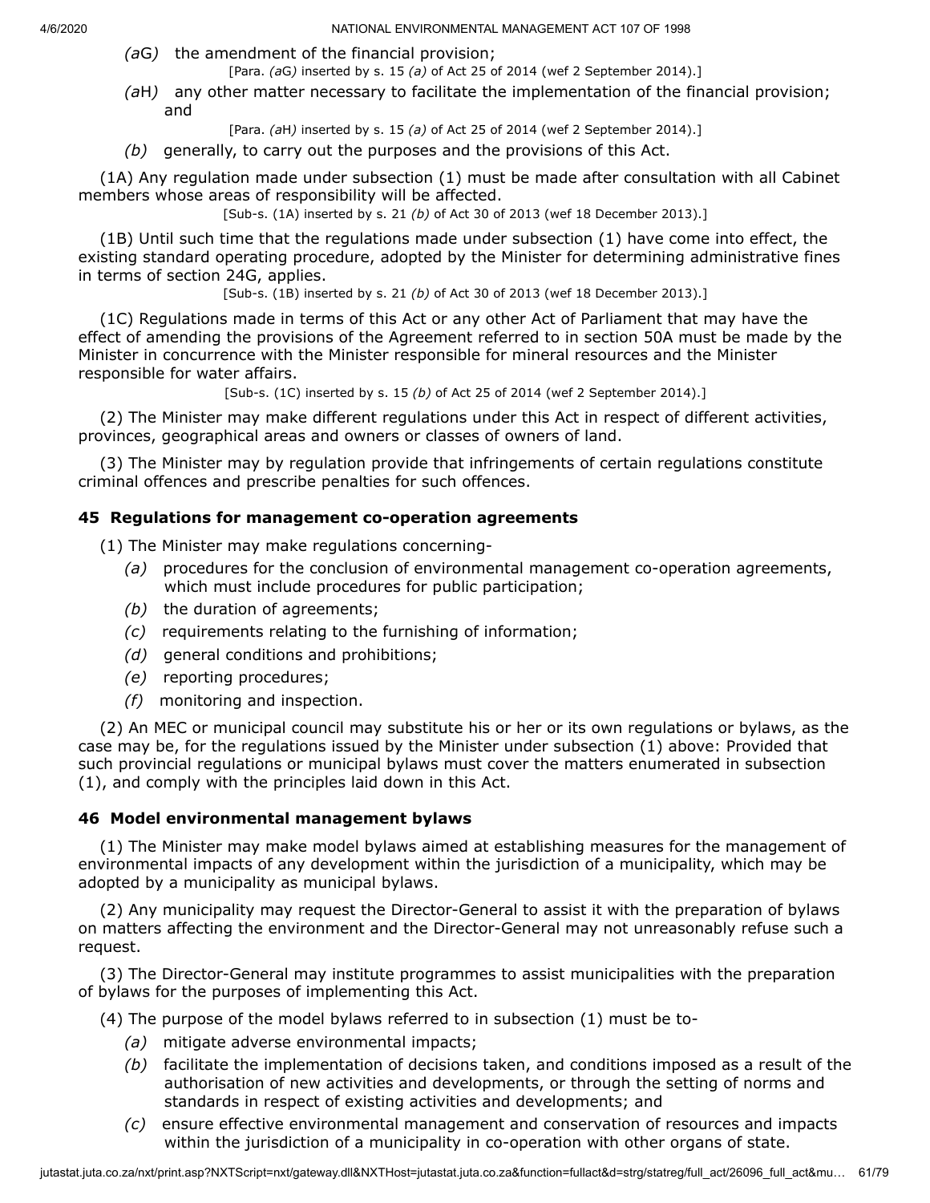*(a*G*)* the amendment of the financial provision;

[Para. *(a*G*)* inserted by s. 15 *(a)* of Act 25 of 2014 (wef 2 September 2014).]

*(a*H*)* any other matter necessary to facilitate the implementation of the financial provision; and

[Para. *(a*H*)* inserted by s. 15 *(a)* of Act 25 of 2014 (wef 2 September 2014).]

*(b)* generally, to carry out the purposes and the provisions of this Act.

(1A) Any regulation made under subsection (1) must be made after consultation with all Cabinet members whose areas of responsibility will be affected.

[Sub-s. (1A) inserted by s. 21 *(b)* of Act 30 of 2013 (wef 18 December 2013).]

(1B) Until such time that the regulations made under subsection (1) have come into effect, the existing standard operating procedure, adopted by the Minister for determining administrative fines in terms of section 24G, applies.

[Sub-s. (1B) inserted by s. 21 *(b)* of Act 30 of 2013 (wef 18 December 2013).]

(1C) Regulations made in terms of this Act or any other Act of Parliament that may have the effect of amending the provisions of the Agreement referred to in section 50A must be made by the Minister in concurrence with the Minister responsible for mineral resources and the Minister responsible for water affairs.

[Sub-s. (1C) inserted by s. 15 *(b)* of Act 25 of 2014 (wef 2 September 2014).]

(2) The Minister may make different regulations under this Act in respect of different activities, provinces, geographical areas and owners or classes of owners of land.

(3) The Minister may by regulation provide that infringements of certain regulations constitute criminal offences and prescribe penalties for such offences.

### 45 Regulations for management co-operation agreements

(1) The Minister may make regulations concerning-

*(a)* procedures for the conclusion of environmental management co-operation agreements, which must include procedures for public participation;

*(b)* the duration of agreements;

*(c)* requirements relating to the furnishing of information;

*(d)* general conditions and prohibitions;

*(e)* reporting procedures;

*(f)* monitoring and inspection.

(2) An MEC or municipal council may substitute his or her or its own regulations or bylaws, as the case may be, for the regulations issued by the Minister under subsection (1) above: Provided that such provincial regulations or municipal bylaws must cover the matters enumerated in subsection (1), and comply with the principles laid down in this Act.

### 46 Model environmental management bylaws

(1) The Minister may make model bylaws aimed at establishing measures for the management of environmental impacts of any development within the jurisdiction of a municipality, which may be adopted by a municipality as municipal bylaws.

(2) Any municipality may request the Director-General to assist it with the preparation of bylaws on matters affecting the environment and the Director-General may not unreasonably refuse such a request.

(3) The Director-General may institute programmes to assist municipalities with the preparation of bylaws for the purposes of implementing this Act.

(4) The purpose of the model bylaws referred to in subsection (1) must be to-

*(a)* mitigate adverse environmental impacts;

*(b)* facilitate the implementation of decisions taken, and conditions imposed as a result of the authorisation of new activities and developments, or through the setting of norms and standards in respect of existing activities and developments; and

*(c)* ensure effective environmental management and conservation of resources and impacts within the jurisdiction of a municipality in co-operation with other organs of state.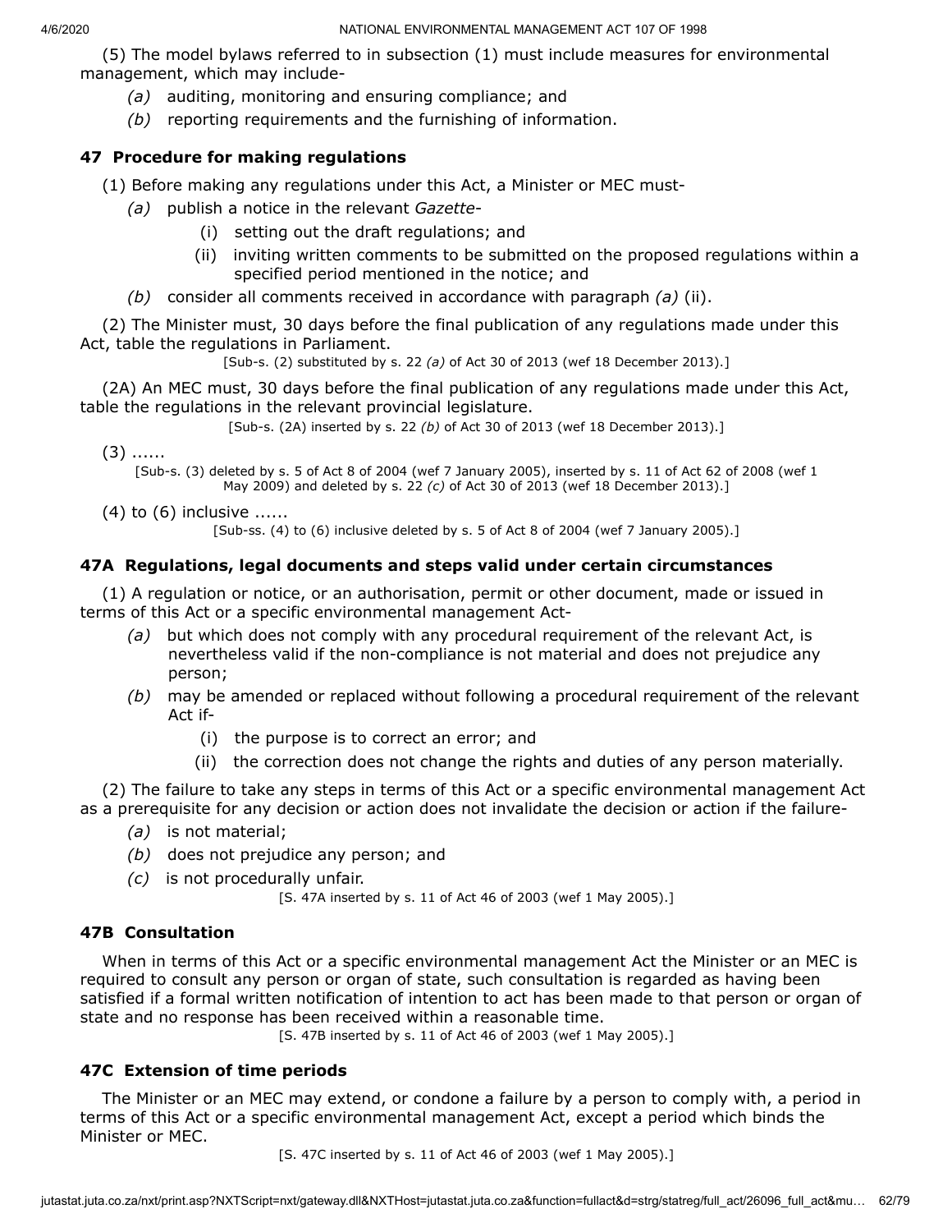(5) The model bylaws referred to in subsection (1) must include measures for environmental management, which may include-

*(a)* auditing, monitoring and ensuring compliance; and

*(b)* reporting requirements and the furnishing of information.

### 47 Procedure for making regulations

(1) Before making any regulations under this Act, a Minister or MEC must-

*(a)* publish a notice in the relevant *Gazette*-

(i) setting out the draft regulations; and

(ii) inviting written comments to be submitted on the proposed regulations within a specified period mentioned in the notice; and

*(b)* consider all comments received in accordance with paragraph *(a)* (ii).

(2) The Minister must, 30 days before the final publication of any regulations made under this Act, table the regulations in Parliament.

[Sub-s. (2) substituted by s. 22 *(a)* of Act 30 of 2013 (wef 18 December 2013).]

(2A) An MEC must, 30 days before the final publication of any regulations made under this Act, table the regulations in the relevant provincial legislature.

[Sub-s. (2A) inserted by s. 22 *(b)* of Act 30 of 2013 (wef 18 December 2013).]

(3) ......

[Sub-s. (3) deleted by s. 5 of Act 8 of 2004 (wef 7 January 2005), inserted by s. 11 of Act 62 of 2008 (wef 1 May 2009) and deleted by s. 22 *(c)* of Act 30 of 2013 (wef 18 December 2013).]

(4) to (6) inclusive ......

[Sub-ss. (4) to (6) inclusive deleted by s. 5 of Act 8 of 2004 (wef 7 January 2005).]

### 47A Regulations, legal documents and steps valid under certain circumstances

(1) A regulation or notice, or an authorisation, permit or other document, made or issued in terms of this Act or a specific environmental management Act-

*(a)* but which does not comply with any procedural requirement of the relevant Act, is nevertheless valid if the non-compliance is not material and does not prejudice any person;

*(b)* may be amended or replaced without following a procedural requirement of the relevant Act if-

(i) the purpose is to correct an error; and

(ii) the correction does not change the rights and duties of any person materially.

(2) The failure to take any steps in terms of this Act or a specific environmental management Act as a prerequisite for any decision or action does not invalidate the decision or action if the failure-

*(a)* is not material;

*(b)* does not prejudice any person; and

*(c)* is not procedurally unfair.

[S. 47A inserted by s. 11 of Act 46 of 2003 (wef 1 May 2005).]

### 47B Consultation

When in terms of this Act or a specific environmental management Act the Minister or an MEC is required to consult any person or organ of state, such consultation is regarded as having been satisfied if a formal written notification of intention to act has been made to that person or organ of state and no response has been received within a reasonable time.

[S. 47B inserted by s. 11 of Act 46 of 2003 (wef 1 May 2005).]

### 47C Extension of time periods

The Minister or an MEC may extend, or condone a failure by a person to comply with, a period in terms of this Act or a specific environmental management Act, except a period which binds the Minister or MEC.

[S. 47C inserted by s. 11 of Act 46 of 2003 (wef 1 May 2005).]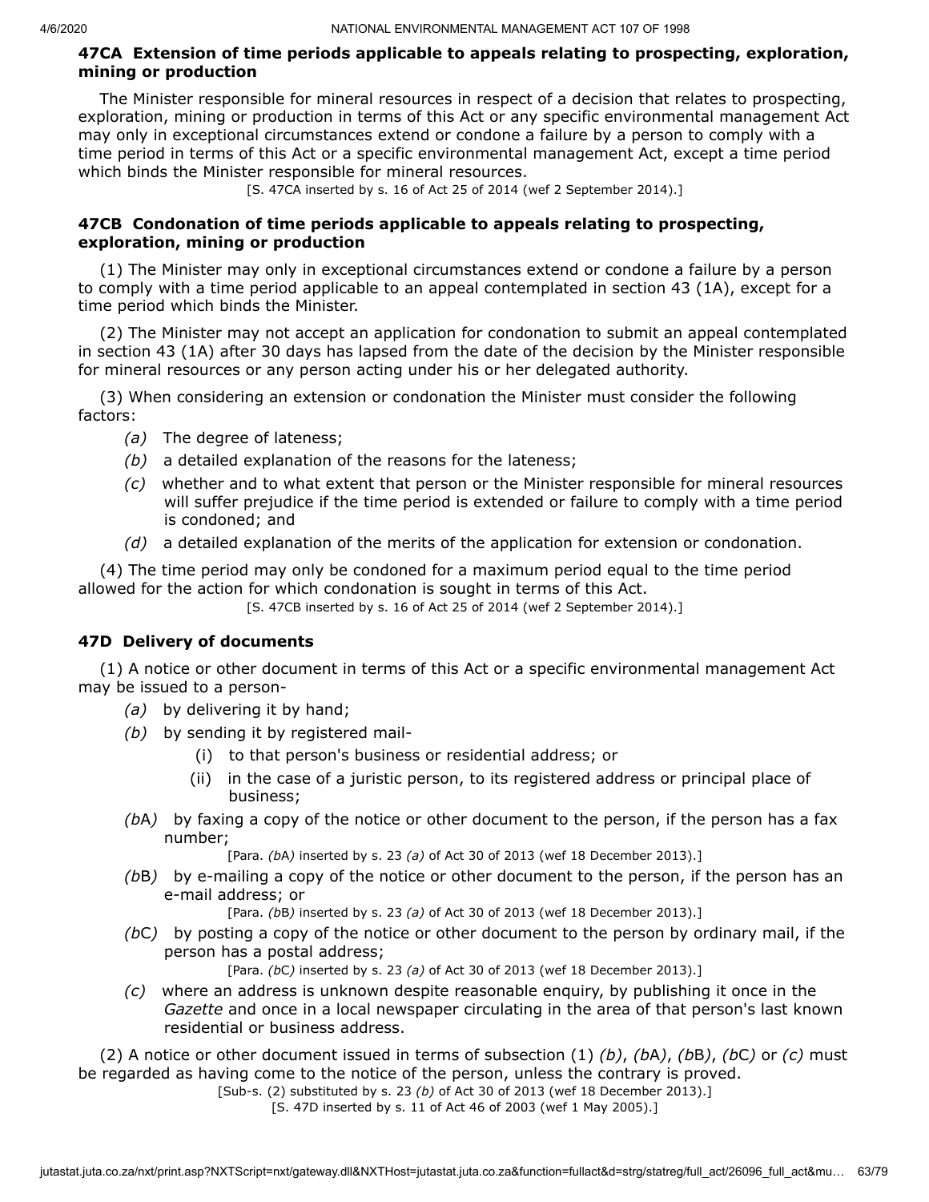### 47CA Extension of time periods applicable to appeals relating to prospecting, exploration, mining or production

The Minister responsible for mineral resources in respect of a decision that relates to prospecting, exploration, mining or production in terms of this Act or any specific environmental management Act may only in exceptional circumstances extend or condone a failure by a person to comply with a time period in terms of this Act or a specific environmental management Act, except a time period which binds the Minister responsible for mineral resources.

[S. 47CA inserted by s. 16 of Act 25 of 2014 (wef 2 September 2014).]

### 47CB Condonation of time periods applicable to appeals relating to prospecting, exploration, mining or production

(1) The Minister may only in exceptional circumstances extend or condone a failure by a person to comply with a time period applicable to an appeal contemplated in section 43 (1A), except for a time period which binds the Minister.

(2) The Minister may not accept an application for condonation to submit an appeal contemplated in section 43 (1A) after 30 days has lapsed from the date of the decision by the Minister responsible for mineral resources or any person acting under his or her delegated authority.

(3) When considering an extension or condonation the Minister must consider the following factors:

*(a)* The degree of lateness;

*(b)* a detailed explanation of the reasons for the lateness;

*(c)* whether and to what extent that person or the Minister responsible for mineral resources will suffer prejudice if the time period is extended or failure to comply with a time period is condoned; and

*(d)* a detailed explanation of the merits of the application for extension or condonation.

(4) The time period may only be condoned for a maximum period equal to the time period allowed for the action for which condonation is sought in terms of this Act.

[S. 47CB inserted by s. 16 of Act 25 of 2014 (wef 2 September 2014).]

### 47D Delivery of documents

(1) A notice or other document in terms of this Act or a specific environmental management Act may be issued to a person-

*(a)* by delivering it by hand;

*(b)* by sending it by registered mail-

(i) to that person's business or residential address; or

(ii) in the case of a juristic person, to its registered address or principal place of business;

*(b*A*)* by faxing a copy of the notice or other document to the person, if the person has a fax number;

[Para. *(b*A*)* inserted by s. 23 *(a)* of Act 30 of 2013 (wef 18 December 2013).]

*(b*B*)* by e-mailing a copy of the notice or other document to the person, if the person has an e-mail address; or

[Para. *(b*B*)* inserted by s. 23 *(a)* of Act 30 of 2013 (wef 18 December 2013).]

*(b*C*)* by posting a copy of the notice or other document to the person by ordinary mail, if the person has a postal address;

[Para. *(b*C*)* inserted by s. 23 *(a)* of Act 30 of 2013 (wef 18 December 2013).]

*(c)* where an address is unknown despite reasonable enquiry, by publishing it once in the *Gazette* and once in a local newspaper circulating in the area of that person's last known residential or business address.

(2) A notice or other document issued in terms of subsection (1) *(b)*, *(b*A*)*, *(b*B*)*, *(b*C*)* or *(c)* must be regarded as having come to the notice of the person, unless the contrary is proved.

[Sub-s. (2) substituted by s. 23 *(b)* of Act 30 of 2013 (wef 18 December 2013).]

[S. 47D inserted by s. 11 of Act 46 of 2003 (wef 1 May 2005).]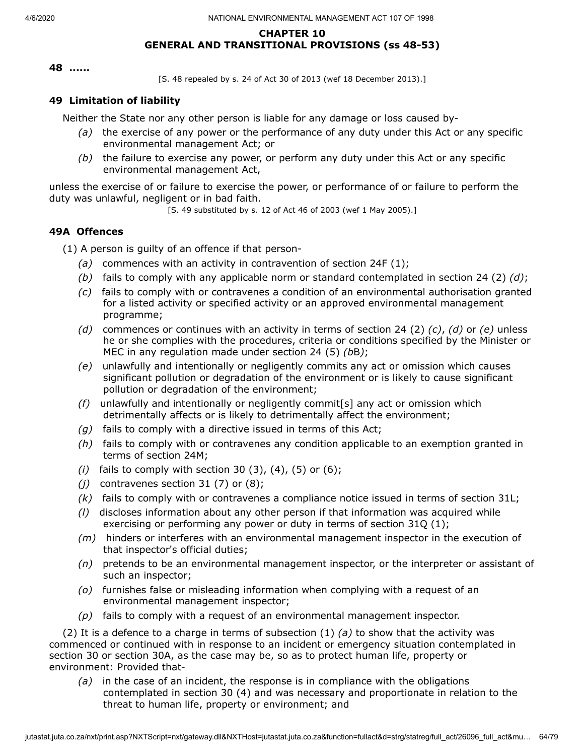## CHAPTER 10
## GENERAL AND TRANSITIONAL PROVISIONS (ss 48-53)

**48 ......**

[S. 48 repealed by s. 24 of Act 30 of 2013 (wef 18 December 2013).]

### 49 Limitation of liability

Neither the State nor any other person is liable for any damage or loss caused by-

*(a)* the exercise of any power or the performance of any duty under this Act or any specific environmental management Act; or

*(b)* the failure to exercise any power, or perform any duty under this Act or any specific environmental management Act,

unless the exercise of or failure to exercise the power, or performance of or failure to perform the duty was unlawful, negligent or in bad faith.

[S. 49 substituted by s. 12 of Act 46 of 2003 (wef 1 May 2005).]

### 49A Offences

(1) A person is guilty of an offence if that person-

*(a)* commences with an activity in contravention of section 24F (1);

*(b)* fails to comply with any applicable norm or standard contemplated in section 24 (2) *(d)*;

*(c)* fails to comply with or contravenes a condition of an environmental authorisation granted for a listed activity or specified activity or an approved environmental management programme;

*(d)* commences or continues with an activity in terms of section 24 (2) *(c)*, *(d)* or *(e)* unless he or she complies with the procedures, criteria or conditions specified by the Minister or MEC in any regulation made under section 24 (5) *(b*B*)*;

*(e)* unlawfully and intentionally or negligently commits any act or omission which causes significant pollution or degradation of the environment or is likely to cause significant pollution or degradation of the environment;

*(f)* unlawfully and intentionally or negligently commit[s] any act or omission which detrimentally affects or is likely to detrimentally affect the environment;

*(g)* fails to comply with a directive issued in terms of this Act;

*(h)* fails to comply with or contravenes any condition applicable to an exemption granted in terms of section 24M;

*(i)* fails to comply with section 30 (3), (4), (5) or (6);

*(j)* contravenes section 31 (7) or (8);

*(k)* fails to comply with or contravenes a compliance notice issued in terms of section 31L;

*(l)* discloses information about any other person if that information was acquired while exercising or performing any power or duty in terms of section 31Q (1);

*(m)* hinders or interferes with an environmental management inspector in the execution of that inspector's official duties;

*(n)* pretends to be an environmental management inspector, or the interpreter or assistant of such an inspector;

*(o)* furnishes false or misleading information when complying with a request of an environmental management inspector;

*(p)* fails to comply with a request of an environmental management inspector.

(2) It is a defence to a charge in terms of subsection (1) *(a)* to show that the activity was commenced or continued with in response to an incident or emergency situation contemplated in section 30 or section 30A, as the case may be, so as to protect human life, property or environment: Provided that-

*(a)* in the case of an incident, the response is in compliance with the obligations contemplated in section 30 (4) and was necessary and proportionate in relation to the threat to human life, property or environment; and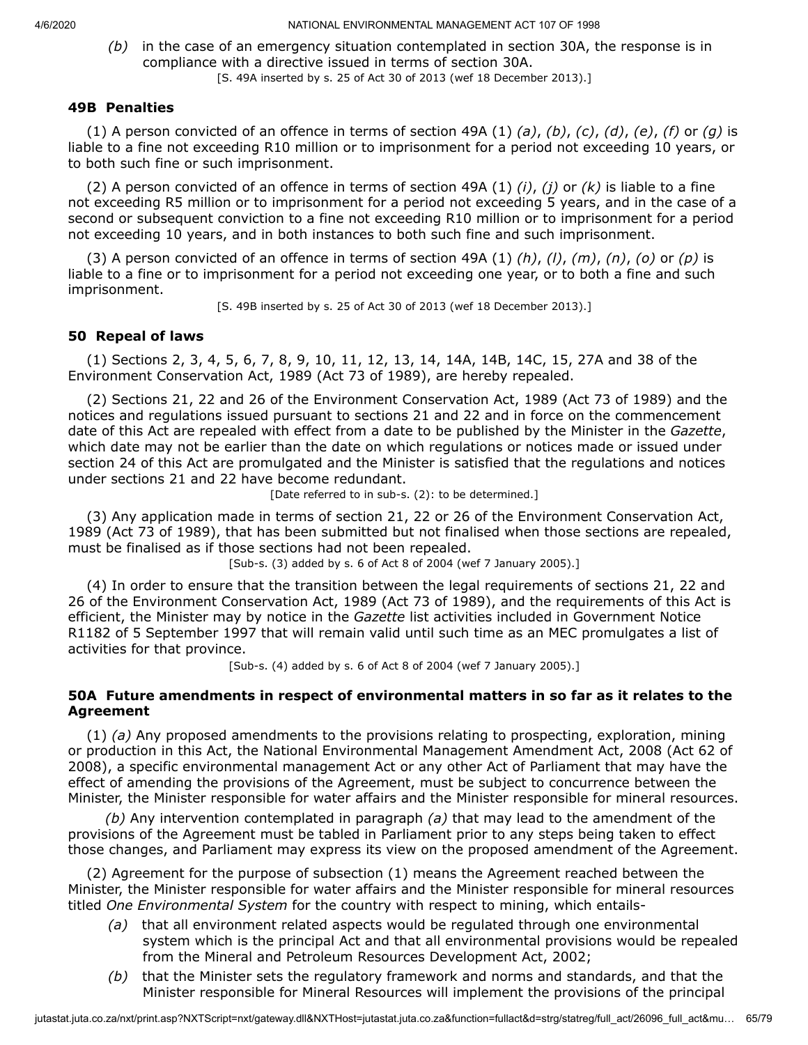*(b)* in the case of an emergency situation contemplated in section 30A, the response is in compliance with a directive issued in terms of section 30A.

[S. 49A inserted by s. 25 of Act 30 of 2013 (wef 18 December 2013).]

### 49B Penalties

(1) A person convicted of an offence in terms of section 49A (1) *(a)*, *(b)*, *(c)*, *(d)*, *(e)*, *(f)* or *(g)* is liable to a fine not exceeding R10 million or to imprisonment for a period not exceeding 10 years, or to both such fine or such imprisonment.

(2) A person convicted of an offence in terms of section 49A (1) *(i)*, *(j)* or *(k)* is liable to a fine not exceeding R5 million or to imprisonment for a period not exceeding 5 years, and in the case of a second or subsequent conviction to a fine not exceeding R10 million or to imprisonment for a period not exceeding 10 years, and in both instances to both such fine and such imprisonment.

(3) A person convicted of an offence in terms of section 49A (1) *(h)*, *(l)*, *(m)*, *(n)*, *(o)* or *(p)* is liable to a fine or to imprisonment for a period not exceeding one year, or to both a fine and such imprisonment.

[S. 49B inserted by s. 25 of Act 30 of 2013 (wef 18 December 2013).]

### 50 Repeal of laws

(1) Sections 2, 3, 4, 5, 6, 7, 8, 9, 10, 11, 12, 13, 14, 14A, 14B, 14C, 15, 27A and 38 of the Environment Conservation Act, 1989 (Act 73 of 1989), are hereby repealed.

(2) Sections 21, 22 and 26 of the Environment Conservation Act, 1989 (Act 73 of 1989) and the notices and regulations issued pursuant to sections 21 and 22 and in force on the commencement date of this Act are repealed with effect from a date to be published by the Minister in the *Gazette*, which date may not be earlier than the date on which regulations or notices made or issued under section 24 of this Act are promulgated and the Minister is satisfied that the regulations and notices under sections 21 and 22 have become redundant.

[Date referred to in sub-s. (2): to be determined.]

(3) Any application made in terms of section 21, 22 or 26 of the Environment Conservation Act, 1989 (Act 73 of 1989), that has been submitted but not finalised when those sections are repealed, must be finalised as if those sections had not been repealed.

[Sub-s. (3) added by s. 6 of Act 8 of 2004 (wef 7 January 2005).]

(4) In order to ensure that the transition between the legal requirements of sections 21, 22 and 26 of the Environment Conservation Act, 1989 (Act 73 of 1989), and the requirements of this Act is efficient, the Minister may by notice in the *Gazette* list activities included in Government Notice R1182 of 5 September 1997 that will remain valid until such time as an MEC promulgates a list of activities for that province.

[Sub-s. (4) added by s. 6 of Act 8 of 2004 (wef 7 January 2005).]

### 50A Future amendments in respect of environmental matters in so far as it relates to the Agreement

(1) *(a)* Any proposed amendments to the provisions relating to prospecting, exploration, mining or production in this Act, the National Environmental Management Amendment Act, 2008 (Act 62 of 2008), a specific environmental management Act or any other Act of Parliament that may have the effect of amending the provisions of the Agreement, must be subject to concurrence between the Minister, the Minister responsible for water affairs and the Minister responsible for mineral resources.

*(b)* Any intervention contemplated in paragraph *(a)* that may lead to the amendment of the provisions of the Agreement must be tabled in Parliament prior to any steps being taken to effect those changes, and Parliament may express its view on the proposed amendment of the Agreement.

(2) Agreement for the purpose of subsection (1) means the Agreement reached between the Minister, the Minister responsible for water affairs and the Minister responsible for mineral resources titled *One Environmental System* for the country with respect to mining, which entails-

*(a)* that all environment related aspects would be regulated through one environmental system which is the principal Act and that all environmental provisions would be repealed from the Mineral and Petroleum Resources Development Act, 2002;

*(b)* that the Minister sets the regulatory framework and norms and standards, and that the Minister responsible for Mineral Resources will implement the provisions of the principal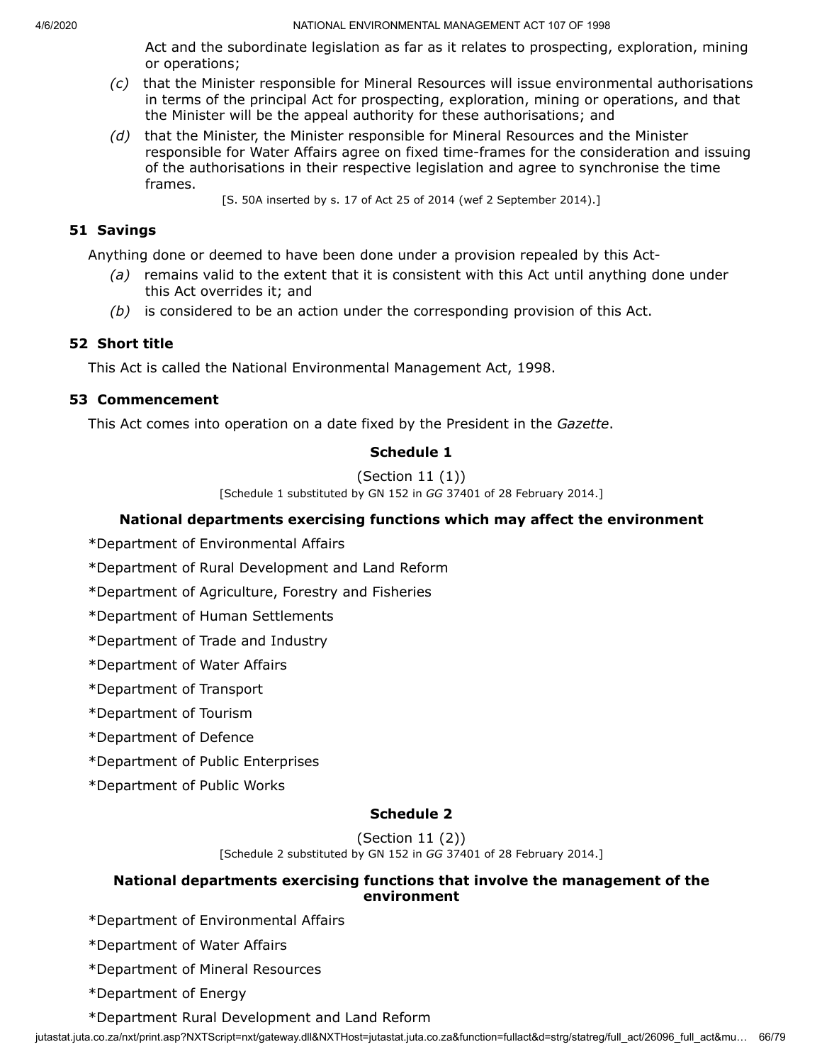Act and the subordinate legislation as far as it relates to prospecting, exploration, mining or operations;

*(c)* that the Minister responsible for Mineral Resources will issue environmental authorisations in terms of the principal Act for prospecting, exploration, mining or operations, and that the Minister will be the appeal authority for these authorisations; and

*(d)* that the Minister, the Minister responsible for Mineral Resources and the Minister responsible for Water Affairs agree on fixed time-frames for the consideration and issuing of the authorisations in their respective legislation and agree to synchronise the time frames.

[S. 50A inserted by s. 17 of Act 25 of 2014 (wef 2 September 2014).]

### 51 Savings

Anything done or deemed to have been done under a provision repealed by this Act-

*(a)* remains valid to the extent that it is consistent with this Act until anything done under this Act overrides it; and

*(b)* is considered to be an action under the corresponding provision of this Act.

### 52 Short title

This Act is called the National Environmental Management Act, 1998.

### 53 Commencement

This Act comes into operation on a date fixed by the President in the *Gazette*.

## Schedule 1

(Section 11 (1))

[Schedule 1 substituted by GN 152 in *GG* 37401 of 28 February 2014.]

### National departments exercising functions which may affect the environment

*Department of Environmental Affairs

*Department of Rural Development and Land Reform

*Department of Agriculture, Forestry and Fisheries

*Department of Human Settlements

*Department of Trade and Industry

*Department of Water Affairs

*Department of Transport

*Department of Tourism

*Department of Defence

*Department of Public Enterprises

*Department of Public Works

## Schedule 2

(Section 11 (2))

[Schedule 2 substituted by GN 152 in *GG* 37401 of 28 February 2014.]

### National departments exercising functions that involve the management of the environment

*Department of Environmental Affairs

*Department of Water Affairs

*Department of Mineral Resources

*Department of Energy

*Department Rural Development and Land Reform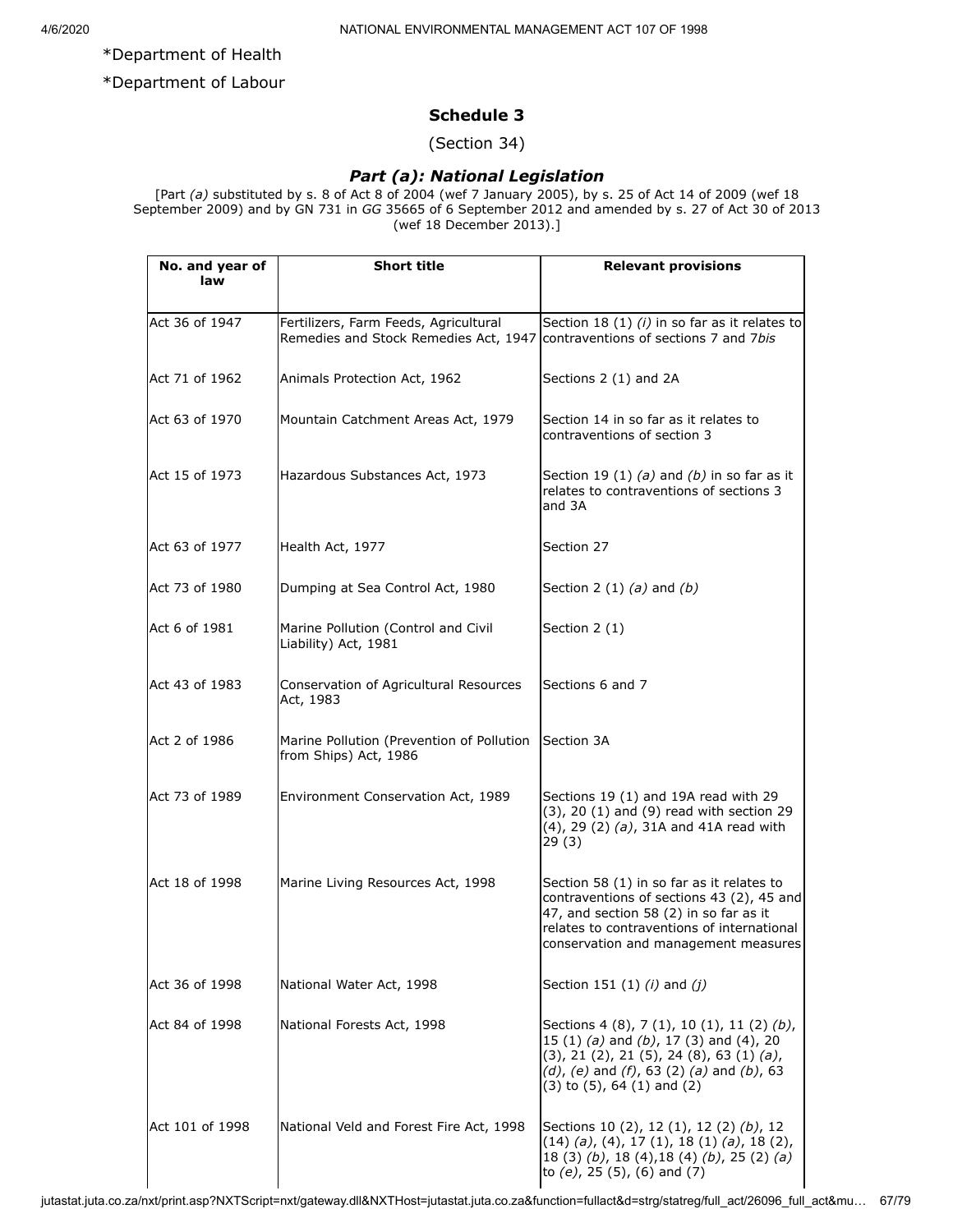*Department of Health

*Department of Labour

## Schedule 3

(Section 34)

### *Part (a): National Legislation*

[Part *(a)* substituted by s. 8 of Act 8 of 2004 (wef 7 January 2005), by s. 25 of Act 14 of 2009 (wef 18 September 2009) and by GN 731 in *GG* 35665 of 6 September 2012 and amended by s. 27 of Act 30 of 2013 (wef 18 December 2013).]

| No. and year of law | Short title | Relevant provisions |
|---|---|---|
| Act 36 of 1947 | Fertilizers, Farm Feeds, Agricultural Remedies and Stock Remedies Act, 1947 | Section 18 (1) *(i)* in so far as it relates to contraventions of sections 7 and 7*bis* |
| Act 71 of 1962 | Animals Protection Act, 1962 | Sections 2 (1) and 2A |
| Act 63 of 1970 | Mountain Catchment Areas Act, 1979 | Section 14 in so far as it relates to contraventions of section 3 |
| Act 15 of 1973 | Hazardous Substances Act, 1973 | Section 19 (1) *(a)* and *(b)* in so far as it relates to contraventions of sections 3 and 3A |
| Act 63 of 1977 | Health Act, 1977 | Section 27 |
| Act 73 of 1980 | Dumping at Sea Control Act, 1980 | Section 2 (1) *(a)* and *(b)* |
| Act 6 of 1981 | Marine Pollution (Control and Civil Liability) Act, 1981 | Section 2 (1) |
| Act 43 of 1983 | Conservation of Agricultural Resources Act, 1983 | Sections 6 and 7 |
| Act 2 of 1986 | Marine Pollution (Prevention of Pollution from Ships) Act, 1986 | Section 3A |
| Act 73 of 1989 | Environment Conservation Act, 1989 | Sections 19 (1) and 19A read with 29 (3), 20 (1) and (9) read with section 29 (4), 29 (2) *(a)*, 31A and 41A read with 29 (3) |
| Act 18 of 1998 | Marine Living Resources Act, 1998 | Section 58 (1) in so far as it relates to contraventions of sections 43 (2), 45 and 47, and section 58 (2) in so far as it relates to contraventions of international conservation and management measures |
| Act 36 of 1998 | National Water Act, 1998 | Section 151 (1) *(i)* and *(j)* |
| Act 84 of 1998 | National Forests Act, 1998 | Sections 4 (8), 7 (1), 10 (1), 11 (2) *(b)*, 15 (1) *(a)* and *(b)*, 17 (3) and (4), 20 (3), 21 (2), 21 (5), 24 (8), 63 (1) *(a)*, *(d)*, *(e)* and *(f)*, 63 (2) *(a)* and *(b)*, 63 (3) to (5), 64 (1) and (2) |
| Act 101 of 1998 | National Veld and Forest Fire Act, 1998 | Sections 10 (2), 12 (1), 12 (2) *(b)*, 12 (14) *(a)*, (4), 17 (1), 18 (1) *(a)*, 18 (2), 18 (3) *(b)*, 18 (4),18 (4) *(b)*, 25 (2) *(a)* to *(e)*, 25 (5), (6) and (7) |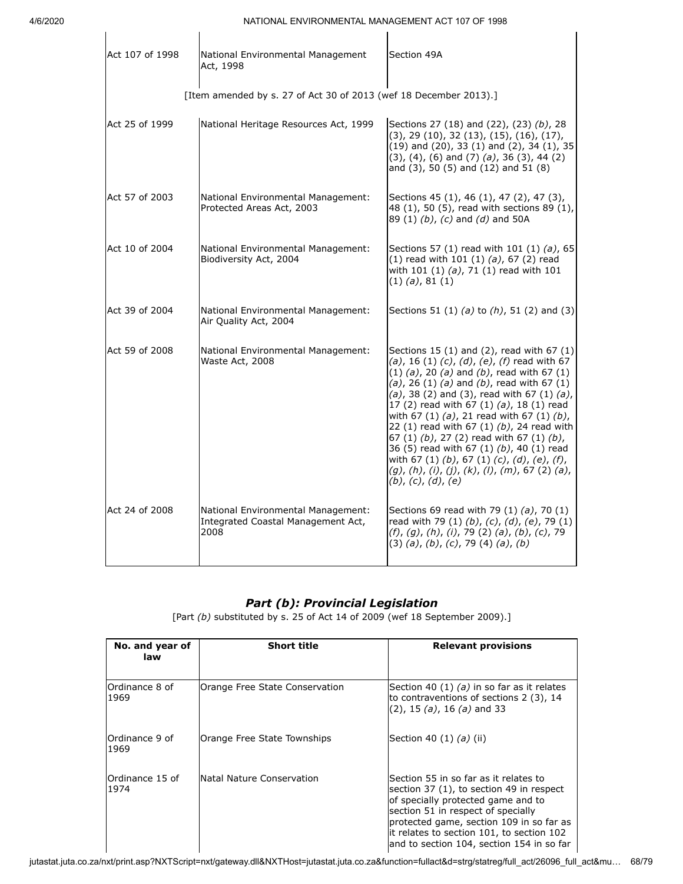| | | |
|---|---|---|
| Act 107 of 1998 | National Environmental Management Act, 1998 | Section 49A |
| [Item amended by s. 27 of Act 30 of 2013 (wef 18 December 2013).] | | |
| Act 25 of 1999 | National Heritage Resources Act, 1999 | Sections 27 (18) and (22), (23) *(b)*, 28 (3), 29 (10), 32 (13), (15), (16), (17), (19) and (20), 33 (1) and (2), 34 (1), 35 (3), (4), (6) and (7) *(a)*, 36 (3), 44 (2) and (3), 50 (5) and (12) and 51 (8) |
| Act 57 of 2003 | National Environmental Management: Protected Areas Act, 2003 | Sections 45 (1), 46 (1), 47 (2), 47 (3), 48 (1), 50 (5), read with sections 89 (1), 89 (1) *(b)*, *(c)* and *(d)* and 50A |
| Act 10 of 2004 | National Environmental Management: Biodiversity Act, 2004 | Sections 57 (1) read with 101 (1) *(a)*, 65 (1) read with 101 (1) *(a)*, 67 (2) read with 101 (1) *(a)*, 71 (1) read with 101 (1) *(a)*, 81 (1) |
| Act 39 of 2004 | National Environmental Management: Air Quality Act, 2004 | Sections 51 (1) *(a)* to *(h)*, 51 (2) and (3) |
| Act 59 of 2008 | National Environmental Management: Waste Act, 2008 | Sections 15 (1) and (2), read with 67 (1) *(a)*, 16 (1) *(c)*, *(d)*, *(e)*, *(f)* read with 67 (1) *(a)*, 20 *(a)* and *(b)*, read with 67 (1) *(a)*, 26 (1) *(a)* and *(b)*, read with 67 (1) *(a)*, 38 (2) and (3), read with 67 (1) *(a)*, 17 (2) read with 67 (1) *(a)*, 18 (1) read with 67 (1) *(b)*, 21 read with 67 (1) *(b)*, 22 (1) read with 67 (1) *(b)*, 24 read with 67 (1) *(b)*, 27 (2) read with 67 (1) *(b)*, 36 (5) read with 67 (1) *(b)*, 40 (1) read with 67 (1) *(b)*, 67 (1) *(c)*, *(d)*, *(e)*, *(f)*, *(g)*, *(h)*, *(i)*, *(j)*, *(k)*, *(l)*, *(m)*, 67 (2) *(a)*, *(b)*, *(c)*, *(d)*, *(e)* |
| Act 24 of 2008 | National Environmental Management: Integrated Coastal Management Act, 2008 | Sections 69 read with 79 (1) *(a)*, 70 (1) read with 79 (1) *(b)*, *(c)*, *(d)*, *(e)*, 79 (1) *(f)*, *(g)*, *(h)*, *(i)*, 79 (2) *(a)*, *(b)*, *(c)*, 79 (3) *(a)*, *(b)*, *(c)*, 79 (4) *(a)*, *(b)* |

## *Part (b): Provincial Legislation*

[Part *(b)* substituted by s. 25 of Act 14 of 2009 (wef 18 September 2009).]

| No. and year of law | Short title | Relevant provisions |
|---|---|---|
| Ordinance 8 of 1969 | Orange Free State Conservation | Section 40 (1) *(a)* in so far as it relates to contraventions of sections 2 (3), 14 (2), 15 *(a)*, 16 *(a)* and 33 |
| Ordinance 9 of 1969 | Orange Free State Townships | Section 40 (1) *(a)* (ii) |
| Ordinance 15 of 1974 | Natal Nature Conservation | Section 55 in so far as it relates to section 37 (1), to section 49 in respect of specially protected game and to section 51 in respect of specially protected game, section 109 in so far as it relates to section 101, to section 102 and to section 104, section 154 in so far |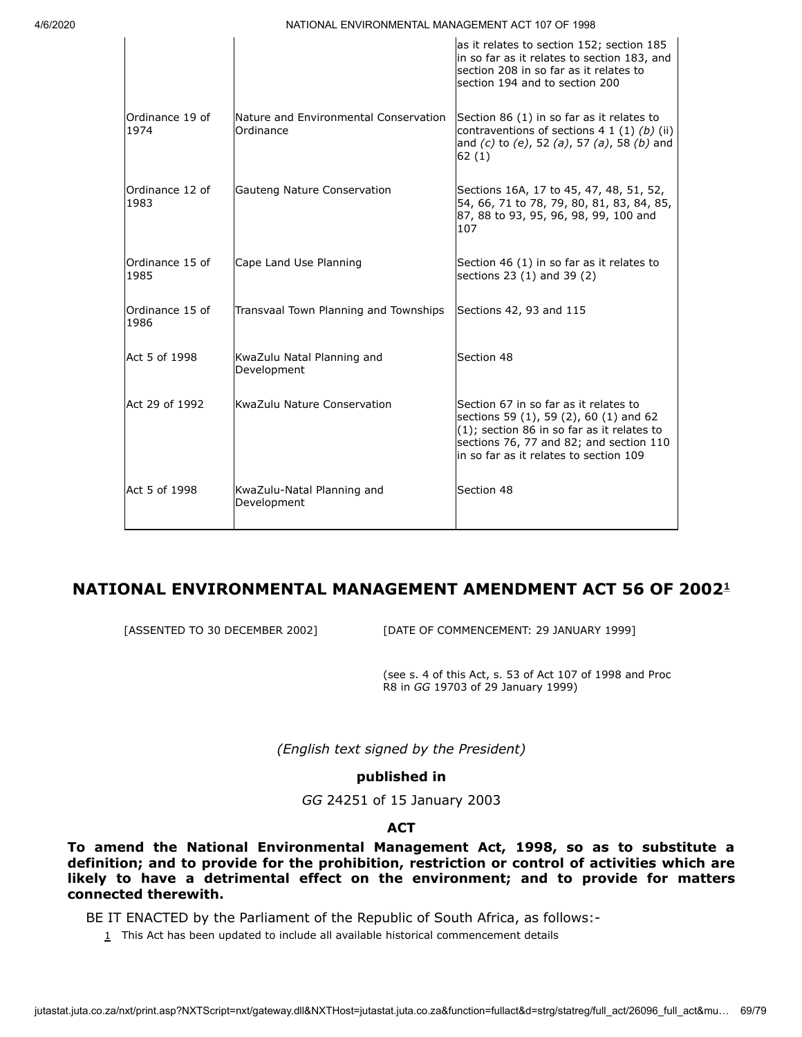| | | |
|---|---|---|
| | | as it relates to section 152; section 185 in so far as it relates to section 183, and section 208 in so far as it relates to section 194 and to section 200 |
| Ordinance 19 of 1974 | Nature and Environmental Conservation Ordinance | Section 86 (1) in so far as it relates to contraventions of sections 4 1 (1) *(b)* (ii) and *(c)* to *(e)*, 52 *(a)*, 57 *(a)*, 58 *(b)* and 62 (1) |
| Ordinance 12 of 1983 | Gauteng Nature Conservation | Sections 16A, 17 to 45, 47, 48, 51, 52, 54, 66, 71 to 78, 79, 80, 81, 83, 84, 85, 87, 88 to 93, 95, 96, 98, 99, 100 and 107 |
| Ordinance 15 of 1985 | Cape Land Use Planning | Section 46 (1) in so far as it relates to sections 23 (1) and 39 (2) |
| Ordinance 15 of 1986 | Transvaal Town Planning and Townships | Sections 42, 93 and 115 |
| Act 5 of 1998 | KwaZulu Natal Planning and Development | Section 48 |
| Act 29 of 1992 | KwaZulu Nature Conservation | Section 67 in so far as it relates to sections 59 (1), 59 (2), 60 (1) and 62 (1); section 86 in so far as it relates to sections 76, 77 and 82; and section 110 in so far as it relates to section 109 |
| Act 5 of 1998 | KwaZulu-Natal Planning and Development | Section 48 |

## NATIONAL ENVIRONMENTAL MANAGEMENT AMENDMENT ACT 56 OF 2002[1]

[ASSENTED TO 30 DECEMBER 2002] [DATE OF COMMENCEMENT: 29 JANUARY 1999]

(see s. 4 of this Act, s. 53 of Act 107 of 1998 and Proc R8 in *GG* 19703 of 29 January 1999)

*(English text signed by the President)*

**published in**

*GG* 24251 of 15 January 2003

**ACT**

**To amend the National Environmental Management Act, 1998, so as to substitute a definition; and to provide for the prohibition, restriction or control of activities which are likely to have a detrimental effect on the environment; and to provide for matters connected therewith.**

BE IT ENACTED by the Parliament of the Republic of South Africa, as follows:-

[1] This Act has been updated to include all available historical commencement details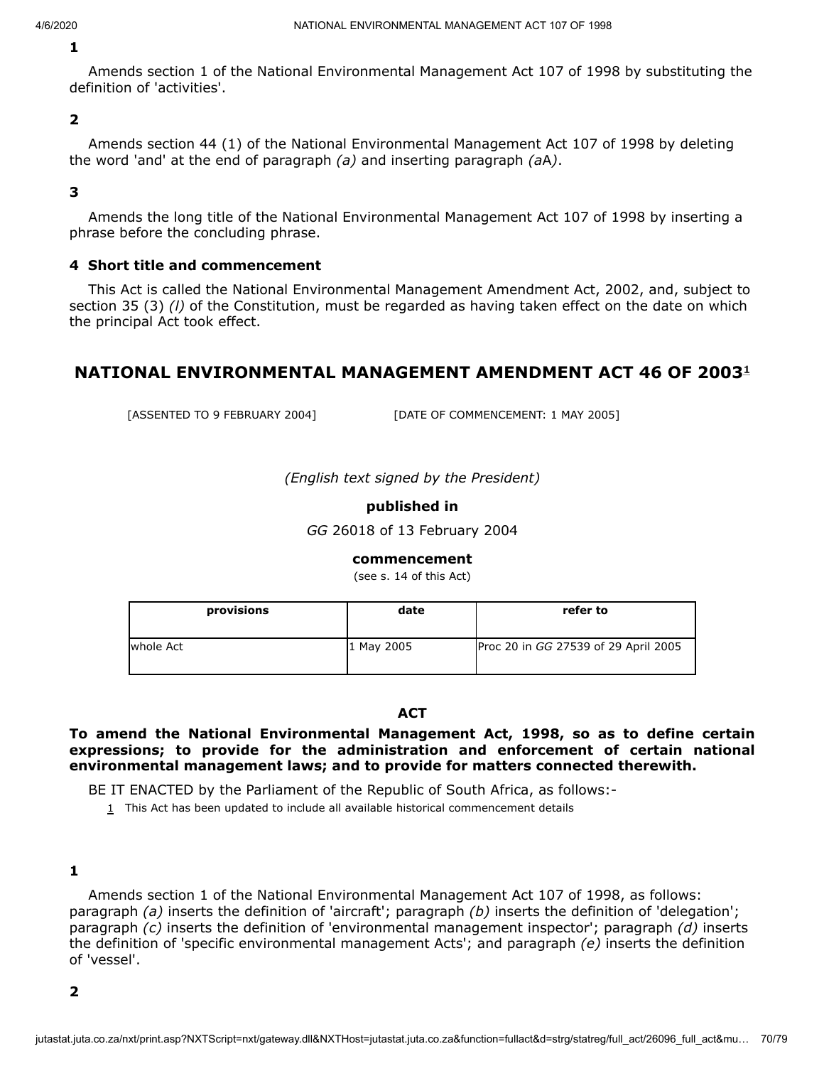**1**

Amends section 1 of the National Environmental Management Act 107 of 1998 by substituting the definition of 'activities'.

**2**

Amends section 44 (1) of the National Environmental Management Act 107 of 1998 by deleting the word 'and' at the end of paragraph *(a)* and inserting paragraph *(a*A*)*.

**3**

Amends the long title of the National Environmental Management Act 107 of 1998 by inserting a phrase before the concluding phrase.

**4 Short title and commencement**

This Act is called the National Environmental Management Amendment Act, 2002, and, subject to section 35 (3) *(l)* of the Constitution, must be regarded as having taken effect on the date on which the principal Act took effect.

## NATIONAL ENVIRONMENTAL MANAGEMENT AMENDMENT ACT 46 OF 2003[1]

[ASSENTED TO 9 FEBRUARY 2004] [DATE OF COMMENCEMENT: 1 MAY 2005]

*(English text signed by the President)*

**published in**

*GG* 26018 of 13 February 2004

**commencement**

(see s. 14 of this Act)

| provisions | date | refer to |
|---|---|---|
| whole Act | 1 May 2005 | Proc 20 in *GG* 27539 of 29 April 2005 |

**ACT**

**To amend the National Environmental Management Act, 1998, so as to define certain expressions; to provide for the administration and enforcement of certain national environmental management laws; and to provide for matters connected therewith.**

BE IT ENACTED by the Parliament of the Republic of South Africa, as follows:-

1 This Act has been updated to include all available historical commencement details

**1**

Amends section 1 of the National Environmental Management Act 107 of 1998, as follows: paragraph *(a)* inserts the definition of 'aircraft'; paragraph *(b)* inserts the definition of 'delegation'; paragraph *(c)* inserts the definition of 'environmental management inspector'; paragraph *(d)* inserts the definition of 'specific environmental management Acts'; and paragraph *(e)* inserts the definition of 'vessel'.

**2**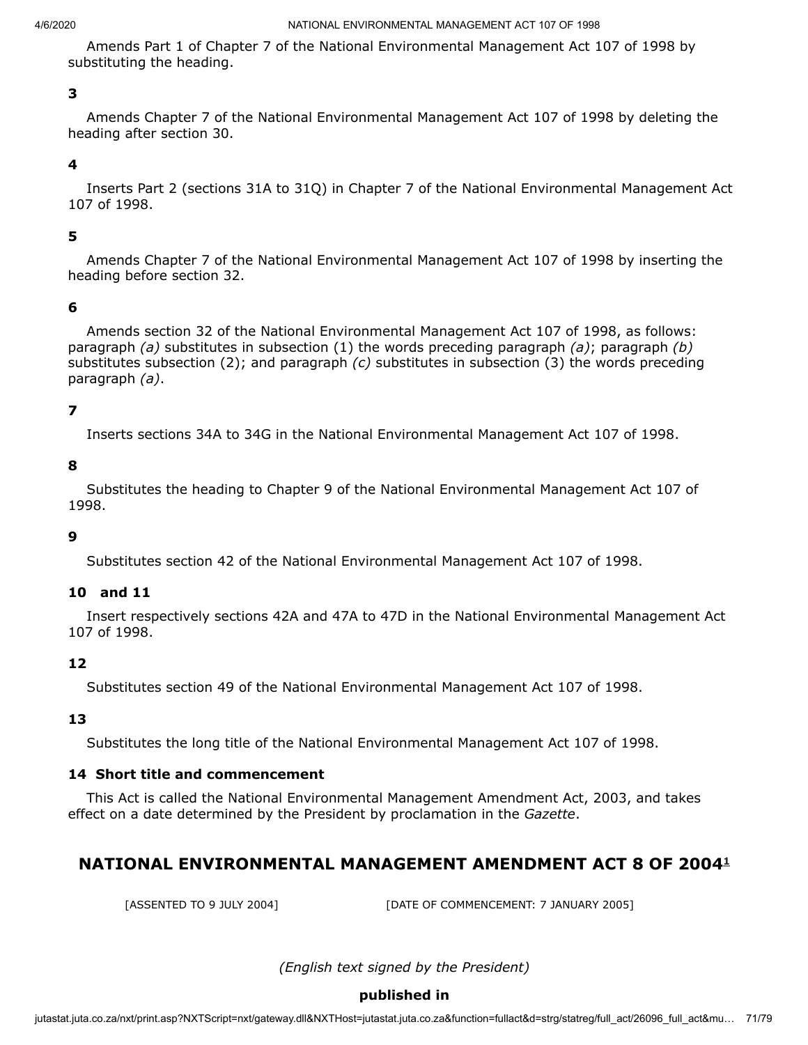Amends Part 1 of Chapter 7 of the National Environmental Management Act 107 of 1998 by substituting the heading.

**3**

Amends Chapter 7 of the National Environmental Management Act 107 of 1998 by deleting the heading after section 30.

**4**

Inserts Part 2 (sections 31A to 31Q) in Chapter 7 of the National Environmental Management Act 107 of 1998.

**5**

Amends Chapter 7 of the National Environmental Management Act 107 of 1998 by inserting the heading before section 32.

**6**

Amends section 32 of the National Environmental Management Act 107 of 1998, as follows: paragraph *(a)* substitutes in subsection (1) the words preceding paragraph *(a)*; paragraph *(b)* substitutes subsection (2); and paragraph *(c)* substitutes in subsection (3) the words preceding paragraph *(a)*.

**7**

Inserts sections 34A to 34G in the National Environmental Management Act 107 of 1998.

**8**

Substitutes the heading to Chapter 9 of the National Environmental Management Act 107 of 1998.

**9**

Substitutes section 42 of the National Environmental Management Act 107 of 1998.

**10 and 11**

Insert respectively sections 42A and 47A to 47D in the National Environmental Management Act 107 of 1998.

**12**

Substitutes section 49 of the National Environmental Management Act 107 of 1998.

**13**

Substitutes the long title of the National Environmental Management Act 107 of 1998.

**14 Short title and commencement**

This Act is called the National Environmental Management Amendment Act, 2003, and takes effect on a date determined by the President by proclamation in the *Gazette*.

## NATIONAL ENVIRONMENTAL MANAGEMENT AMENDMENT ACT 8 OF 2004[1]

[ASSENTED TO 9 JULY 2004] [DATE OF COMMENCEMENT: 7 JANUARY 2005]

*(English text signed by the President)*

**published in**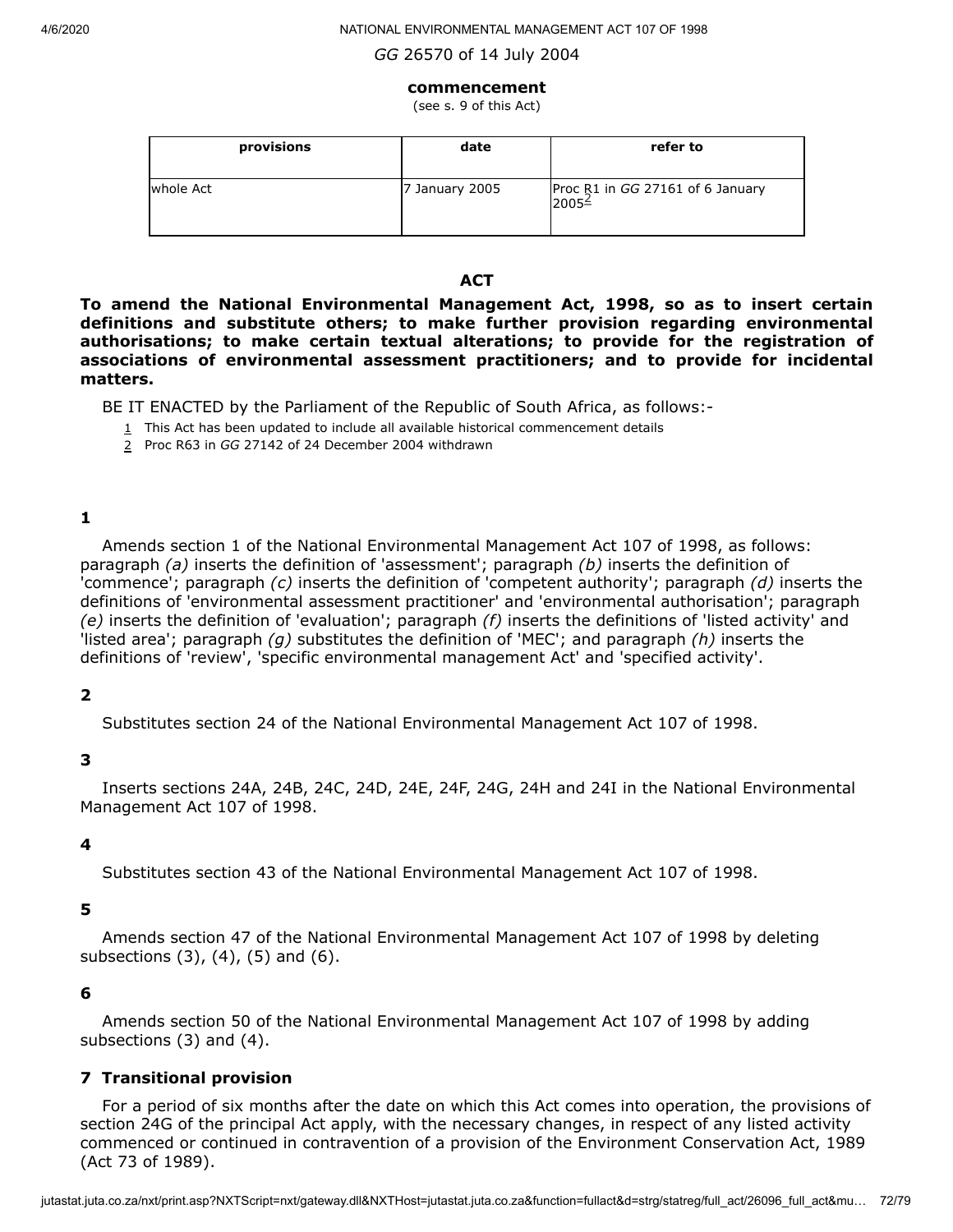*GG* 26570 of 14 July 2004

**commencement**

(see s. 9 of this Act)

| provisions | date | refer to |
|---|---|---|
| whole Act | 7 January 2005 | Proc R1 in *GG* 27161 of 6 January 2005[2] |

**ACT**

**To amend the National Environmental Management Act, 1998, so as to insert certain definitions and substitute others; to make further provision regarding environmental authorisations; to make certain textual alterations; to provide for the registration of associations of environmental assessment practitioners; and to provide for incidental matters.**

BE IT ENACTED by the Parliament of the Republic of South Africa, as follows:-

1 This Act has been updated to include all available historical commencement details

2 Proc R63 in *GG* 27142 of 24 December 2004 withdrawn

**1**

Amends section 1 of the National Environmental Management Act 107 of 1998, as follows: paragraph *(a)* inserts the definition of 'assessment'; paragraph *(b)* inserts the definition of 'commence'; paragraph *(c)* inserts the definition of 'competent authority'; paragraph *(d)* inserts the definitions of 'environmental assessment practitioner' and 'environmental authorisation'; paragraph *(e)* inserts the definition of 'evaluation'; paragraph *(f)* inserts the definitions of 'listed activity' and 'listed area'; paragraph *(g)* substitutes the definition of 'MEC'; and paragraph *(h)* inserts the definitions of 'review', 'specific environmental management Act' and 'specified activity'.

**2**

Substitutes section 24 of the National Environmental Management Act 107 of 1998.

**3**

Inserts sections 24A, 24B, 24C, 24D, 24E, 24F, 24G, 24H and 24I in the National Environmental Management Act 107 of 1998.

**4**

Substitutes section 43 of the National Environmental Management Act 107 of 1998.

**5**

Amends section 47 of the National Environmental Management Act 107 of 1998 by deleting subsections (3), (4), (5) and (6).

**6**

Amends section 50 of the National Environmental Management Act 107 of 1998 by adding subsections (3) and (4).

**7 Transitional provision**

For a period of six months after the date on which this Act comes into operation, the provisions of section 24G of the principal Act apply, with the necessary changes, in respect of any listed activity commenced or continued in contravention of a provision of the Environment Conservation Act, 1989 (Act 73 of 1989).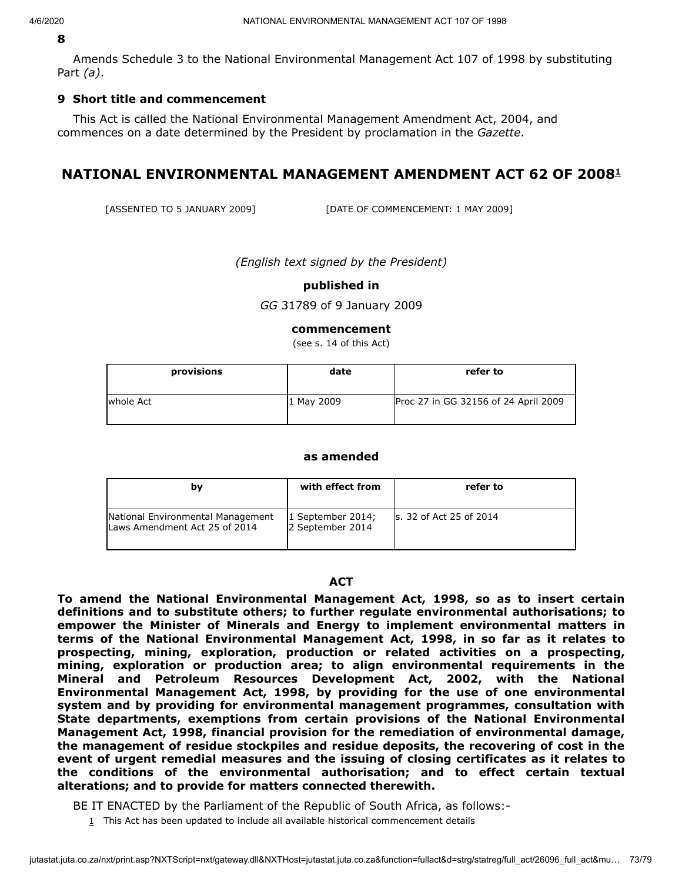**8**

Amends Schedule 3 to the National Environmental Management Act 107 of 1998 by substituting Part *(a)*.

**9 Short title and commencement**

This Act is called the National Environmental Management Amendment Act, 2004, and commences on a date determined by the President by proclamation in the *Gazette*.

## NATIONAL ENVIRONMENTAL MANAGEMENT AMENDMENT ACT 62 OF 2008[1]

[ASSENTED TO 5 JANUARY 2009] [DATE OF COMMENCEMENT: 1 MAY 2009]

*(English text signed by the President)*

**published in**

*GG* 31789 of 9 January 2009

**commencement**

(see s. 14 of this Act)

| provisions | date | refer to |
|---|---|---|
| whole Act | 1 May 2009 | Proc 27 in GG 32156 of 24 April 2009 |

**as amended**

| by | with effect from | refer to |
|---|---|---|
| National Environmental Management Laws Amendment Act 25 of 2014 | 1 September 2014; 2 September 2014 | s. 32 of Act 25 of 2014 |

**ACT**

**To amend the National Environmental Management Act, 1998, so as to insert certain definitions and to substitute others; to further regulate environmental authorisations; to empower the Minister of Minerals and Energy to implement environmental matters in terms of the National Environmental Management Act, 1998, in so far as it relates to prospecting, mining, exploration, production or related activities on a prospecting, mining, exploration or production area; to align environmental requirements in the Mineral and Petroleum Resources Development Act, 2002, with the National Environmental Management Act, 1998, by providing for the use of one environmental system and by providing for environmental management programmes, consultation with State departments, exemptions from certain provisions of the National Environmental Management Act, 1998, financial provision for the remediation of environmental damage, the management of residue stockpiles and residue deposits, the recovering of cost in the event of urgent remedial measures and the issuing of closing certificates as it relates to the conditions of the environmental authorisation; and to effect certain textual alterations; and to provide for matters connected therewith.**

BE IT ENACTED by the Parliament of the Republic of South Africa, as follows:-

[1] This Act has been updated to include all available historical commencement details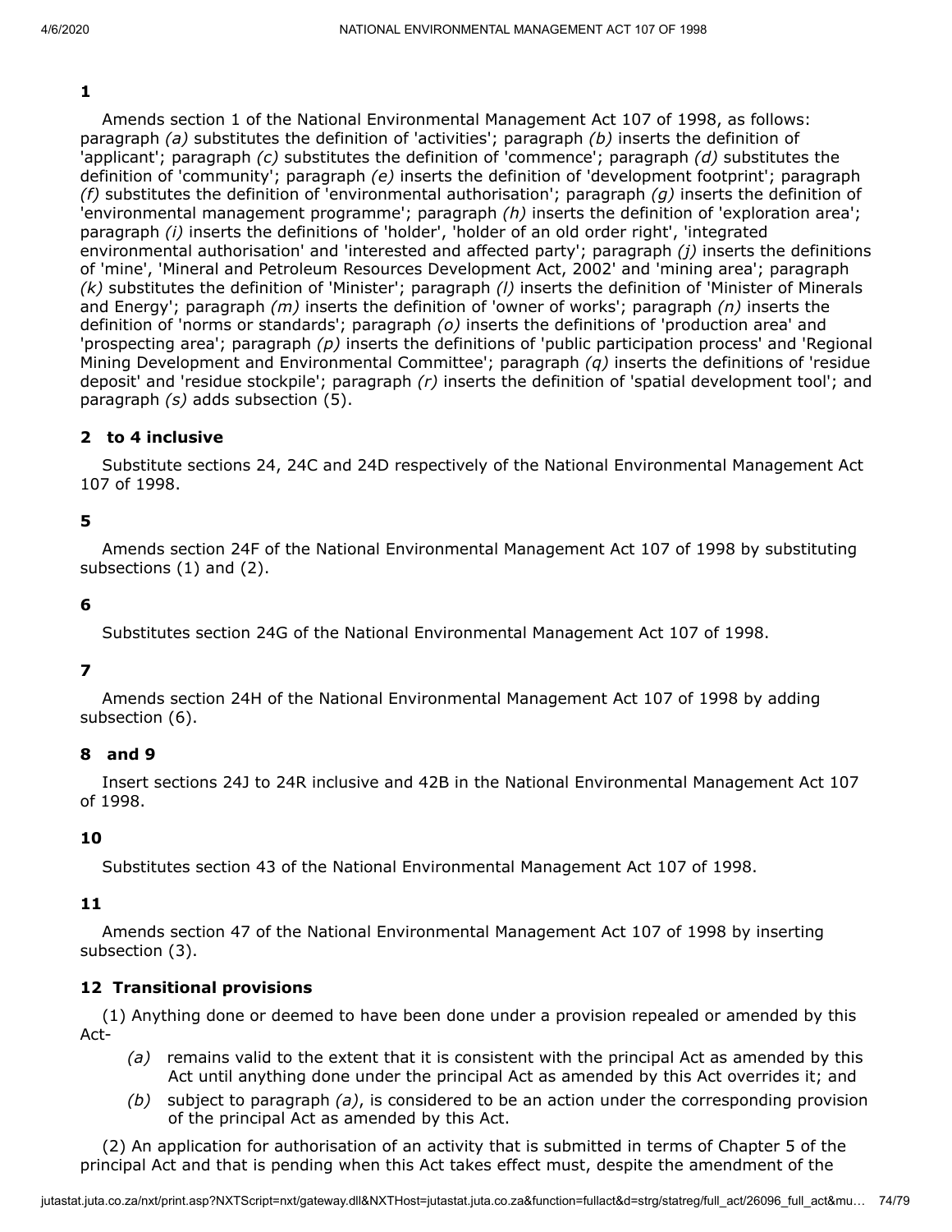**1**

Amends section 1 of the National Environmental Management Act 107 of 1998, as follows: paragraph *(a)* substitutes the definition of 'activities'; paragraph *(b)* inserts the definition of 'applicant'; paragraph *(c)* substitutes the definition of 'commence'; paragraph *(d)* substitutes the definition of 'community'; paragraph *(e)* inserts the definition of 'development footprint'; paragraph *(f)* substitutes the definition of 'environmental authorisation'; paragraph *(g)* inserts the definition of 'environmental management programme'; paragraph *(h)* inserts the definition of 'exploration area'; paragraph *(i)* inserts the definitions of 'holder', 'holder of an old order right', 'integrated environmental authorisation' and 'interested and affected party'; paragraph *(j)* inserts the definitions of 'mine', 'Mineral and Petroleum Resources Development Act, 2002' and 'mining area'; paragraph *(k)* substitutes the definition of 'Minister'; paragraph *(l)* inserts the definition of 'Minister of Minerals and Energy'; paragraph *(m)* inserts the definition of 'owner of works'; paragraph *(n)* inserts the definition of 'norms or standards'; paragraph *(o)* inserts the definitions of 'production area' and 'prospecting area'; paragraph *(p)* inserts the definitions of 'public participation process' and 'Regional Mining Development and Environmental Committee'; paragraph *(q)* inserts the definitions of 'residue deposit' and 'residue stockpile'; paragraph *(r)* inserts the definition of 'spatial development tool'; and paragraph *(s)* adds subsection (5).

**2 to 4 inclusive**

Substitute sections 24, 24C and 24D respectively of the National Environmental Management Act 107 of 1998.

**5**

Amends section 24F of the National Environmental Management Act 107 of 1998 by substituting subsections (1) and (2).

**6**

Substitutes section 24G of the National Environmental Management Act 107 of 1998.

**7**

Amends section 24H of the National Environmental Management Act 107 of 1998 by adding subsection (6).

**8 and 9**

Insert sections 24J to 24R inclusive and 42B in the National Environmental Management Act 107 of 1998.

**10**

Substitutes section 43 of the National Environmental Management Act 107 of 1998.

**11**

Amends section 47 of the National Environmental Management Act 107 of 1998 by inserting subsection (3).

**12 Transitional provisions**

(1) Anything done or deemed to have been done under a provision repealed or amended by this Act-

- *(a)* remains valid to the extent that it is consistent with the principal Act as amended by this Act until anything done under the principal Act as amended by this Act overrides it; and
- *(b)* subject to paragraph *(a)*, is considered to be an action under the corresponding provision of the principal Act as amended by this Act.

(2) An application for authorisation of an activity that is submitted in terms of Chapter 5 of the principal Act and that is pending when this Act takes effect must, despite the amendment of the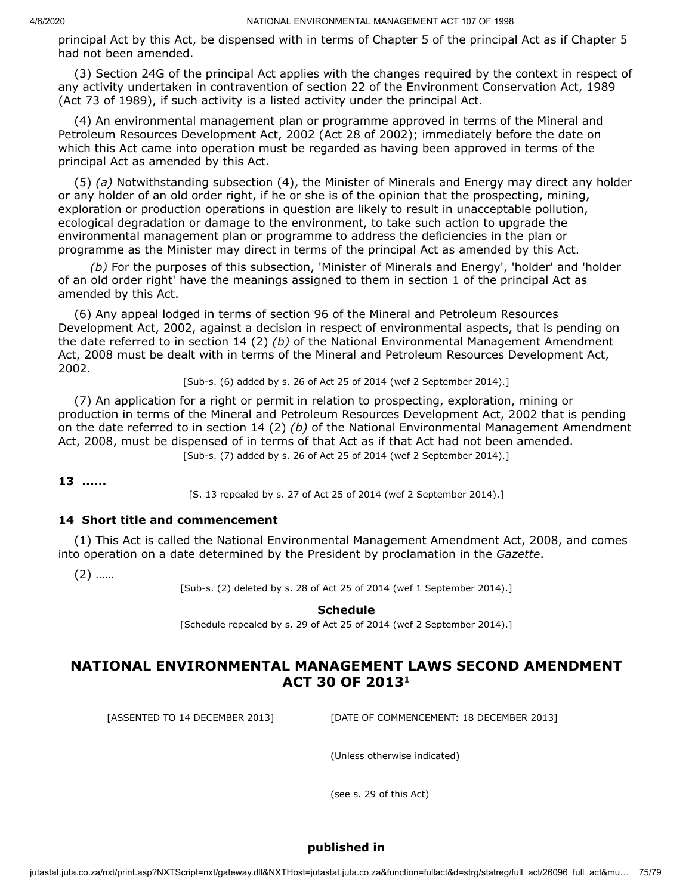principal Act by this Act, be dispensed with in terms of Chapter 5 of the principal Act as if Chapter 5 had not been amended.

(3) Section 24G of the principal Act applies with the changes required by the context in respect of any activity undertaken in contravention of section 22 of the Environment Conservation Act, 1989 (Act 73 of 1989), if such activity is a listed activity under the principal Act.

(4) An environmental management plan or programme approved in terms of the Mineral and Petroleum Resources Development Act, 2002 (Act 28 of 2002); immediately before the date on which this Act came into operation must be regarded as having been approved in terms of the principal Act as amended by this Act.

(5) *(a)* Notwithstanding subsection (4), the Minister of Minerals and Energy may direct any holder or any holder of an old order right, if he or she is of the opinion that the prospecting, mining, exploration or production operations in question are likely to result in unacceptable pollution, ecological degradation or damage to the environment, to take such action to upgrade the environmental management plan or programme to address the deficiencies in the plan or programme as the Minister may direct in terms of the principal Act as amended by this Act.

*(b)* For the purposes of this subsection, 'Minister of Minerals and Energy', 'holder' and 'holder of an old order right' have the meanings assigned to them in section 1 of the principal Act as amended by this Act.

(6) Any appeal lodged in terms of section 96 of the Mineral and Petroleum Resources Development Act, 2002, against a decision in respect of environmental aspects, that is pending on the date referred to in section 14 (2) *(b)* of the National Environmental Management Amendment Act, 2008 must be dealt with in terms of the Mineral and Petroleum Resources Development Act, 2002.

[Sub-s. (6) added by s. 26 of Act 25 of 2014 (wef 2 September 2014).]

(7) An application for a right or permit in relation to prospecting, exploration, mining or production in terms of the Mineral and Petroleum Resources Development Act, 2002 that is pending on the date referred to in section 14 (2) *(b)* of the National Environmental Management Amendment Act, 2008, must be dispensed of in terms of that Act as if that Act had not been amended.

[Sub-s. (7) added by s. 26 of Act 25 of 2014 (wef 2 September 2014).]

**13 ......**

[S. 13 repealed by s. 27 of Act 25 of 2014 (wef 2 September 2014).]

**14 Short title and commencement**

(1) This Act is called the National Environmental Management Amendment Act, 2008, and comes into operation on a date determined by the President by proclamation in the *Gazette*.

(2) ......

[Sub-s. (2) deleted by s. 28 of Act 25 of 2014 (wef 1 September 2014).]

**Schedule**

[Schedule repealed by s. 29 of Act 25 of 2014 (wef 2 September 2014).]

## NATIONAL ENVIRONMENTAL MANAGEMENT LAWS SECOND AMENDMENT ACT 30 OF 2013[1]

[ASSENTED TO 14 DECEMBER 2013] [DATE OF COMMENCEMENT: 18 DECEMBER 2013]

(Unless otherwise indicated)

(see s. 29 of this Act)

**published in**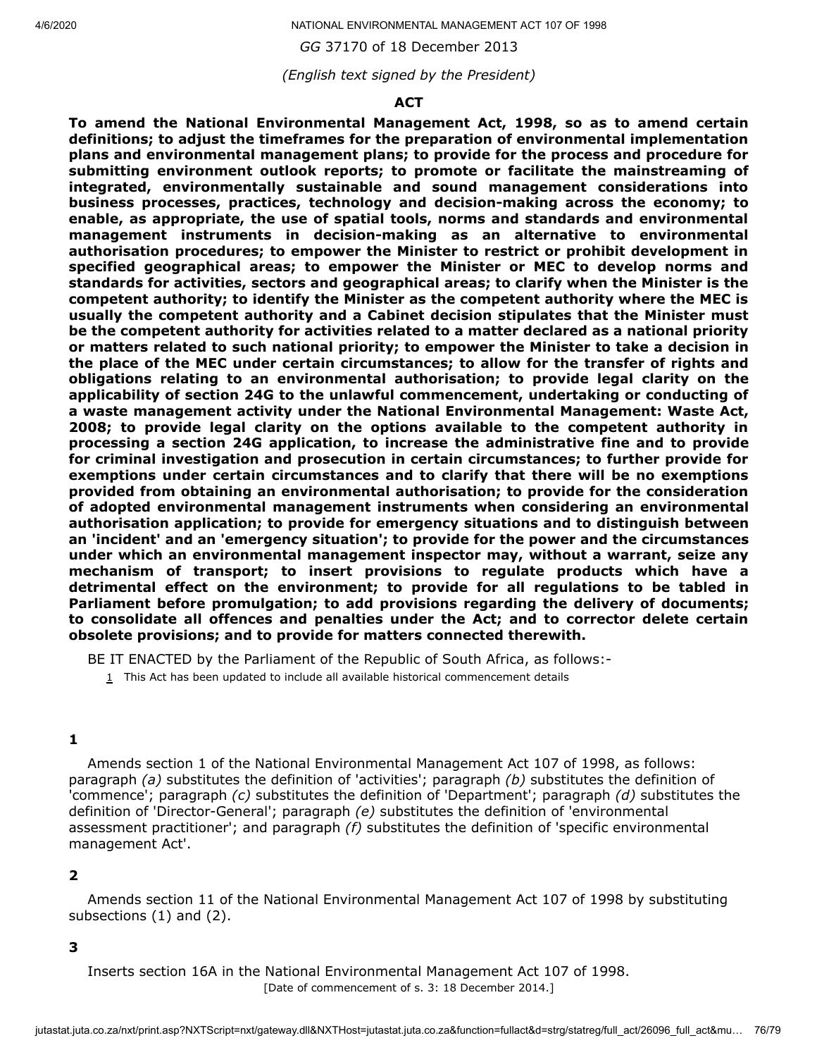*GG* 37170 of 18 December 2013

*(English text signed by the President)*

**ACT**

**To amend the National Environmental Management Act, 1998, so as to amend certain definitions; to adjust the timeframes for the preparation of environmental implementation plans and environmental management plans; to provide for the process and procedure for submitting environment outlook reports; to promote or facilitate the mainstreaming of integrated, environmentally sustainable and sound management considerations into business processes, practices, technology and decision-making across the economy; to enable, as appropriate, the use of spatial tools, norms and standards and environmental management instruments in decision-making as an alternative to environmental authorisation procedures; to empower the Minister to restrict or prohibit development in specified geographical areas; to empower the Minister or MEC to develop norms and standards for activities, sectors and geographical areas; to clarify when the Minister is the competent authority; to identify the Minister as the competent authority where the MEC is usually the competent authority and a Cabinet decision stipulates that the Minister must be the competent authority for activities related to a matter declared as a national priority or matters related to such national priority; to empower the Minister to take a decision in the place of the MEC under certain circumstances; to allow for the transfer of rights and obligations relating to an environmental authorisation; to provide legal clarity on the applicability of section 24G to the unlawful commencement, undertaking or conducting of a waste management activity under the National Environmental Management: Waste Act, 2008; to provide legal clarity on the options available to the competent authority in processing a section 24G application, to increase the administrative fine and to provide for criminal investigation and prosecution in certain circumstances; to further provide for exemptions under certain circumstances and to clarify that there will be no exemptions provided from obtaining an environmental authorisation; to provide for the consideration of adopted environmental management instruments when considering an environmental authorisation application; to provide for emergency situations and to distinguish between an 'incident' and an 'emergency situation'; to provide for the power and the circumstances under which an environmental management inspector may, without a warrant, seize any mechanism of transport; to insert provisions to regulate products which have a detrimental effect on the environment; to provide for all regulations to be tabled in Parliament before promulgation; to add provisions regarding the delivery of documents; to consolidate all offences and penalties under the Act; and to corrector delete certain obsolete provisions; and to provide for matters connected therewith.**

BE IT ENACTED by the Parliament of the Republic of South Africa, as follows:-

1 This Act has been updated to include all available historical commencement details

**1**

Amends section 1 of the National Environmental Management Act 107 of 1998, as follows: paragraph *(a)* substitutes the definition of 'activities'; paragraph *(b)* substitutes the definition of 'commence'; paragraph *(c)* substitutes the definition of 'Department'; paragraph *(d)* substitutes the definition of 'Director-General'; paragraph *(e)* substitutes the definition of 'environmental assessment practitioner'; and paragraph *(f)* substitutes the definition of 'specific environmental management Act'.

**2**

Amends section 11 of the National Environmental Management Act 107 of 1998 by substituting subsections (1) and (2).

**3**

Inserts section 16A in the National Environmental Management Act 107 of 1998.

[Date of commencement of s. 3: 18 December 2014.]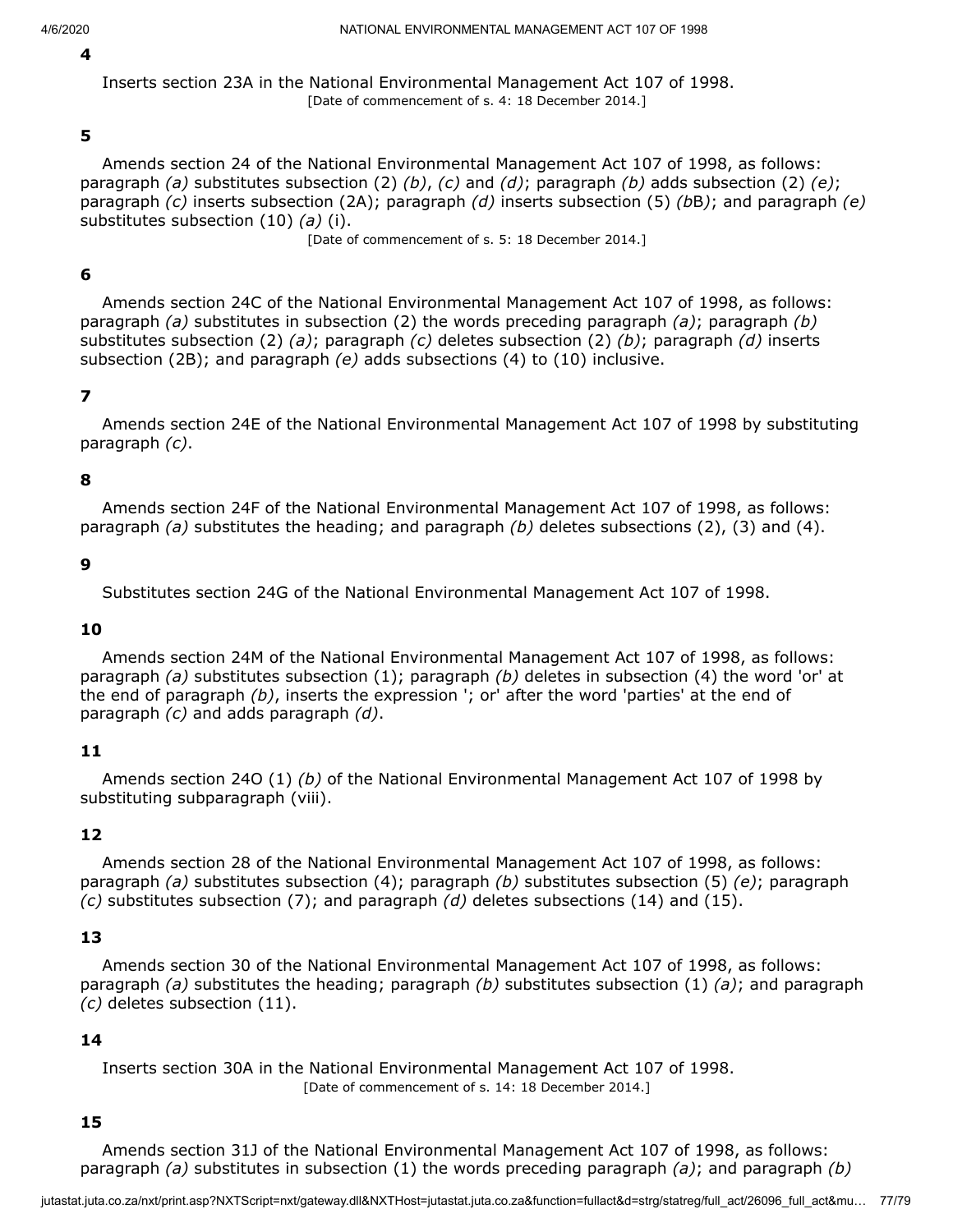**4**

Inserts section 23A in the National Environmental Management Act 107 of 1998.

[Date of commencement of s. 4: 18 December 2014.]

**5**

Amends section 24 of the National Environmental Management Act 107 of 1998, as follows: paragraph *(a)* substitutes subsection (2) *(b)*, *(c)* and *(d)*; paragraph *(b)* adds subsection (2) *(e)*; paragraph *(c)* inserts subsection (2A); paragraph *(d)* inserts subsection (5) *(b*B*)*; and paragraph *(e)* substitutes subsection (10) *(a)* (i).

[Date of commencement of s. 5: 18 December 2014.]

**6**

Amends section 24C of the National Environmental Management Act 107 of 1998, as follows: paragraph *(a)* substitutes in subsection (2) the words preceding paragraph *(a)*; paragraph *(b)* substitutes subsection (2) *(a)*; paragraph *(c)* deletes subsection (2) *(b)*; paragraph *(d)* inserts subsection (2B); and paragraph *(e)* adds subsections (4) to (10) inclusive.

**7**

Amends section 24E of the National Environmental Management Act 107 of 1998 by substituting paragraph *(c)*.

**8**

Amends section 24F of the National Environmental Management Act 107 of 1998, as follows: paragraph *(a)* substitutes the heading; and paragraph *(b)* deletes subsections (2), (3) and (4).

**9**

Substitutes section 24G of the National Environmental Management Act 107 of 1998.

**10**

Amends section 24M of the National Environmental Management Act 107 of 1998, as follows: paragraph *(a)* substitutes subsection (1); paragraph *(b)* deletes in subsection (4) the word 'or' at the end of paragraph *(b)*, inserts the expression '; or' after the word 'parties' at the end of paragraph *(c)* and adds paragraph *(d)*.

**11**

Amends section 24O (1) *(b)* of the National Environmental Management Act 107 of 1998 by substituting subparagraph (viii).

**12**

Amends section 28 of the National Environmental Management Act 107 of 1998, as follows: paragraph *(a)* substitutes subsection (4); paragraph *(b)* substitutes subsection (5) *(e)*; paragraph *(c)* substitutes subsection (7); and paragraph *(d)* deletes subsections (14) and (15).

**13**

Amends section 30 of the National Environmental Management Act 107 of 1998, as follows: paragraph *(a)* substitutes the heading; paragraph *(b)* substitutes subsection (1) *(a)*; and paragraph *(c)* deletes subsection (11).

**14**

Inserts section 30A in the National Environmental Management Act 107 of 1998.

[Date of commencement of s. 14: 18 December 2014.]

**15**

Amends section 31J of the National Environmental Management Act 107 of 1998, as follows: paragraph *(a)* substitutes in subsection (1) the words preceding paragraph *(a)*; and paragraph *(b)*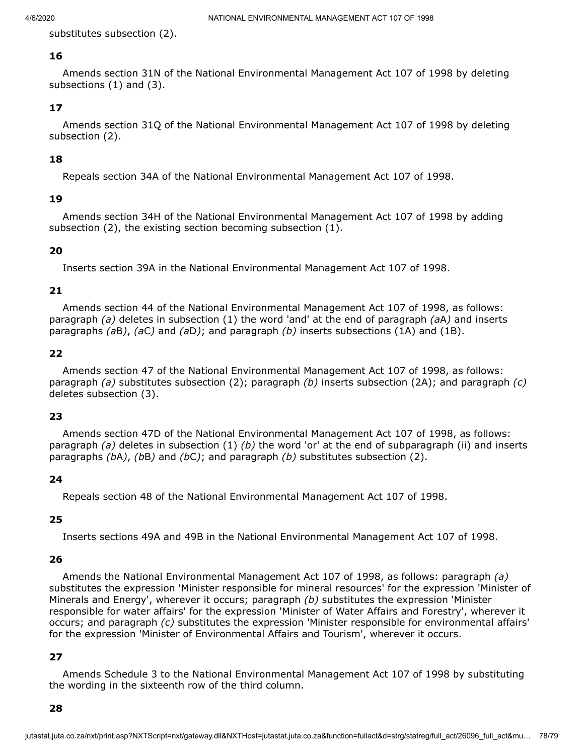substitutes subsection (2).

**16**

Amends section 31N of the National Environmental Management Act 107 of 1998 by deleting subsections (1) and (3).

**17**

Amends section 31Q of the National Environmental Management Act 107 of 1998 by deleting subsection (2).

**18**

Repeals section 34A of the National Environmental Management Act 107 of 1998.

**19**

Amends section 34H of the National Environmental Management Act 107 of 1998 by adding subsection (2), the existing section becoming subsection (1).

**20**

Inserts section 39A in the National Environmental Management Act 107 of 1998.

**21**

Amends section 44 of the National Environmental Management Act 107 of 1998, as follows: paragraph *(a)* deletes in subsection (1) the word 'and' at the end of paragraph *(a*A*)* and inserts paragraphs *(a*B*)*, *(a*C*)* and *(a*D*)*; and paragraph *(b)* inserts subsections (1A) and (1B).

**22**

Amends section 47 of the National Environmental Management Act 107 of 1998, as follows: paragraph *(a)* substitutes subsection (2); paragraph *(b)* inserts subsection (2A); and paragraph *(c)* deletes subsection (3).

**23**

Amends section 47D of the National Environmental Management Act 107 of 1998, as follows: paragraph *(a)* deletes in subsection (1) *(b)* the word 'or' at the end of subparagraph (ii) and inserts paragraphs *(b*A*)*, *(b*B*)* and *(b*C*)*; and paragraph *(b)* substitutes subsection (2).

**24**

Repeals section 48 of the National Environmental Management Act 107 of 1998.

**25**

Inserts sections 49A and 49B in the National Environmental Management Act 107 of 1998.

**26**

Amends the National Environmental Management Act 107 of 1998, as follows: paragraph *(a)* substitutes the expression 'Minister responsible for mineral resources' for the expression 'Minister of Minerals and Energy', wherever it occurs; paragraph *(b)* substitutes the expression 'Minister responsible for water affairs' for the expression 'Minister of Water Affairs and Forestry', wherever it occurs; and paragraph *(c)* substitutes the expression 'Minister responsible for environmental affairs' for the expression 'Minister of Environmental Affairs and Tourism', wherever it occurs.

**27**

Amends Schedule 3 to the National Environmental Management Act 107 of 1998 by substituting the wording in the sixteenth row of the third column.

**28**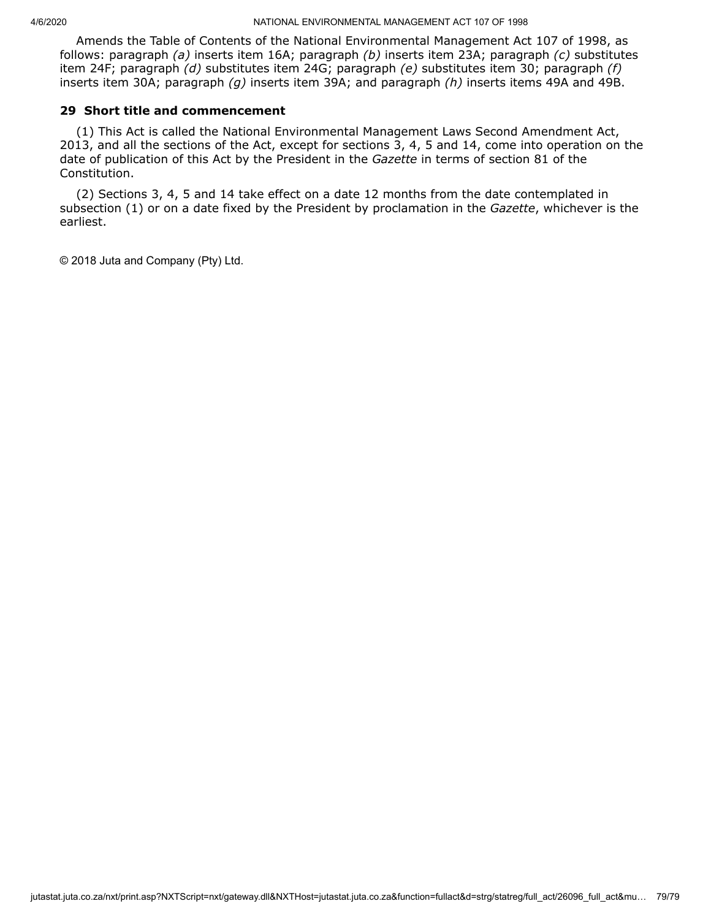Amends the Table of Contents of the National Environmental Management Act 107 of 1998, as follows: paragraph *(a)* inserts item 16A; paragraph *(b)* inserts item 23A; paragraph *(c)* substitutes item 24F; paragraph *(d)* substitutes item 24G; paragraph *(e)* substitutes item 30; paragraph *(f)* inserts item 30A; paragraph *(g)* inserts item 39A; and paragraph *(h)* inserts items 49A and 49B.

**29 Short title and commencement**

(1) This Act is called the National Environmental Management Laws Second Amendment Act, 2013, and all the sections of the Act, except for sections 3, 4, 5 and 14, come into operation on the date of publication of this Act by the President in the *Gazette* in terms of section 81 of the Constitution.

(2) Sections 3, 4, 5 and 14 take effect on a date 12 months from the date contemplated in subsection (1) or on a date fixed by the President by proclamation in the *Gazette*, whichever is the earliest.

© 2018 Juta and Company (Pty) Ltd.